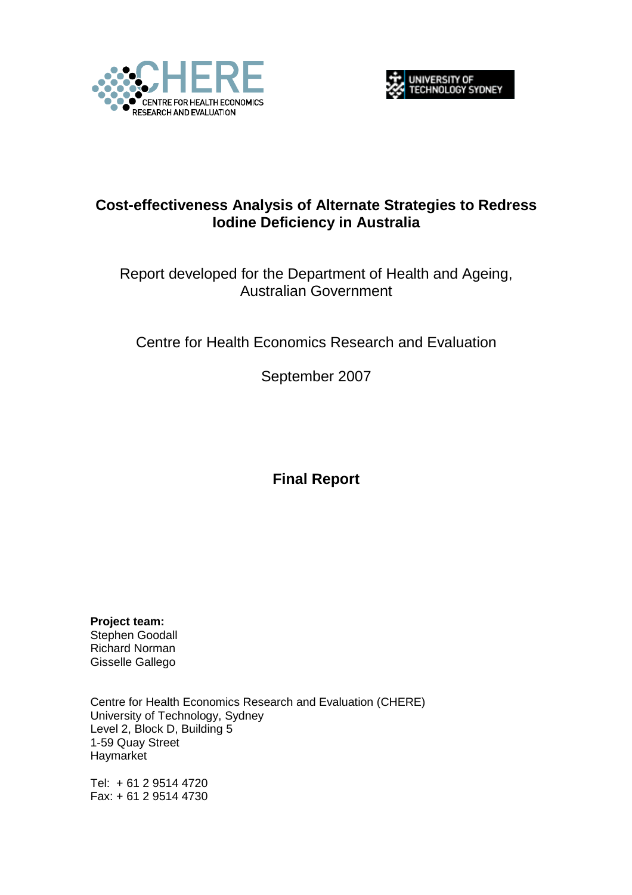# Cost-effectiveness Analysis of Alternate Strategies to Redress Iodine Deficiency in Australia

Report developed for the Department of Health and Ageing, Australian Government

Centre for Health Economics Research and Evaluation

September 2007

**Final Report**

**Project team:**
Stephen Goodall
Richard Norman
Gisselle Gallego

Centre for Health Economics Research and Evaluation (CHERE)
University of Technology, Sydney
Level 2, Block D, Building 5
1-59 Quay Street
Haymarket

Tel: + 61 2 9514 4720
Fax: + 61 2 9514 4730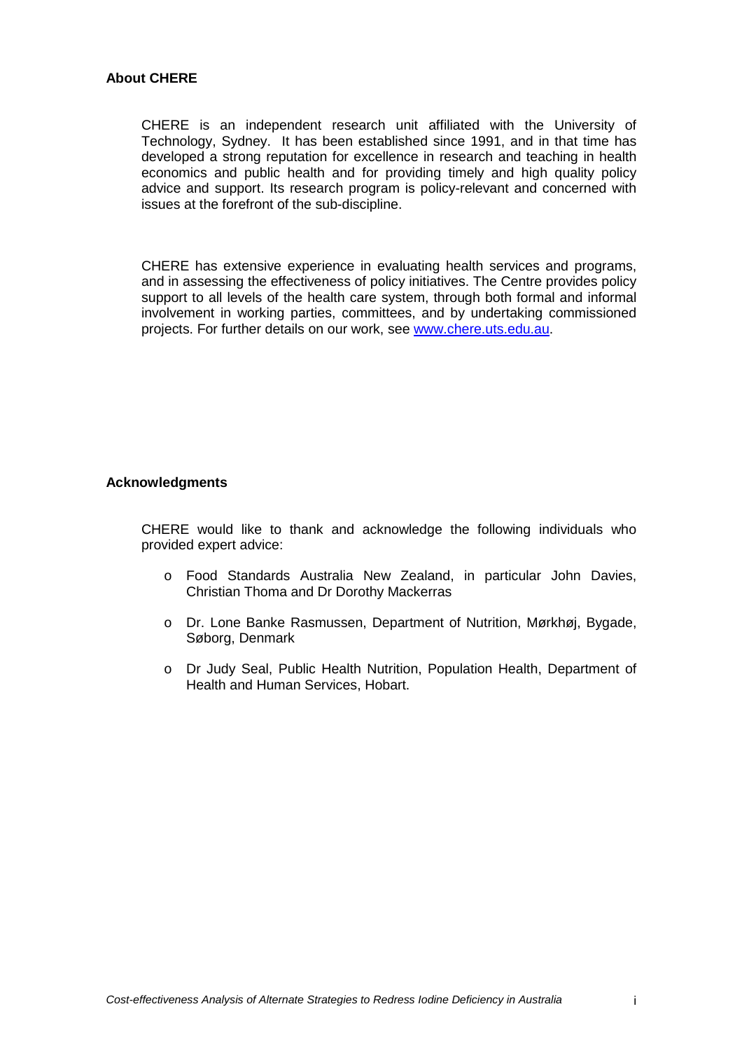## About CHERE

CHERE is an independent research unit affiliated with the University of Technology, Sydney. It has been established since 1991, and in that time has developed a strong reputation for excellence in research and teaching in health economics and public health and for providing timely and high quality policy advice and support. Its research program is policy-relevant and concerned with issues at the forefront of the sub-discipline.

CHERE has extensive experience in evaluating health services and programs, and in assessing the effectiveness of policy initiatives. The Centre provides policy support to all levels of the health care system, through both formal and informal involvement in working parties, committees, and by undertaking commissioned projects. For further details on our work, see [www.chere.uts.edu.au](http://www.chere.uts.edu.au).

## Acknowledgments

CHERE would like to thank and acknowledge the following individuals who provided expert advice:

- Food Standards Australia New Zealand, in particular John Davies, Christian Thoma and Dr Dorothy Mackerras
- Dr. Lone Banke Rasmussen, Department of Nutrition, Mørkhøj, Bygade, Søborg, Denmark
- Dr Judy Seal, Public Health Nutrition, Population Health, Department of Health and Human Services, Hobart.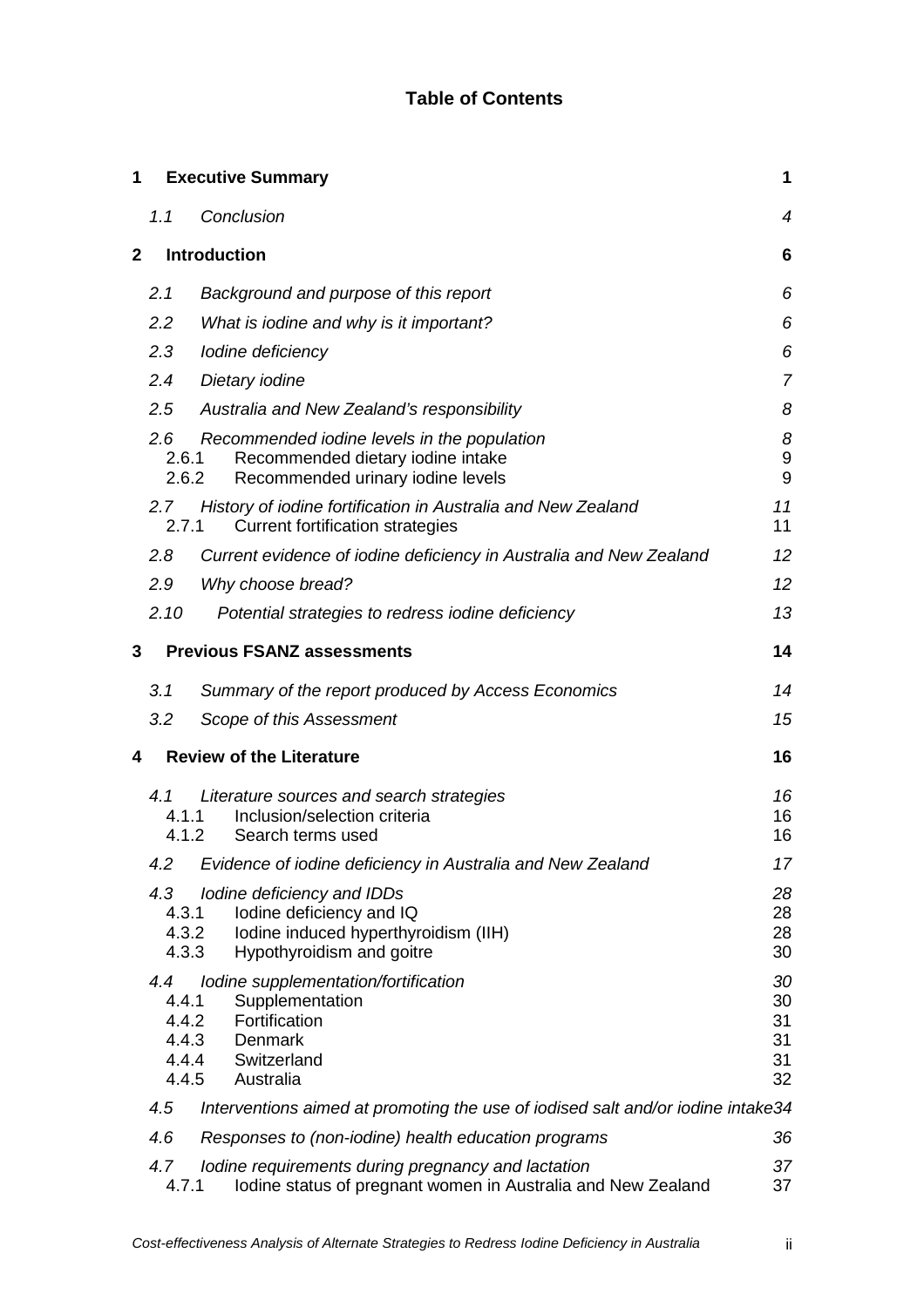# Table of Contents

| | | |
|---|---|---|
| **1** | **Executive Summary** | **1** |
| *1.1* | *Conclusion* | *4* |
| **2** | **Introduction** | **6** |
| *2.1* | *Background and purpose of this report* | *6* |
| *2.2* | *What is iodine and why is it important?* | *6* |
| *2.3* | *Iodine deficiency* | *6* |
| *2.4* | *Dietary iodine* | *7* |
| *2.5* | *Australia and New Zealand's responsibility* | *8* |
| *2.6* | *Recommended iodine levels in the population* | *8* |
| 2.6.1 | Recommended dietary iodine intake | 9 |
| 2.6.2 | Recommended urinary iodine levels | 9 |
| *2.7* | *History of iodine fortification in Australia and New Zealand* | *11* |
| 2.7.1 | Current fortification strategies | 11 |
| *2.8* | *Current evidence of iodine deficiency in Australia and New Zealand* | *12* |
| *2.9* | *Why choose bread?* | *12* |
| *2.10* | *Potential strategies to redress iodine deficiency* | *13* |
| **3** | **Previous FSANZ assessments** | **14** |
| *3.1* | *Summary of the report produced by Access Economics* | *14* |
| *3.2* | *Scope of this Assessment* | *15* |
| **4** | **Review of the Literature** | **16** |
| *4.1* | *Literature sources and search strategies* | *16* |
| 4.1.1 | Inclusion/selection criteria | 16 |
| 4.1.2 | Search terms used | 16 |
| *4.2* | *Evidence of iodine deficiency in Australia and New Zealand* | *17* |
| *4.3* | *Iodine deficiency and IDDs* | *28* |
| 4.3.1 | Iodine deficiency and IQ | 28 |
| 4.3.2 | Iodine induced hyperthyroidism (IIH) | 28 |
| 4.3.3 | Hypothyroidism and goitre | 30 |
| *4.4* | *Iodine supplementation/fortification* | *30* |
| 4.4.1 | Supplementation | 30 |
| 4.4.2 | Fortification | 31 |
| 4.4.3 | Denmark | 31 |
| 4.4.4 | Switzerland | 31 |
| 4.4.5 | Australia | 32 |
| *4.5* | *Interventions aimed at promoting the use of iodised salt and/or iodine intake* | *34* |
| *4.6* | *Responses to (non-iodine) health education programs* | *36* |
| *4.7* | *Iodine requirements during pregnancy and lactation* | *37* |
| 4.7.1 | Iodine status of pregnant women in Australia and New Zealand | 37 |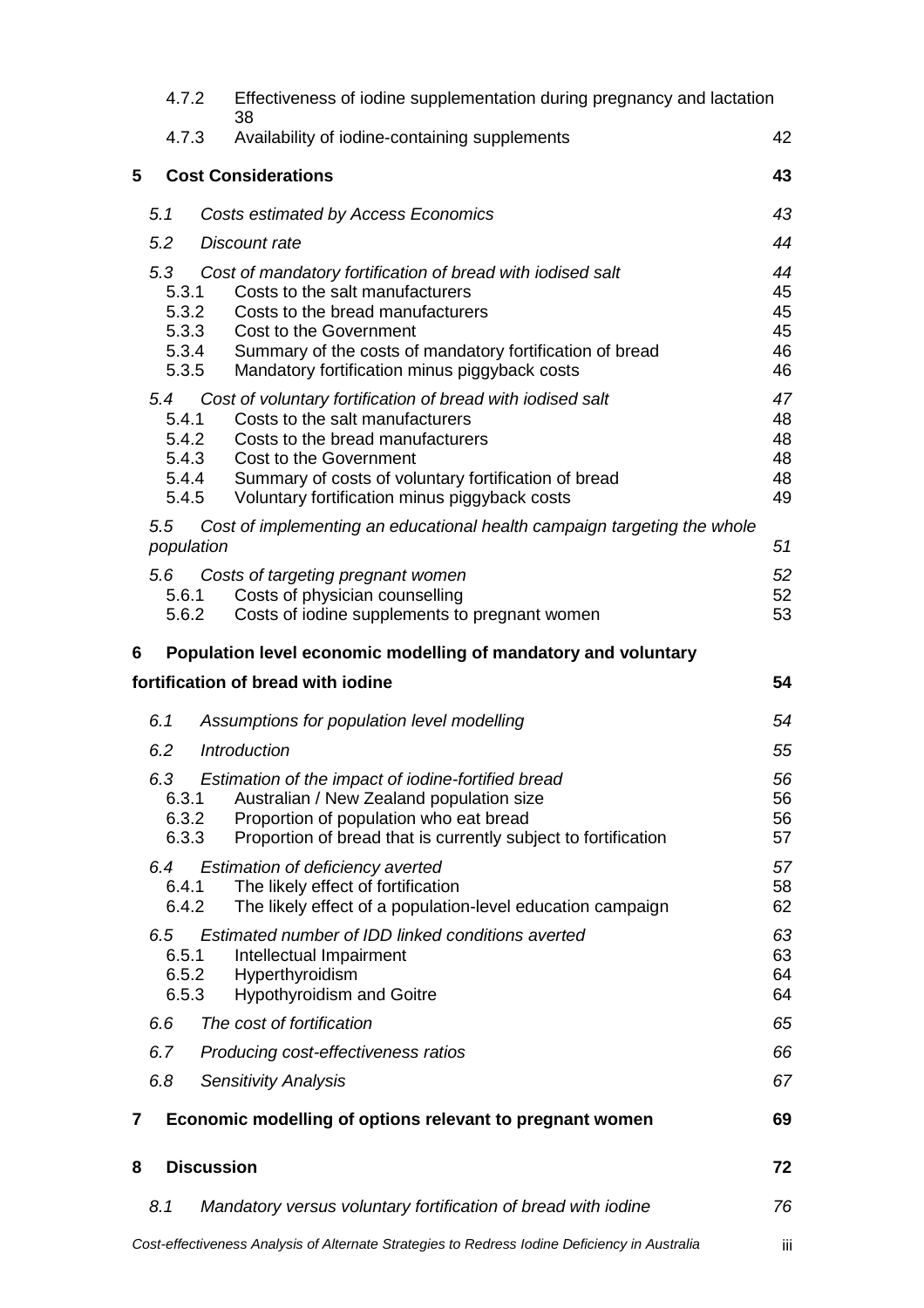| | | |
|---|---|---|
| 4.7.2 | Effectiveness of iodine supplementation during pregnancy and lactation | 38 |
| 4.7.3 | Availability of iodine-containing supplements | 42 |
| **5** | **Cost Considerations** | **43** |
| *5.1* | *Costs estimated by Access Economics* | *43* |
| *5.2* | *Discount rate* | *44* |
| *5.3* | *Cost of mandatory fortification of bread with iodised salt* | *44* |
| 5.3.1 | Costs to the salt manufacturers | 45 |
| 5.3.2 | Costs to the bread manufacturers | 45 |
| 5.3.3 | Cost to the Government | 45 |
| 5.3.4 | Summary of the costs of mandatory fortification of bread | 46 |
| 5.3.5 | Mandatory fortification minus piggyback costs | 46 |
| *5.4* | *Cost of voluntary fortification of bread with iodised salt* | *47* |
| 5.4.1 | Costs to the salt manufacturers | 48 |
| 5.4.2 | Costs to the bread manufacturers | 48 |
| 5.4.3 | Cost to the Government | 48 |
| 5.4.4 | Summary of costs of voluntary fortification of bread | 48 |
| 5.4.5 | Voluntary fortification minus piggyback costs | 49 |
| *5.5* | *Cost of implementing an educational health campaign targeting the whole population* | *51* |
| *5.6* | *Costs of targeting pregnant women* | *52* |
| 5.6.1 | Costs of physician counselling | 52 |
| 5.6.2 | Costs of iodine supplements to pregnant women | 53 |
| **6** | **Population level economic modelling of mandatory and voluntary fortification of bread with iodine** | **54** |
| *6.1* | *Assumptions for population level modelling* | *54* |
| *6.2* | *Introduction* | *55* |
| *6.3* | *Estimation of the impact of iodine-fortified bread* | *56* |
| 6.3.1 | Australian / New Zealand population size | 56 |
| 6.3.2 | Proportion of population who eat bread | 56 |
| 6.3.3 | Proportion of bread that is currently subject to fortification | 57 |
| *6.4* | *Estimation of deficiency averted* | *57* |
| 6.4.1 | The likely effect of fortification | 58 |
| 6.4.2 | The likely effect of a population-level education campaign | 62 |
| *6.5* | *Estimated number of IDD linked conditions averted* | *63* |
| 6.5.1 | Intellectual Impairment | 63 |
| 6.5.2 | Hyperthyroidism | 64 |
| 6.5.3 | Hypothyroidism and Goitre | 64 |
| *6.6* | *The cost of fortification* | *65* |
| *6.7* | *Producing cost-effectiveness ratios* | *66* |
| *6.8* | *Sensitivity Analysis* | *67* |
| **7** | **Economic modelling of options relevant to pregnant women** | **69** |
| **8** | **Discussion** | **72** |
| *8.1* | *Mandatory versus voluntary fortification of bread with iodine* | *76* |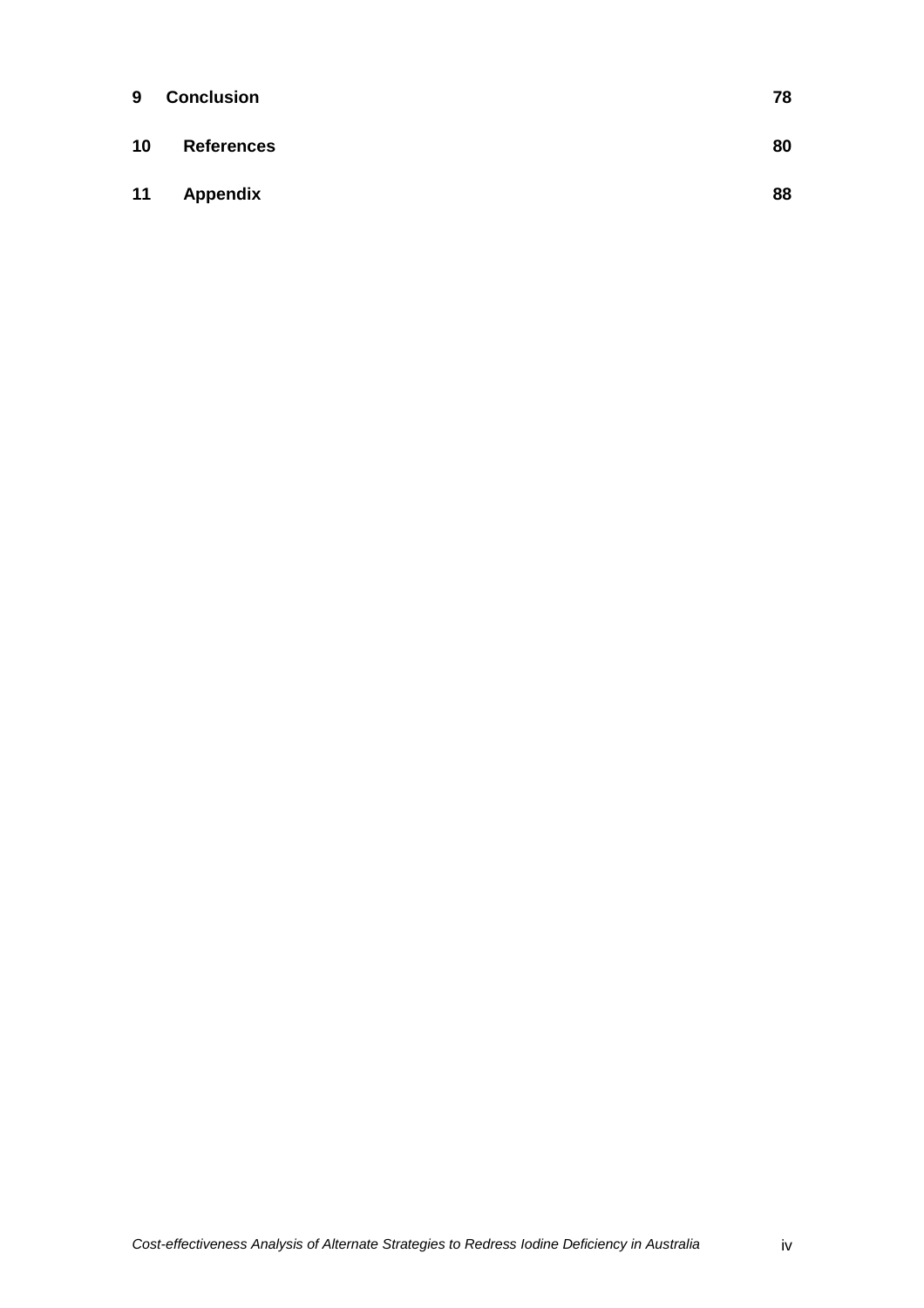| | | |
|---|---|---|
| **9** | **Conclusion** | **78** |
| **10** | **References** | **80** |
| **11** | **Appendix** | **88** |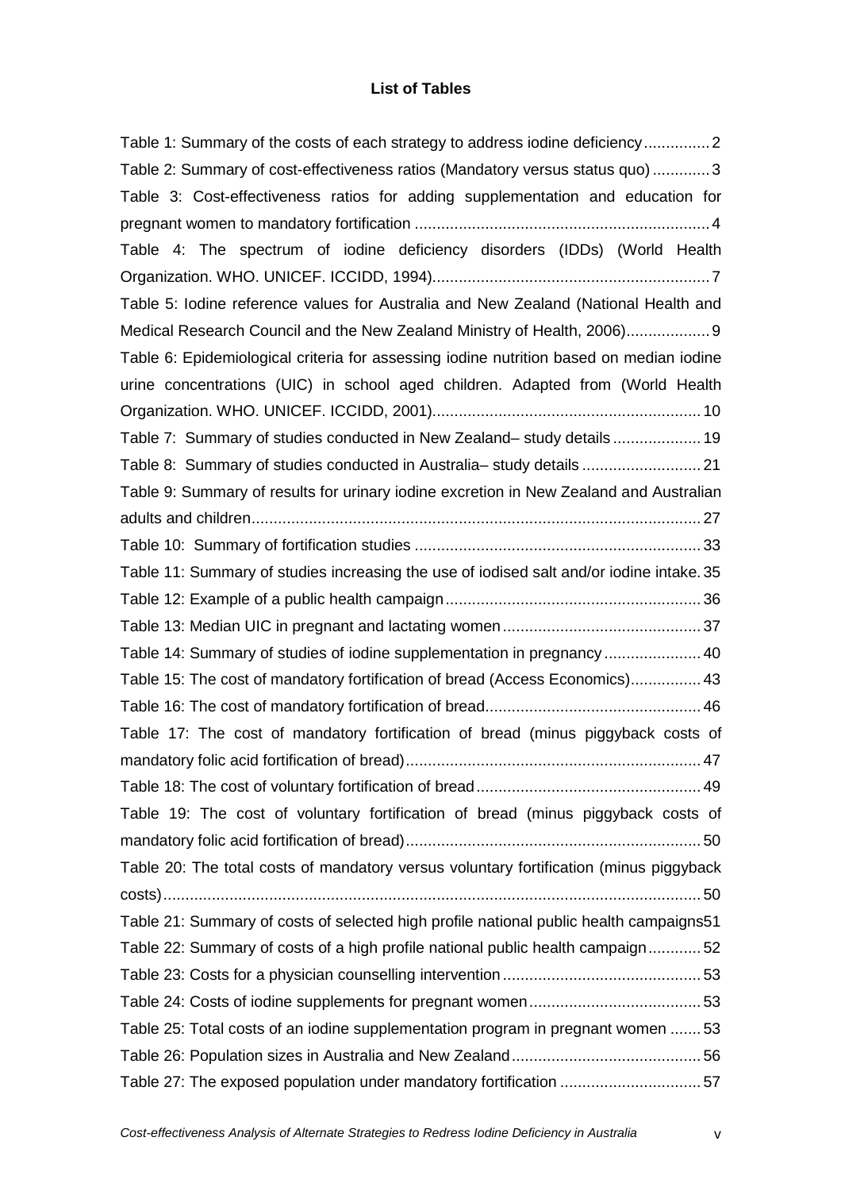## List of Tables

Table 1: Summary of the costs of each strategy to address iodine deficiency ............... 2

Table 2: Summary of cost-effectiveness ratios (Mandatory versus status quo) ............. 3

Table 3: Cost-effectiveness ratios for adding supplementation and education for pregnant women to mandatory fortification ................................................................... 4

Table 4: The spectrum of iodine deficiency disorders (IDDs) (World Health Organization. WHO. UNICEF. ICCIDD, 1994)............................................................... 7

Table 5: Iodine reference values for Australia and New Zealand (National Health and Medical Research Council and the New Zealand Ministry of Health, 2006)................... 9

Table 6: Epidemiological criteria for assessing iodine nutrition based on median iodine urine concentrations (UIC) in school aged children. Adapted from (World Health Organization. WHO. UNICEF. ICCIDD, 2001)............................................................. 10

Table 7: Summary of studies conducted in New Zealand– study details .................... 19

Table 8: Summary of studies conducted in Australia– study details ........................... 21

Table 9: Summary of results for urinary iodine excretion in New Zealand and Australian adults and children...................................................................................................... 27

Table 10: Summary of fortification studies ................................................................. 33

Table 11: Summary of studies increasing the use of iodised salt and/or iodine intake. 35

Table 12: Example of a public health campaign.......................................................... 36

Table 13: Median UIC in pregnant and lactating women............................................. 37

Table 14: Summary of studies of iodine supplementation in pregnancy...................... 40

Table 15: The cost of mandatory fortification of bread (Access Economics)................ 43

Table 16: The cost of mandatory fortification of bread................................................. 46

Table 17: The cost of mandatory fortification of bread (minus piggyback costs of mandatory folic acid fortification of bread)................................................................... 47

Table 18: The cost of voluntary fortification of bread................................................... 49

Table 19: The cost of voluntary fortification of bread (minus piggyback costs of mandatory folic acid fortification of bread)................................................................... 50

Table 20: The total costs of mandatory versus voluntary fortification (minus piggyback costs).......................................................................................................................... 50

Table 21: Summary of costs of selected high profile national public health campaigns51

Table 22: Summary of costs of a high profile national public health campaign............ 52

Table 23: Costs for a physician counselling intervention............................................. 53

Table 24: Costs of iodine supplements for pregnant women....................................... 53

Table 25: Total costs of an iodine supplementation program in pregnant women ....... 53

Table 26: Population sizes in Australia and New Zealand........................................... 56

Table 27: The exposed population under mandatory fortification ................................ 57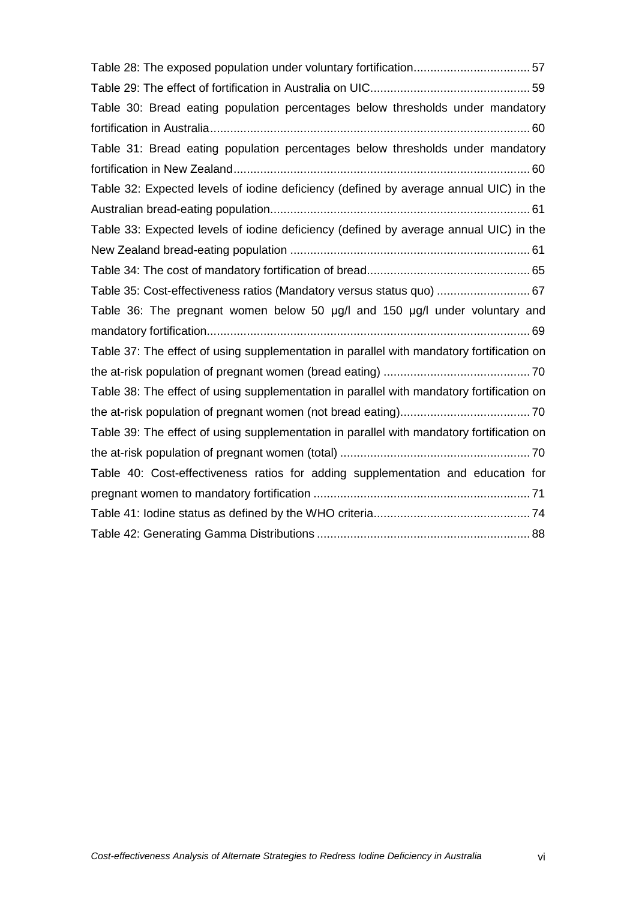Table 28: The exposed population under voluntary fortification ... 57

Table 29: The effect of fortification in Australia on UIC ... 59

Table 30: Bread eating population percentages below thresholds under mandatory fortification in Australia ... 60

Table 31: Bread eating population percentages below thresholds under mandatory fortification in New Zealand ... 60

Table 32: Expected levels of iodine deficiency (defined by average annual UIC) in the Australian bread-eating population ... 61

Table 33: Expected levels of iodine deficiency (defined by average annual UIC) in the New Zealand bread-eating population ... 61

Table 34: The cost of mandatory fortification of bread ... 65

Table 35: Cost-effectiveness ratios (Mandatory versus status quo) ... 67

Table 36: The pregnant women below 50 µg/l and 150 µg/l under voluntary and mandatory fortification ... 69

Table 37: The effect of using supplementation in parallel with mandatory fortification on the at-risk population of pregnant women (bread eating) ... 70

Table 38: The effect of using supplementation in parallel with mandatory fortification on the at-risk population of pregnant women (not bread eating) ... 70

Table 39: The effect of using supplementation in parallel with mandatory fortification on the at-risk population of pregnant women (total) ... 70

Table 40: Cost-effectiveness ratios for adding supplementation and education for pregnant women to mandatory fortification ... 71

Table 41: Iodine status as defined by the WHO criteria ... 74

Table 42: Generating Gamma Distributions ... 88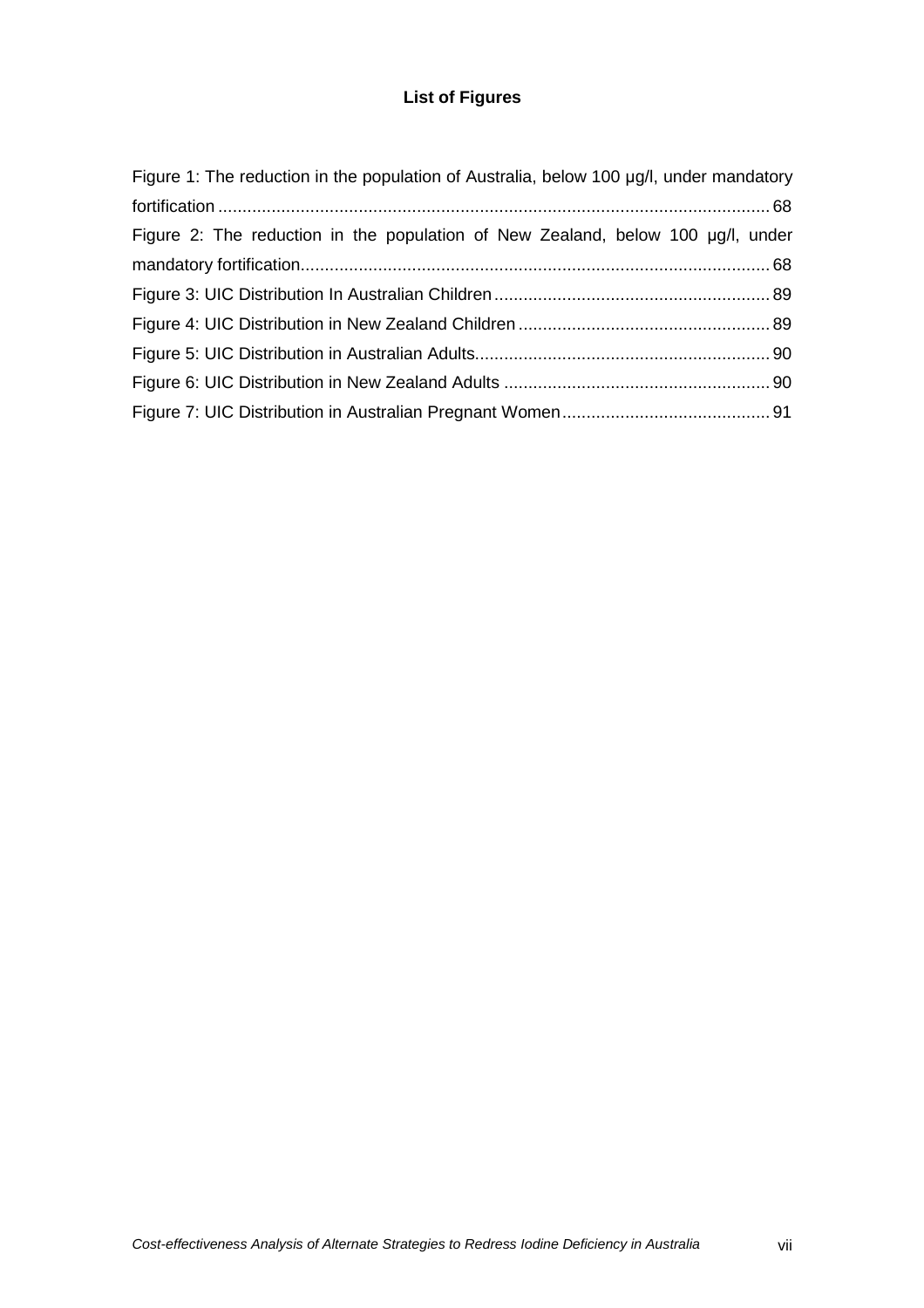# List of Figures

Figure 1: The reduction in the population of Australia, below 100 μg/l, under mandatory fortification ................................................................................................................ 68

Figure 2: The reduction in the population of New Zealand, below 100 μg/l, under mandatory fortification................................................................................................ 68

Figure 3: UIC Distribution In Australian Children......................................................... 89

Figure 4: UIC Distribution in New Zealand Children ................................................... 89

Figure 5: UIC Distribution in Australian Adults............................................................ 90

Figure 6: UIC Distribution in New Zealand Adults ...................................................... 90

Figure 7: UIC Distribution in Australian Pregnant Women........................................... 91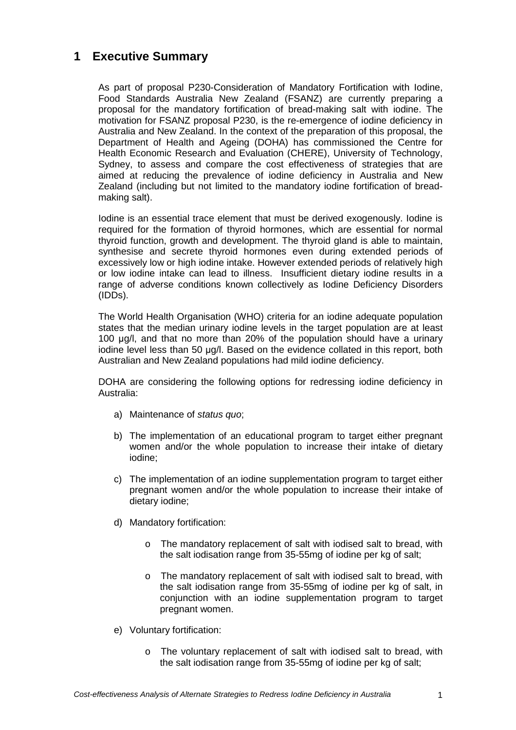# 1 Executive Summary

As part of proposal P230-Consideration of Mandatory Fortification with Iodine, Food Standards Australia New Zealand (FSANZ) are currently preparing a proposal for the mandatory fortification of bread-making salt with iodine. The motivation for FSANZ proposal P230, is the re-emergence of iodine deficiency in Australia and New Zealand. In the context of the preparation of this proposal, the Department of Health and Ageing (DOHA) has commissioned the Centre for Health Economic Research and Evaluation (CHERE), University of Technology, Sydney, to assess and compare the cost effectiveness of strategies that are aimed at reducing the prevalence of iodine deficiency in Australia and New Zealand (including but not limited to the mandatory iodine fortification of bread-making salt).

Iodine is an essential trace element that must be derived exogenously. Iodine is required for the formation of thyroid hormones, which are essential for normal thyroid function, growth and development. The thyroid gland is able to maintain, synthesise and secrete thyroid hormones even during extended periods of excessively low or high iodine intake. However extended periods of relatively high or low iodine intake can lead to illness. Insufficient dietary iodine results in a range of adverse conditions known collectively as Iodine Deficiency Disorders (IDDs).

The World Health Organisation (WHO) criteria for an iodine adequate population states that the median urinary iodine levels in the target population are at least 100 µg/l, and that no more than 20% of the population should have a urinary iodine level less than 50 µg/l. Based on the evidence collated in this report, both Australian and New Zealand populations had mild iodine deficiency.

DOHA are considering the following options for redressing iodine deficiency in Australia:

a) Maintenance of *status quo*;

b) The implementation of an educational program to target either pregnant women and/or the whole population to increase their intake of dietary iodine;

c) The implementation of an iodine supplementation program to target either pregnant women and/or the whole population to increase their intake of dietary iodine;

d) Mandatory fortification:

   - The mandatory replacement of salt with iodised salt to bread, with the salt iodisation range from 35-55mg of iodine per kg of salt;

   - The mandatory replacement of salt with iodised salt to bread, with the salt iodisation range from 35-55mg of iodine per kg of salt, in conjunction with an iodine supplementation program to target pregnant women.

e) Voluntary fortification:

   - The voluntary replacement of salt with iodised salt to bread, with the salt iodisation range from 35-55mg of iodine per kg of salt;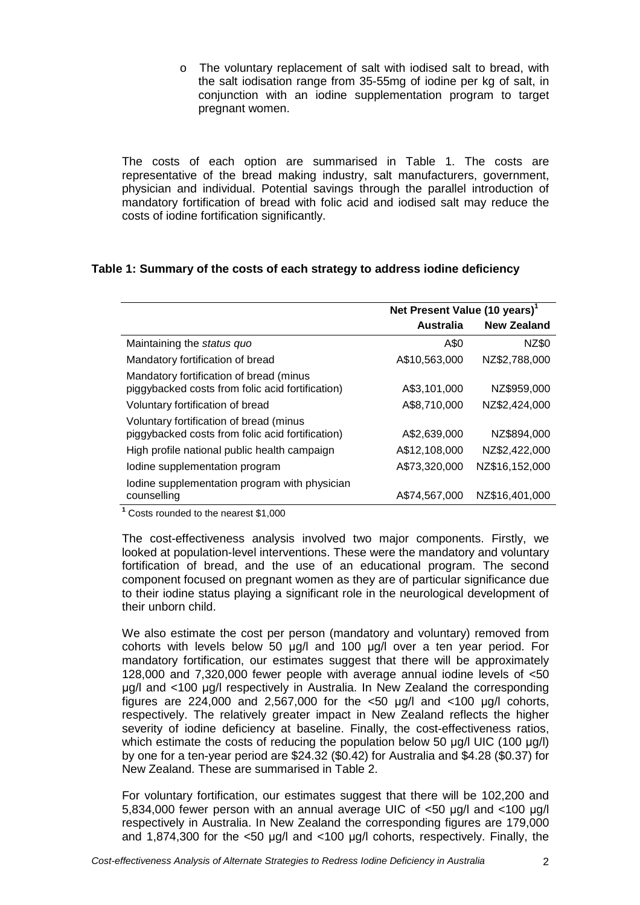- The voluntary replacement of salt with iodised salt to bread, with the salt iodisation range from 35-55mg of iodine per kg of salt, in conjunction with an iodine supplementation program to target pregnant women.

The costs of each option are summarised in Table 1. The costs are representative of the bread making industry, salt manufacturers, government, physician and individual. Potential savings through the parallel introduction of mandatory fortification of bread with folic acid and iodised salt may reduce the costs of iodine fortification significantly.

**Table 1: Summary of the costs of each strategy to address iodine deficiency**

| | Net Present Value (10 years)[1] | |
|---|---|---|
| | **Australia** | **New Zealand** |
| Maintaining the *status quo* | A$0 | NZ$0 |
| Mandatory fortification of bread | A$10,563,000 | NZ$2,788,000 |
| Mandatory fortification of bread (minus piggybacked costs from folic acid fortification) | A$3,101,000 | NZ$959,000 |
| Voluntary fortification of bread | A$8,710,000 | NZ$2,424,000 |
| Voluntary fortification of bread (minus piggybacked costs from folic acid fortification) | A$2,639,000 | NZ$894,000 |
| High profile national public health campaign | A$12,108,000 | NZ$2,422,000 |
| Iodine supplementation program | A$73,320,000 | NZ$16,152,000 |
| Iodine supplementation program with physician counselling | A$74,567,000 | NZ$16,401,000 |

[1] Costs rounded to the nearest $1,000

The cost-effectiveness analysis involved two major components. Firstly, we looked at population-level interventions. These were the mandatory and voluntary fortification of bread, and the use of an educational program. The second component focused on pregnant women as they are of particular significance due to their iodine status playing a significant role in the neurological development of their unborn child.

We also estimate the cost per person (mandatory and voluntary) removed from cohorts with levels below 50 µg/l and 100 µg/l over a ten year period. For mandatory fortification, our estimates suggest that there will be approximately 128,000 and 7,320,000 fewer people with average annual iodine levels of <50 µg/l and <100 µg/l respectively in Australia. In New Zealand the corresponding figures are 224,000 and 2,567,000 for the <50 µg/l and <100 µg/l cohorts, respectively. The relatively greater impact in New Zealand reflects the higher severity of iodine deficiency at baseline. Finally, the cost-effectiveness ratios, which estimate the costs of reducing the population below 50 µg/l UIC (100 µg/l) by one for a ten-year period are $24.32 ($0.42) for Australia and $4.28 ($0.37) for New Zealand. These are summarised in Table 2.

For voluntary fortification, our estimates suggest that there will be 102,200 and 5,834,000 fewer person with an annual average UIC of <50 µg/l and <100 µg/l respectively in Australia. In New Zealand the corresponding figures are 179,000 and 1,874,300 for the <50 µg/l and <100 µg/l cohorts, respectively. Finally, the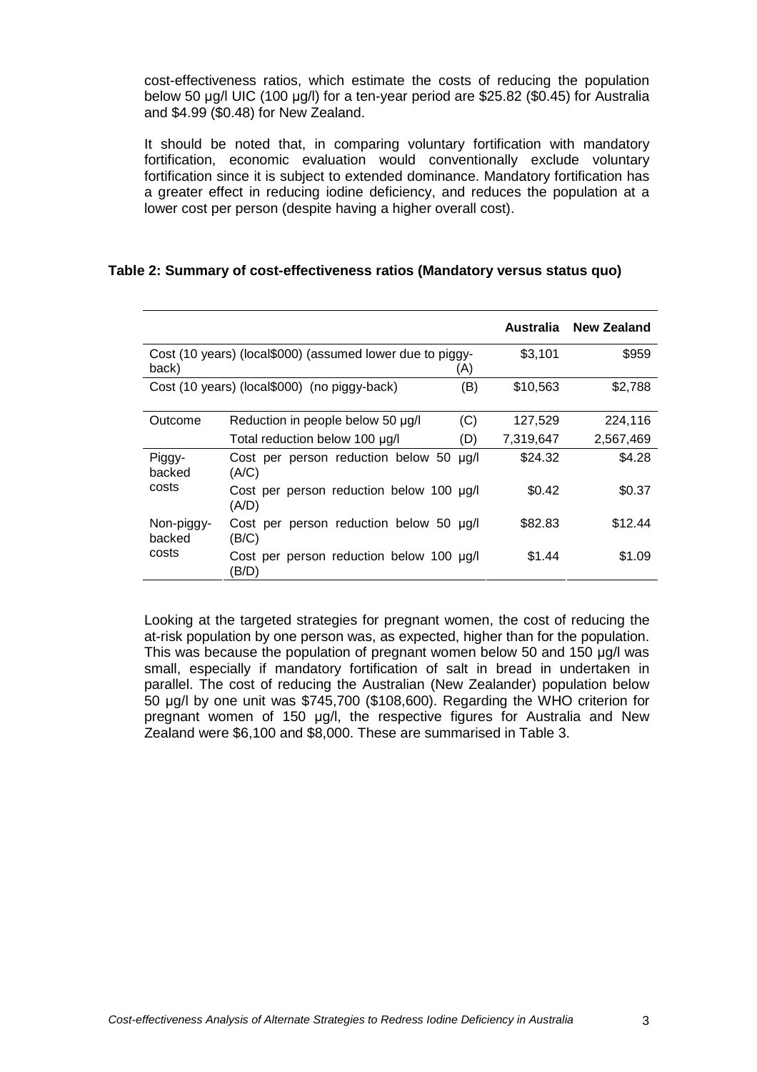cost-effectiveness ratios, which estimate the costs of reducing the population below 50 µg/l UIC (100 µg/l) for a ten-year period are $25.82 ($0.45) for Australia and $4.99 ($0.48) for New Zealand.

It should be noted that, in comparing voluntary fortification with mandatory fortification, economic evaluation would conventionally exclude voluntary fortification since it is subject to extended dominance. Mandatory fortification has a greater effect in reducing iodine deficiency, and reduces the population at a lower cost per person (despite having a higher overall cost).

**Table 2: Summary of cost-effectiveness ratios (Mandatory versus status quo)**

| | | | Australia | New Zealand |
|---|---|---|---|---|
| Cost (10 years) (local$000) (assumed lower due to piggy-back) | | (A) | $3,101 | $959 |
| Cost (10 years) (local$000) (no piggy-back) | | (B) | $10,563 | $2,788 |
| Outcome | Reduction in people below 50 µg/l | (C) | 127,529 | 224,116 |
| | Total reduction below 100 µg/l | (D) | 7,319,647 | 2,567,469 |
| Piggy-backed costs | Cost per person reduction below 50 µg/l (A/C) | | $24.32 | $4.28 |
| | Cost per person reduction below 100 µg/l (A/D) | | $0.42 | $0.37 |
| Non-piggy-backed costs | Cost per person reduction below 50 µg/l (B/C) | | $82.83 | $12.44 |
| | Cost per person reduction below 100 µg/l (B/D) | | $1.44 | $1.09 |

Looking at the targeted strategies for pregnant women, the cost of reducing the at-risk population by one person was, as expected, higher than for the population. This was because the population of pregnant women below 50 and 150 µg/l was small, especially if mandatory fortification of salt in bread in undertaken in parallel. The cost of reducing the Australian (New Zealander) population below 50 µg/l by one unit was $745,700 ($108,600). Regarding the WHO criterion for pregnant women of 150 µg/l, the respective figures for Australia and New Zealand were $6,100 and $8,000. These are summarised in Table 3.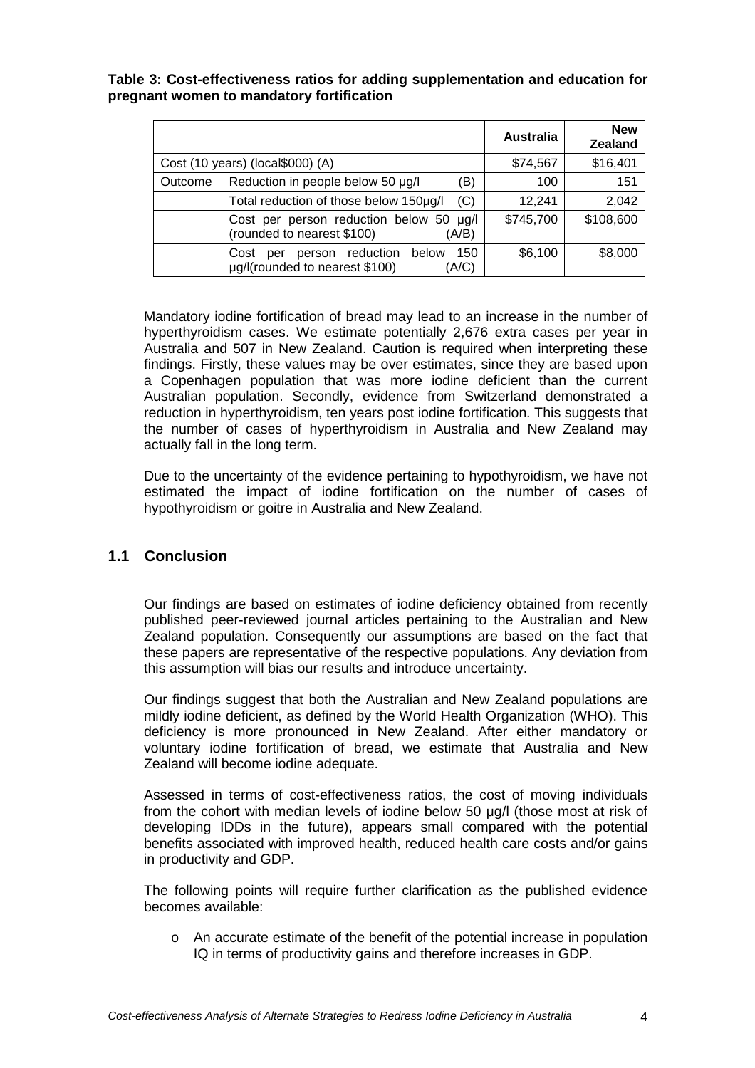**Table 3: Cost-effectiveness ratios for adding supplementation and education for pregnant women to mandatory fortification**

| | | Australia | New Zealand |
|---|---|---|---|
| Cost (10 years) (local$000) (A) | | $74,567 | $16,401 |
| Outcome | Reduction in people below 50 µg/l (B) | 100 | 151 |
| | Total reduction of those below 150µg/l (C) | 12,241 | 2,042 |
| | Cost per person reduction below 50 µg/l (rounded to nearest $100) (A/B) | $745,700 | $108,600 |
| | Cost per person reduction below 150 µg/l(rounded to nearest $100) (A/C) | $6,100 | $8,000 |

Mandatory iodine fortification of bread may lead to an increase in the number of hyperthyroidism cases. We estimate potentially 2,676 extra cases per year in Australia and 507 in New Zealand. Caution is required when interpreting these findings. Firstly, these values may be over estimates, since they are based upon a Copenhagen population that was more iodine deficient than the current Australian population. Secondly, evidence from Switzerland demonstrated a reduction in hyperthyroidism, ten years post iodine fortification. This suggests that the number of cases of hyperthyroidism in Australia and New Zealand may actually fall in the long term.

Due to the uncertainty of the evidence pertaining to hypothyroidism, we have not estimated the impact of iodine fortification on the number of cases of hypothyroidism or goitre in Australia and New Zealand.

## 1.1 Conclusion

Our findings are based on estimates of iodine deficiency obtained from recently published peer-reviewed journal articles pertaining to the Australian and New Zealand population. Consequently our assumptions are based on the fact that these papers are representative of the respective populations. Any deviation from this assumption will bias our results and introduce uncertainty.

Our findings suggest that both the Australian and New Zealand populations are mildly iodine deficient, as defined by the World Health Organization (WHO). This deficiency is more pronounced in New Zealand. After either mandatory or voluntary iodine fortification of bread, we estimate that Australia and New Zealand will become iodine adequate.

Assessed in terms of cost-effectiveness ratios, the cost of moving individuals from the cohort with median levels of iodine below 50 µg/l (those most at risk of developing IDDs in the future), appears small compared with the potential benefits associated with improved health, reduced health care costs and/or gains in productivity and GDP.

The following points will require further clarification as the published evidence becomes available:

- An accurate estimate of the benefit of the potential increase in population IQ in terms of productivity gains and therefore increases in GDP.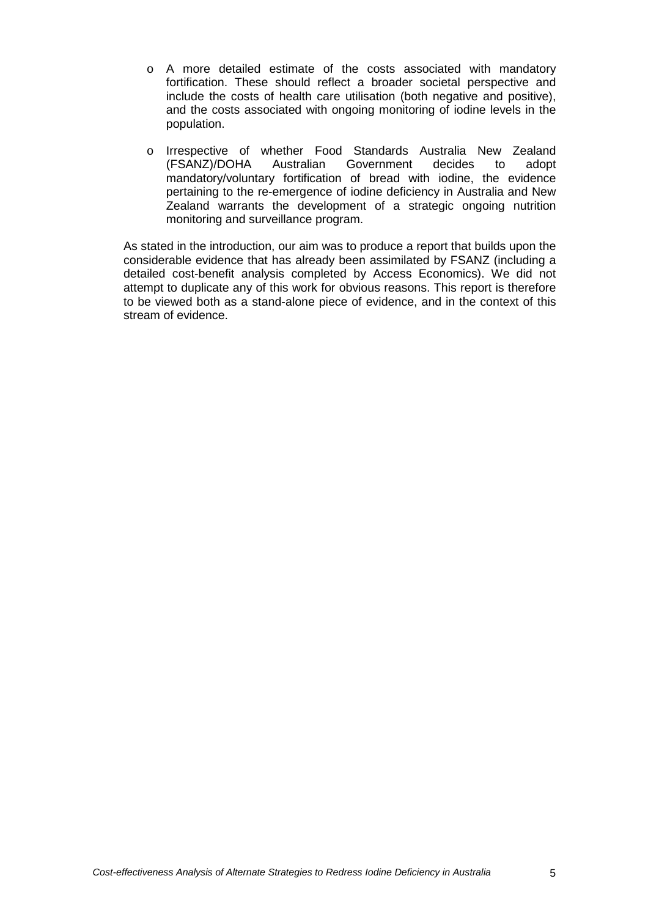- A more detailed estimate of the costs associated with mandatory fortification. These should reflect a broader societal perspective and include the costs of health care utilisation (both negative and positive), and the costs associated with ongoing monitoring of iodine levels in the population.

- Irrespective of whether Food Standards Australia New Zealand (FSANZ)/DOHA Australian Government decides to adopt mandatory/voluntary fortification of bread with iodine, the evidence pertaining to the re-emergence of iodine deficiency in Australia and New Zealand warrants the development of a strategic ongoing nutrition monitoring and surveillance program.

As stated in the introduction, our aim was to produce a report that builds upon the considerable evidence that has already been assimilated by FSANZ (including a detailed cost-benefit analysis completed by Access Economics). We did not attempt to duplicate any of this work for obvious reasons. This report is therefore to be viewed both as a stand-alone piece of evidence, and in the context of this stream of evidence.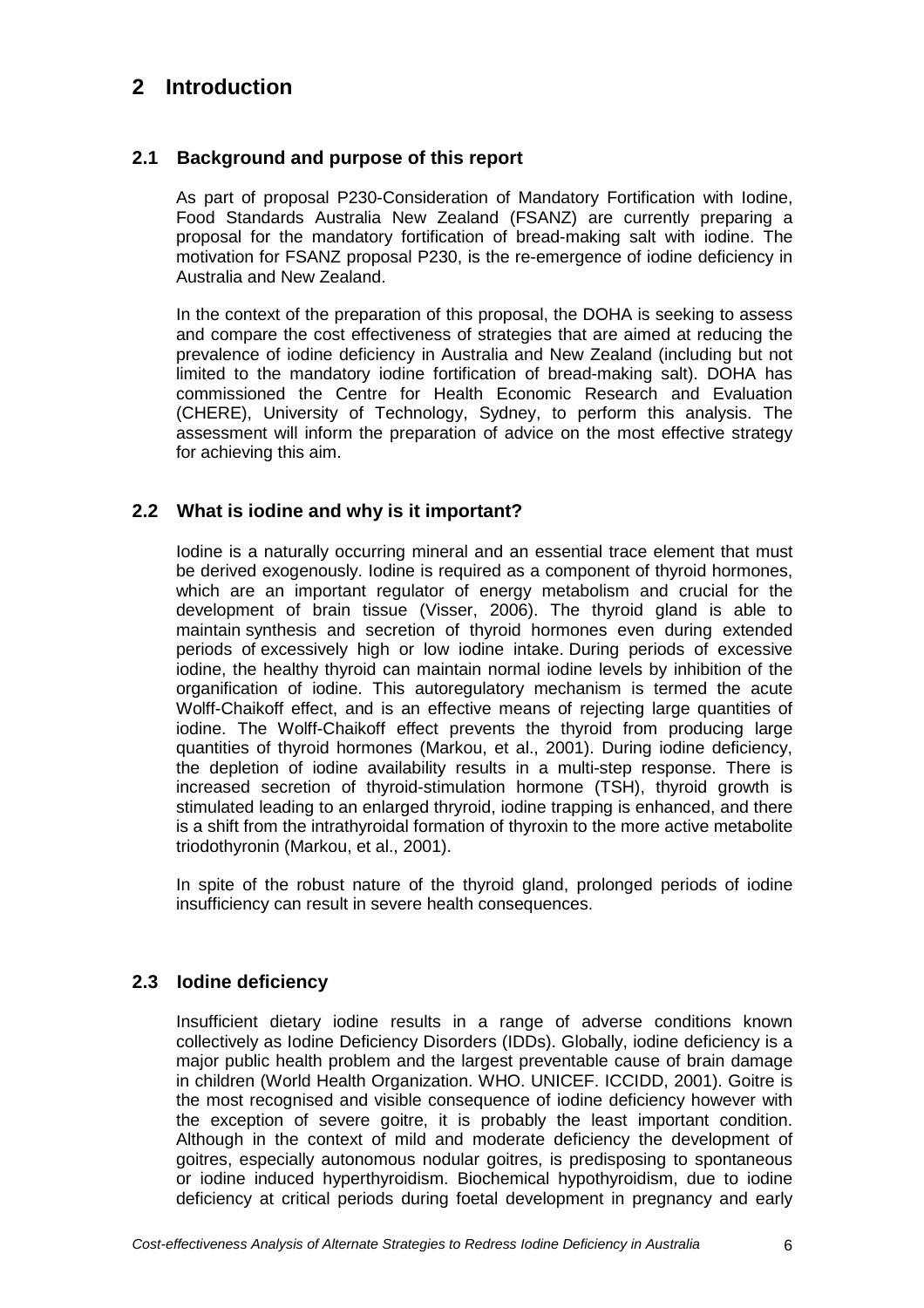# 2 Introduction

## 2.1 Background and purpose of this report

As part of proposal P230-Consideration of Mandatory Fortification with Iodine, Food Standards Australia New Zealand (FSANZ) are currently preparing a proposal for the mandatory fortification of bread-making salt with iodine. The motivation for FSANZ proposal P230, is the re-emergence of iodine deficiency in Australia and New Zealand.

In the context of the preparation of this proposal, the DOHA is seeking to assess and compare the cost effectiveness of strategies that are aimed at reducing the prevalence of iodine deficiency in Australia and New Zealand (including but not limited to the mandatory iodine fortification of bread-making salt). DOHA has commissioned the Centre for Health Economic Research and Evaluation (CHERE), University of Technology, Sydney, to perform this analysis. The assessment will inform the preparation of advice on the most effective strategy for achieving this aim.

## 2.2 What is iodine and why is it important?

Iodine is a naturally occurring mineral and an essential trace element that must be derived exogenously. Iodine is required as a component of thyroid hormones, which are an important regulator of energy metabolism and crucial for the development of brain tissue (Visser, 2006). The thyroid gland is able to maintain synthesis and secretion of thyroid hormones even during extended periods of excessively high or low iodine intake. During periods of excessive iodine, the healthy thyroid can maintain normal iodine levels by inhibition of the organification of iodine. This autoregulatory mechanism is termed the acute Wolff-Chaikoff effect, and is an effective means of rejecting large quantities of iodine. The Wolff-Chaikoff effect prevents the thyroid from producing large quantities of thyroid hormones (Markou, et al., 2001). During iodine deficiency, the depletion of iodine availability results in a multi-step response. There is increased secretion of thyroid-stimulation hormone (TSH), thyroid growth is stimulated leading to an enlarged thryroid, iodine trapping is enhanced, and there is a shift from the intrathyroidal formation of thyroxin to the more active metabolite triodothyronin (Markou, et al., 2001).

In spite of the robust nature of the thyroid gland, prolonged periods of iodine insufficiency can result in severe health consequences.

## 2.3 Iodine deficiency

Insufficient dietary iodine results in a range of adverse conditions known collectively as Iodine Deficiency Disorders (IDDs). Globally, iodine deficiency is a major public health problem and the largest preventable cause of brain damage in children (World Health Organization. WHO. UNICEF. ICCIDD, 2001). Goitre is the most recognised and visible consequence of iodine deficiency however with the exception of severe goitre, it is probably the least important condition. Although in the context of mild and moderate deficiency the development of goitres, especially autonomous nodular goitres, is predisposing to spontaneous or iodine induced hyperthyroidism. Biochemical hypothyroidism, due to iodine deficiency at critical periods during foetal development in pregnancy and early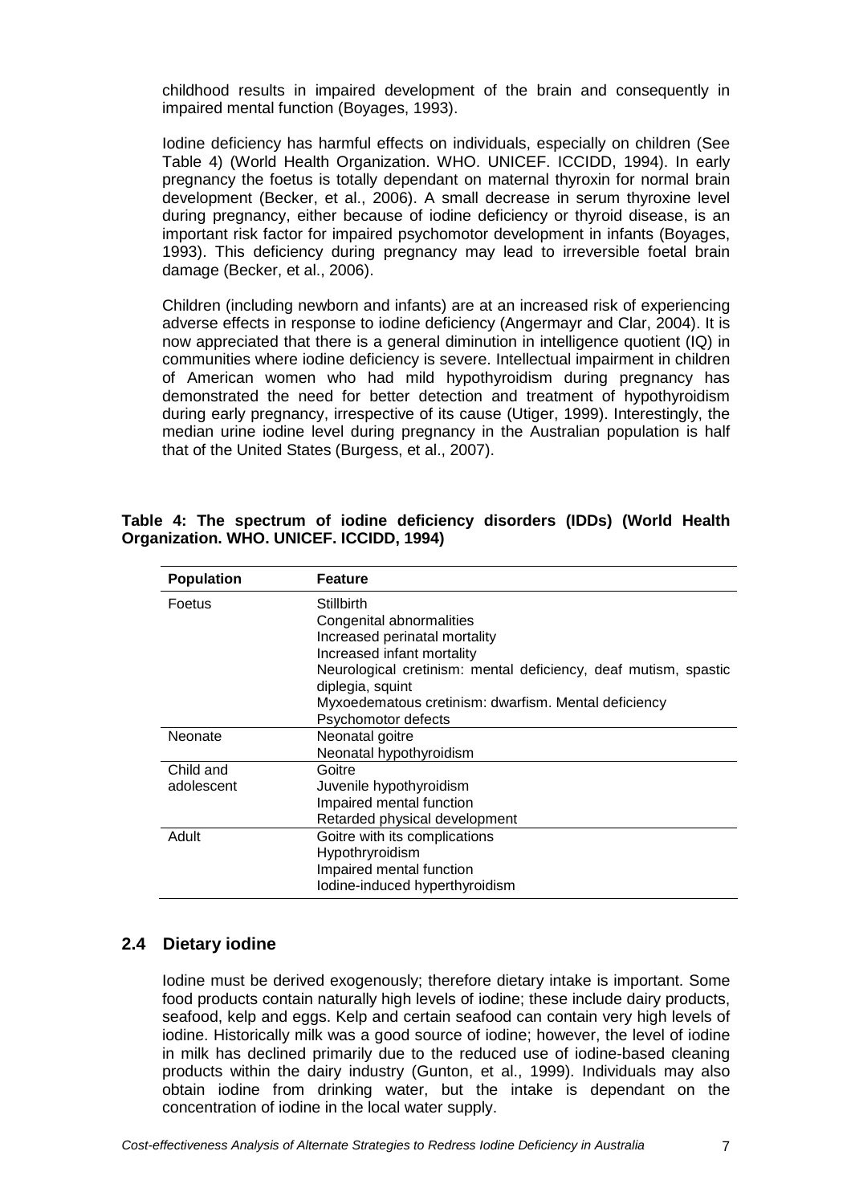childhood results in impaired development of the brain and consequently in impaired mental function (Boyages, 1993).

Iodine deficiency has harmful effects on individuals, especially on children (See Table 4) (World Health Organization. WHO. UNICEF. ICCIDD, 1994). In early pregnancy the foetus is totally dependant on maternal thyroxin for normal brain development (Becker, et al., 2006). A small decrease in serum thyroxine level during pregnancy, either because of iodine deficiency or thyroid disease, is an important risk factor for impaired psychomotor development in infants (Boyages, 1993). This deficiency during pregnancy may lead to irreversible foetal brain damage (Becker, et al., 2006).

Children (including newborn and infants) are at an increased risk of experiencing adverse effects in response to iodine deficiency (Angermayr and Clar, 2004). It is now appreciated that there is a general diminution in intelligence quotient (IQ) in communities where iodine deficiency is severe. Intellectual impairment in children of American women who had mild hypothyroidism during pregnancy has demonstrated the need for better detection and treatment of hypothyroidism during early pregnancy, irrespective of its cause (Utiger, 1999). Interestingly, the median urine iodine level during pregnancy in the Australian population is half that of the United States (Burgess, et al., 2007).

**Table 4: The spectrum of iodine deficiency disorders (IDDs) (World Health Organization. WHO. UNICEF. ICCIDD, 1994)**

| Population | Feature |
|---|---|
| Foetus | Stillbirth<br>Congenital abnormalities<br>Increased perinatal mortality<br>Increased infant mortality<br>Neurological cretinism: mental deficiency, deaf mutism, spastic diplegia, squint<br>Myxoedematous cretinism: dwarfism. Mental deficiency<br>Psychomotor defects |
| Neonate | Neonatal goitre<br>Neonatal hypothyroidism |
| Child and adolescent | Goitre<br>Juvenile hypothyroidism<br>Impaired mental function<br>Retarded physical development |
| Adult | Goitre with its complications<br>Hypothryroidism<br>Impaired mental function<br>Iodine-induced hyperthyroidism |

## 2.4 Dietary iodine

Iodine must be derived exogenously; therefore dietary intake is important. Some food products contain naturally high levels of iodine; these include dairy products, seafood, kelp and eggs. Kelp and certain seafood can contain very high levels of iodine. Historically milk was a good source of iodine; however, the level of iodine in milk has declined primarily due to the reduced use of iodine-based cleaning products within the dairy industry (Gunton, et al., 1999). Individuals may also obtain iodine from drinking water, but the intake is dependant on the concentration of iodine in the local water supply.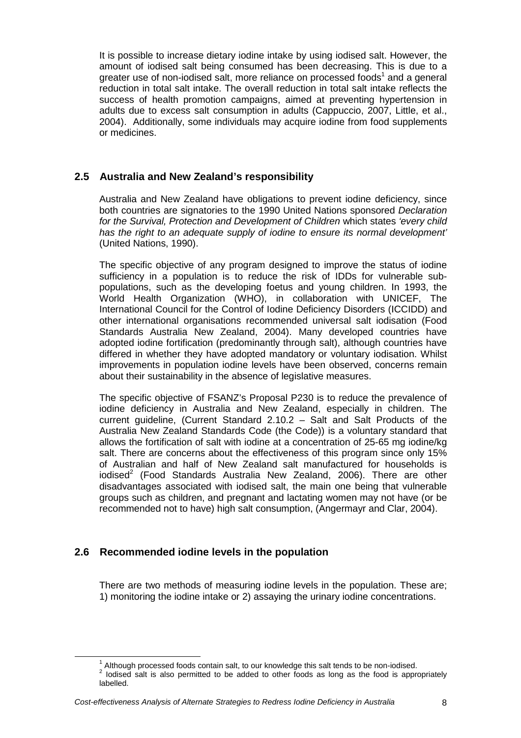It is possible to increase dietary iodine intake by using iodised salt. However, the amount of iodised salt being consumed has been decreasing. This is due to a greater use of non-iodised salt, more reliance on processed foods[1] and a general reduction in total salt intake. The overall reduction in total salt intake reflects the success of health promotion campaigns, aimed at preventing hypertension in adults due to excess salt consumption in adults (Cappuccio, 2007, Little, et al., 2004). Additionally, some individuals may acquire iodine from food supplements or medicines.

## 2.5 Australia and New Zealand's responsibility

Australia and New Zealand have obligations to prevent iodine deficiency, since both countries are signatories to the 1990 United Nations sponsored *Declaration for the Survival, Protection and Development of Children* which states *'every child has the right to an adequate supply of iodine to ensure its normal development'* (United Nations, 1990).

The specific objective of any program designed to improve the status of iodine sufficiency in a population is to reduce the risk of IDDs for vulnerable sub-populations, such as the developing foetus and young children. In 1993, the World Health Organization (WHO), in collaboration with UNICEF, The International Council for the Control of Iodine Deficiency Disorders (ICCIDD) and other international organisations recommended universal salt iodisation (Food Standards Australia New Zealand, 2004). Many developed countries have adopted iodine fortification (predominantly through salt), although countries have differed in whether they have adopted mandatory or voluntary iodisation. Whilst improvements in population iodine levels have been observed, concerns remain about their sustainability in the absence of legislative measures.

The specific objective of FSANZ's Proposal P230 is to reduce the prevalence of iodine deficiency in Australia and New Zealand, especially in children. The current guideline, (Current Standard 2.10.2 – Salt and Salt Products of the Australia New Zealand Standards Code (the Code)) is a voluntary standard that allows the fortification of salt with iodine at a concentration of 25-65 mg iodine/kg salt. There are concerns about the effectiveness of this program since only 15% of Australian and half of New Zealand salt manufactured for households is iodised[2] (Food Standards Australia New Zealand, 2006). There are other disadvantages associated with iodised salt, the main one being that vulnerable groups such as children, and pregnant and lactating women may not have (or be recommended not to have) high salt consumption, (Angermayr and Clar, 2004).

## 2.6 Recommended iodine levels in the population

There are two methods of measuring iodine levels in the population. These are; 1) monitoring the iodine intake or 2) assaying the urinary iodine concentrations.

---

[1] Although processed foods contain salt, to our knowledge this salt tends to be non-iodised.

[2] Iodised salt is also permitted to be added to other foods as long as the food is appropriately labelled.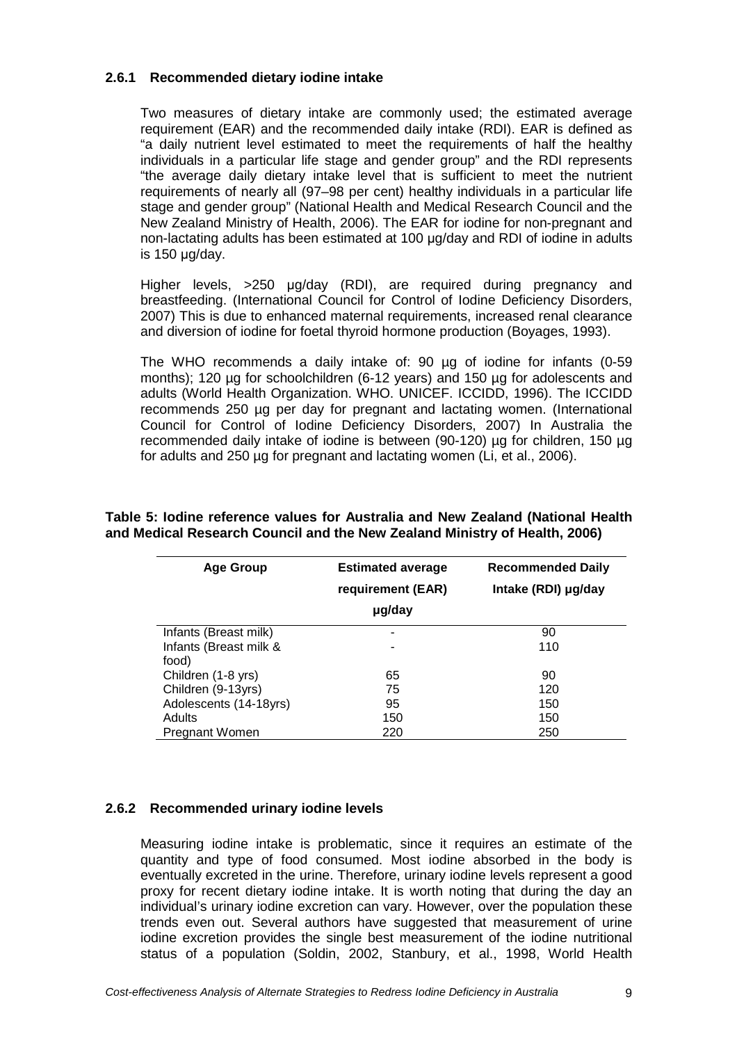### 2.6.1 Recommended dietary iodine intake

Two measures of dietary intake are commonly used; the estimated average requirement (EAR) and the recommended daily intake (RDI). EAR is defined as "a daily nutrient level estimated to meet the requirements of half the healthy individuals in a particular life stage and gender group" and the RDI represents "the average daily dietary intake level that is sufficient to meet the nutrient requirements of nearly all (97–98 per cent) healthy individuals in a particular life stage and gender group" (National Health and Medical Research Council and the New Zealand Ministry of Health, 2006). The EAR for iodine for non-pregnant and non-lactating adults has been estimated at 100 µg/day and RDI of iodine in adults is 150 µg/day.

Higher levels, >250 µg/day (RDI), are required during pregnancy and breastfeeding. (International Council for Control of Iodine Deficiency Disorders, 2007) This is due to enhanced maternal requirements, increased renal clearance and diversion of iodine for foetal thyroid hormone production (Boyages, 1993).

The WHO recommends a daily intake of: 90 µg of iodine for infants (0-59 months); 120 µg for schoolchildren (6-12 years) and 150 µg for adolescents and adults (World Health Organization. WHO. UNICEF. ICCIDD, 1996). The ICCIDD recommends 250 µg per day for pregnant and lactating women. (International Council for Control of Iodine Deficiency Disorders, 2007) In Australia the recommended daily intake of iodine is between (90-120) µg for children, 150 µg for adults and 250 µg for pregnant and lactating women (Li, et al., 2006).

**Table 5: Iodine reference values for Australia and New Zealand (National Health and Medical Research Council and the New Zealand Ministry of Health, 2006)**

| Age Group | Estimated average requirement (EAR) µg/day | Recommended Daily Intake (RDI) µg/day |
|---|---|---|
| Infants (Breast milk) | - | 90 |
| Infants (Breast milk & food) | - | 110 |
| Children (1-8 yrs) | 65 | 90 |
| Children (9-13yrs) | 75 | 120 |
| Adolescents (14-18yrs) | 95 | 150 |
| Adults | 150 | 150 |
| Pregnant Women | 220 | 250 |

### 2.6.2 Recommended urinary iodine levels

Measuring iodine intake is problematic, since it requires an estimate of the quantity and type of food consumed. Most iodine absorbed in the body is eventually excreted in the urine. Therefore, urinary iodine levels represent a good proxy for recent dietary iodine intake. It is worth noting that during the day an individual's urinary iodine excretion can vary. However, over the population these trends even out. Several authors have suggested that measurement of urine iodine excretion provides the single best measurement of the iodine nutritional status of a population (Soldin, 2002, Stanbury, et al., 1998, World Health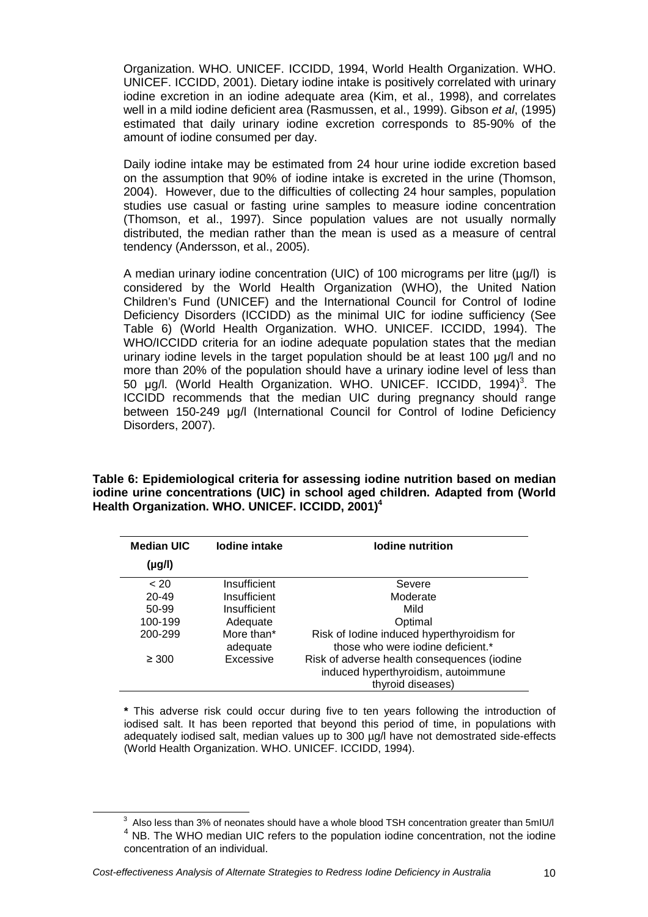Organization. WHO. UNICEF. ICCIDD, 1994, World Health Organization. WHO. UNICEF. ICCIDD, 2001). Dietary iodine intake is positively correlated with urinary iodine excretion in an iodine adequate area (Kim, et al., 1998), and correlates well in a mild iodine deficient area (Rasmussen, et al., 1999). Gibson *et al*, (1995) estimated that daily urinary iodine excretion corresponds to 85-90% of the amount of iodine consumed per day.

Daily iodine intake may be estimated from 24 hour urine iodide excretion based on the assumption that 90% of iodine intake is excreted in the urine (Thomson, 2004). However, due to the difficulties of collecting 24 hour samples, population studies use casual or fasting urine samples to measure iodine concentration (Thomson, et al., 1997). Since population values are not usually normally distributed, the median rather than the mean is used as a measure of central tendency (Andersson, et al., 2005).

A median urinary iodine concentration (UIC) of 100 micrograms per litre (µg/l) is considered by the World Health Organization (WHO), the United Nation Children's Fund (UNICEF) and the International Council for Control of Iodine Deficiency Disorders (ICCIDD) as the minimal UIC for iodine sufficiency (See Table 6) (World Health Organization. WHO. UNICEF. ICCIDD, 1994). The WHO/ICCIDD criteria for an iodine adequate population states that the median urinary iodine levels in the target population should be at least 100 µg/l and no more than 20% of the population should have a urinary iodine level of less than 50 µg/l. (World Health Organization. WHO. UNICEF. ICCIDD, 1994)[3]. The ICCIDD recommends that the median UIC during pregnancy should range between 150-249 µg/l (International Council for Control of Iodine Deficiency Disorders, 2007).

**Table 6: Epidemiological criteria for assessing iodine nutrition based on median iodine urine concentrations (UIC) in school aged children. Adapted from (World Health Organization. WHO. UNICEF. ICCIDD, 2001)[4]**

| Median UIC (µg/l) | Iodine intake | Iodine nutrition |
|---|---|---|
| < 20 | Insufficient | Severe |
| 20-49 | Insufficient | Moderate |
| 50-99 | Insufficient | Mild |
| 100-199 | Adequate | Optimal |
| 200-299 | More than* adequate | Risk of Iodine induced hyperthyroidism for those who were iodine deficient.* |
| ≥ 300 | Excessive | Risk of adverse health consequences (iodine induced hyperthyroidism, autoimmune thyroid diseases) |

**\*** This adverse risk could occur during five to ten years following the introduction of iodised salt. It has been reported that beyond this period of time, in populations with adequately iodised salt, median values up to 300 µg/l have not demostrated side-effects (World Health Organization. WHO. UNICEF. ICCIDD, 1994).

[3] Also less than 3% of neonates should have a whole blood TSH concentration greater than 5mIU/l

[4] NB. The WHO median UIC refers to the population iodine concentration, not the iodine concentration of an individual.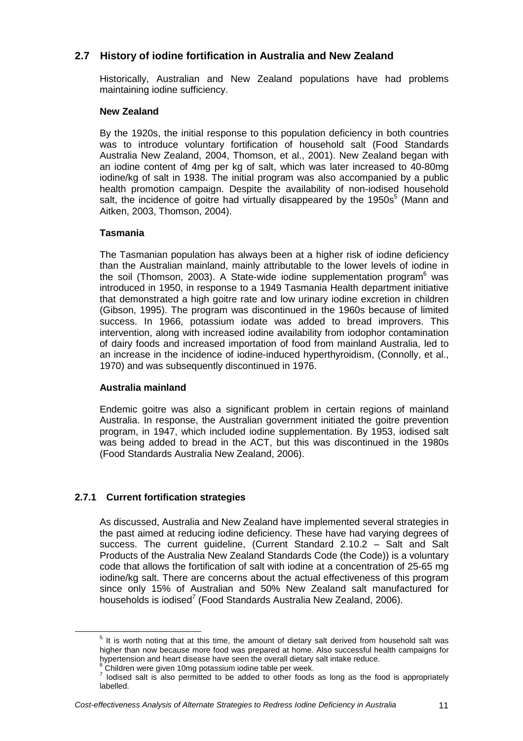## 2.7 History of iodine fortification in Australia and New Zealand

Historically, Australian and New Zealand populations have had problems maintaining iodine sufficiency.

**New Zealand**

By the 1920s, the initial response to this population deficiency in both countries was to introduce voluntary fortification of household salt (Food Standards Australia New Zealand, 2004, Thomson, et al., 2001). New Zealand began with an iodine content of 4mg per kg of salt, which was later increased to 40-80mg iodine/kg of salt in 1938. The initial program was also accompanied by a public health promotion campaign. Despite the availability of non-iodised household salt, the incidence of goitre had virtually disappeared by the 1950s[5] (Mann and Aitken, 2003, Thomson, 2004).

**Tasmania**

The Tasmanian population has always been at a higher risk of iodine deficiency than the Australian mainland, mainly attributable to the lower levels of iodine in the soil (Thomson, 2003). A State-wide iodine supplementation program[6] was introduced in 1950, in response to a 1949 Tasmania Health department initiative that demonstrated a high goitre rate and low urinary iodine excretion in children (Gibson, 1995). The program was discontinued in the 1960s because of limited success. In 1966, potassium iodate was added to bread improvers. This intervention, along with increased iodine availability from iodophor contamination of dairy foods and increased importation of food from mainland Australia, led to an increase in the incidence of iodine-induced hyperthyroidism, (Connolly, et al., 1970) and was subsequently discontinued in 1976.

**Australia mainland**

Endemic goitre was also a significant problem in certain regions of mainland Australia. In response, the Australian government initiated the goitre prevention program, in 1947, which included iodine supplementation. By 1953, iodised salt was being added to bread in the ACT, but this was discontinued in the 1980s (Food Standards Australia New Zealand, 2006).

### 2.7.1 Current fortification strategies

As discussed, Australia and New Zealand have implemented several strategies in the past aimed at reducing iodine deficiency. These have had varying degrees of success. The current guideline, (Current Standard 2.10.2 – Salt and Salt Products of the Australia New Zealand Standards Code (the Code)) is a voluntary code that allows the fortification of salt with iodine at a concentration of 25-65 mg iodine/kg salt. There are concerns about the actual effectiveness of this program since only 15% of Australian and 50% New Zealand salt manufactured for households is iodised[7] (Food Standards Australia New Zealand, 2006).

---

[5] It is worth noting that at this time, the amount of dietary salt derived from household salt was higher than now because more food was prepared at home. Also successful health campaigns for hypertension and heart disease have seen the overall dietary salt intake reduce.

[6] Children were given 10mg potassium iodine table per week.

[7] Iodised salt is also permitted to be added to other foods as long as the food is appropriately labelled.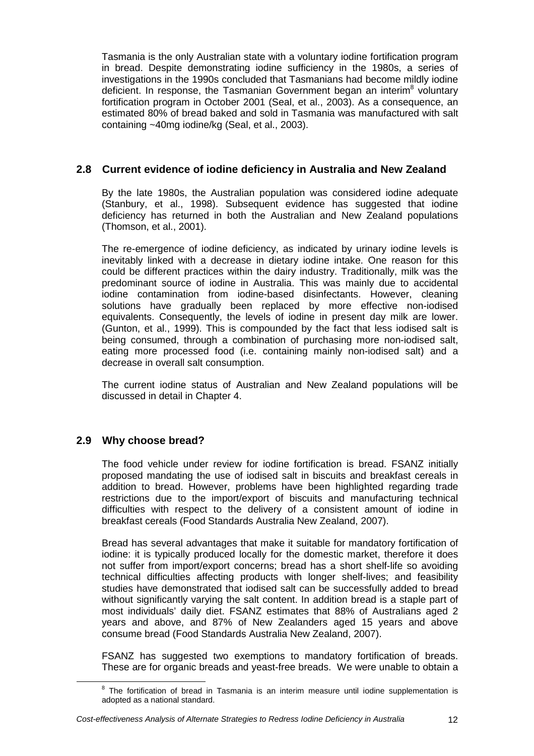Tasmania is the only Australian state with a voluntary iodine fortification program in bread. Despite demonstrating iodine sufficiency in the 1980s, a series of investigations in the 1990s concluded that Tasmanians had become mildly iodine deficient. In response, the Tasmanian Government began an interim[8] voluntary fortification program in October 2001 (Seal, et al., 2003). As a consequence, an estimated 80% of bread baked and sold in Tasmania was manufactured with salt containing ~40mg iodine/kg (Seal, et al., 2003).

## 2.8 Current evidence of iodine deficiency in Australia and New Zealand

By the late 1980s, the Australian population was considered iodine adequate (Stanbury, et al., 1998). Subsequent evidence has suggested that iodine deficiency has returned in both the Australian and New Zealand populations (Thomson, et al., 2001).

The re-emergence of iodine deficiency, as indicated by urinary iodine levels is inevitably linked with a decrease in dietary iodine intake. One reason for this could be different practices within the dairy industry. Traditionally, milk was the predominant source of iodine in Australia. This was mainly due to accidental iodine contamination from iodine-based disinfectants. However, cleaning solutions have gradually been replaced by more effective non-iodised equivalents. Consequently, the levels of iodine in present day milk are lower. (Gunton, et al., 1999). This is compounded by the fact that less iodised salt is being consumed, through a combination of purchasing more non-iodised salt, eating more processed food (i.e. containing mainly non-iodised salt) and a decrease in overall salt consumption.

The current iodine status of Australian and New Zealand populations will be discussed in detail in Chapter 4.

## 2.9 Why choose bread?

The food vehicle under review for iodine fortification is bread. FSANZ initially proposed mandating the use of iodised salt in biscuits and breakfast cereals in addition to bread. However, problems have been highlighted regarding trade restrictions due to the import/export of biscuits and manufacturing technical difficulties with respect to the delivery of a consistent amount of iodine in breakfast cereals (Food Standards Australia New Zealand, 2007).

Bread has several advantages that make it suitable for mandatory fortification of iodine: it is typically produced locally for the domestic market, therefore it does not suffer from import/export concerns; bread has a short shelf-life so avoiding technical difficulties affecting products with longer shelf-lives; and feasibility studies have demonstrated that iodised salt can be successfully added to bread without significantly varying the salt content. In addition bread is a staple part of most individuals' daily diet. FSANZ estimates that 88% of Australians aged 2 years and above, and 87% of New Zealanders aged 15 years and above consume bread (Food Standards Australia New Zealand, 2007).

FSANZ has suggested two exemptions to mandatory fortification of breads. These are for organic breads and yeast-free breads. We were unable to obtain a

[8] The fortification of bread in Tasmania is an interim measure until iodine supplementation is adopted as a national standard.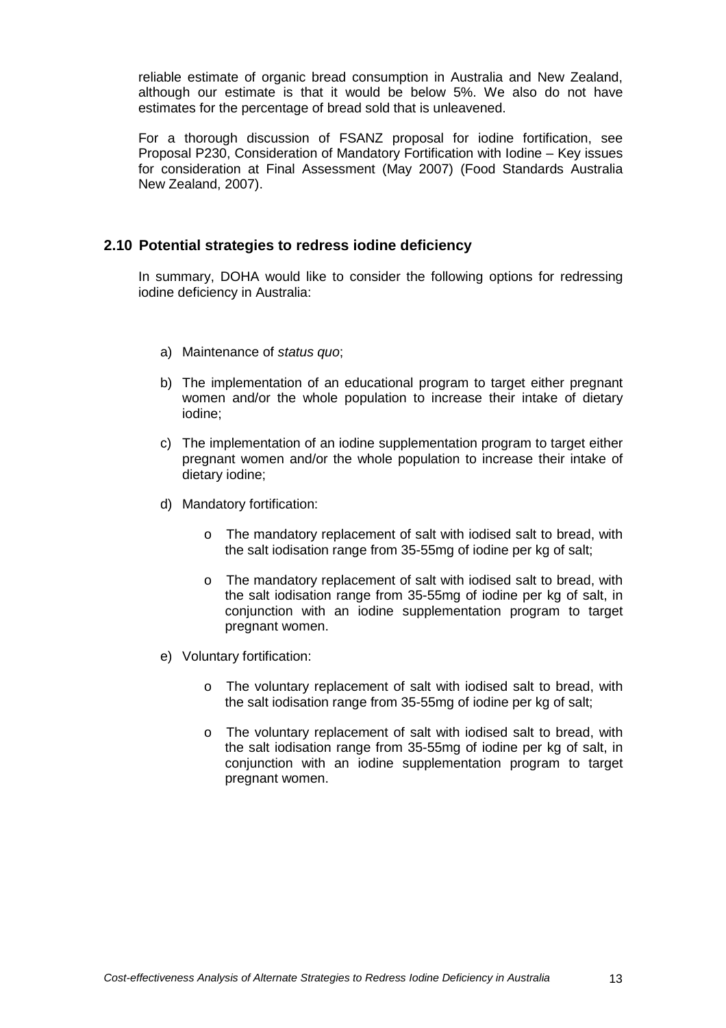reliable estimate of organic bread consumption in Australia and New Zealand, although our estimate is that it would be below 5%. We also do not have estimates for the percentage of bread sold that is unleavened.

For a thorough discussion of FSANZ proposal for iodine fortification, see Proposal P230, Consideration of Mandatory Fortification with Iodine – Key issues for consideration at Final Assessment (May 2007) (Food Standards Australia New Zealand, 2007).

## 2.10 Potential strategies to redress iodine deficiency

In summary, DOHA would like to consider the following options for redressing iodine deficiency in Australia:

a) Maintenance of *status quo*;

b) The implementation of an educational program to target either pregnant women and/or the whole population to increase their intake of dietary iodine;

c) The implementation of an iodine supplementation program to target either pregnant women and/or the whole population to increase their intake of dietary iodine;

d) Mandatory fortification:

   - The mandatory replacement of salt with iodised salt to bread, with the salt iodisation range from 35-55mg of iodine per kg of salt;
   - The mandatory replacement of salt with iodised salt to bread, with the salt iodisation range from 35-55mg of iodine per kg of salt, in conjunction with an iodine supplementation program to target pregnant women.

e) Voluntary fortification:

   - The voluntary replacement of salt with iodised salt to bread, with the salt iodisation range from 35-55mg of iodine per kg of salt;
   - The voluntary replacement of salt with iodised salt to bread, with the salt iodisation range from 35-55mg of iodine per kg of salt, in conjunction with an iodine supplementation program to target pregnant women.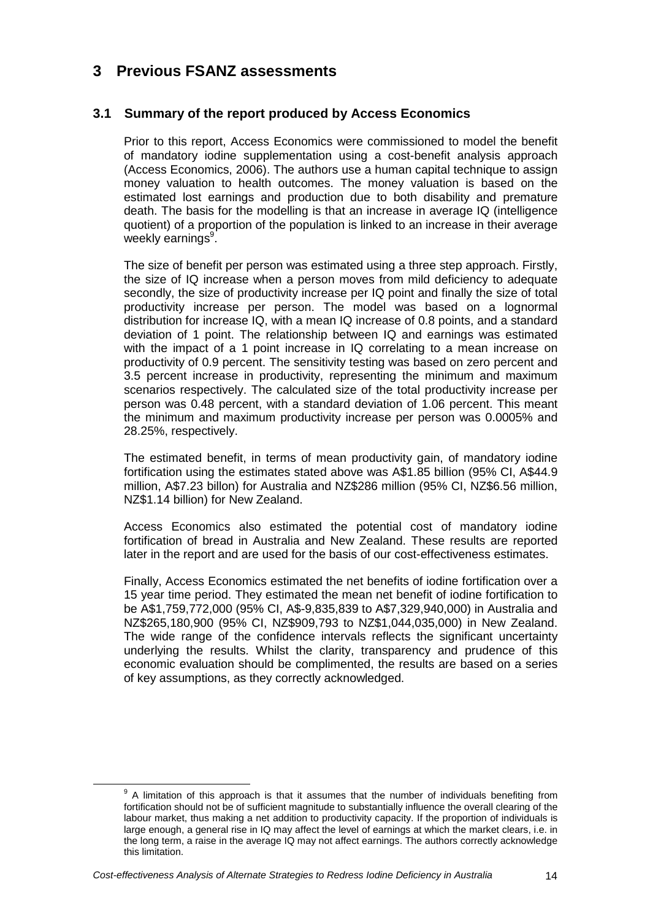## 3 Previous FSANZ assessments

### 3.1 Summary of the report produced by Access Economics

Prior to this report, Access Economics were commissioned to model the benefit of mandatory iodine supplementation using a cost-benefit analysis approach (Access Economics, 2006). The authors use a human capital technique to assign money valuation to health outcomes. The money valuation is based on the estimated lost earnings and production due to both disability and premature death. The basis for the modelling is that an increase in average IQ (intelligence quotient) of a proportion of the population is linked to an increase in their average weekly earnings[9].

The size of benefit per person was estimated using a three step approach. Firstly, the size of IQ increase when a person moves from mild deficiency to adequate secondly, the size of productivity increase per IQ point and finally the size of total productivity increase per person. The model was based on a lognormal distribution for increase IQ, with a mean IQ increase of 0.8 points, and a standard deviation of 1 point. The relationship between IQ and earnings was estimated with the impact of a 1 point increase in IQ correlating to a mean increase on productivity of 0.9 percent. The sensitivity testing was based on zero percent and 3.5 percent increase in productivity, representing the minimum and maximum scenarios respectively. The calculated size of the total productivity increase per person was 0.48 percent, with a standard deviation of 1.06 percent. This meant the minimum and maximum productivity increase per person was 0.0005% and 28.25%, respectively.

The estimated benefit, in terms of mean productivity gain, of mandatory iodine fortification using the estimates stated above was A$1.85 billion (95% CI, A$44.9 million, A$7.23 billon) for Australia and NZ$286 million (95% CI, NZ$6.56 million, NZ$1.14 billion) for New Zealand.

Access Economics also estimated the potential cost of mandatory iodine fortification of bread in Australia and New Zealand. These results are reported later in the report and are used for the basis of our cost-effectiveness estimates.

Finally, Access Economics estimated the net benefits of iodine fortification over a 15 year time period. They estimated the mean net benefit of iodine fortification to be A$1,759,772,000 (95% CI, A$-9,835,839 to A$7,329,940,000) in Australia and NZ$265,180,900 (95% CI, NZ$909,793 to NZ$1,044,035,000) in New Zealand. The wide range of the confidence intervals reflects the significant uncertainty underlying the results. Whilst the clarity, transparency and prudence of this economic evaluation should be complimented, the results are based on a series of key assumptions, as they correctly acknowledged.

---

[9] A limitation of this approach is that it assumes that the number of individuals benefiting from fortification should not be of sufficient magnitude to substantially influence the overall clearing of the labour market, thus making a net addition to productivity capacity. If the proportion of individuals is large enough, a general rise in IQ may affect the level of earnings at which the market clears, i.e. in the long term, a raise in the average IQ may not affect earnings. The authors correctly acknowledge this limitation.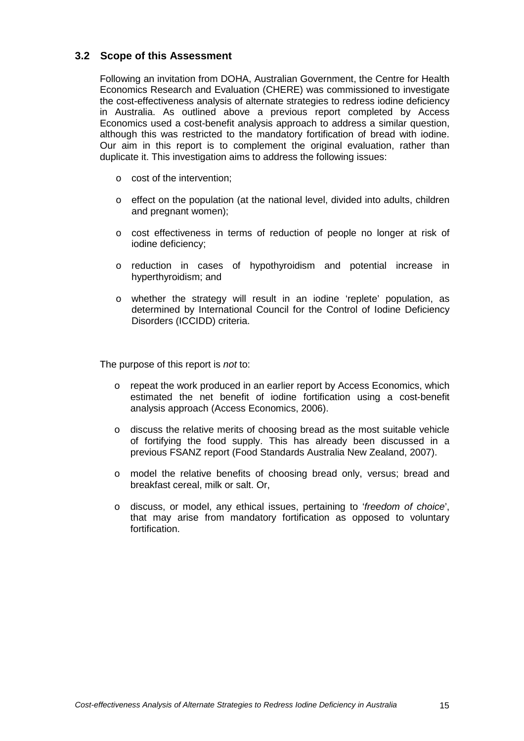### 3.2 Scope of this Assessment

Following an invitation from DOHA, Australian Government, the Centre for Health Economics Research and Evaluation (CHERE) was commissioned to investigate the cost-effectiveness analysis of alternate strategies to redress iodine deficiency in Australia. As outlined above a previous report completed by Access Economics used a cost-benefit analysis approach to address a similar question, although this was restricted to the mandatory fortification of bread with iodine. Our aim in this report is to complement the original evaluation, rather than duplicate it. This investigation aims to address the following issues:

- cost of the intervention;
- effect on the population (at the national level, divided into adults, children and pregnant women);
- cost effectiveness in terms of reduction of people no longer at risk of iodine deficiency;
- reduction in cases of hypothyroidism and potential increase in hyperthyroidism; and
- whether the strategy will result in an iodine 'replete' population, as determined by International Council for the Control of Iodine Deficiency Disorders (ICCIDD) criteria.

The purpose of this report is *not* to:

- repeat the work produced in an earlier report by Access Economics, which estimated the net benefit of iodine fortification using a cost-benefit analysis approach (Access Economics, 2006).
- discuss the relative merits of choosing bread as the most suitable vehicle of fortifying the food supply. This has already been discussed in a previous FSANZ report (Food Standards Australia New Zealand, 2007).
- model the relative benefits of choosing bread only, versus; bread and breakfast cereal, milk or salt. Or,
- discuss, or model, any ethical issues, pertaining to '*freedom of choice*', that may arise from mandatory fortification as opposed to voluntary fortification.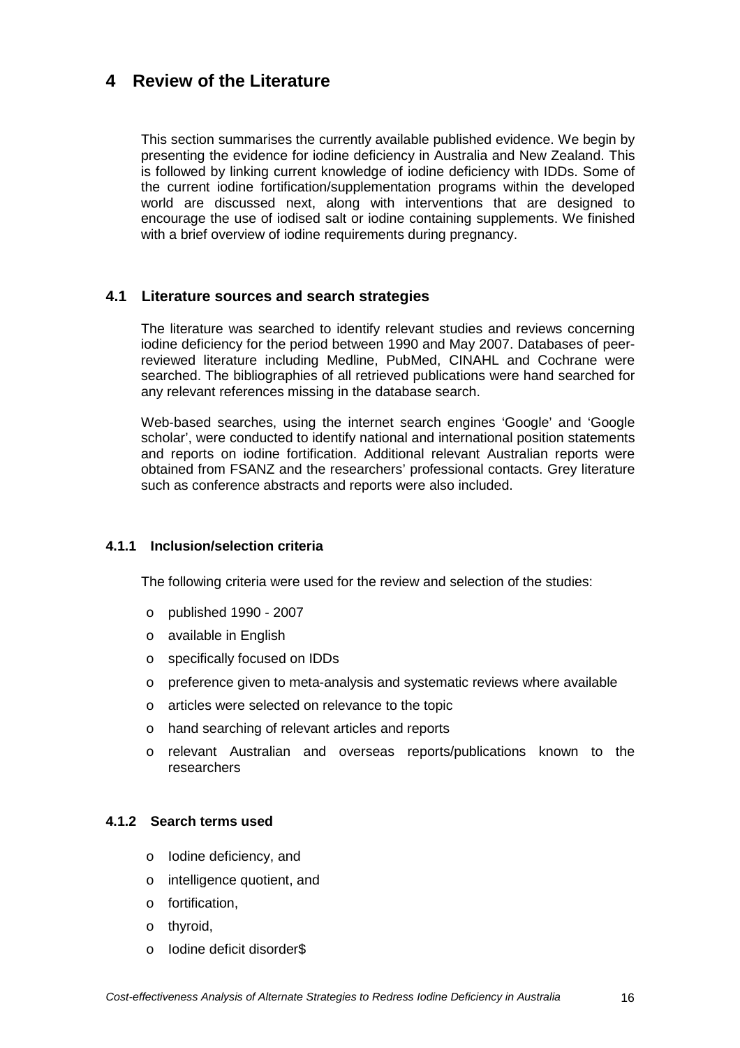# 4 Review of the Literature

This section summarises the currently available published evidence. We begin by presenting the evidence for iodine deficiency in Australia and New Zealand. This is followed by linking current knowledge of iodine deficiency with IDDs. Some of the current iodine fortification/supplementation programs within the developed world are discussed next, along with interventions that are designed to encourage the use of iodised salt or iodine containing supplements. We finished with a brief overview of iodine requirements during pregnancy.

## 4.1 Literature sources and search strategies

The literature was searched to identify relevant studies and reviews concerning iodine deficiency for the period between 1990 and May 2007. Databases of peer-reviewed literature including Medline, PubMed, CINAHL and Cochrane were searched. The bibliographies of all retrieved publications were hand searched for any relevant references missing in the database search.

Web-based searches, using the internet search engines 'Google' and 'Google scholar', were conducted to identify national and international position statements and reports on iodine fortification. Additional relevant Australian reports were obtained from FSANZ and the researchers' professional contacts. Grey literature such as conference abstracts and reports were also included.

### 4.1.1 Inclusion/selection criteria

The following criteria were used for the review and selection of the studies:

- published 1990 - 2007
- available in English
- specifically focused on IDDs
- preference given to meta-analysis and systematic reviews where available
- articles were selected on relevance to the topic
- hand searching of relevant articles and reports
- relevant Australian and overseas reports/publications known to the researchers

### 4.1.2 Search terms used

- Iodine deficiency, and
- intelligence quotient, and
- fortification,
- thyroid,
- Iodine deficit disorder$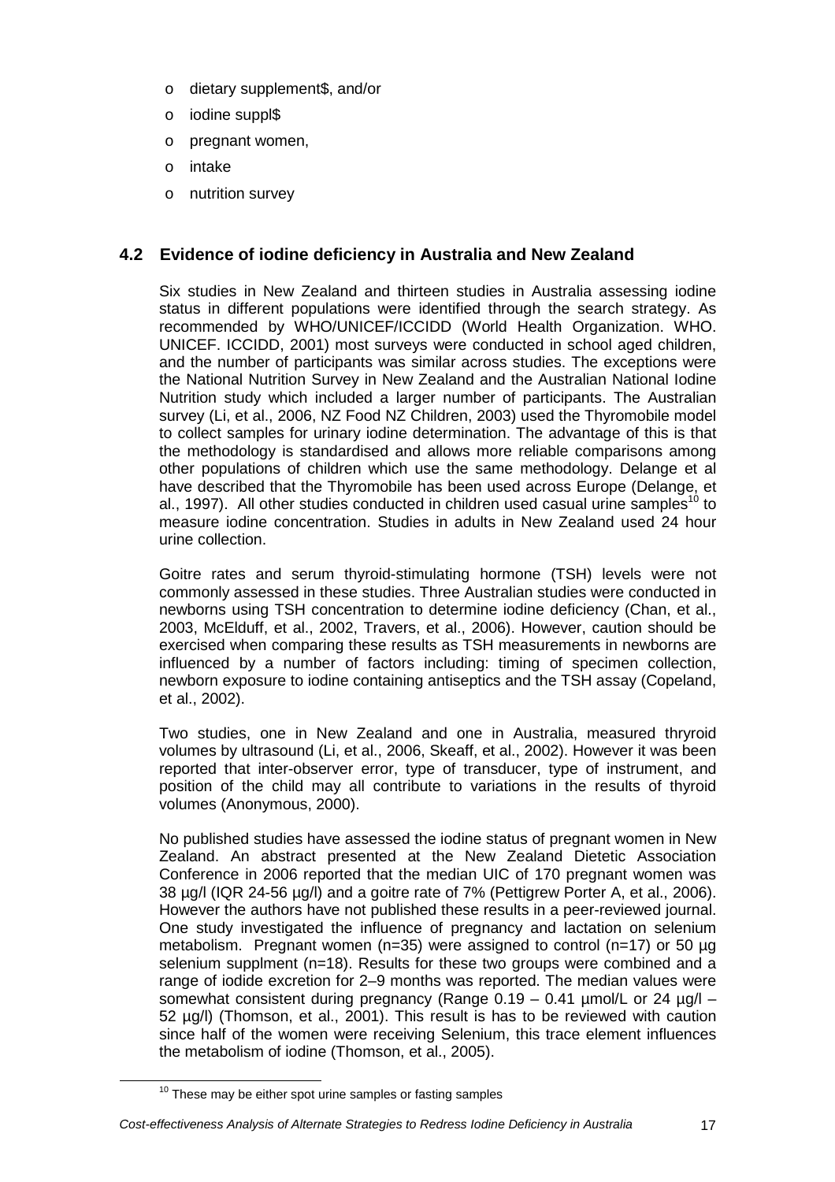- dietary supplement$, and/or
- iodine suppl$
- pregnant women,
- intake
- nutrition survey

## 4.2 Evidence of iodine deficiency in Australia and New Zealand

Six studies in New Zealand and thirteen studies in Australia assessing iodine status in different populations were identified through the search strategy. As recommended by WHO/UNICEF/ICCIDD (World Health Organization. WHO. UNICEF. ICCIDD, 2001) most surveys were conducted in school aged children, and the number of participants was similar across studies. The exceptions were the National Nutrition Survey in New Zealand and the Australian National Iodine Nutrition study which included a larger number of participants. The Australian survey (Li, et al., 2006, NZ Food NZ Children, 2003) used the Thyromobile model to collect samples for urinary iodine determination. The advantage of this is that the methodology is standardised and allows more reliable comparisons among other populations of children which use the same methodology. Delange et al have described that the Thyromobile has been used across Europe (Delange, et al., 1997). All other studies conducted in children used casual urine samples[10] to measure iodine concentration. Studies in adults in New Zealand used 24 hour urine collection.

Goitre rates and serum thyroid-stimulating hormone (TSH) levels were not commonly assessed in these studies. Three Australian studies were conducted in newborns using TSH concentration to determine iodine deficiency (Chan, et al., 2003, McElduff, et al., 2002, Travers, et al., 2006). However, caution should be exercised when comparing these results as TSH measurements in newborns are influenced by a number of factors including: timing of specimen collection, newborn exposure to iodine containing antiseptics and the TSH assay (Copeland, et al., 2002).

Two studies, one in New Zealand and one in Australia, measured thryroid volumes by ultrasound (Li, et al., 2006, Skeaff, et al., 2002). However it was been reported that inter-observer error, type of transducer, type of instrument, and position of the child may all contribute to variations in the results of thyroid volumes (Anonymous, 2000).

No published studies have assessed the iodine status of pregnant women in New Zealand. An abstract presented at the New Zealand Dietetic Association Conference in 2006 reported that the median UIC of 170 pregnant women was 38 µg/l (IQR 24-56 µg/l) and a goitre rate of 7% (Pettigrew Porter A, et al., 2006). However the authors have not published these results in a peer-reviewed journal. One study investigated the influence of pregnancy and lactation on selenium metabolism. Pregnant women (n=35) were assigned to control (n=17) or 50 µg selenium supplment (n=18). Results for these two groups were combined and a range of iodide excretion for 2–9 months was reported. The median values were somewhat consistent during pregnancy (Range 0.19 – 0.41 µmol/L or 24 µg/l – 52 µg/l) (Thomson, et al., 2001). This result is has to be reviewed with caution since half of the women were receiving Selenium, this trace element influences the metabolism of iodine (Thomson, et al., 2005).

[10] These may be either spot urine samples or fasting samples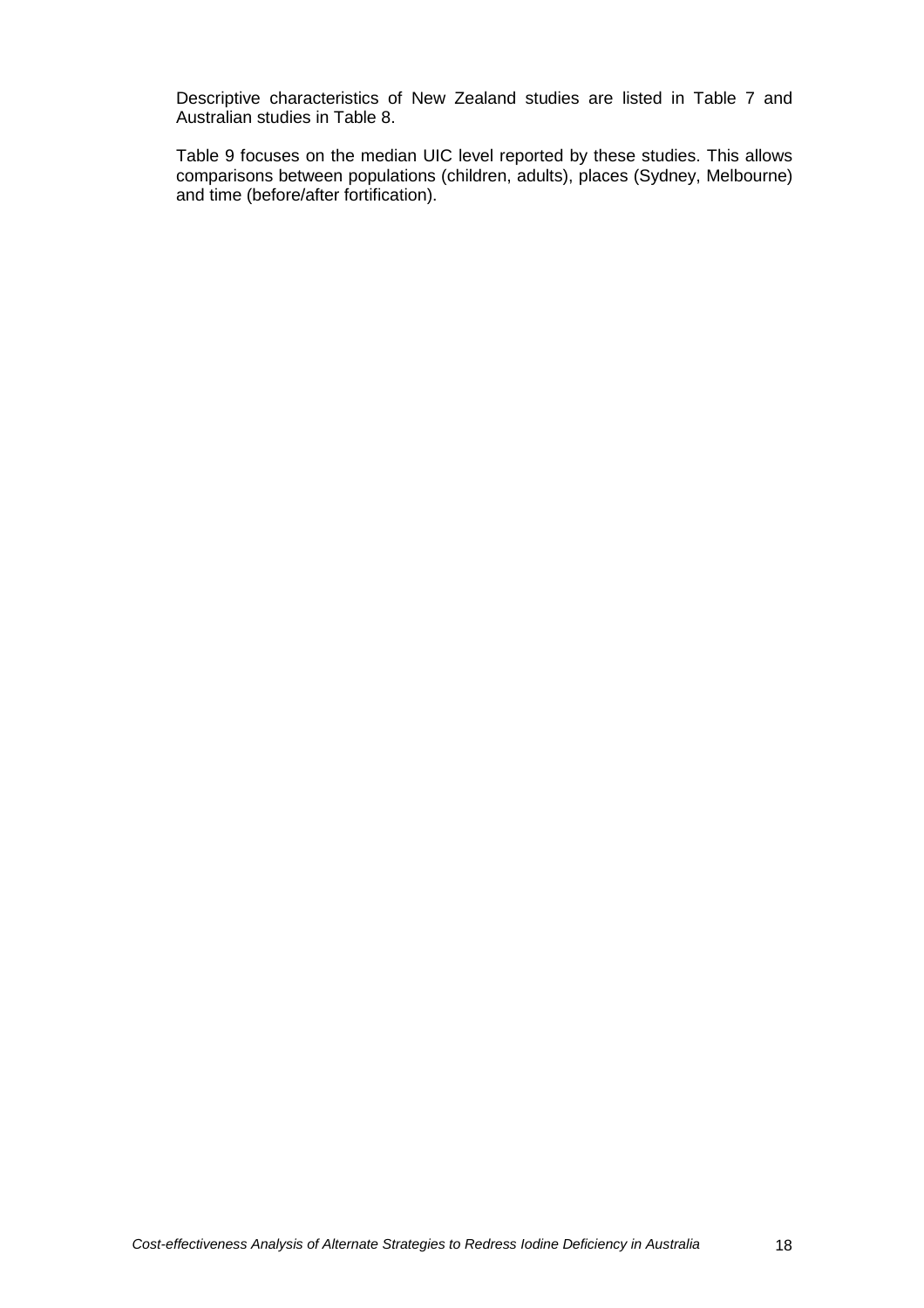Descriptive characteristics of New Zealand studies are listed in Table 7 and Australian studies in Table 8.

Table 9 focuses on the median UIC level reported by these studies. This allows comparisons between populations (children, adults), places (Sydney, Melbourne) and time (before/after fortification).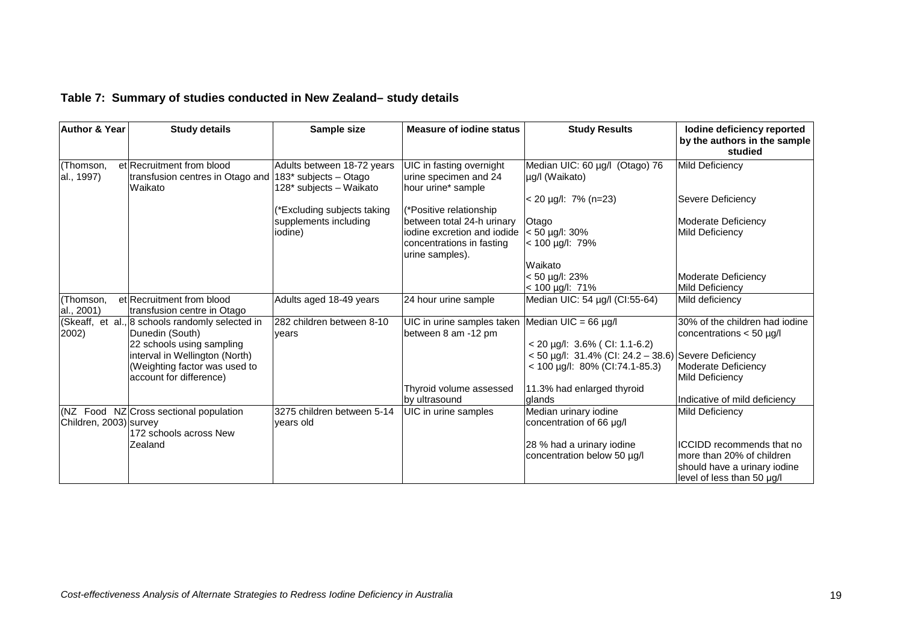**Table 7: Summary of studies conducted in New Zealand– study details**

| Author & Year | Study details | Sample size | Measure of iodine status | Study Results | Iodine deficiency reported by the authors in the sample studied |
|---|---|---|---|---|---|
| (Thomson, et al., 1997) | Recruitment from blood transfusion centres in Otago and Waikato | Adults between 18-72 years 183* subjects – Otago 128* subjects – Waikato<br><br>(*Excluding subjects taking supplements including iodine) | UIC in fasting overnight urine specimen and 24 hour urine* sample<br><br>(*Positive relationship between total 24-h urinary iodine excretion and iodide concentrations in fasting urine samples). | Median UIC: 60 µg/l (Otago) 76 µg/l (Waikato)<br><br>< 20 µg/l: 7% (n=23)<br><br>Otago<br>< 50 µg/l: 30%<br>< 100 µg/l: 79%<br><br>Waikato<br>< 50 µg/l: 23%<br>< 100 µg/l: 71% | Mild Deficiency<br><br>Severe Deficiency<br><br>Moderate Deficiency<br>Mild Deficiency<br><br>Moderate Deficiency<br>Mild Deficiency |
| (Thomson, et al., 2001) | Recruitment from blood transfusion centre in Otago | Adults aged 18-49 years | 24 hour urine sample | Median UIC: 54 µg/l (CI:55-64) | Mild deficiency |
| (Skeaff, et al., 2002) | 8 schools randomly selected in Dunedin (South)<br>22 schools using sampling interval in Wellington (North)<br>(Weighting factor was used to account for difference) | 282 children between 8-10 years | UIC in urine samples taken between 8 am -12 pm<br><br>Thyroid volume assessed by ultrasound | Median UIC = 66 µg/l<br><br>< 20 µg/l: 3.6% ( CI: 1.1-6.2)<br>< 50 µg/l: 31.4% (CI: 24.2 – 38.6)<br>< 100 µg/l: 80% (CI:74.1-85.3)<br><br>11.3% had enlarged thyroid glands | 30% of the children had iodine concentrations < 50 µg/l<br><br>Severe Deficiency<br>Moderate Deficiency<br>Mild Deficiency<br><br>Indicative of mild deficiency |
| (NZ Food NZ Children, 2003) | Cross sectional population survey<br>172 schools across New Zealand | 3275 children between 5-14 years old | UIC in urine samples | Median urinary iodine concentration of 66 µg/l<br><br>28 % had a urinary iodine concentration below 50 µg/l | Mild Deficiency<br><br>ICCIDD recommends that no more than 20% of children should have a urinary iodine level of less than 50 µg/l |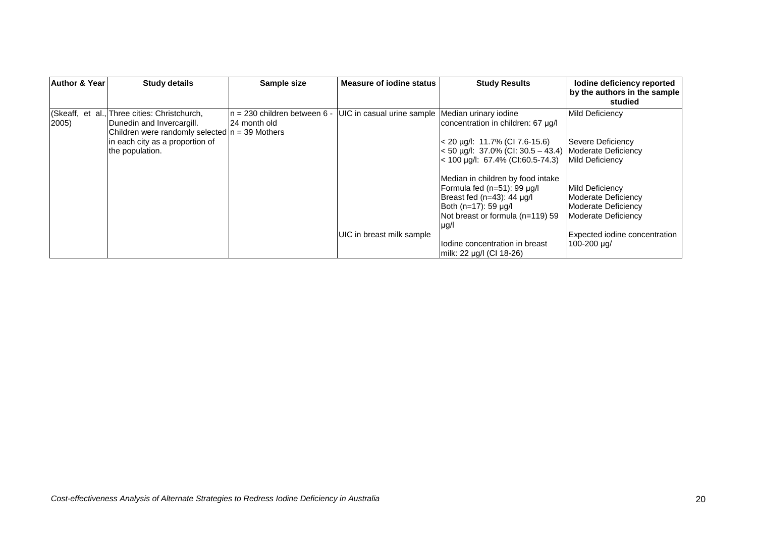| Author & Year | Study details | Sample size | Measure of iodine status | Study Results | Iodine deficiency reported by the authors in the sample studied |
|---|---|---|---|---|---|
| (Skeaff, et al., 2005) | Three cities: Christchurch, Dunedin and Invercargill. Children were randomly selected in each city as a proportion of the population. | n = 230 children between 6 - 24 month old<br>n = 39 Mothers | UIC in casual urine sample | Median urinary iodine concentration in children: 67 µg/l | Mild Deficiency |
| | | | | < 20 µg/l: 11.7% (CI 7.6-15.6)<br>< 50 µg/l: 37.0% (CI: 30.5 – 43.4)<br>< 100 µg/l: 67.4% (CI:60.5-74.3) | Severe Deficiency<br>Moderate Deficiency<br>Mild Deficiency |
| | | | | Median in children by food intake<br>Formula fed (n=51): 99 µg/l<br>Breast fed (n=43): 44 µg/l<br>Both (n=17): 59 µg/l<br>Not breast or formula (n=119) 59 µg/l | <br>Mild Deficiency<br>Moderate Deficiency<br>Moderate Deficiency<br>Moderate Deficiency |
| | | | UIC in breast milk sample | Iodine concentration in breast milk: 22 µg/l (CI 18-26) | Expected iodine concentration 100-200 µg/ |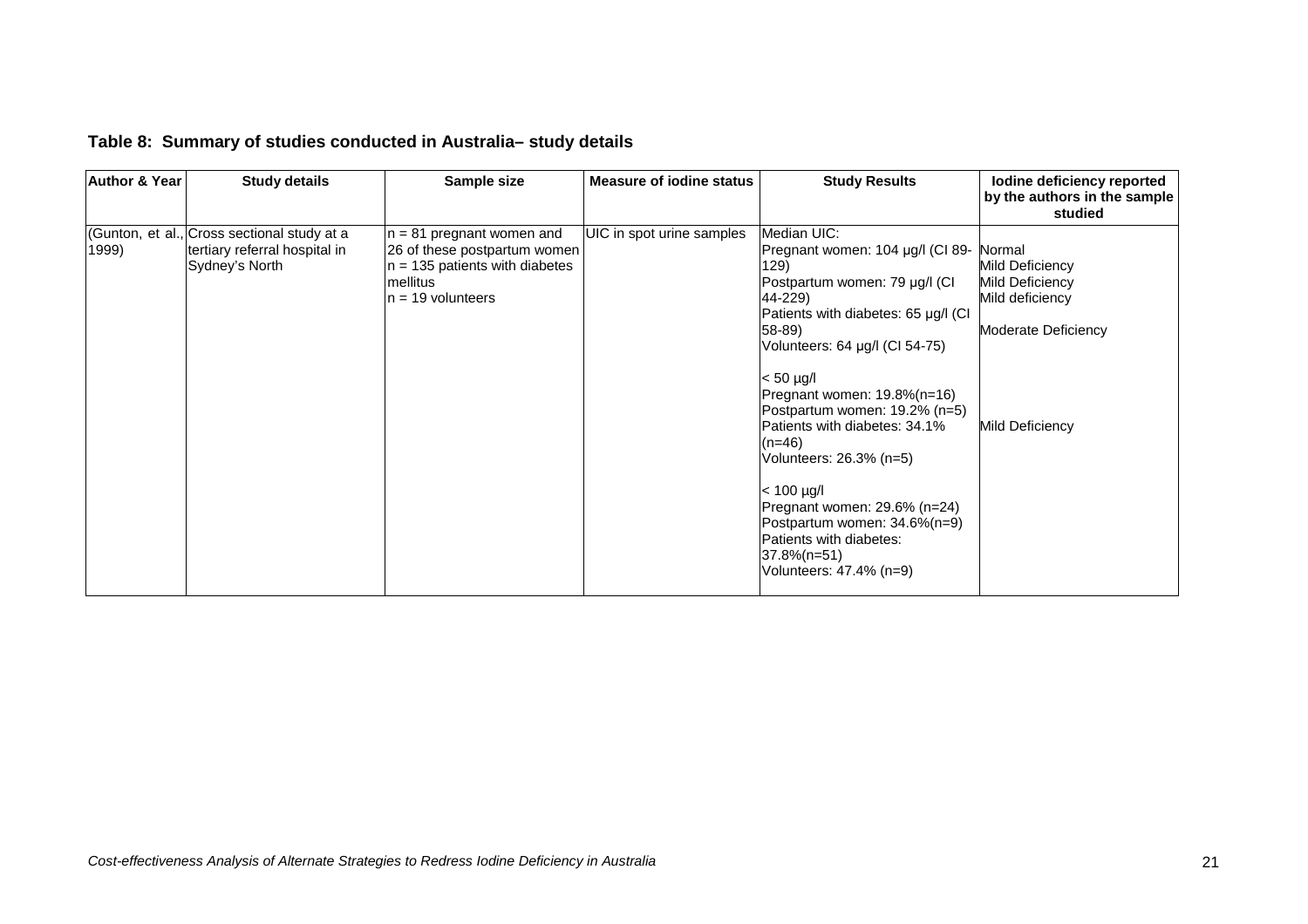**Table 8: Summary of studies conducted in Australia– study details**

| Author & Year | Study details | Sample size | Measure of iodine status | Study Results | Iodine deficiency reported by the authors in the sample studied |
|---|---|---|---|---|---|
| (Gunton, et al., 1999) | Cross sectional study at a tertiary referral hospital in Sydney's North | n = 81 pregnant women and 26 of these postpartum women<br>n = 135 patients with diabetes mellitus<br>n = 19 volunteers | UIC in spot urine samples | Median UIC:<br>Pregnant women: 104 µg/l (CI 89-129)<br>Postpartum women: 79 µg/l (CI 44-229)<br>Patients with diabetes: 65 µg/l (CI 58-89)<br>Volunteers: 64 µg/l (CI 54-75)<br><br>< 50 µg/l<br>Pregnant women: 19.8%(n=16)<br>Postpartum women: 19.2% (n=5)<br>Patients with diabetes: 34.1% (n=46)<br>Volunteers: 26.3% (n=5)<br><br>< 100 µg/l<br>Pregnant women: 29.6% (n=24)<br>Postpartum women: 34.6%(n=9)<br>Patients with diabetes: 37.8%(n=51)<br>Volunteers: 47.4% (n=9) | Normal<br>Mild Deficiency<br>Mild Deficiency<br>Mild deficiency<br><br>Moderate Deficiency<br><br><br><br><br><br>Mild Deficiency |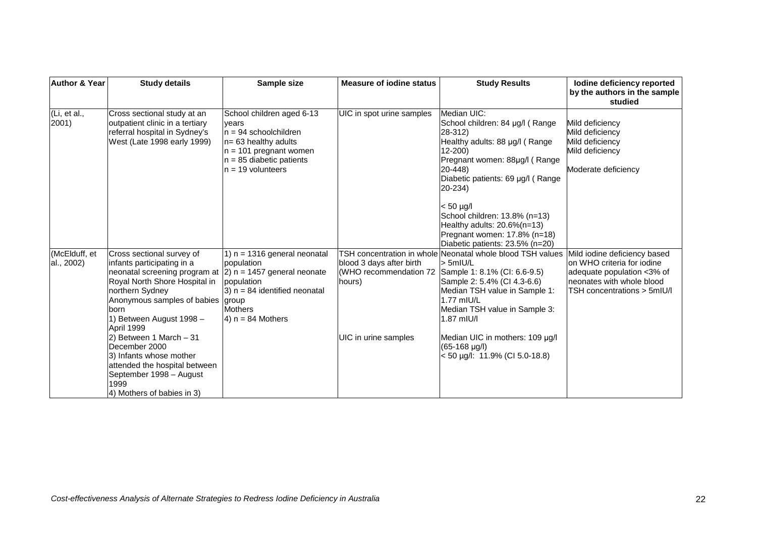| Author & Year | Study details | Sample size | Measure of iodine status | Study Results | Iodine deficiency reported by the authors in the sample studied |
|---|---|---|---|---|---|
| (Li, et al., 2001) | Cross sectional study at an outpatient clinic in a tertiary referral hospital in Sydney's West (Late 1998 early 1999) | School children aged 6-13 years<br>n = 94 schoolchildren<br>n= 63 healthy adults<br>n = 101 pregnant women<br>n = 85 diabetic patients<br>n = 19 volunteers | UIC in spot urine samples | Median UIC:<br>School children: 84 µg/l ( Range 28-312)<br>Healthy adults: 88 µg/l ( Range 12-200)<br>Pregnant women: 88µg/l ( Range 20-448)<br>Diabetic patients: 69 µg/l ( Range 20-234)<br><br>< 50 µg/l<br>School children: 13.8% (n=13)<br>Healthy adults: 20.6%(n=13)<br>Pregnant women: 17.8% (n=18)<br>Diabetic patients: 23.5% (n=20) | Mild deficiency<br>Mild deficiency<br>Mild deficiency<br>Mild deficiency<br><br>Moderate deficiency |
| (McElduff, et al., 2002) | Cross sectional survey of infants participating in a neonatal screening program at Royal North Shore Hospital in northern Sydney<br>Anonymous samples of babies born<br>1) Between August 1998 – April 1999<br>2) Between 1 March – 31 December 2000<br>3) Infants whose mother attended the hospital between September 1998 – August 1999<br>4) Mothers of babies in 3) | 1) n = 1316 general neonatal population<br>2) n = 1457 general neonate population<br>3) n = 84 identified neonatal group<br>Mothers<br>4) n = 84 Mothers | TSH concentration in whole blood 3 days after birth (WHO recommendation 72 hours)<br><br><br><br>UIC in urine samples | Neonatal whole blood TSH values > 5mIU/L<br>Sample 1: 8.1% (CI: 6.6-9.5)<br>Sample 2: 5.4% (CI 4.3-6.6)<br>Median TSH value in Sample 1: 1.77 mIU/L<br>Median TSH value in Sample 3: 1.87 mIU/l<br><br>Median UIC in mothers: 109 µg/l (65-168 µg/l)<br>< 50 µg/l: 11.9% (CI 5.0-18.8) | Mild iodine deficiency based on WHO criteria for iodine adequate population <3% of neonates with whole blood TSH concentrations > 5mIU/l |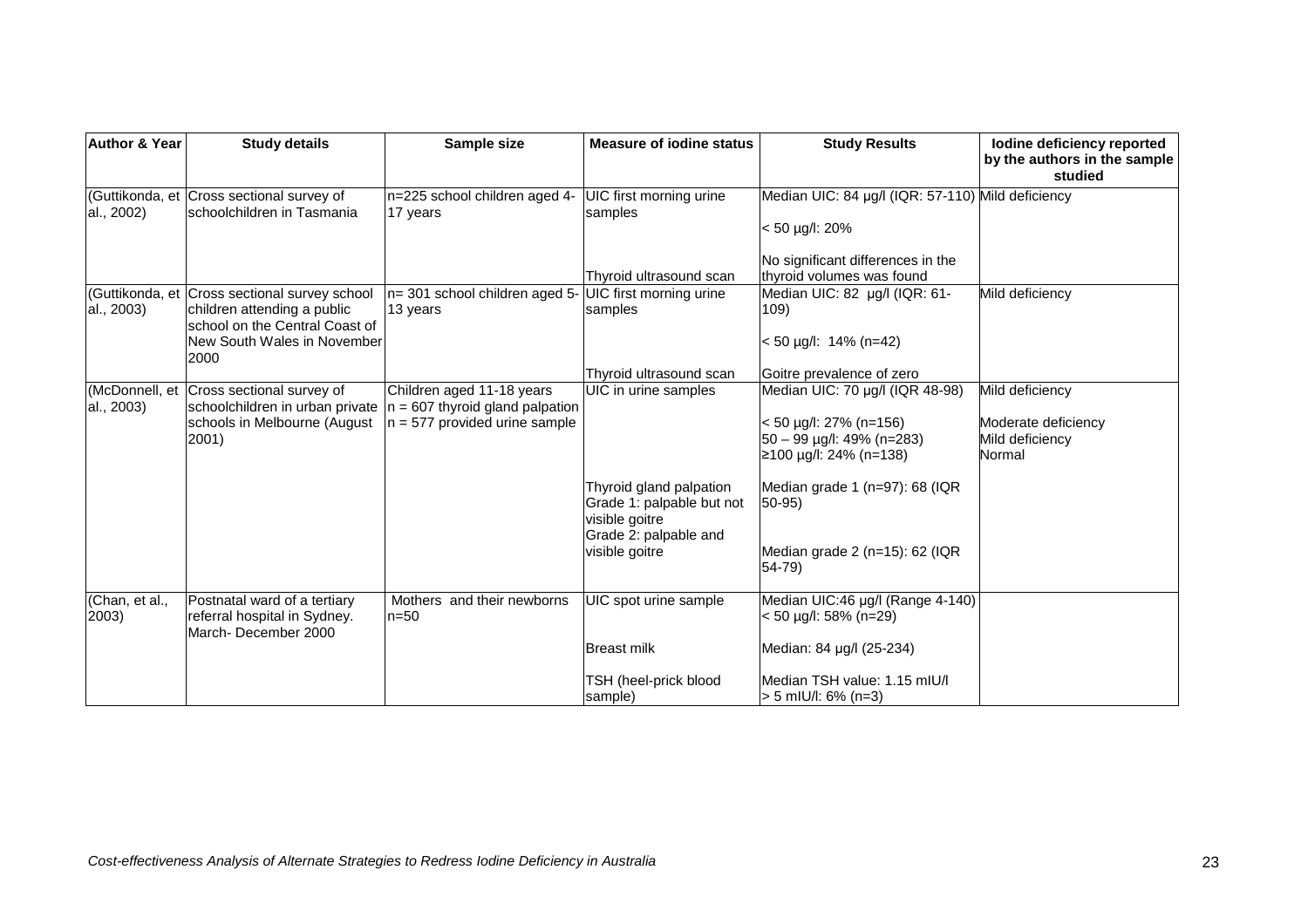| Author & Year | Study details | Sample size | Measure of iodine status | Study Results | Iodine deficiency reported by the authors in the sample studied |
|---|---|---|---|---|---|
| (Guttikonda, et al., 2002) | Cross sectional survey of schoolchildren in Tasmania | n=225 school children aged 4-17 years | UIC first morning urine samples<br><br>Thyroid ultrasound scan | Median UIC: 84 µg/l (IQR: 57-110)<br>< 50 µg/l: 20%<br><br>No significant differences in the thyroid volumes was found | Mild deficiency |
| (Guttikonda, et al., 2003) | Cross sectional survey school children attending a public school on the Central Coast of New South Wales in November 2000 | n= 301 school children aged 5-13 years | UIC first morning urine samples<br><br>Thyroid ultrasound scan | Median UIC: 82 µg/l (IQR: 61-109)<br>< 50 µg/l: 14% (n=42)<br><br>Goitre prevalence of zero | Mild deficiency |
| (McDonnell, et al., 2003) | Cross sectional survey of schoolchildren in urban private schools in Melbourne (August 2001) | Children aged 11-18 years<br>n = 607 thyroid gland palpation<br>n = 577 provided urine sample | UIC in urine samples<br><br>Thyroid gland palpation<br>Grade 1: palpable but not visible goitre<br>Grade 2: palpable and visible goitre | Median UIC: 70 µg/l (IQR 48-98)<br>< 50 µg/l: 27% (n=156)<br>50 – 99 µg/l: 49% (n=283)<br>≥100 µg/l: 24% (n=138)<br><br>Median grade 1 (n=97): 68 (IQR 50-95)<br><br>Median grade 2 (n=15): 62 (IQR 54-79) | Mild deficiency<br>Moderate deficiency<br>Mild deficiency<br>Normal |
| (Chan, et al., 2003) | Postnatal ward of a tertiary referral hospital in Sydney. March- December 2000 | Mothers and their newborns n=50 | UIC spot urine sample<br><br>Breast milk<br><br>TSH (heel-prick blood sample) | Median UIC:46 µg/l (Range 4-140)<br>< 50 µg/l: 58% (n=29)<br><br>Median: 84 µg/l (25-234)<br><br>Median TSH value: 1.15 mIU/l<br>> 5 mIU/l: 6% (n=3) | |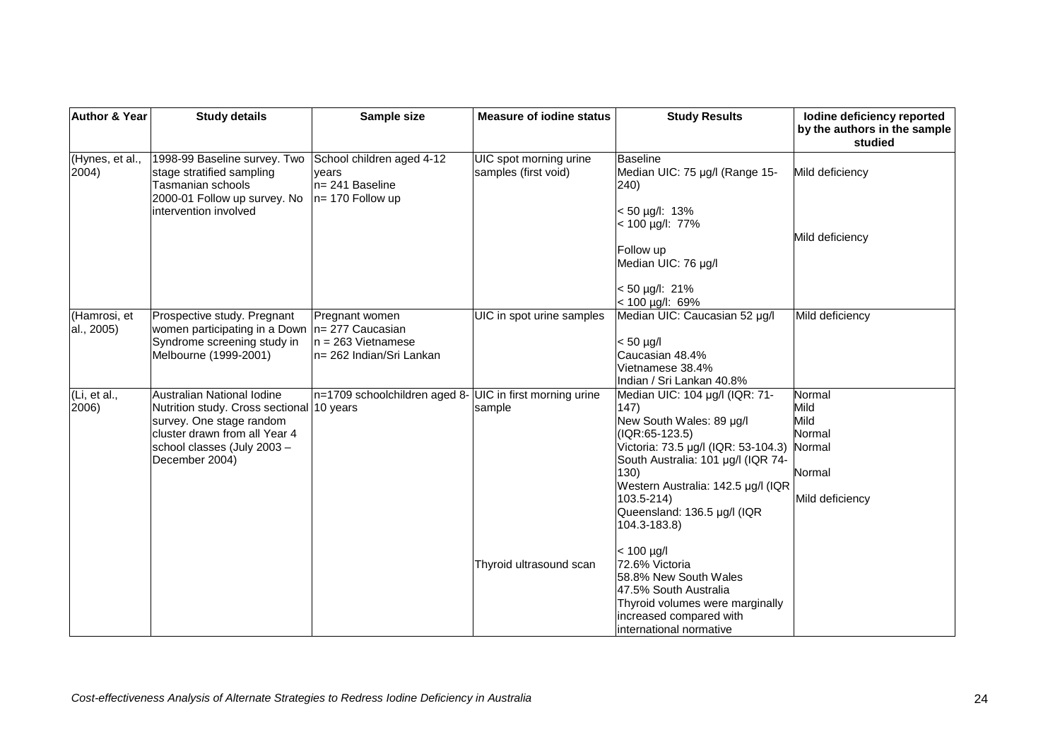| Author & Year | Study details | Sample size | Measure of iodine status | Study Results | Iodine deficiency reported by the authors in the sample studied |
|---|---|---|---|---|---|
| (Hynes, et al., 2004) | 1998-99 Baseline survey. Two stage stratified sampling Tasmanian schools<br>2000-01 Follow up survey. No intervention involved | School children aged 4-12 years<br>n= 241 Baseline<br>n= 170 Follow up | UIC spot morning urine samples (first void) | Baseline<br>Median UIC: 75 µg/l (Range 15-240)<br><br>< 50 µg/l: 13%<br>< 100 µg/l: 77%<br><br>Follow up<br>Median UIC: 76 µg/l<br><br>< 50 µg/l: 21%<br>< 100 µg/l: 69% | Mild deficiency<br><br><br><br>Mild deficiency |
| (Hamrosi, et al., 2005) | Prospective study. Pregnant women participating in a Down Syndrome screening study in Melbourne (1999-2001) | Pregnant women<br>n= 277 Caucasian<br>n = 263 Vietnamese<br>n= 262 Indian/Sri Lankan | UIC in spot urine samples | Median UIC: Caucasian 52 µg/l<br><br>< 50 µg/l<br>Caucasian 48.4%<br>Vietnamese 38.4%<br>Indian / Sri Lankan 40.8% | Mild deficiency |
| (Li, et al., 2006) | Australian National Iodine Nutrition study. Cross sectional survey. One stage random cluster drawn from all Year 4 school classes (July 2003 – December 2004) | n=1709 schoolchildren aged 8-10 years | UIC in first morning urine sample<br><br><br><br><br><br><br><br>Thyroid ultrasound scan | Median UIC: 104 µg/l (IQR: 71-147)<br>New South Wales: 89 µg/l (IQR:65-123.5)<br>Victoria: 73.5 µg/l (IQR: 53-104.3)<br>South Australia: 101 µg/l (IQR 74-130)<br>Western Australia: 142.5 µg/l (IQR 103.5-214)<br>Queensland: 136.5 µg/l (IQR 104.3-183.8)<br><br>< 100 µg/l<br>72.6% Victoria<br>58.8% New South Wales<br>47.5% South Australia<br>Thyroid volumes were marginally increased compared with international normative | Normal<br>Mild<br>Mild<br>Normal<br>Normal<br><br>Normal<br><br>Mild deficiency |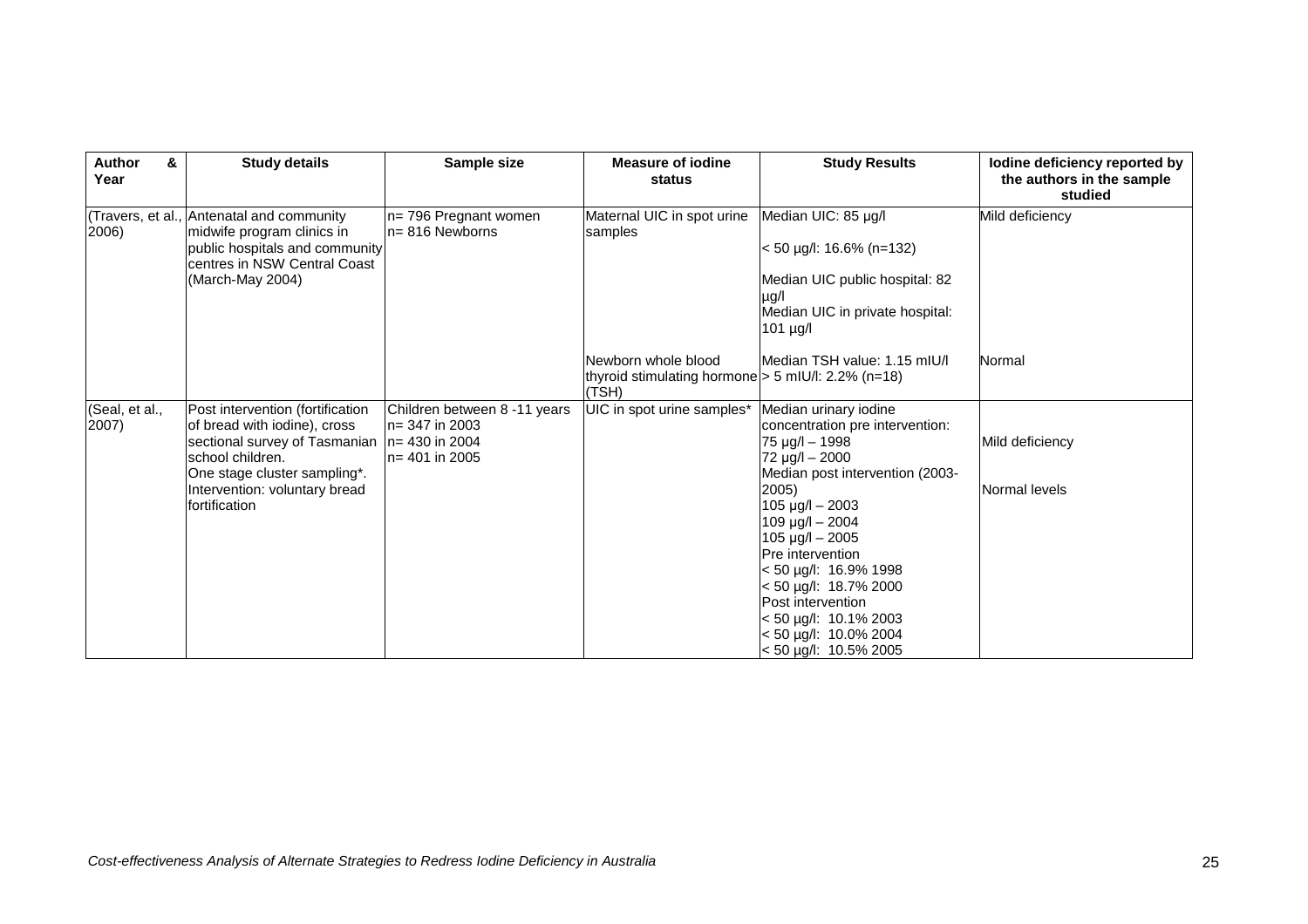| Author & Year | Study details | Sample size | Measure of iodine status | Study Results | Iodine deficiency reported by the authors in the sample studied |
|---|---|---|---|---|---|
| (Travers, et al., 2006) | Antenatal and community midwife program clinics in public hospitals and community centres in NSW Central Coast (March-May 2004) | n= 796 Pregnant women<br>n= 816 Newborns | Maternal UIC in spot urine samples | Median UIC: 85 µg/l<br><br>< 50 µg/l: 16.6% (n=132)<br><br>Median UIC public hospital: 82 µg/l<br>Median UIC in private hospital: 101 µg/l | Mild deficiency |
| | | | Newborn whole blood thyroid stimulating hormone (TSH) | Median TSH value: 1.15 mIU/l<br>> 5 mIU/l: 2.2% (n=18) | Normal |
| (Seal, et al., 2007) | Post intervention (fortification of bread with iodine), cross sectional survey of Tasmanian school children.<br>One stage cluster sampling*.<br>Intervention: voluntary bread fortification | Children between 8 -11 years<br>n= 347 in 2003<br>n= 430 in 2004<br>n= 401 in 2005 | UIC in spot urine samples* | Median urinary iodine concentration pre intervention:<br>75 µg/l – 1998<br>72 µg/l – 2000<br>Median post intervention (2003-2005)<br>105 µg/l – 2003<br>109 µg/l – 2004<br>105 µg/l – 2005<br>Pre intervention<br>< 50 µg/l: 16.9% 1998<br>< 50 µg/l: 18.7% 2000<br>Post intervention<br>< 50 µg/l: 10.1% 2003<br>< 50 µg/l: 10.0% 2004<br>< 50 µg/l: 10.5% 2005 | Mild deficiency<br><br>Normal levels |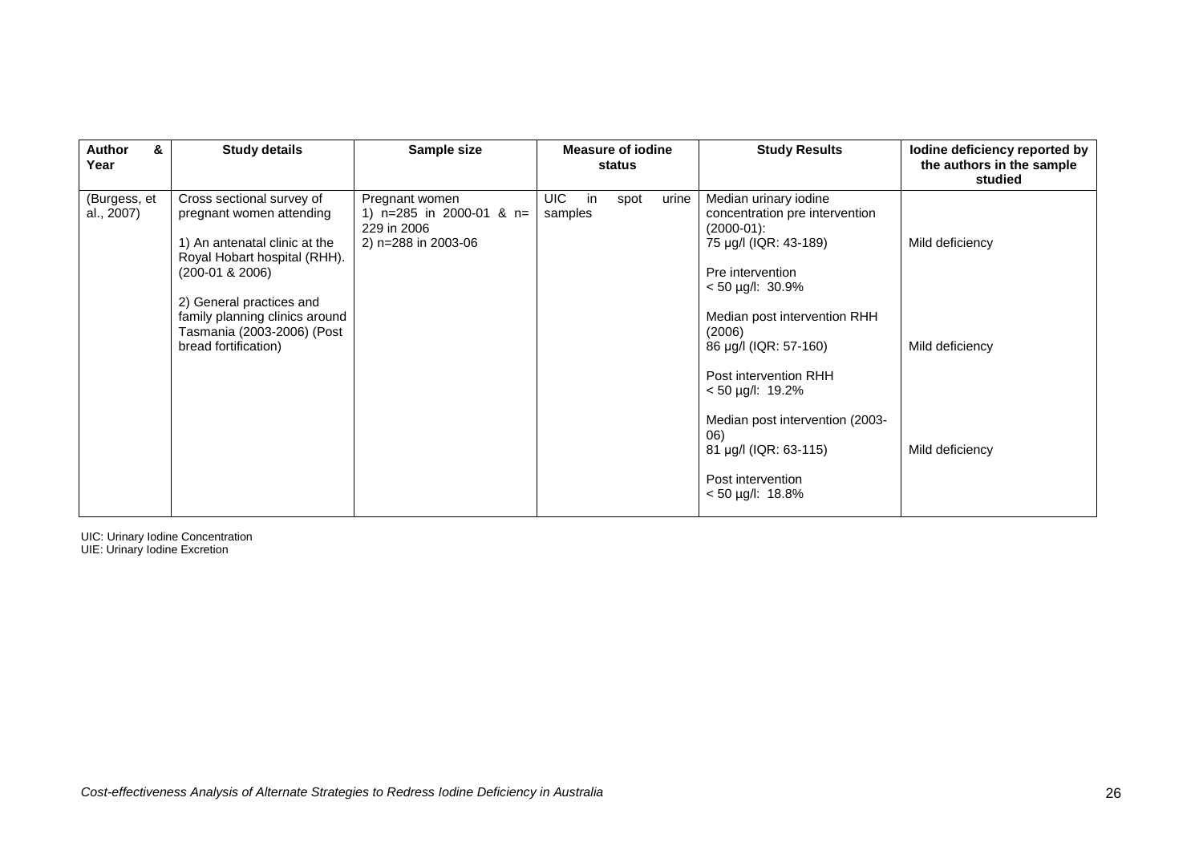| Author & Year | Study details | Sample size | Measure of iodine status | Study Results | Iodine deficiency reported by the authors in the sample studied |
|---|---|---|---|---|---|
| (Burgess, et al., 2007) | Cross sectional survey of pregnant women attending<br><br>1) An antenatal clinic at the Royal Hobart hospital (RHH). (200-01 & 2006)<br><br>2) General practices and family planning clinics around Tasmania (2003-2006) (Post bread fortification) | Pregnant women<br>1) n=285 in 2000-01 & n= 229 in 2006<br>2) n=288 in 2003-06 | UIC in spot urine samples | Median urinary iodine concentration pre intervention (2000-01):<br>75 µg/l (IQR: 43-189)<br><br>Pre intervention<br>< 50 µg/l: 30.9%<br><br>Median post intervention RHH (2006)<br>86 µg/l (IQR: 57-160)<br><br>Post intervention RHH<br>< 50 µg/l: 19.2%<br><br>Median post intervention (2003-06)<br>81 µg/l (IQR: 63-115)<br><br>Post intervention<br>< 50 µg/l: 18.8% | Mild deficiency<br><br>Mild deficiency<br><br>Mild deficiency |

UIC: Urinary Iodine Concentration
UIE: Urinary Iodine Excretion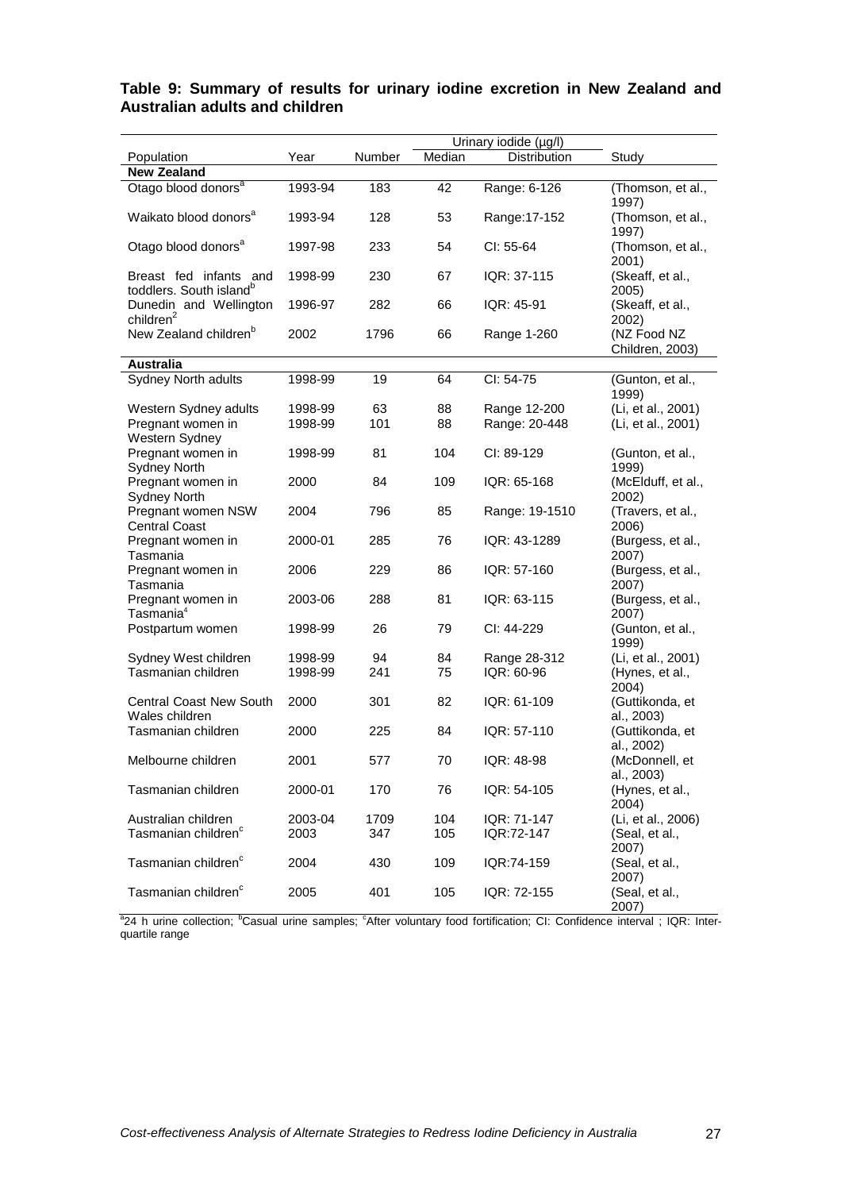## Table 9: Summary of results for urinary iodine excretion in New Zealand and Australian adults and children

| Population | Year | Number | Urinary iodide (µg/l) | | Study |
|---|---|---|---|---|---|
| | | | Median | Distribution | |
| **New Zealand** | | | | | |
| Otago blood donors[a] | 1993-94 | 183 | 42 | Range: 6-126 | (Thomson, et al., 1997) |
| Waikato blood donors[a] | 1993-94 | 128 | 53 | Range:17-152 | (Thomson, et al., 1997) |
| Otago blood donors[a] | 1997-98 | 233 | 54 | CI: 55-64 | (Thomson, et al., 2001) |
| Breast fed infants and toddlers. South island[b] | 1998-99 | 230 | 67 | IQR: 37-115 | (Skeaff, et al., 2005) |
| Dunedin and Wellington children[2] | 1996-97 | 282 | 66 | IQR: 45-91 | (Skeaff, et al., 2002) |
| New Zealand children[b] | 2002 | 1796 | 66 | Range 1-260 | (NZ Food NZ Children, 2003) |
| **Australia** | | | | | |
| Sydney North adults | 1998-99 | 19 | 64 | CI: 54-75 | (Gunton, et al., 1999) |
| Western Sydney adults | 1998-99 | 63 | 88 | Range 12-200 | (Li, et al., 2001) |
| Pregnant women in Western Sydney | 1998-99 | 101 | 88 | Range: 20-448 | (Li, et al., 2001) |
| Pregnant women in Sydney North | 1998-99 | 81 | 104 | CI: 89-129 | (Gunton, et al., 1999) |
| Pregnant women in Sydney North | 2000 | 84 | 109 | IQR: 65-168 | (McElduff, et al., 2002) |
| Pregnant women NSW Central Coast | 2004 | 796 | 85 | Range: 19-1510 | (Travers, et al., 2006) |
| Pregnant women in Tasmania | 2000-01 | 285 | 76 | IQR: 43-1289 | (Burgess, et al., 2007) |
| Pregnant women in Tasmania | 2006 | 229 | 86 | IQR: 57-160 | (Burgess, et al., 2007) |
| Pregnant women in Tasmania[4] | 2003-06 | 288 | 81 | IQR: 63-115 | (Burgess, et al., 2007) |
| Postpartum women | 1998-99 | 26 | 79 | CI: 44-229 | (Gunton, et al., 1999) |
| Sydney West children | 1998-99 | 94 | 84 | Range 28-312 | (Li, et al., 2001) |
| Tasmanian children | 1998-99 | 241 | 75 | IQR: 60-96 | (Hynes, et al., 2004) |
| Central Coast New South Wales children | 2000 | 301 | 82 | IQR: 61-109 | (Guttikonda, et al., 2003) |
| Tasmanian children | 2000 | 225 | 84 | IQR: 57-110 | (Guttikonda, et al., 2002) |
| Melbourne children | 2001 | 577 | 70 | IQR: 48-98 | (McDonnell, et al., 2003) |
| Tasmanian children | 2000-01 | 170 | 76 | IQR: 54-105 | (Hynes, et al., 2004) |
| Australian children | 2003-04 | 1709 | 104 | IQR: 71-147 | (Li, et al., 2006) |
| Tasmanian children[c] | 2003 | 347 | 105 | IQR:72-147 | (Seal, et al., 2007) |
| Tasmanian children[c] | 2004 | 430 | 109 | IQR:74-159 | (Seal, et al., 2007) |
| Tasmanian children[c] | 2005 | 401 | 105 | IQR: 72-155 | (Seal, et al., 2007) |

[a]24 h urine collection; [b]Casual urine samples; [c]After voluntary food fortification; CI: Confidence interval ; IQR: Inter-quartile range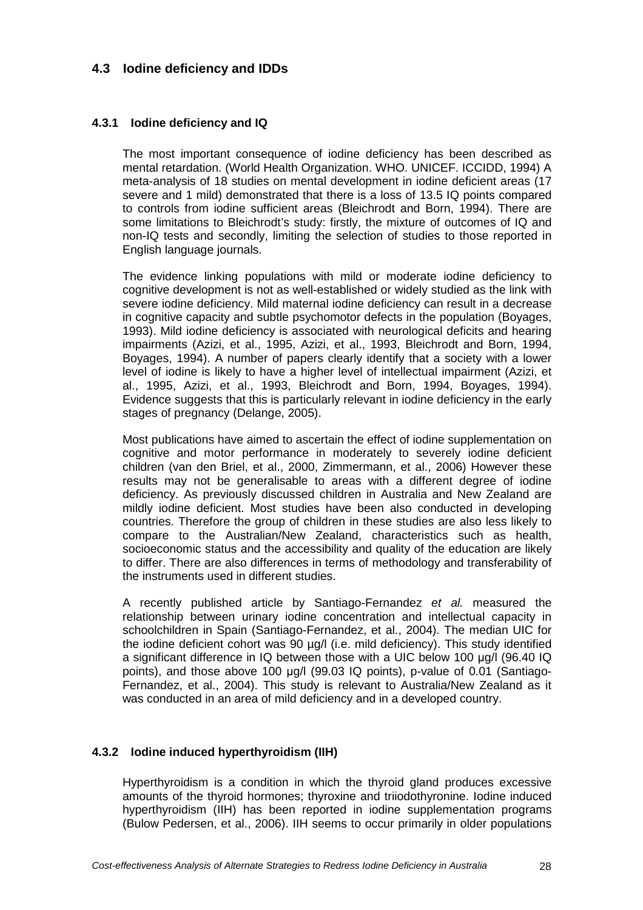## 4.3 Iodine deficiency and IDDs

### 4.3.1 Iodine deficiency and IQ

The most important consequence of iodine deficiency has been described as mental retardation. (World Health Organization. WHO. UNICEF. ICCIDD, 1994) A meta-analysis of 18 studies on mental development in iodine deficient areas (17 severe and 1 mild) demonstrated that there is a loss of 13.5 IQ points compared to controls from iodine sufficient areas (Bleichrodt and Born, 1994). There are some limitations to Bleichrodt's study: firstly, the mixture of outcomes of IQ and non-IQ tests and secondly, limiting the selection of studies to those reported in English language journals.

The evidence linking populations with mild or moderate iodine deficiency to cognitive development is not as well-established or widely studied as the link with severe iodine deficiency. Mild maternal iodine deficiency can result in a decrease in cognitive capacity and subtle psychomotor defects in the population (Boyages, 1993). Mild iodine deficiency is associated with neurological deficits and hearing impairments (Azizi, et al., 1995, Azizi, et al., 1993, Bleichrodt and Born, 1994, Boyages, 1994). A number of papers clearly identify that a society with a lower level of iodine is likely to have a higher level of intellectual impairment (Azizi, et al., 1995, Azizi, et al., 1993, Bleichrodt and Born, 1994, Boyages, 1994). Evidence suggests that this is particularly relevant in iodine deficiency in the early stages of pregnancy (Delange, 2005).

Most publications have aimed to ascertain the effect of iodine supplementation on cognitive and motor performance in moderately to severely iodine deficient children (van den Briel, et al., 2000, Zimmermann, et al., 2006) However these results may not be generalisable to areas with a different degree of iodine deficiency. As previously discussed children in Australia and New Zealand are mildly iodine deficient. Most studies have been also conducted in developing countries. Therefore the group of children in these studies are also less likely to compare to the Australian/New Zealand, characteristics such as health, socioeconomic status and the accessibility and quality of the education are likely to differ. There are also differences in terms of methodology and transferability of the instruments used in different studies.

A recently published article by Santiago-Fernandez *et al.* measured the relationship between urinary iodine concentration and intellectual capacity in schoolchildren in Spain (Santiago-Fernandez, et al., 2004). The median UIC for the iodine deficient cohort was 90 µg/l (i.e. mild deficiency). This study identified a significant difference in IQ between those with a UIC below 100 µg/l (96.40 IQ points), and those above 100 µg/l (99.03 IQ points), p-value of 0.01 (Santiago-Fernandez, et al., 2004). This study is relevant to Australia/New Zealand as it was conducted in an area of mild deficiency and in a developed country.

### 4.3.2 Iodine induced hyperthyroidism (IIH)

Hyperthyroidism is a condition in which the thyroid gland produces excessive amounts of the thyroid hormones; thyroxine and triiodothyronine. Iodine induced hyperthyroidism (IIH) has been reported in iodine supplementation programs (Bulow Pedersen, et al., 2006). IIH seems to occur primarily in older populations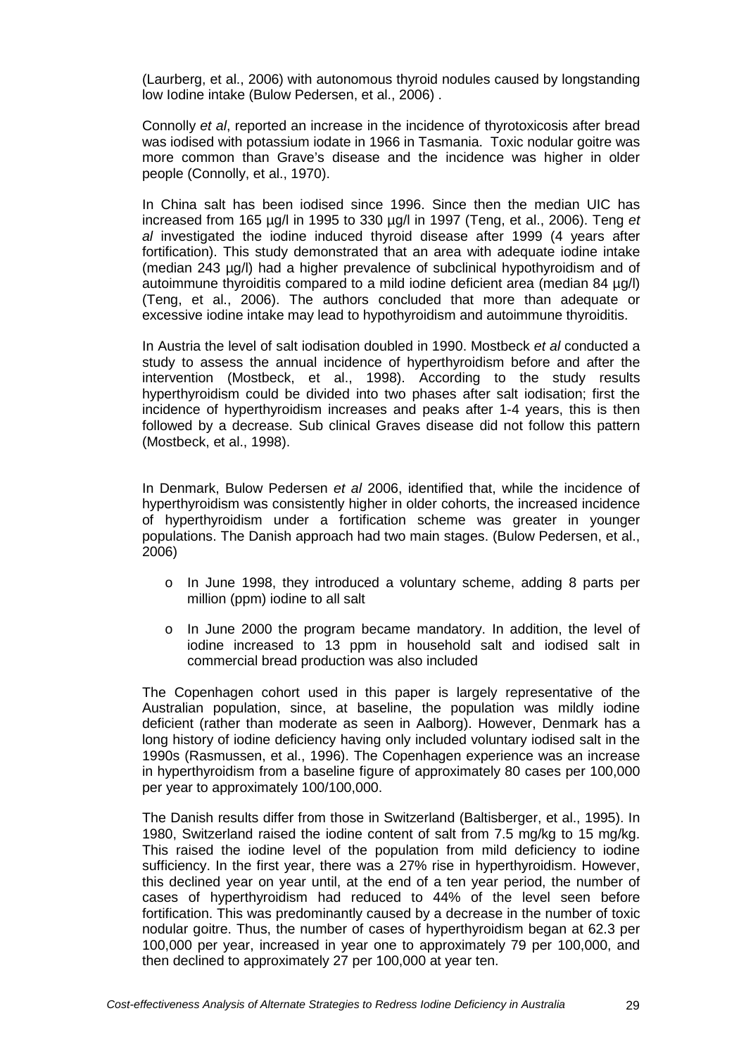(Laurberg, et al., 2006) with autonomous thyroid nodules caused by longstanding low Iodine intake (Bulow Pedersen, et al., 2006) .

Connolly *et al*, reported an increase in the incidence of thyrotoxicosis after bread was iodised with potassium iodate in 1966 in Tasmania. Toxic nodular goitre was more common than Grave's disease and the incidence was higher in older people (Connolly, et al., 1970).

In China salt has been iodised since 1996. Since then the median UIC has increased from 165 µg/l in 1995 to 330 µg/l in 1997 (Teng, et al., 2006). Teng *et al* investigated the iodine induced thyroid disease after 1999 (4 years after fortification). This study demonstrated that an area with adequate iodine intake (median 243 µg/l) had a higher prevalence of subclinical hypothyroidism and of autoimmune thyroiditis compared to a mild iodine deficient area (median 84 µg/l) (Teng, et al., 2006). The authors concluded that more than adequate or excessive iodine intake may lead to hypothyroidism and autoimmune thyroiditis.

In Austria the level of salt iodisation doubled in 1990. Mostbeck *et al* conducted a study to assess the annual incidence of hyperthyroidism before and after the intervention (Mostbeck, et al., 1998). According to the study results hyperthyroidism could be divided into two phases after salt iodisation; first the incidence of hyperthyroidism increases and peaks after 1-4 years, this is then followed by a decrease. Sub clinical Graves disease did not follow this pattern (Mostbeck, et al., 1998).

In Denmark, Bulow Pedersen *et al* 2006, identified that, while the incidence of hyperthyroidism was consistently higher in older cohorts, the increased incidence of hyperthyroidism under a fortification scheme was greater in younger populations. The Danish approach had two main stages. (Bulow Pedersen, et al., 2006)

- In June 1998, they introduced a voluntary scheme, adding 8 parts per million (ppm) iodine to all salt
- In June 2000 the program became mandatory. In addition, the level of iodine increased to 13 ppm in household salt and iodised salt in commercial bread production was also included

The Copenhagen cohort used in this paper is largely representative of the Australian population, since, at baseline, the population was mildly iodine deficient (rather than moderate as seen in Aalborg). However, Denmark has a long history of iodine deficiency having only included voluntary iodised salt in the 1990s (Rasmussen, et al., 1996). The Copenhagen experience was an increase in hyperthyroidism from a baseline figure of approximately 80 cases per 100,000 per year to approximately 100/100,000.

The Danish results differ from those in Switzerland (Baltisberger, et al., 1995). In 1980, Switzerland raised the iodine content of salt from 7.5 mg/kg to 15 mg/kg. This raised the iodine level of the population from mild deficiency to iodine sufficiency. In the first year, there was a 27% rise in hyperthyroidism. However, this declined year on year until, at the end of a ten year period, the number of cases of hyperthyroidism had reduced to 44% of the level seen before fortification. This was predominantly caused by a decrease in the number of toxic nodular goitre. Thus, the number of cases of hyperthyroidism began at 62.3 per 100,000 per year, increased in year one to approximately 79 per 100,000, and then declined to approximately 27 per 100,000 at year ten.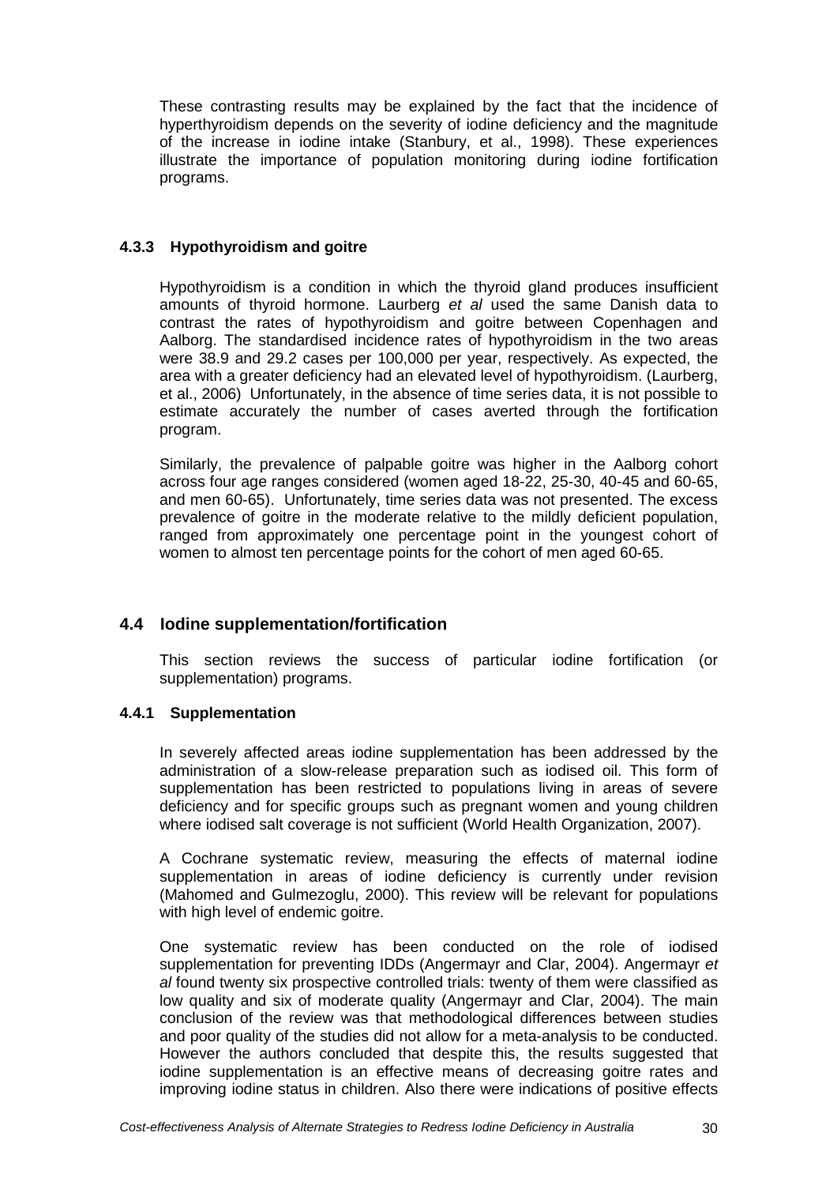These contrasting results may be explained by the fact that the incidence of hyperthyroidism depends on the severity of iodine deficiency and the magnitude of the increase in iodine intake (Stanbury, et al., 1998). These experiences illustrate the importance of population monitoring during iodine fortification programs.

### 4.3.3 Hypothyroidism and goitre

Hypothyroidism is a condition in which the thyroid gland produces insufficient amounts of thyroid hormone. Laurberg *et al* used the same Danish data to contrast the rates of hypothyroidism and goitre between Copenhagen and Aalborg. The standardised incidence rates of hypothyroidism in the two areas were 38.9 and 29.2 cases per 100,000 per year, respectively. As expected, the area with a greater deficiency had an elevated level of hypothyroidism. (Laurberg, et al., 2006) Unfortunately, in the absence of time series data, it is not possible to estimate accurately the number of cases averted through the fortification program.

Similarly, the prevalence of palpable goitre was higher in the Aalborg cohort across four age ranges considered (women aged 18-22, 25-30, 40-45 and 60-65, and men 60-65). Unfortunately, time series data was not presented. The excess prevalence of goitre in the moderate relative to the mildly deficient population, ranged from approximately one percentage point in the youngest cohort of women to almost ten percentage points for the cohort of men aged 60-65.

## 4.4 Iodine supplementation/fortification

This section reviews the success of particular iodine fortification (or supplementation) programs.

### 4.4.1 Supplementation

In severely affected areas iodine supplementation has been addressed by the administration of a slow-release preparation such as iodised oil. This form of supplementation has been restricted to populations living in areas of severe deficiency and for specific groups such as pregnant women and young children where iodised salt coverage is not sufficient (World Health Organization, 2007).

A Cochrane systematic review, measuring the effects of maternal iodine supplementation in areas of iodine deficiency is currently under revision (Mahomed and Gulmezoglu, 2000). This review will be relevant for populations with high level of endemic goitre.

One systematic review has been conducted on the role of iodised supplementation for preventing IDDs (Angermayr and Clar, 2004). Angermayr *et al* found twenty six prospective controlled trials: twenty of them were classified as low quality and six of moderate quality (Angermayr and Clar, 2004). The main conclusion of the review was that methodological differences between studies and poor quality of the studies did not allow for a meta-analysis to be conducted. However the authors concluded that despite this, the results suggested that iodine supplementation is an effective means of decreasing goitre rates and improving iodine status in children. Also there were indications of positive effects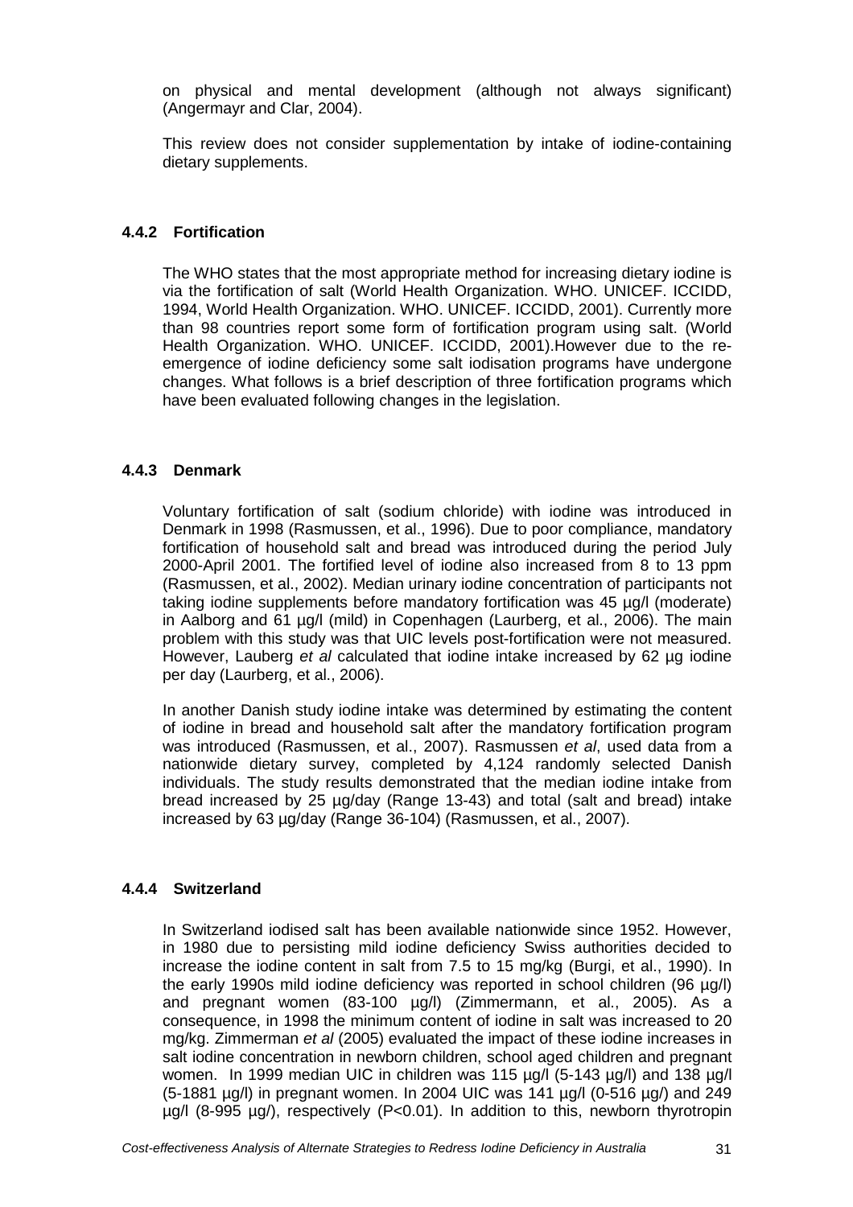on physical and mental development (although not always significant) (Angermayr and Clar, 2004).

This review does not consider supplementation by intake of iodine-containing dietary supplements.

### 4.4.2 Fortification

The WHO states that the most appropriate method for increasing dietary iodine is via the fortification of salt (World Health Organization. WHO. UNICEF. ICCIDD, 1994, World Health Organization. WHO. UNICEF. ICCIDD, 2001). Currently more than 98 countries report some form of fortification program using salt. (World Health Organization. WHO. UNICEF. ICCIDD, 2001).However due to the re-emergence of iodine deficiency some salt iodisation programs have undergone changes. What follows is a brief description of three fortification programs which have been evaluated following changes in the legislation.

### 4.4.3 Denmark

Voluntary fortification of salt (sodium chloride) with iodine was introduced in Denmark in 1998 (Rasmussen, et al., 1996). Due to poor compliance, mandatory fortification of household salt and bread was introduced during the period July 2000-April 2001. The fortified level of iodine also increased from 8 to 13 ppm (Rasmussen, et al., 2002). Median urinary iodine concentration of participants not taking iodine supplements before mandatory fortification was 45 µg/l (moderate) in Aalborg and 61 µg/l (mild) in Copenhagen (Laurberg, et al., 2006). The main problem with this study was that UIC levels post-fortification were not measured. However, Lauberg *et al* calculated that iodine intake increased by 62 µg iodine per day (Laurberg, et al., 2006).

In another Danish study iodine intake was determined by estimating the content of iodine in bread and household salt after the mandatory fortification program was introduced (Rasmussen, et al., 2007). Rasmussen *et al*, used data from a nationwide dietary survey, completed by 4,124 randomly selected Danish individuals. The study results demonstrated that the median iodine intake from bread increased by 25 µg/day (Range 13-43) and total (salt and bread) intake increased by 63 µg/day (Range 36-104) (Rasmussen, et al., 2007).

### 4.4.4 Switzerland

In Switzerland iodised salt has been available nationwide since 1952. However, in 1980 due to persisting mild iodine deficiency Swiss authorities decided to increase the iodine content in salt from 7.5 to 15 mg/kg (Burgi, et al., 1990). In the early 1990s mild iodine deficiency was reported in school children (96 µg/l) and pregnant women (83-100 µg/l) (Zimmermann, et al., 2005). As a consequence, in 1998 the minimum content of iodine in salt was increased to 20 mg/kg. Zimmerman *et al* (2005) evaluated the impact of these iodine increases in salt iodine concentration in newborn children, school aged children and pregnant women. In 1999 median UIC in children was 115 µg/l (5-143 µg/l) and 138 µg/l (5-1881 µg/l) in pregnant women. In 2004 UIC was 141 µg/l (0-516 µg/) and 249 µg/l (8-995 µg/), respectively (P<0.01). In addition to this, newborn thyrotropin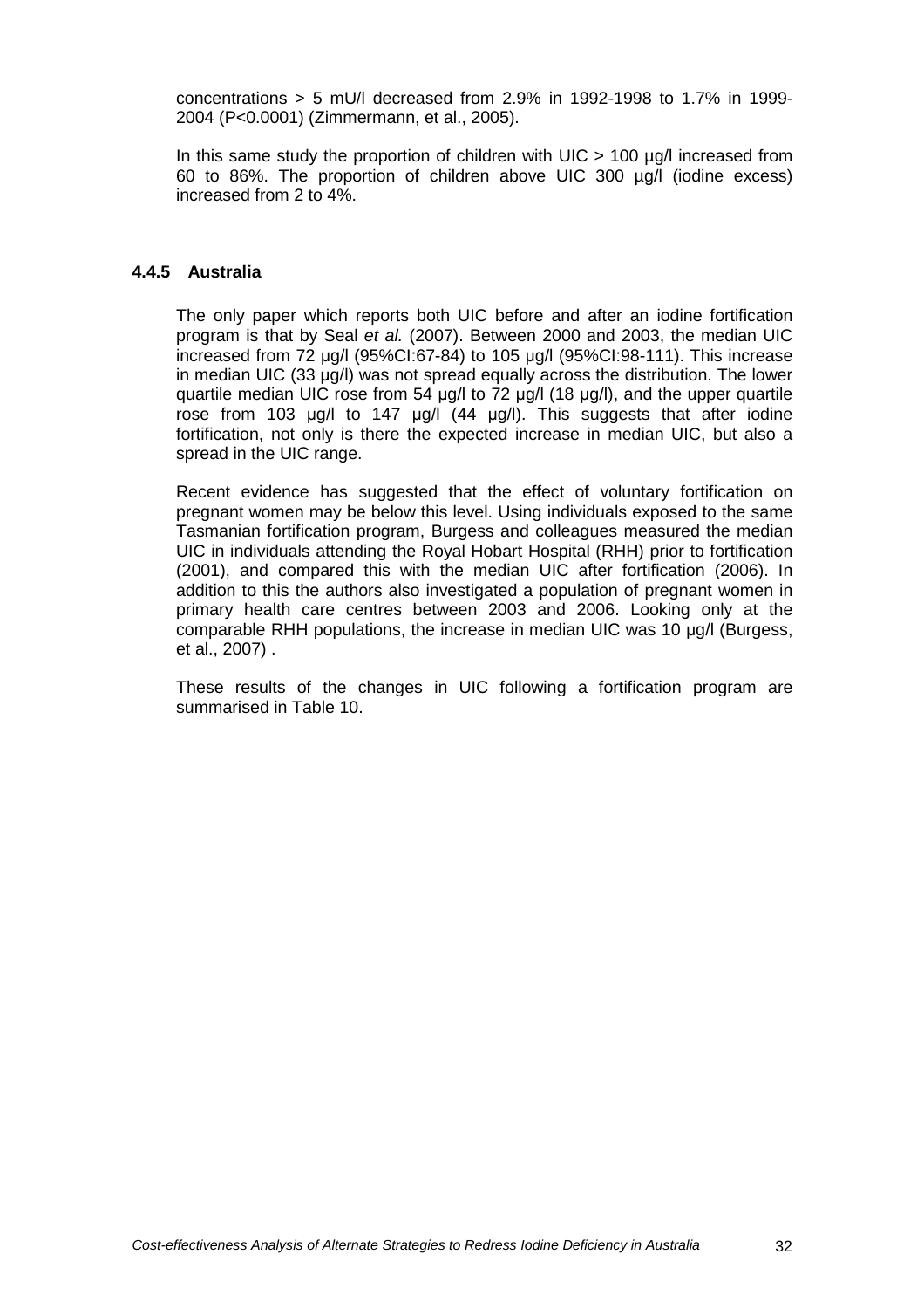concentrations > 5 mU/l decreased from 2.9% in 1992-1998 to 1.7% in 1999-2004 ($P<0.0001$) (Zimmermann, et al., 2005).

In this same study the proportion of children with UIC > 100 µg/l increased from 60 to 86%. The proportion of children above UIC 300 µg/l (iodine excess) increased from 2 to 4%.

### 4.4.5 Australia

The only paper which reports both UIC before and after an iodine fortification program is that by Seal *et al.* (2007). Between 2000 and 2003, the median UIC increased from 72 µg/l (95%CI:67-84) to 105 µg/l (95%CI:98-111). This increase in median UIC (33 µg/l) was not spread equally across the distribution. The lower quartile median UIC rose from 54 µg/l to 72 µg/l (18 µg/l), and the upper quartile rose from 103 µg/l to 147 µg/l (44 µg/l). This suggests that after iodine fortification, not only is there the expected increase in median UIC, but also a spread in the UIC range.

Recent evidence has suggested that the effect of voluntary fortification on pregnant women may be below this level. Using individuals exposed to the same Tasmanian fortification program, Burgess and colleagues measured the median UIC in individuals attending the Royal Hobart Hospital (RHH) prior to fortification (2001), and compared this with the median UIC after fortification (2006). In addition to this the authors also investigated a population of pregnant women in primary health care centres between 2003 and 2006. Looking only at the comparable RHH populations, the increase in median UIC was 10 µg/l (Burgess, et al., 2007) .

These results of the changes in UIC following a fortification program are summarised in Table 10.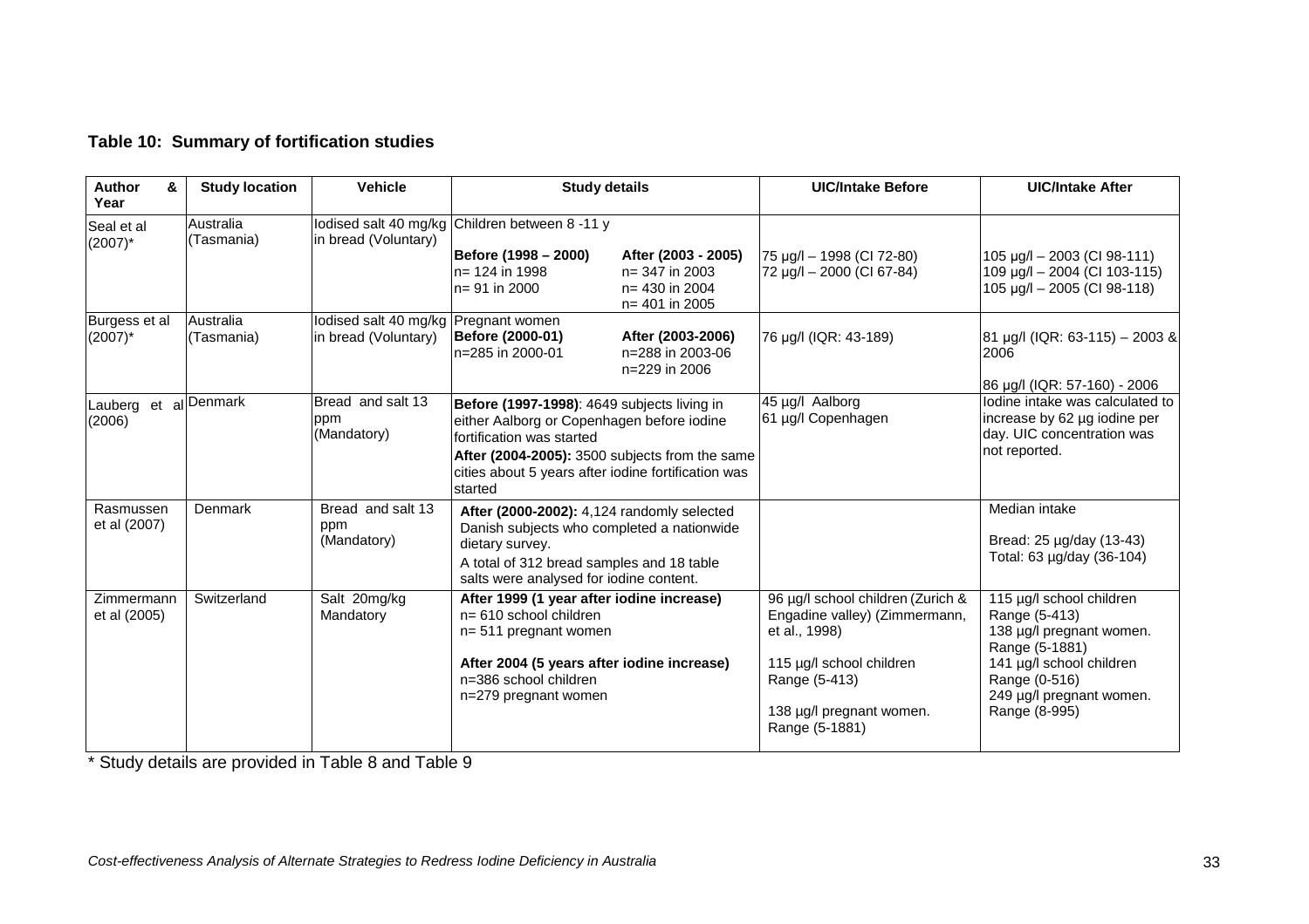**Table 10: Summary of fortification studies**

| Author & Year | Study location | Vehicle | Study details | | UIC/Intake Before | UIC/Intake After |
|---|---|---|---|---|---|---|
| Seal et al (2007)* | Australia (Tasmania) | Iodised salt 40 mg/kg in bread (Voluntary) | Children between 8 -11 y<br>**Before (1998 – 2000)**<br>n= 124 in 1998<br>n= 91 in 2000 | **After (2003 - 2005)**<br>n= 347 in 2003<br>n= 430 in 2004<br>n= 401 in 2005 | 75 µg/l – 1998 (CI 72-80)<br>72 µg/l – 2000 (CI 67-84) | 105 µg/l – 2003 (CI 98-111)<br>109 µg/l – 2004 (CI 103-115)<br>105 µg/l – 2005 (CI 98-118) |
| Burgess et al (2007)* | Australia (Tasmania) | Iodised salt 40 mg/kg in bread (Voluntary) | Pregnant women<br>**Before (2000-01)**<br>n=285 in 2000-01 | **After (2003-2006)**<br>n=288 in 2003-06<br>n=229 in 2006 | 76 µg/l (IQR: 43-189) | 81 µg/l (IQR: 63-115) – 2003 & 2006<br><br>86 µg/l (IQR: 57-160) - 2006 |
| Lauberg et al (2006) | Denmark | Bread and salt 13 ppm (Mandatory) | **Before (1997-1998)**: 4649 subjects living in either Aalborg or Copenhagen before iodine fortification was started<br>**After (2004-2005):** 3500 subjects from the same cities about 5 years after iodine fortification was started | | 45 µg/l Aalborg<br>61 µg/l Copenhagen | Iodine intake was calculated to increase by 62 µg iodine per day. UIC concentration was not reported. |
| Rasmussen et al (2007) | Denmark | Bread and salt 13 ppm (Mandatory) | **After (2000-2002):** 4,124 randomly selected Danish subjects who completed a nationwide dietary survey.<br>A total of 312 bread samples and 18 table salts were analysed for iodine content. | | | Median intake<br><br>Bread: 25 µg/day (13-43)<br>Total: 63 µg/day (36-104) |
| Zimmermann et al (2005) | Switzerland | Salt 20mg/kg Mandatory | **After 1999 (1 year after iodine increase)**<br>n= 610 school children<br>n= 511 pregnant women<br><br>**After 2004 (5 years after iodine increase)**<br>n=386 school children<br>n=279 pregnant women | | 96 µg/l school children (Zurich & Engadine valley) (Zimmermann, et al., 1998)<br><br>115 µg/l school children Range (5-413)<br><br>138 µg/l pregnant women. Range (5-1881) | 115 µg/l school children Range (5-413)<br>138 µg/l pregnant women. Range (5-1881)<br>141 µg/l school children Range (0-516)<br>249 µg/l pregnant women. Range (8-995) |

\* Study details are provided in Table 8 and Table 9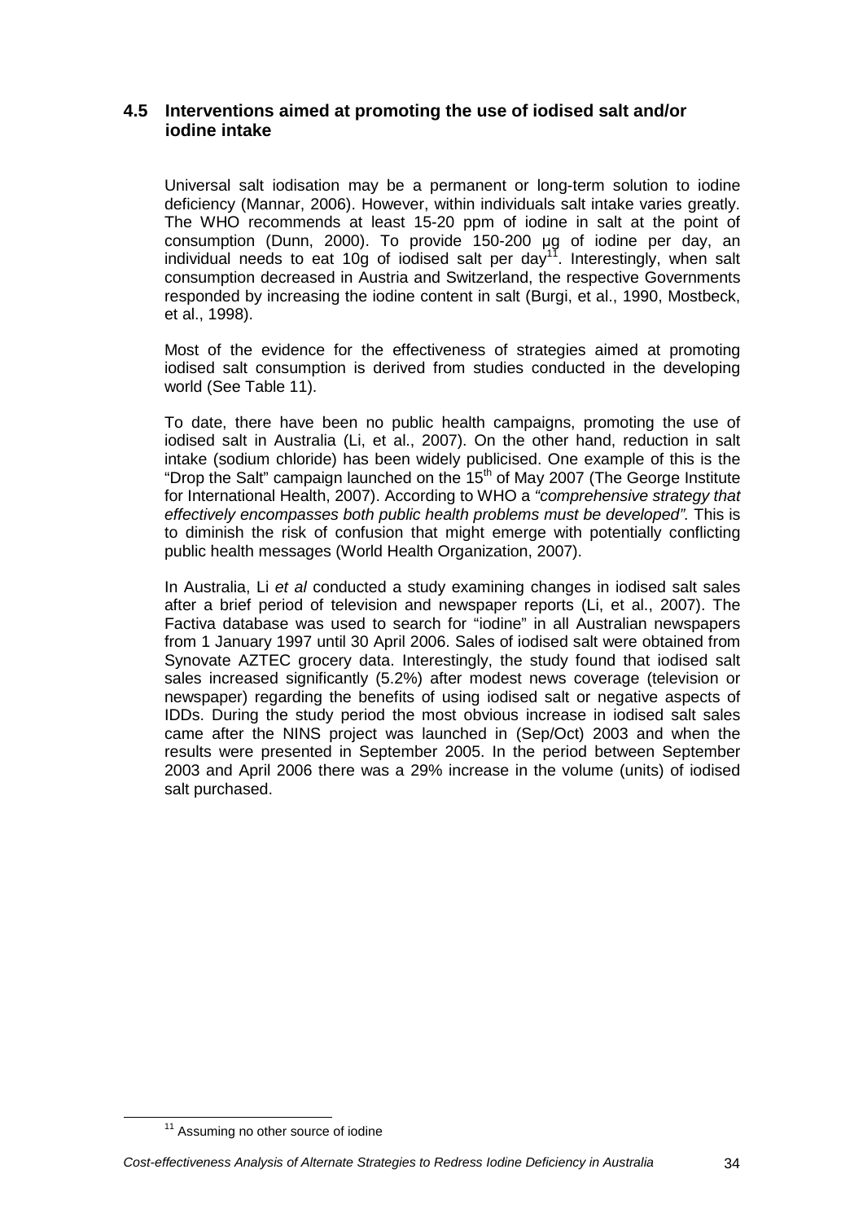## 4.5 Interventions aimed at promoting the use of iodised salt and/or iodine intake

Universal salt iodisation may be a permanent or long-term solution to iodine deficiency (Mannar, 2006). However, within individuals salt intake varies greatly. The WHO recommends at least 15-20 ppm of iodine in salt at the point of consumption (Dunn, 2000). To provide 150-200 µg of iodine per day, an individual needs to eat 10g of iodised salt per day[11]. Interestingly, when salt consumption decreased in Austria and Switzerland, the respective Governments responded by increasing the iodine content in salt (Burgi, et al., 1990, Mostbeck, et al., 1998).

Most of the evidence for the effectiveness of strategies aimed at promoting iodised salt consumption is derived from studies conducted in the developing world (See Table 11).

To date, there have been no public health campaigns, promoting the use of iodised salt in Australia (Li, et al., 2007). On the other hand, reduction in salt intake (sodium chloride) has been widely publicised. One example of this is the "Drop the Salt" campaign launched on the 15th of May 2007 (The George Institute for International Health, 2007). According to WHO a *"comprehensive strategy that effectively encompasses both public health problems must be developed".* This is to diminish the risk of confusion that might emerge with potentially conflicting public health messages (World Health Organization, 2007).

In Australia, Li *et al* conducted a study examining changes in iodised salt sales after a brief period of television and newspaper reports (Li, et al., 2007). The Factiva database was used to search for "iodine" in all Australian newspapers from 1 January 1997 until 30 April 2006. Sales of iodised salt were obtained from Synovate AZTEC grocery data. Interestingly, the study found that iodised salt sales increased significantly (5.2%) after modest news coverage (television or newspaper) regarding the benefits of using iodised salt or negative aspects of IDDs. During the study period the most obvious increase in iodised salt sales came after the NINS project was launched in (Sep/Oct) 2003 and when the results were presented in September 2005. In the period between September 2003 and April 2006 there was a 29% increase in the volume (units) of iodised salt purchased.

[11] Assuming no other source of iodine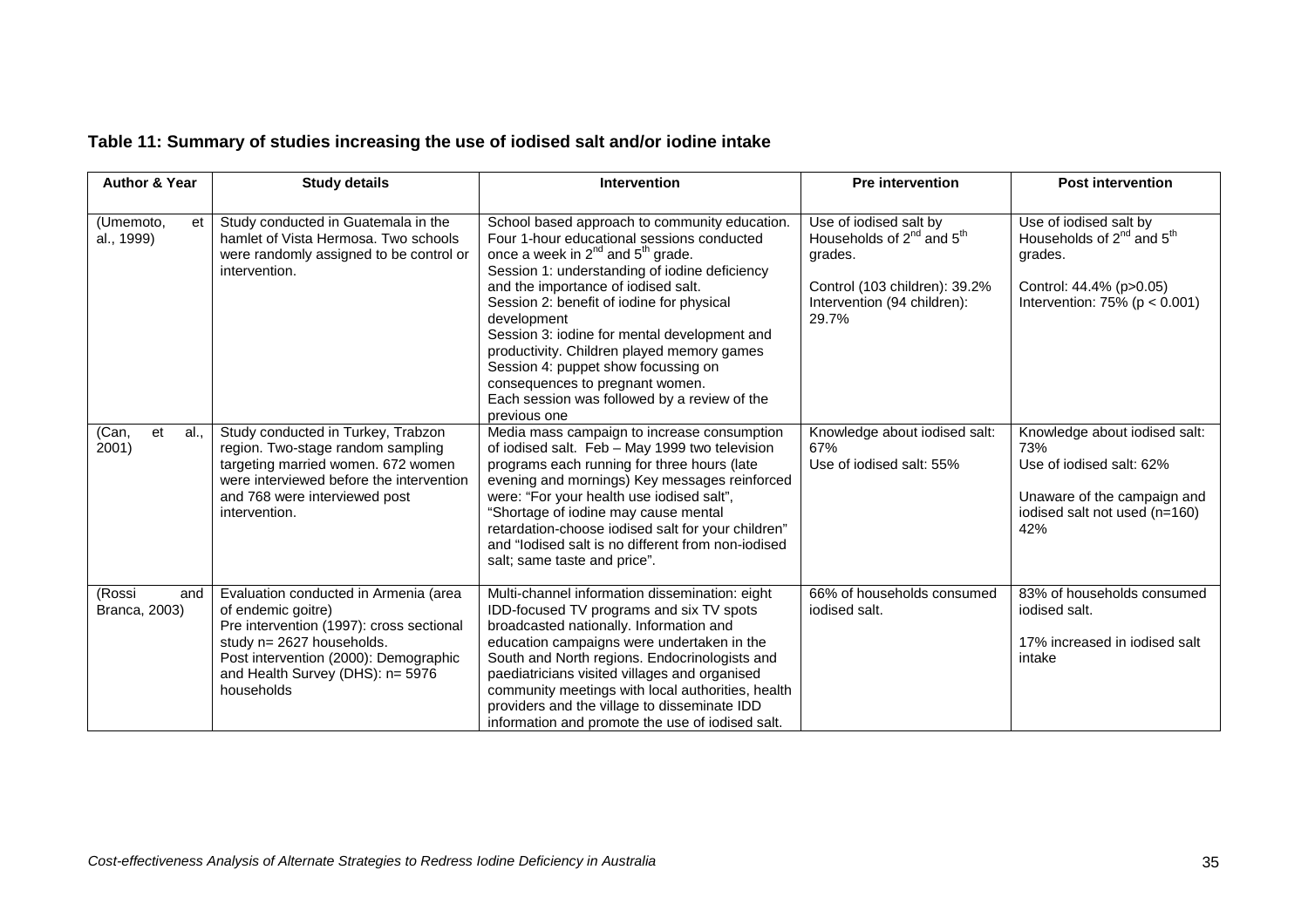**Table 11: Summary of studies increasing the use of iodised salt and/or iodine intake**

| Author & Year | Study details | Intervention | Pre intervention | Post intervention |
|---|---|---|---|---|
| (Umemoto, et al., 1999) | Study conducted in Guatemala in the hamlet of Vista Hermosa. Two schools were randomly assigned to be control or intervention. | School based approach to community education. Four 1-hour educational sessions conducted once a week in 2nd and 5th grade.<br>Session 1: understanding of iodine deficiency and the importance of iodised salt.<br>Session 2: benefit of iodine for physical development<br>Session 3: iodine for mental development and productivity. Children played memory games<br>Session 4: puppet show focussing on consequences to pregnant women.<br>Each session was followed by a review of the previous one | Use of iodised salt by Households of 2nd and 5th grades.<br><br>Control (103 children): 39.2%<br>Intervention (94 children): 29.7% | Use of iodised salt by Households of 2nd and 5th grades.<br><br>Control: 44.4% ($p>0.05$)<br>Intervention: 75% ($p < 0.001$) |
| (Can, et al., 2001) | Study conducted in Turkey, Trabzon region. Two-stage random sampling targeting married women. 672 women were interviewed before the intervention and 768 were interviewed post intervention. | Media mass campaign to increase consumption of iodised salt. Feb – May 1999 two television programs each running for three hours (late evening and mornings) Key messages reinforced were: "For your health use iodised salt", "Shortage of iodine may cause mental retardation-choose iodised salt for your children" and "Iodised salt is no different from non-iodised salt; same taste and price". | Knowledge about iodised salt: 67%<br>Use of iodised salt: 55% | Knowledge about iodised salt: 73%<br>Use of iodised salt: 62%<br><br>Unaware of the campaign and iodised salt not used (n=160) 42% |
| (Rossi and Branca, 2003) | Evaluation conducted in Armenia (area of endemic goitre)<br>Pre intervention (1997): cross sectional study n= 2627 households.<br>Post intervention (2000): Demographic and Health Survey (DHS): n= 5976 households | Multi-channel information dissemination: eight IDD-focused TV programs and six TV spots broadcasted nationally. Information and education campaigns were undertaken in the South and North regions. Endocrinologists and paediatricians visited villages and organised community meetings with local authorities, health providers and the village to disseminate IDD information and promote the use of iodised salt. | 66% of households consumed iodised salt. | 83% of households consumed iodised salt.<br><br>17% increased in iodised salt intake |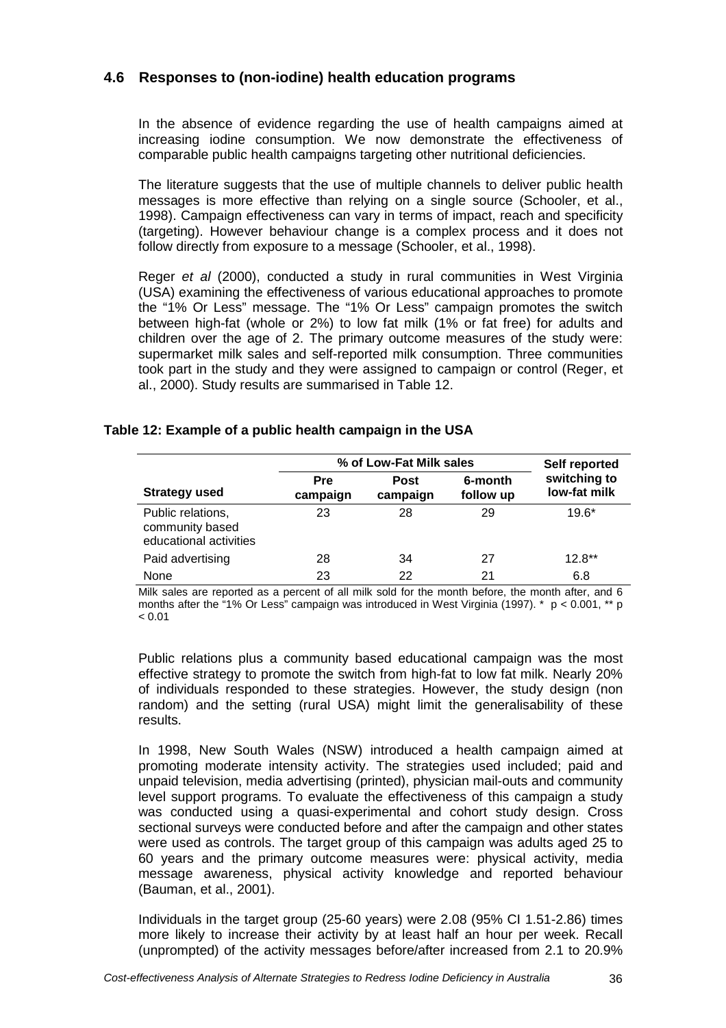## 4.6 Responses to (non-iodine) health education programs

In the absence of evidence regarding the use of health campaigns aimed at increasing iodine consumption. We now demonstrate the effectiveness of comparable public health campaigns targeting other nutritional deficiencies.

The literature suggests that the use of multiple channels to deliver public health messages is more effective than relying on a single source (Schooler, et al., 1998). Campaign effectiveness can vary in terms of impact, reach and specificity (targeting). However behaviour change is a complex process and it does not follow directly from exposure to a message (Schooler, et al., 1998).

Reger *et al* (2000), conducted a study in rural communities in West Virginia (USA) examining the effectiveness of various educational approaches to promote the "1% Or Less" message. The "1% Or Less" campaign promotes the switch between high-fat (whole or 2%) to low fat milk (1% or fat free) for adults and children over the age of 2. The primary outcome measures of the study were: supermarket milk sales and self-reported milk consumption. Three communities took part in the study and they were assigned to campaign or control (Reger, et al., 2000). Study results are summarised in Table 12.

**Table 12: Example of a public health campaign in the USA**

| | % of Low-Fat Milk sales | | | Self reported |
|---|---|---|---|---|
| **Strategy used** | **Pre campaign** | **Post campaign** | **6-month follow up** | **switching to low-fat milk** |
| Public relations, community based educational activities | 23 | 28 | 29 | 19.6* |
| Paid advertising | 28 | 34 | 27 | 12.8** |
| None | 23 | 22 | 21 | 6.8 |

Milk sales are reported as a percent of all milk sold for the month before, the month after, and 6 months after the "1% Or Less" campaign was introduced in West Virginia (1997). * $p < 0.001$, ** $p < 0.01$

Public relations plus a community based educational campaign was the most effective strategy to promote the switch from high-fat to low fat milk. Nearly 20% of individuals responded to these strategies. However, the study design (non random) and the setting (rural USA) might limit the generalisability of these results.

In 1998, New South Wales (NSW) introduced a health campaign aimed at promoting moderate intensity activity. The strategies used included; paid and unpaid television, media advertising (printed), physician mail-outs and community level support programs. To evaluate the effectiveness of this campaign a study was conducted using a quasi-experimental and cohort study design. Cross sectional surveys were conducted before and after the campaign and other states were used as controls. The target group of this campaign was adults aged 25 to 60 years and the primary outcome measures were: physical activity, media message awareness, physical activity knowledge and reported behaviour (Bauman, et al., 2001).

Individuals in the target group (25-60 years) were 2.08 (95% CI 1.51-2.86) times more likely to increase their activity by at least half an hour per week. Recall (unprompted) of the activity messages before/after increased from 2.1 to 20.9%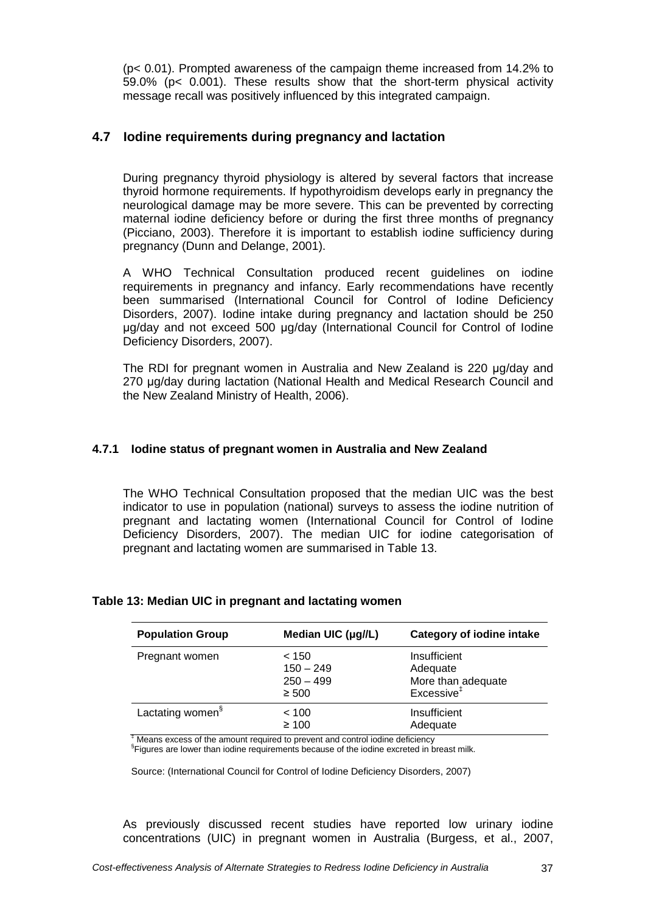(p< 0.01). Prompted awareness of the campaign theme increased from 14.2% to 59.0% (p< 0.001). These results show that the short-term physical activity message recall was positively influenced by this integrated campaign.

## 4.7 Iodine requirements during pregnancy and lactation

During pregnancy thyroid physiology is altered by several factors that increase thyroid hormone requirements. If hypothyroidism develops early in pregnancy the neurological damage may be more severe. This can be prevented by correcting maternal iodine deficiency before or during the first three months of pregnancy (Picciano, 2003). Therefore it is important to establish iodine sufficiency during pregnancy (Dunn and Delange, 2001).

A WHO Technical Consultation produced recent guidelines on iodine requirements in pregnancy and infancy. Early recommendations have recently been summarised (International Council for Control of Iodine Deficiency Disorders, 2007). Iodine intake during pregnancy and lactation should be 250 μg/day and not exceed 500 μg/day (International Council for Control of Iodine Deficiency Disorders, 2007).

The RDI for pregnant women in Australia and New Zealand is 220 μg/day and 270 μg/day during lactation (National Health and Medical Research Council and the New Zealand Ministry of Health, 2006).

### 4.7.1 Iodine status of pregnant women in Australia and New Zealand

The WHO Technical Consultation proposed that the median UIC was the best indicator to use in population (national) surveys to assess the iodine nutrition of pregnant and lactating women (International Council for Control of Iodine Deficiency Disorders, 2007). The median UIC for iodine categorisation of pregnant and lactating women are summarised in Table 13.

**Table 13: Median UIC in pregnant and lactating women**

| Population Group | Median UIC (μg//L) | Category of iodine intake |
|---|---|---|
| Pregnant women | < 150 | Insufficient |
| | 150 – 249 | Adequate |
| | 250 – 499 | More than adequate |
| | ≥ 500 | Excessive‡ |
| Lactating women§ | < 100 | Insufficient |
| | ≥ 100 | Adequate |

‡ Means excess of the amount required to prevent and control iodine deficiency
§Figures are lower than iodine requirements because of the iodine excreted in breast milk.

Source: (International Council for Control of Iodine Deficiency Disorders, 2007)

As previously discussed recent studies have reported low urinary iodine concentrations (UIC) in pregnant women in Australia (Burgess, et al., 2007,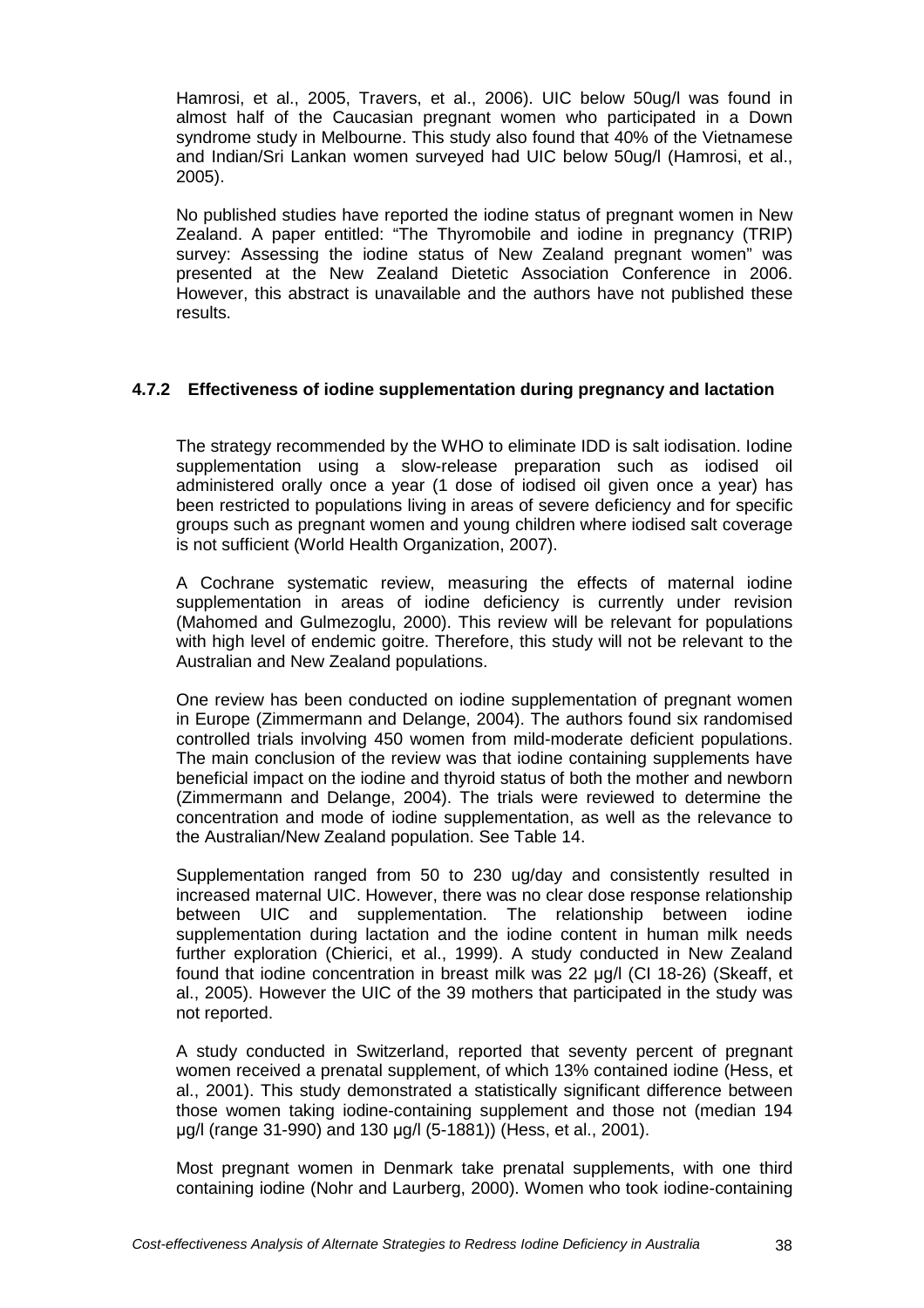Hamrosi, et al., 2005, Travers, et al., 2006). UIC below 50ug/l was found in almost half of the Caucasian pregnant women who participated in a Down syndrome study in Melbourne. This study also found that 40% of the Vietnamese and Indian/Sri Lankan women surveyed had UIC below 50ug/l (Hamrosi, et al., 2005).

No published studies have reported the iodine status of pregnant women in New Zealand. A paper entitled: "The Thyromobile and iodine in pregnancy (TRIP) survey: Assessing the iodine status of New Zealand pregnant women" was presented at the New Zealand Dietetic Association Conference in 2006. However, this abstract is unavailable and the authors have not published these results.

### 4.7.2 Effectiveness of iodine supplementation during pregnancy and lactation

The strategy recommended by the WHO to eliminate IDD is salt iodisation. Iodine supplementation using a slow-release preparation such as iodised oil administered orally once a year (1 dose of iodised oil given once a year) has been restricted to populations living in areas of severe deficiency and for specific groups such as pregnant women and young children where iodised salt coverage is not sufficient (World Health Organization, 2007).

A Cochrane systematic review, measuring the effects of maternal iodine supplementation in areas of iodine deficiency is currently under revision (Mahomed and Gulmezoglu, 2000). This review will be relevant for populations with high level of endemic goitre. Therefore, this study will not be relevant to the Australian and New Zealand populations.

One review has been conducted on iodine supplementation of pregnant women in Europe (Zimmermann and Delange, 2004). The authors found six randomised controlled trials involving 450 women from mild-moderate deficient populations. The main conclusion of the review was that iodine containing supplements have beneficial impact on the iodine and thyroid status of both the mother and newborn (Zimmermann and Delange, 2004). The trials were reviewed to determine the concentration and mode of iodine supplementation, as well as the relevance to the Australian/New Zealand population. See Table 14.

Supplementation ranged from 50 to 230 ug/day and consistently resulted in increased maternal UIC. However, there was no clear dose response relationship between UIC and supplementation. The relationship between iodine supplementation during lactation and the iodine content in human milk needs further exploration (Chierici, et al., 1999). A study conducted in New Zealand found that iodine concentration in breast milk was 22 µg/l (CI 18-26) (Skeaff, et al., 2005). However the UIC of the 39 mothers that participated in the study was not reported.

A study conducted in Switzerland, reported that seventy percent of pregnant women received a prenatal supplement, of which 13% contained iodine (Hess, et al., 2001). This study demonstrated a statistically significant difference between those women taking iodine-containing supplement and those not (median 194 µg/l (range 31-990) and 130 µg/l (5-1881)) (Hess, et al., 2001).

Most pregnant women in Denmark take prenatal supplements, with one third containing iodine (Nohr and Laurberg, 2000). Women who took iodine-containing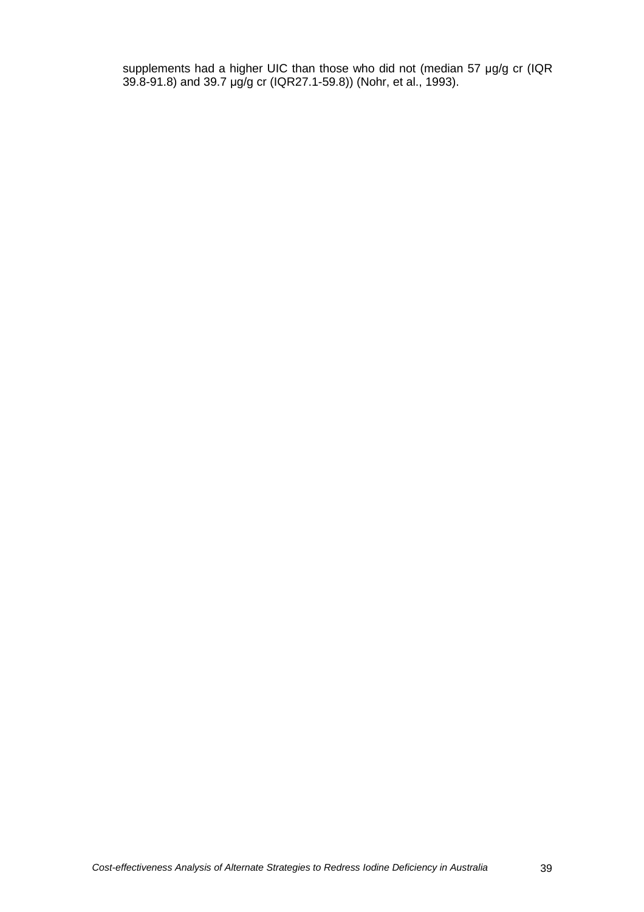supplements had a higher UIC than those who did not (median 57 µg/g cr (IQR 39.8-91.8) and 39.7 µg/g cr (IQR27.1-59.8)) (Nohr, et al., 1993).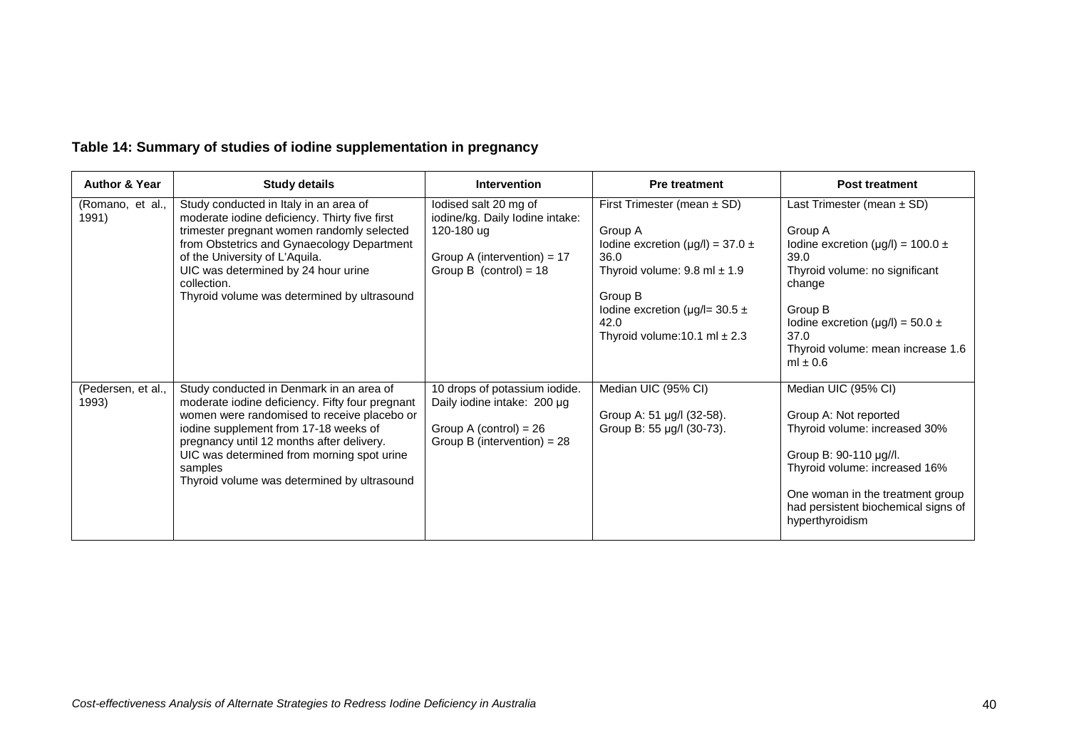**Table 14: Summary of studies of iodine supplementation in pregnancy**

| Author & Year | Study details | Intervention | Pre treatment | Post treatment |
|---|---|---|---|---|
| (Romano, et al., 1991) | Study conducted in Italy in an area of moderate iodine deficiency. Thirty five first trimester pregnant women randomly selected from Obstetrics and Gynaecology Department of the University of L'Aquila.<br>UIC was determined by 24 hour urine collection.<br>Thyroid volume was determined by ultrasound | Iodised salt 20 mg of iodine/kg. Daily Iodine intake: 120-180 ug<br><br>Group A (intervention) = 17<br>Group B (control) = 18 | First Trimester (mean ± SD)<br><br>Group A<br>Iodine excretion (µg/l) = 37.0 ± 36.0<br>Thyroid volume: 9.8 ml ± 1.9<br><br>Group B<br>Iodine excretion (µg/l= 30.5 ± 42.0<br>Thyroid volume:10.1 ml ± 2.3 | Last Trimester (mean ± SD)<br><br>Group A<br>Iodine excretion (µg/l) = 100.0 ± 39.0<br>Thyroid volume: no significant change<br><br>Group B<br>Iodine excretion (µg/l) = 50.0 ± 37.0<br>Thyroid volume: mean increase 1.6 ml ± 0.6 |
| (Pedersen, et al., 1993) | Study conducted in Denmark in an area of moderate iodine deficiency. Fifty four pregnant women were randomised to receive placebo or iodine supplement from 17-18 weeks of pregnancy until 12 months after delivery.<br>UIC was determined from morning spot urine samples<br>Thyroid volume was determined by ultrasound | 10 drops of potassium iodide. Daily iodine intake: 200 µg<br><br>Group A (control) = 26<br>Group B (intervention) = 28 | Median UIC (95% CI)<br><br>Group A: 51 µg/l (32-58).<br>Group B: 55 µg/l (30-73). | Median UIC (95% CI)<br><br>Group A: Not reported<br>Thyroid volume: increased 30%<br><br>Group B: 90-110 µg//l.<br>Thyroid volume: increased 16%<br><br>One woman in the treatment group had persistent biochemical signs of hyperthyroidism |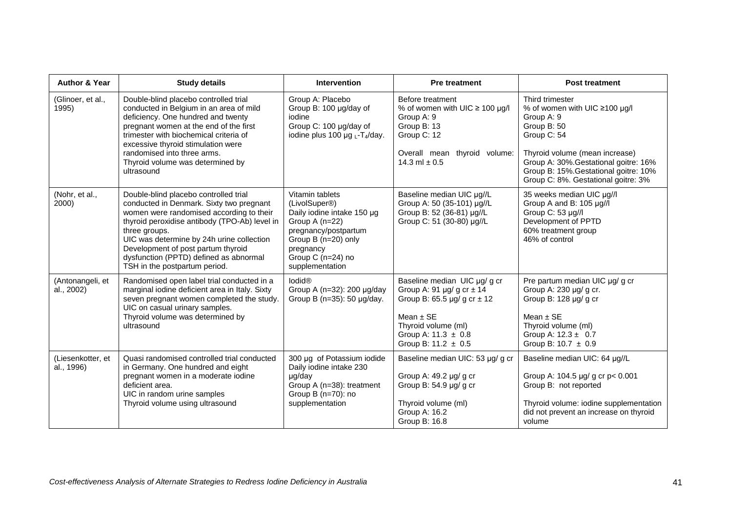| Author & Year | Study details | Intervention | Pre treatment | Post treatment |
|---|---|---|---|---|
| (Glinoer, et al., 1995) | Double-blind placebo controlled trial conducted in Belgium in an area of mild deficiency. One hundred and twenty pregnant women at the end of the first trimester with biochemical criteria of excessive thyroid stimulation were randomised into three arms.<br>Thyroid volume was determined by ultrasound | Group A: Placebo<br>Group B: 100 µg/day of iodine<br>Group C: 100 µg/day of iodine plus 100 µg $_L$-$T_4$/day. | Before treatment<br>% of women with UIC ≥ 100 µg/l<br>Group A: 9<br>Group B: 13<br>Group C: 12<br><br>Overall mean thyroid volume: 14.3 ml ± 0.5 | Third trimester<br>% of women with UIC ≥100 µg/l<br>Group A: 9<br>Group B: 50<br>Group C: 54<br><br>Thyroid volume (mean increase)<br>Group A: 30%.Gestational goitre: 16%<br>Group B: 15%.Gestational goitre: 10%<br>Group C: 8%. Gestational goitre: 3% |
| (Nohr, et al., 2000) | Double-blind placebo controlled trial conducted in Denmark. Sixty two pregnant women were randomised according to their thyroid peroxidise antibody (TPO-Ab) level in three groups.<br>UIC was determine by 24h urine collection<br>Development of post partum thyroid dysfunction (PPTD) defined as abnormal TSH in the postpartum period. | Vitamin tablets (LivolSuper®)<br>Daily iodine intake 150 µg<br>Group A (n=22) pregnancy/postpartum<br>Group B (n=20) only pregnancy<br>Group C (n=24) no supplementation | Baseline median UIC µg//L<br>Group A: 50 (35-101) µg//L<br>Group B: 52 (36-81) µg//L<br>Group C: 51 (30-80) µg//L | 35 weeks median UIC µg//l<br>Group A and B: 105 µg//l<br>Group C: 53 µg//l<br>Development of PPTD<br>60% treatment group<br>46% of control |
| (Antonangeli, et al., 2002) | Randomised open label trial conducted in a marginal iodine deficient area in Italy. Sixty seven pregnant women completed the study.<br>UIC on casual urinary samples.<br>Thyroid volume was determined by ultrasound | Iodid®<br>Group A (n=32): 200 µg/day<br>Group B (n=35): 50 µg/day. | Baseline median UIC µg/ g cr<br>Group A: 91 µg/ g cr ± 14<br>Group B: 65.5 µg/ g cr ± 12<br><br>Mean ± SE<br>Thyroid volume (ml)<br>Group A: 11.3 ± 0.8<br>Group B: 11.2 ± 0.5 | Pre partum median UIC µg/ g cr<br>Group A: 230 µg/ g cr.<br>Group B: 128 µg/ g cr<br><br>Mean ± SE<br>Thyroid volume (ml)<br>Group A: 12.3 ± 0.7<br>Group B: 10.7 ± 0.9 |
| (Liesenkotter, et al., 1996) | Quasi randomised controlled trial conducted in Germany. One hundred and eight pregnant women in a moderate iodine deficient area.<br>UIC in random urine samples<br>Thyroid volume using ultrasound | 300 µg of Potassium iodide<br>Daily iodine intake 230 µg/day<br>Group A (n=38): treatment<br>Group B (n=70): no supplementation | Baseline median UIC: 53 µg/ g cr<br><br>Group A: 49.2 µg/ g cr<br>Group B: 54.9 µg/ g cr<br><br>Thyroid volume (ml)<br>Group A: 16.2<br>Group B: 16.8 | Baseline median UIC: 64 µg//L<br><br>Group A: 104.5 µg/ g cr p< 0.001<br>Group B: not reported<br><br>Thyroid volume: iodine supplementation did not prevent an increase on thyroid volume |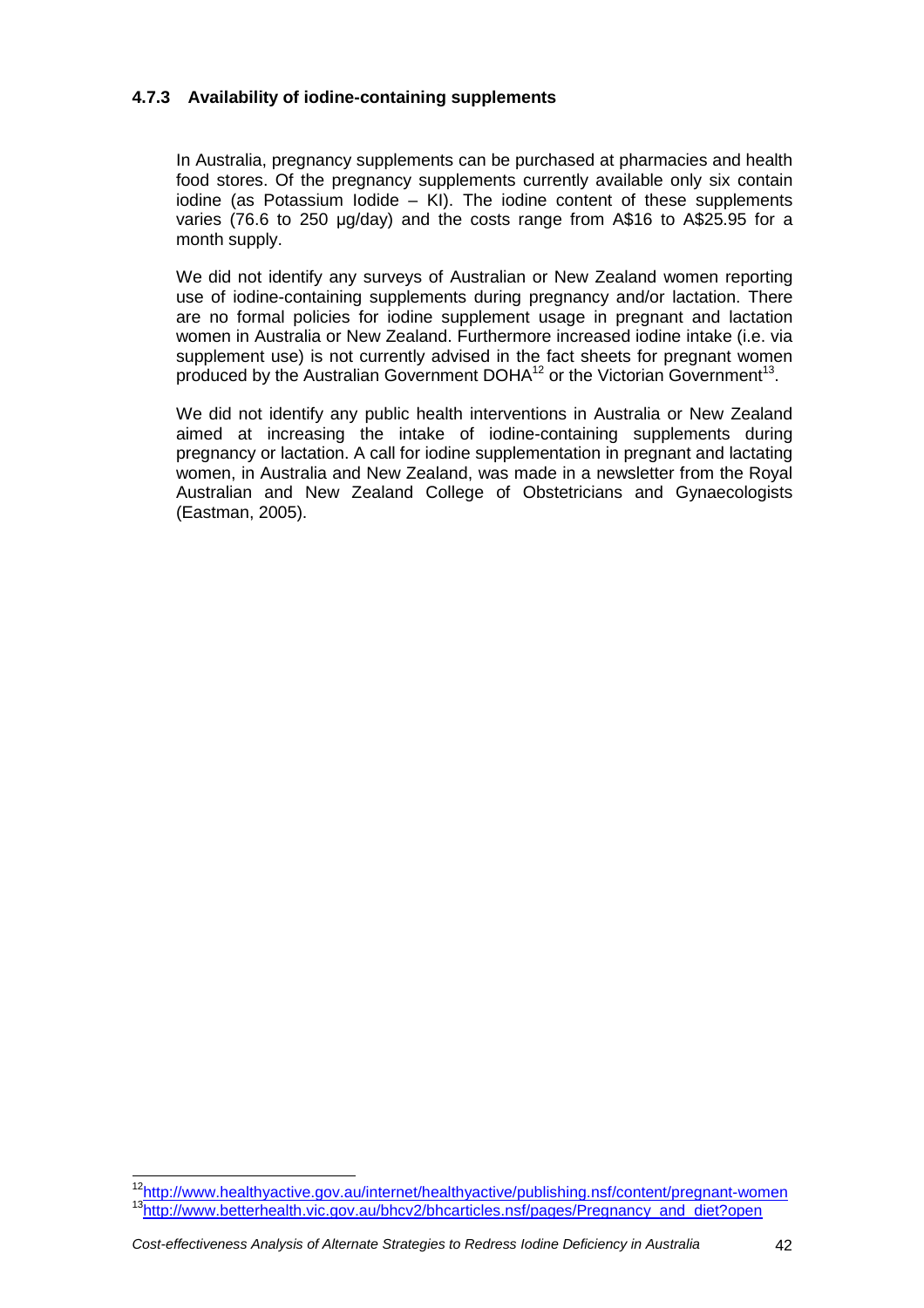#### 4.7.3 Availability of iodine-containing supplements

In Australia, pregnancy supplements can be purchased at pharmacies and health food stores. Of the pregnancy supplements currently available only six contain iodine (as Potassium Iodide – KI). The iodine content of these supplements varies (76.6 to 250 µg/day) and the costs range from A$16 to A$25.95 for a month supply.

We did not identify any surveys of Australian or New Zealand women reporting use of iodine-containing supplements during pregnancy and/or lactation. There are no formal policies for iodine supplement usage in pregnant and lactation women in Australia or New Zealand. Furthermore increased iodine intake (i.e. via supplement use) is not currently advised in the fact sheets for pregnant women produced by the Australian Government DOHA[12] or the Victorian Government[13].

We did not identify any public health interventions in Australia or New Zealand aimed at increasing the intake of iodine-containing supplements during pregnancy or lactation. A call for iodine supplementation in pregnant and lactating women, in Australia and New Zealand, was made in a newsletter from the Royal Australian and New Zealand College of Obstetricians and Gynaecologists (Eastman, 2005).

[12] http://www.healthyactive.gov.au/internet/healthyactive/publishing.nsf/content/pregnant-women
[13] http://www.betterhealth.vic.gov.au/bhcv2/bhcarticles.nsf/pages/Pregnancy_and_diet?open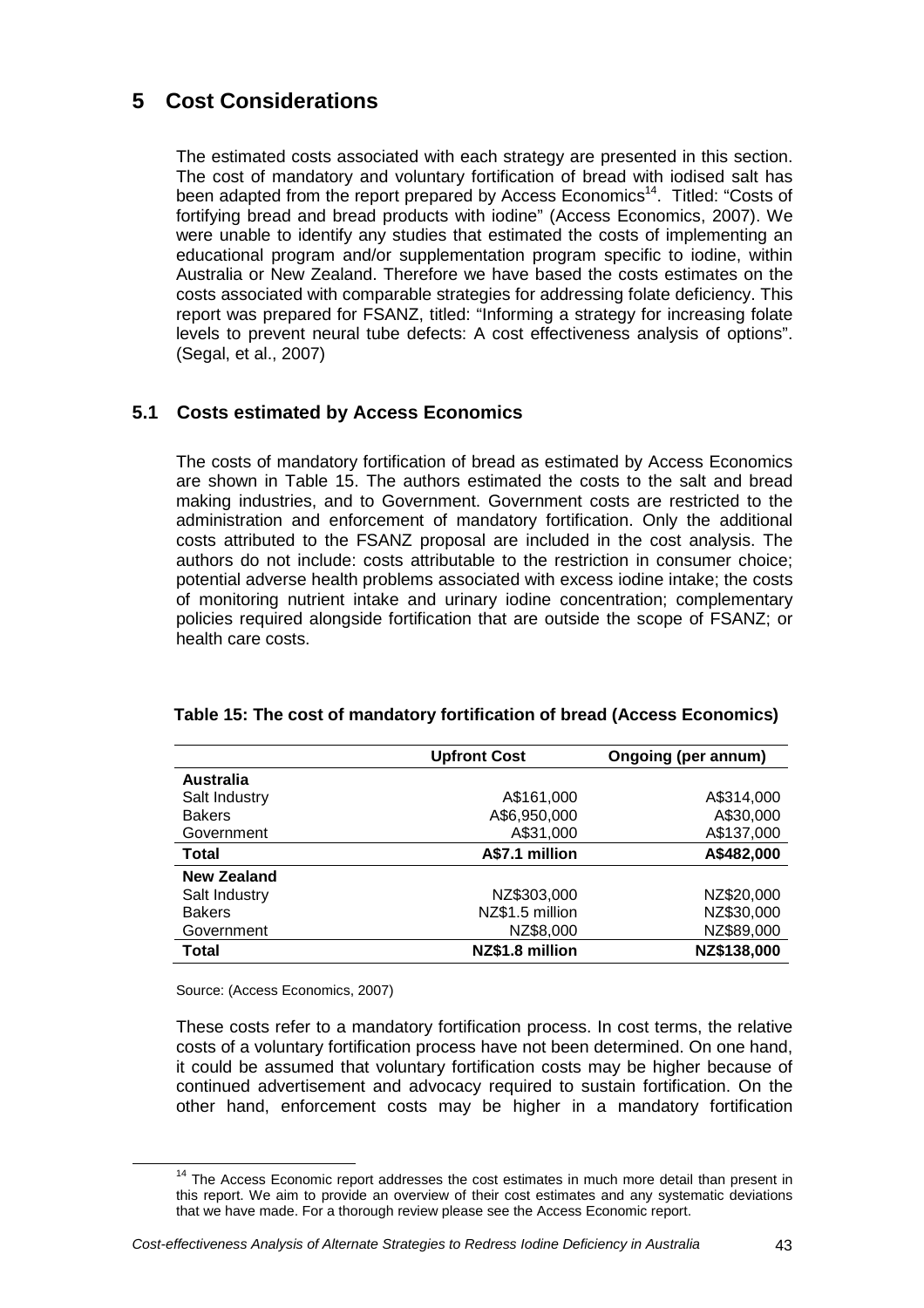# 5 Cost Considerations

The estimated costs associated with each strategy are presented in this section. The cost of mandatory and voluntary fortification of bread with iodised salt has been adapted from the report prepared by Access Economics[14]. Titled: "Costs of fortifying bread and bread products with iodine" (Access Economics, 2007). We were unable to identify any studies that estimated the costs of implementing an educational program and/or supplementation program specific to iodine, within Australia or New Zealand. Therefore we have based the costs estimates on the costs associated with comparable strategies for addressing folate deficiency. This report was prepared for FSANZ, titled: "Informing a strategy for increasing folate levels to prevent neural tube defects: A cost effectiveness analysis of options". (Segal, et al., 2007)

## 5.1 Costs estimated by Access Economics

The costs of mandatory fortification of bread as estimated by Access Economics are shown in Table 15. The authors estimated the costs to the salt and bread making industries, and to Government. Government costs are restricted to the administration and enforcement of mandatory fortification. Only the additional costs attributed to the FSANZ proposal are included in the cost analysis. The authors do not include: costs attributable to the restriction in consumer choice; potential adverse health problems associated with excess iodine intake; the costs of monitoring nutrient intake and urinary iodine concentration; complementary policies required alongside fortification that are outside the scope of FSANZ; or health care costs.

**Table 15: The cost of mandatory fortification of bread (Access Economics)**

| | Upfront Cost | Ongoing (per annum) |
|---|---|---|
| **Australia** | | |
| Salt Industry | A$161,000 | A$314,000 |
| Bakers | A$6,950,000 | A$30,000 |
| Government | A$31,000 | A$137,000 |
| **Total** | **A$7.1 million** | **A$482,000** |
| **New Zealand** | | |
| Salt Industry | NZ$303,000 | NZ$20,000 |
| Bakers | NZ$1.5 million | NZ$30,000 |
| Government | NZ$8,000 | NZ$89,000 |
| **Total** | **NZ$1.8 million** | **NZ$138,000** |

Source: (Access Economics, 2007)

These costs refer to a mandatory fortification process. In cost terms, the relative costs of a voluntary fortification process have not been determined. On one hand, it could be assumed that voluntary fortification costs may be higher because of continued advertisement and advocacy required to sustain fortification. On the other hand, enforcement costs may be higher in a mandatory fortification

[14] The Access Economic report addresses the cost estimates in much more detail than present in this report. We aim to provide an overview of their cost estimates and any systematic deviations that we have made. For a thorough review please see the Access Economic report.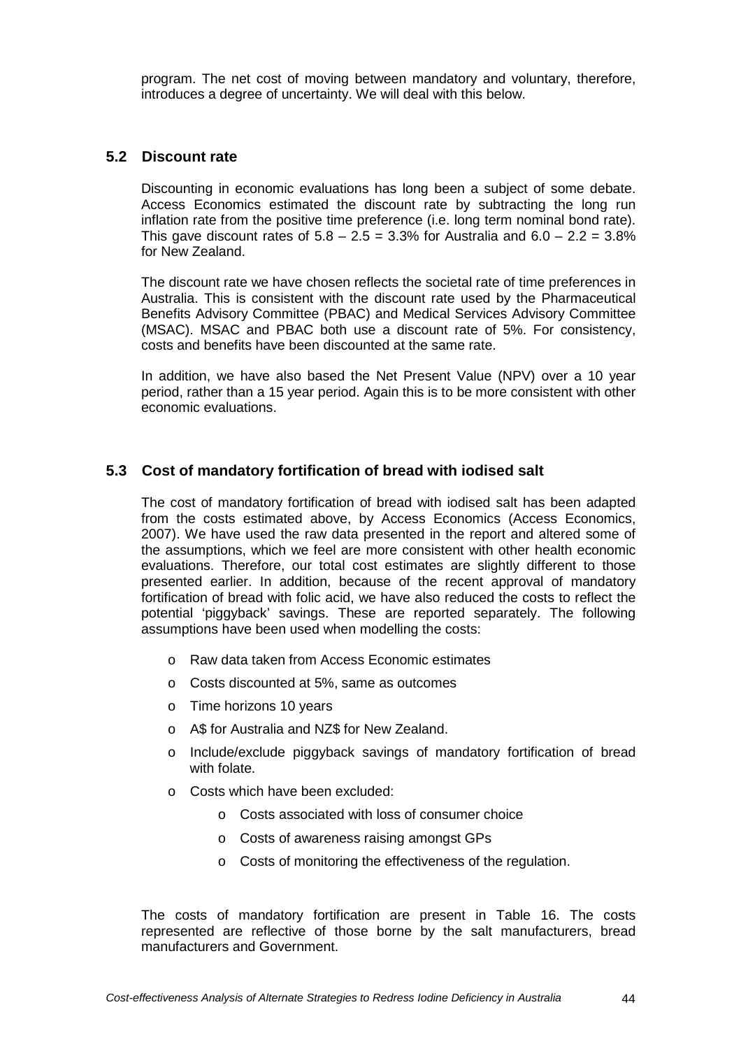program. The net cost of moving between mandatory and voluntary, therefore, introduces a degree of uncertainty. We will deal with this below.

## 5.2 Discount rate

Discounting in economic evaluations has long been a subject of some debate. Access Economics estimated the discount rate by subtracting the long run inflation rate from the positive time preference (i.e. long term nominal bond rate). This gave discount rates of $5.8 - 2.5 = 3.3\%$ for Australia and $6.0 - 2.2 = 3.8\%$ for New Zealand.

The discount rate we have chosen reflects the societal rate of time preferences in Australia. This is consistent with the discount rate used by the Pharmaceutical Benefits Advisory Committee (PBAC) and Medical Services Advisory Committee (MSAC). MSAC and PBAC both use a discount rate of 5%. For consistency, costs and benefits have been discounted at the same rate.

In addition, we have also based the Net Present Value (NPV) over a 10 year period, rather than a 15 year period. Again this is to be more consistent with other economic evaluations.

## 5.3 Cost of mandatory fortification of bread with iodised salt

The cost of mandatory fortification of bread with iodised salt has been adapted from the costs estimated above, by Access Economics (Access Economics, 2007). We have used the raw data presented in the report and altered some of the assumptions, which we feel are more consistent with other health economic evaluations. Therefore, our total cost estimates are slightly different to those presented earlier. In addition, because of the recent approval of mandatory fortification of bread with folic acid, we have also reduced the costs to reflect the potential 'piggyback' savings. These are reported separately. The following assumptions have been used when modelling the costs:

- Raw data taken from Access Economic estimates
- Costs discounted at 5%, same as outcomes
- Time horizons 10 years
- A$ for Australia and NZ$ for New Zealand.
- Include/exclude piggyback savings of mandatory fortification of bread with folate.
- Costs which have been excluded:
  - Costs associated with loss of consumer choice
  - Costs of awareness raising amongst GPs
  - Costs of monitoring the effectiveness of the regulation.

The costs of mandatory fortification are present in Table 16. The costs represented are reflective of those borne by the salt manufacturers, bread manufacturers and Government.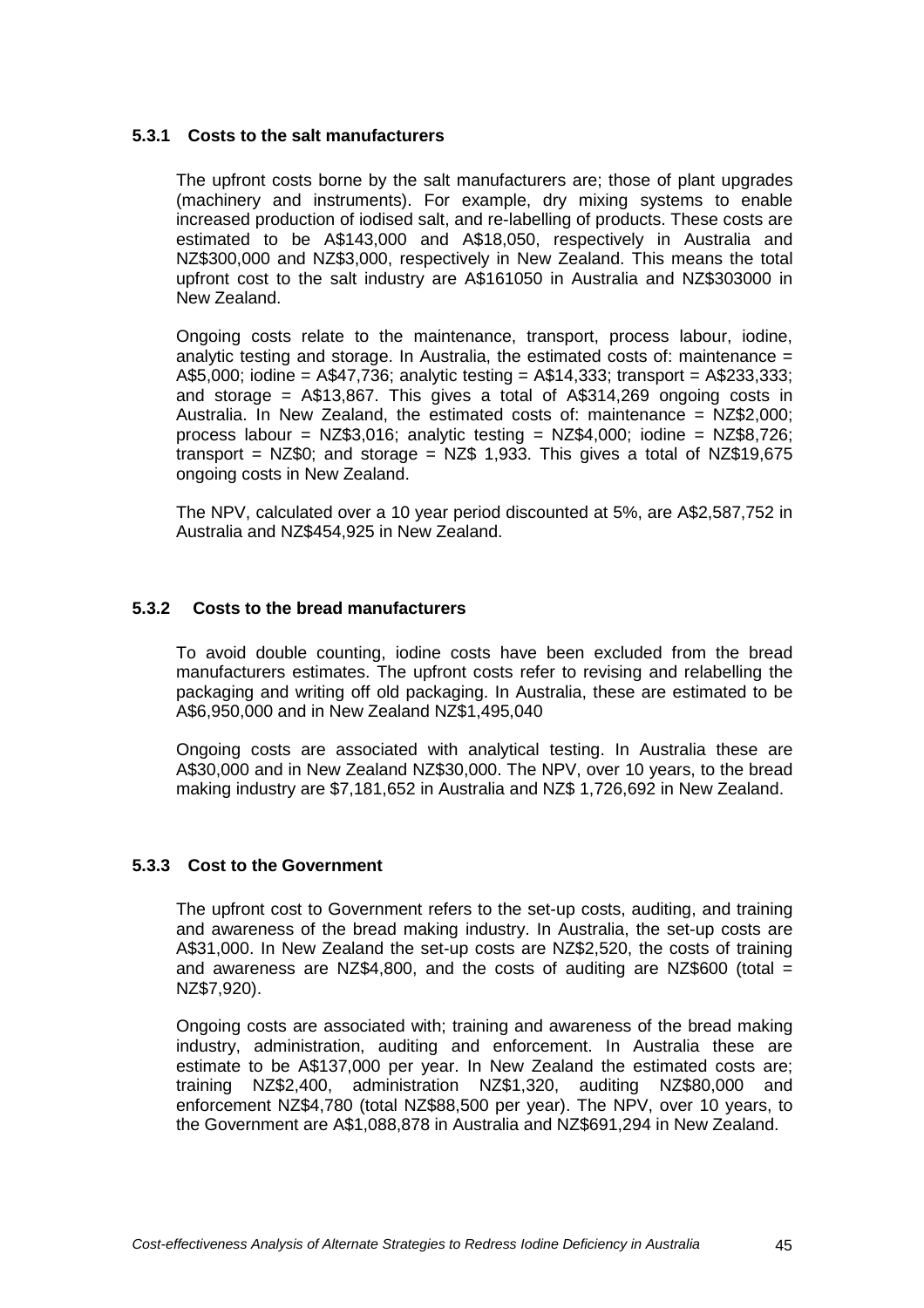### 5.3.1 Costs to the salt manufacturers

The upfront costs borne by the salt manufacturers are; those of plant upgrades (machinery and instruments). For example, dry mixing systems to enable increased production of iodised salt, and re-labelling of products. These costs are estimated to be A$143,000 and A$18,050, respectively in Australia and NZ$300,000 and NZ$3,000, respectively in New Zealand. This means the total upfront cost to the salt industry are A$161050 in Australia and NZ$303000 in New Zealand.

Ongoing costs relate to the maintenance, transport, process labour, iodine, analytic testing and storage. In Australia, the estimated costs of: maintenance = A$5,000; iodine = A$47,736; analytic testing = A$14,333; transport = A$233,333; and storage = A$13,867. This gives a total of A$314,269 ongoing costs in Australia. In New Zealand, the estimated costs of: maintenance = NZ$2,000; process labour = NZ$3,016; analytic testing = NZ$4,000; iodine = NZ$8,726; transport = NZ$0; and storage = NZ$ 1,933. This gives a total of NZ$19,675 ongoing costs in New Zealand.

The NPV, calculated over a 10 year period discounted at 5%, are A$2,587,752 in Australia and NZ$454,925 in New Zealand.

### 5.3.2 Costs to the bread manufacturers

To avoid double counting, iodine costs have been excluded from the bread manufacturers estimates. The upfront costs refer to revising and relabelling the packaging and writing off old packaging. In Australia, these are estimated to be A$6,950,000 and in New Zealand NZ$1,495,040

Ongoing costs are associated with analytical testing. In Australia these are A$30,000 and in New Zealand NZ$30,000. The NPV, over 10 years, to the bread making industry are $7,181,652 in Australia and NZ$ 1,726,692 in New Zealand.

### 5.3.3 Cost to the Government

The upfront cost to Government refers to the set-up costs, auditing, and training and awareness of the bread making industry. In Australia, the set-up costs are A$31,000. In New Zealand the set-up costs are NZ$2,520, the costs of training and awareness are NZ$4,800, and the costs of auditing are NZ$600 (total = NZ$7,920).

Ongoing costs are associated with; training and awareness of the bread making industry, administration, auditing and enforcement. In Australia these are estimate to be A$137,000 per year. In New Zealand the estimated costs are; training NZ$2,400, administration NZ$1,320, auditing NZ$80,000 and enforcement NZ$4,780 (total NZ$88,500 per year). The NPV, over 10 years, to the Government are A$1,088,878 in Australia and NZ$691,294 in New Zealand.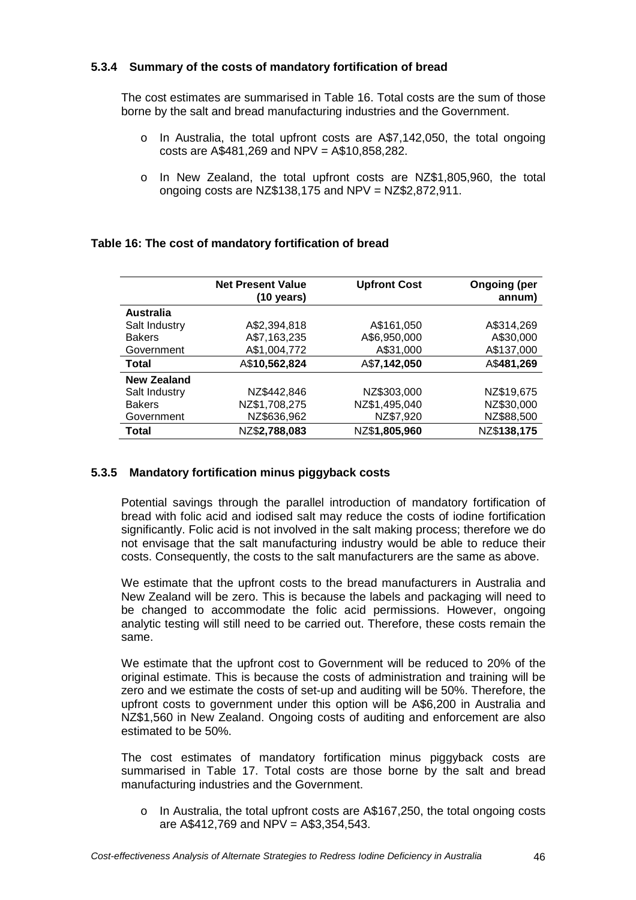### 5.3.4 Summary of the costs of mandatory fortification of bread

The cost estimates are summarised in Table 16. Total costs are the sum of those borne by the salt and bread manufacturing industries and the Government.

- In Australia, the total upfront costs are A$7,142,050, the total ongoing costs are A$481,269 and NPV = A$10,858,282.
- In New Zealand, the total upfront costs are NZ$1,805,960, the total ongoing costs are NZ$138,175 and NPV = NZ$2,872,911.

**Table 16: The cost of mandatory fortification of bread**

| | Net Present Value (10 years) | Upfront Cost | Ongoing (per annum) |
|---|---|---|---|
| **Australia** | | | |
| Salt Industry | A$2,394,818 | A$161,050 | A$314,269 |
| Bakers | A$7,163,235 | A$6,950,000 | A$30,000 |
| Government | A$1,004,772 | A$31,000 | A$137,000 |
| **Total** | A$**10,562,824** | A$**7,142,050** | A$**481,269** |
| **New Zealand** | | | |
| Salt Industry | NZ$442,846 | NZ$303,000 | NZ$19,675 |
| Bakers | NZ$1,708,275 | NZ$1,495,040 | NZ$30,000 |
| Government | NZ$636,962 | NZ$7,920 | NZ$88,500 |
| **Total** | NZ$**2,788,083** | NZ$**1,805,960** | NZ$**138,175** |

### 5.3.5 Mandatory fortification minus piggyback costs

Potential savings through the parallel introduction of mandatory fortification of bread with folic acid and iodised salt may reduce the costs of iodine fortification significantly. Folic acid is not involved in the salt making process; therefore we do not envisage that the salt manufacturing industry would be able to reduce their costs. Consequently, the costs to the salt manufacturers are the same as above.

We estimate that the upfront costs to the bread manufacturers in Australia and New Zealand will be zero. This is because the labels and packaging will need to be changed to accommodate the folic acid permissions. However, ongoing analytic testing will still need to be carried out. Therefore, these costs remain the same.

We estimate that the upfront cost to Government will be reduced to 20% of the original estimate. This is because the costs of administration and training will be zero and we estimate the costs of set-up and auditing will be 50%. Therefore, the upfront costs to government under this option will be A$6,200 in Australia and NZ$1,560 in New Zealand. Ongoing costs of auditing and enforcement are also estimated to be 50%.

The cost estimates of mandatory fortification minus piggyback costs are summarised in Table 17. Total costs are those borne by the salt and bread manufacturing industries and the Government.

- In Australia, the total upfront costs are A$167,250, the total ongoing costs are A$412,769 and NPV = A$3,354,543.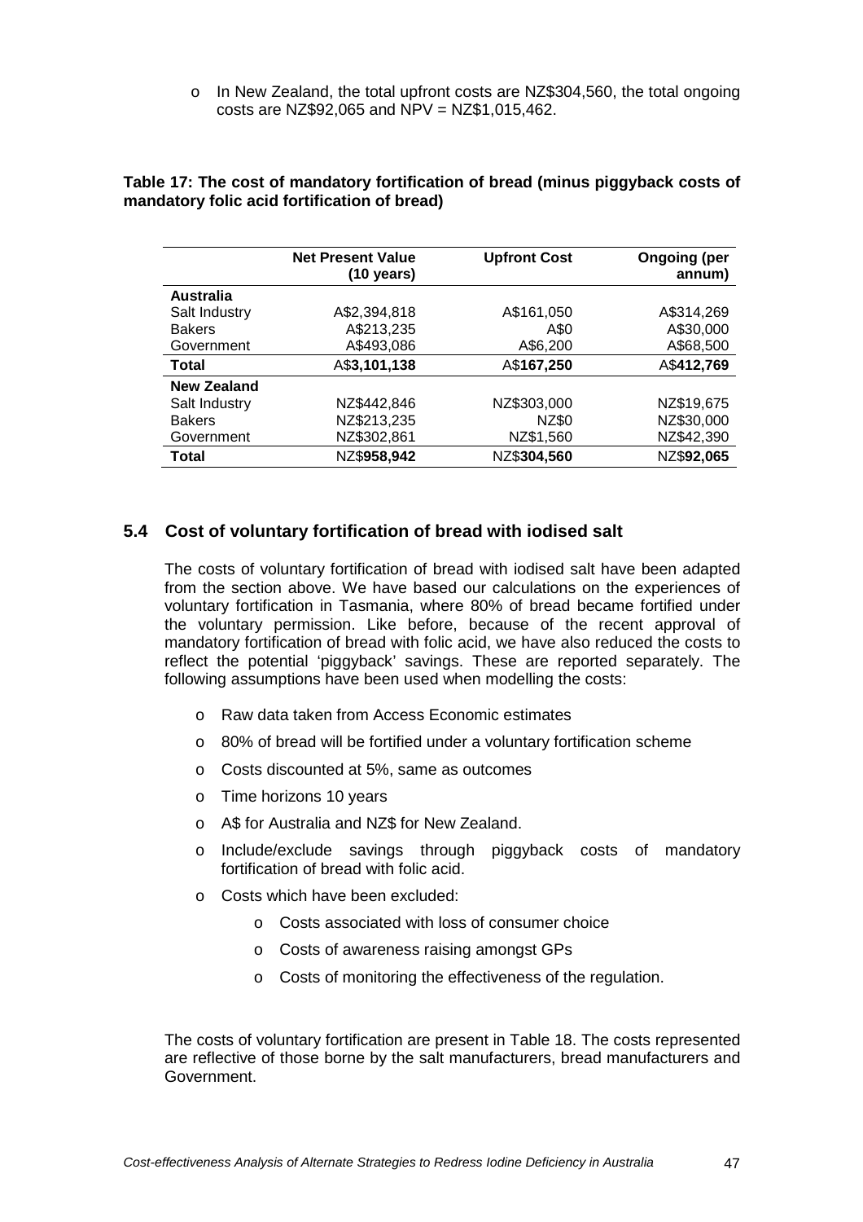- In New Zealand, the total upfront costs are NZ$304,560, the total ongoing costs are NZ$92,065 and NPV = NZ$1,015,462.

**Table 17: The cost of mandatory fortification of bread (minus piggyback costs of mandatory folic acid fortification of bread)**

| | Net Present Value (10 years) | Upfront Cost | Ongoing (per annum) |
|---|---|---|---|
| **Australia** | | | |
| Salt Industry | A$2,394,818 | A$161,050 | A$314,269 |
| Bakers | A$213,235 | A$0 | A$30,000 |
| Government | A$493,086 | A$6,200 | A$68,500 |
| **Total** | A$**3,101,138** | A$**167,250** | A$**412,769** |
| **New Zealand** | | | |
| Salt Industry | NZ$442,846 | NZ$303,000 | NZ$19,675 |
| Bakers | NZ$213,235 | NZ$0 | NZ$30,000 |
| Government | NZ$302,861 | NZ$1,560 | NZ$42,390 |
| **Total** | NZ$**958,942** | NZ$**304,560** | NZ$**92,065** |

## 5.4 Cost of voluntary fortification of bread with iodised salt

The costs of voluntary fortification of bread with iodised salt have been adapted from the section above. We have based our calculations on the experiences of voluntary fortification in Tasmania, where 80% of bread became fortified under the voluntary permission. Like before, because of the recent approval of mandatory fortification of bread with folic acid, we have also reduced the costs to reflect the potential 'piggyback' savings. These are reported separately. The following assumptions have been used when modelling the costs:

- Raw data taken from Access Economic estimates
- 80% of bread will be fortified under a voluntary fortification scheme
- Costs discounted at 5%, same as outcomes
- Time horizons 10 years
- A$ for Australia and NZ$ for New Zealand.
- Include/exclude savings through piggyback costs of mandatory fortification of bread with folic acid.
- Costs which have been excluded:
  - Costs associated with loss of consumer choice
  - Costs of awareness raising amongst GPs
  - Costs of monitoring the effectiveness of the regulation.

The costs of voluntary fortification are present in Table 18. The costs represented are reflective of those borne by the salt manufacturers, bread manufacturers and Government.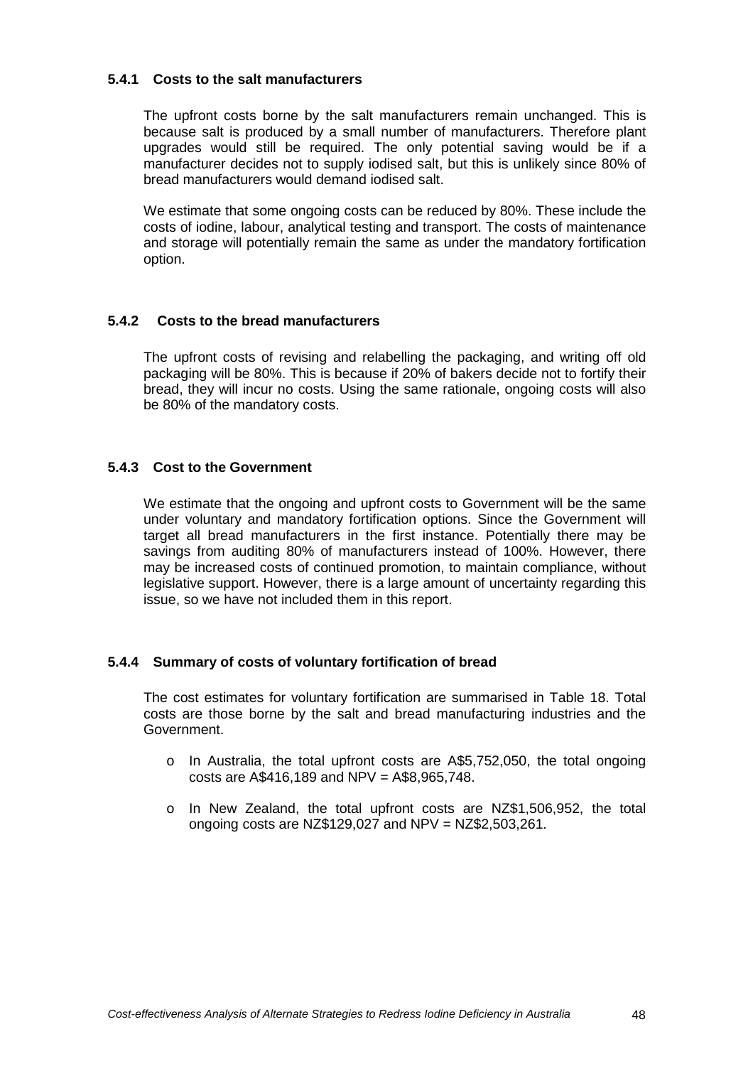### 5.4.1 Costs to the salt manufacturers

The upfront costs borne by the salt manufacturers remain unchanged. This is because salt is produced by a small number of manufacturers. Therefore plant upgrades would still be required. The only potential saving would be if a manufacturer decides not to supply iodised salt, but this is unlikely since 80% of bread manufacturers would demand iodised salt.

We estimate that some ongoing costs can be reduced by 80%. These include the costs of iodine, labour, analytical testing and transport. The costs of maintenance and storage will potentially remain the same as under the mandatory fortification option.

### 5.4.2 Costs to the bread manufacturers

The upfront costs of revising and relabelling the packaging, and writing off old packaging will be 80%. This is because if 20% of bakers decide not to fortify their bread, they will incur no costs. Using the same rationale, ongoing costs will also be 80% of the mandatory costs.

### 5.4.3 Cost to the Government

We estimate that the ongoing and upfront costs to Government will be the same under voluntary and mandatory fortification options. Since the Government will target all bread manufacturers in the first instance. Potentially there may be savings from auditing 80% of manufacturers instead of 100%. However, there may be increased costs of continued promotion, to maintain compliance, without legislative support. However, there is a large amount of uncertainty regarding this issue, so we have not included them in this report.

### 5.4.4 Summary of costs of voluntary fortification of bread

The cost estimates for voluntary fortification are summarised in Table 18. Total costs are those borne by the salt and bread manufacturing industries and the Government.

- In Australia, the total upfront costs are A$5,752,050, the total ongoing costs are A$416,189 and NPV = A$8,965,748.
- In New Zealand, the total upfront costs are NZ$1,506,952, the total ongoing costs are NZ$129,027 and NPV = NZ$2,503,261.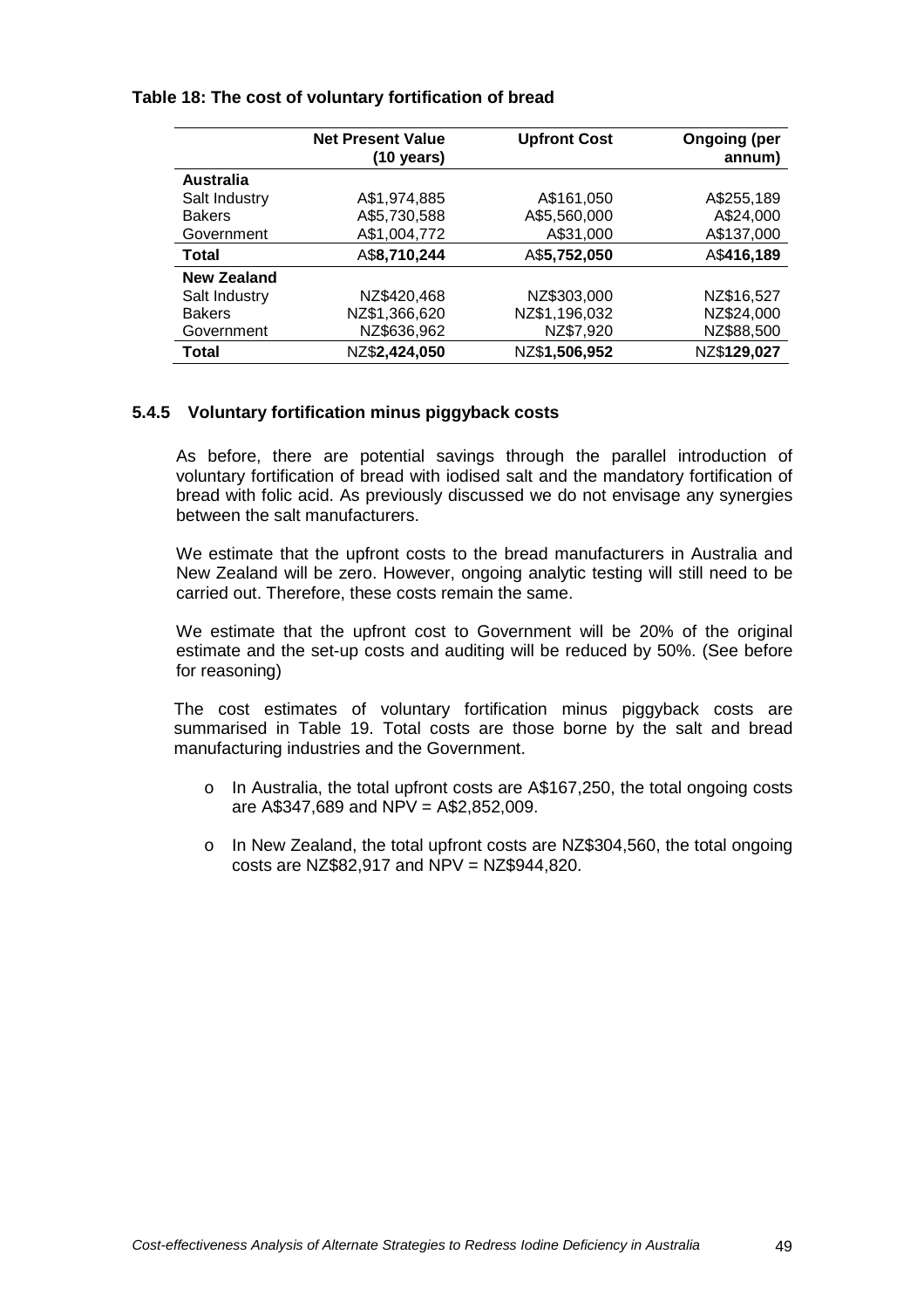**Table 18: The cost of voluntary fortification of bread**

| | Net Present Value (10 years) | Upfront Cost | Ongoing (per annum) |
|---|---|---|---|
| **Australia** | | | |
| Salt Industry | A$1,974,885 | A$161,050 | A$255,189 |
| Bakers | A$5,730,588 | A$5,560,000 | A$24,000 |
| Government | A$1,004,772 | A$31,000 | A$137,000 |
| **Total** | A$**8,710,244** | A$**5,752,050** | A$**416,189** |
| **New Zealand** | | | |
| Salt Industry | NZ$420,468 | NZ$303,000 | NZ$16,527 |
| Bakers | NZ$1,366,620 | NZ$1,196,032 | NZ$24,000 |
| Government | NZ$636,962 | NZ$7,920 | NZ$88,500 |
| **Total** | NZ$**2,424,050** | NZ$**1,506,952** | NZ$**129,027** |

### 5.4.5 Voluntary fortification minus piggyback costs

As before, there are potential savings through the parallel introduction of voluntary fortification of bread with iodised salt and the mandatory fortification of bread with folic acid. As previously discussed we do not envisage any synergies between the salt manufacturers.

We estimate that the upfront costs to the bread manufacturers in Australia and New Zealand will be zero. However, ongoing analytic testing will still need to be carried out. Therefore, these costs remain the same.

We estimate that the upfront cost to Government will be 20% of the original estimate and the set-up costs and auditing will be reduced by 50%. (See before for reasoning)

The cost estimates of voluntary fortification minus piggyback costs are summarised in Table 19. Total costs are those borne by the salt and bread manufacturing industries and the Government.

- In Australia, the total upfront costs are A$167,250, the total ongoing costs are A$347,689 and NPV = A$2,852,009.
- In New Zealand, the total upfront costs are NZ$304,560, the total ongoing costs are NZ$82,917 and NPV = NZ$944,820.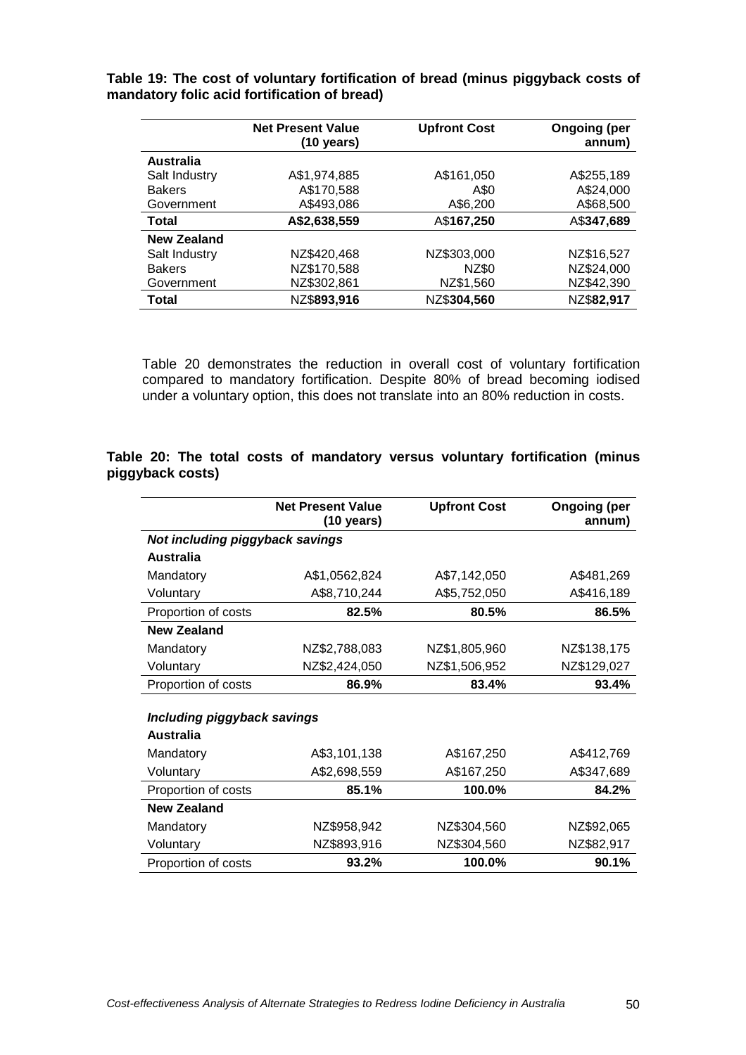**Table 19: The cost of voluntary fortification of bread (minus piggyback costs of mandatory folic acid fortification of bread)**

| | Net Present Value (10 years) | Upfront Cost | Ongoing (per annum) |
|---|---|---|---|
| **Australia** | | | |
| Salt Industry | A$1,974,885 | A$161,050 | A$255,189 |
| Bakers | A$170,588 | A$0 | A$24,000 |
| Government | A$493,086 | A$6,200 | A$68,500 |
| **Total** | **A$2,638,559** | A$**167,250** | A$**347,689** |
| **New Zealand** | | | |
| Salt Industry | NZ$420,468 | NZ$303,000 | NZ$16,527 |
| Bakers | NZ$170,588 | NZ$0 | NZ$24,000 |
| Government | NZ$302,861 | NZ$1,560 | NZ$42,390 |
| **Total** | NZ$**893,916** | NZ$**304,560** | NZ$**82,917** |

Table 20 demonstrates the reduction in overall cost of voluntary fortification compared to mandatory fortification. Despite 80% of bread becoming iodised under a voluntary option, this does not translate into an 80% reduction in costs.

**Table 20: The total costs of mandatory versus voluntary fortification (minus piggyback costs)**

| | Net Present Value (10 years) | Upfront Cost | Ongoing (per annum) |
|---|---|---|---|
| ***Not including piggyback savings*** | | | |
| **Australia** | | | |
| Mandatory | A$1,0562,824 | A$7,142,050 | A$481,269 |
| Voluntary | A$8,710,244 | A$5,752,050 | A$416,189 |
| Proportion of costs | **82.5%** | **80.5%** | **86.5%** |
| **New Zealand** | | | |
| Mandatory | NZ$2,788,083 | NZ$1,805,960 | NZ$138,175 |
| Voluntary | NZ$2,424,050 | NZ$1,506,952 | NZ$129,027 |
| Proportion of costs | **86.9%** | **83.4%** | **93.4%** |
| ***Including piggyback savings*** | | | |
| **Australia** | | | |
| Mandatory | A$3,101,138 | A$167,250 | A$412,769 |
| Voluntary | A$2,698,559 | A$167,250 | A$347,689 |
| Proportion of costs | **85.1%** | **100.0%** | **84.2%** |
| **New Zealand** | | | |
| Mandatory | NZ$958,942 | NZ$304,560 | NZ$92,065 |
| Voluntary | NZ$893,916 | NZ$304,560 | NZ$82,917 |
| Proportion of costs | **93.2%** | **100.0%** | **90.1%** |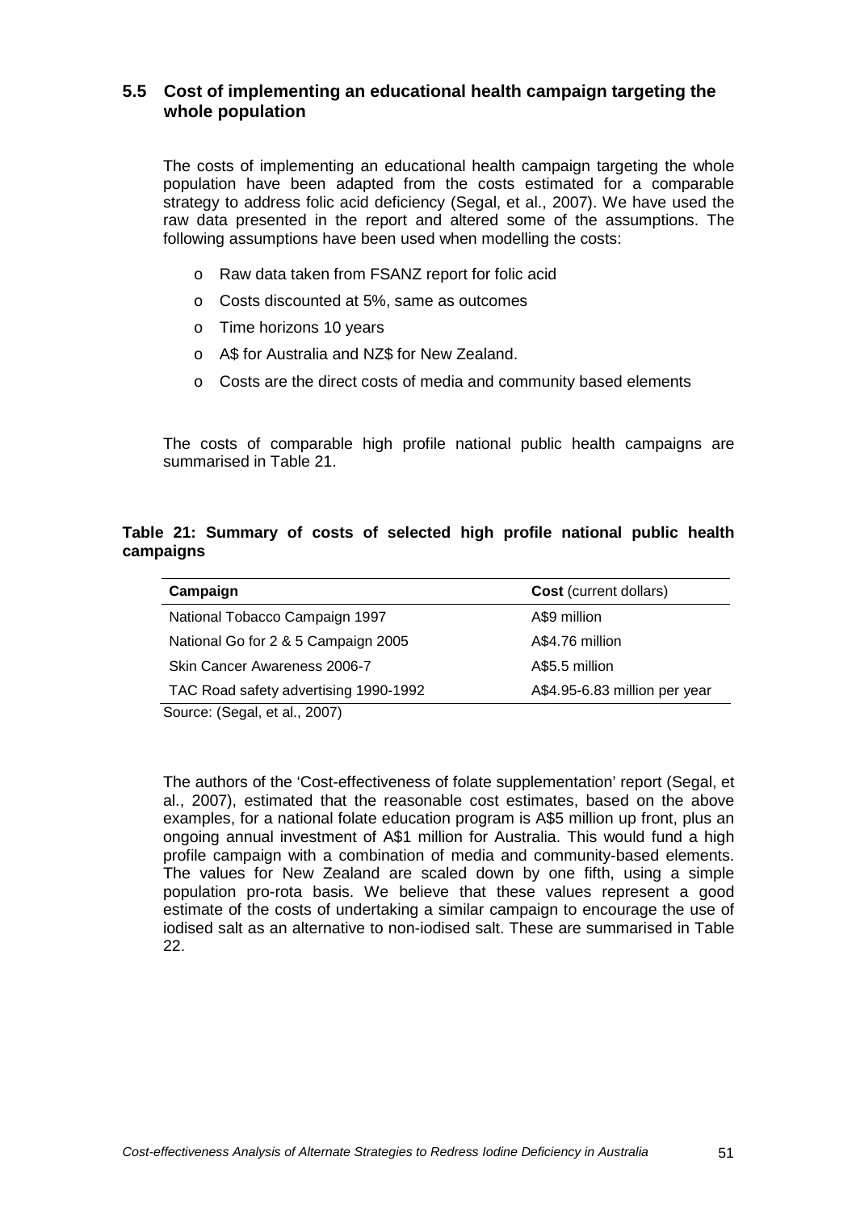## 5.5 Cost of implementing an educational health campaign targeting the whole population

The costs of implementing an educational health campaign targeting the whole population have been adapted from the costs estimated for a comparable strategy to address folic acid deficiency (Segal, et al., 2007). We have used the raw data presented in the report and altered some of the assumptions. The following assumptions have been used when modelling the costs:

- Raw data taken from FSANZ report for folic acid
- Costs discounted at 5%, same as outcomes
- Time horizons 10 years
- A$ for Australia and NZ$ for New Zealand.
- Costs are the direct costs of media and community based elements

The costs of comparable high profile national public health campaigns are summarised in Table 21.

**Table 21: Summary of costs of selected high profile national public health campaigns**

| Campaign | **Cost** (current dollars) |
|---|---|
| National Tobacco Campaign 1997 | A$9 million |
| National Go for 2 & 5 Campaign 2005 | A$4.76 million |
| Skin Cancer Awareness 2006-7 | A$5.5 million |
| TAC Road safety advertising 1990-1992 | A$4.95-6.83 million per year |

Source: (Segal, et al., 2007)

The authors of the 'Cost-effectiveness of folate supplementation' report (Segal, et al., 2007), estimated that the reasonable cost estimates, based on the above examples, for a national folate education program is A$5 million up front, plus an ongoing annual investment of A$1 million for Australia. This would fund a high profile campaign with a combination of media and community-based elements. The values for New Zealand are scaled down by one fifth, using a simple population pro-rota basis. We believe that these values represent a good estimate of the costs of undertaking a similar campaign to encourage the use of iodised salt as an alternative to non-iodised salt. These are summarised in Table 22.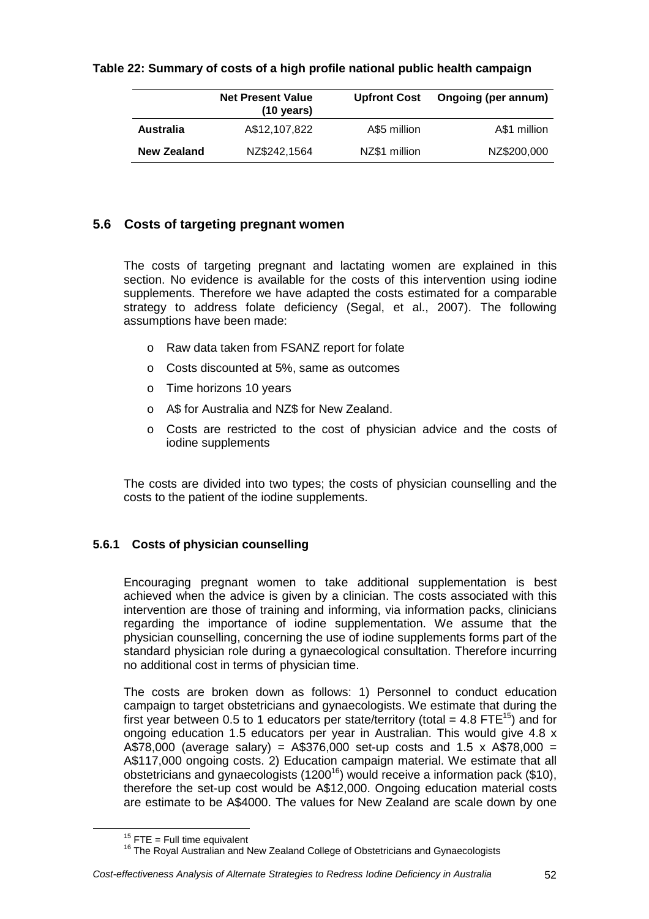**Table 22: Summary of costs of a high profile national public health campaign**

| | Net Present Value (10 years) | Upfront Cost | Ongoing (per annum) |
|---|---|---|---|
| **Australia** | A$12,107,822 | A$5 million | A$1 million |
| **New Zealand** | NZ$242,1564 | NZ$1 million | NZ$200,000 |

## 5.6 Costs of targeting pregnant women

The costs of targeting pregnant and lactating women are explained in this section. No evidence is available for the costs of this intervention using iodine supplements. Therefore we have adapted the costs estimated for a comparable strategy to address folate deficiency (Segal, et al., 2007). The following assumptions have been made:

- Raw data taken from FSANZ report for folate
- Costs discounted at 5%, same as outcomes
- Time horizons 10 years
- A$ for Australia and NZ$ for New Zealand.
- Costs are restricted to the cost of physician advice and the costs of iodine supplements

The costs are divided into two types; the costs of physician counselling and the costs to the patient of the iodine supplements.

### 5.6.1 Costs of physician counselling

Encouraging pregnant women to take additional supplementation is best achieved when the advice is given by a clinician. The costs associated with this intervention are those of training and informing, via information packs, clinicians regarding the importance of iodine supplementation. We assume that the physician counselling, concerning the use of iodine supplements forms part of the standard physician role during a gynaecological consultation. Therefore incurring no additional cost in terms of physician time.

The costs are broken down as follows: 1) Personnel to conduct education campaign to target obstetricians and gynaecologists. We estimate that during the first year between 0.5 to 1 educators per state/territory (total = 4.8 FTE[15]) and for ongoing education 1.5 educators per year in Australian. This would give 4.8 x A$78,000 (average salary) = A$376,000 set-up costs and 1.5 x A$78,000 = A$117,000 ongoing costs. 2) Education campaign material. We estimate that all obstetricians and gynaecologists (1200[16]) would receive a information pack ($10), therefore the set-up cost would be A$12,000. Ongoing education material costs are estimate to be A$4000. The values for New Zealand are scale down by one

[15] FTE = Full time equivalent

[16] The Royal Australian and New Zealand College of Obstetricians and Gynaecologists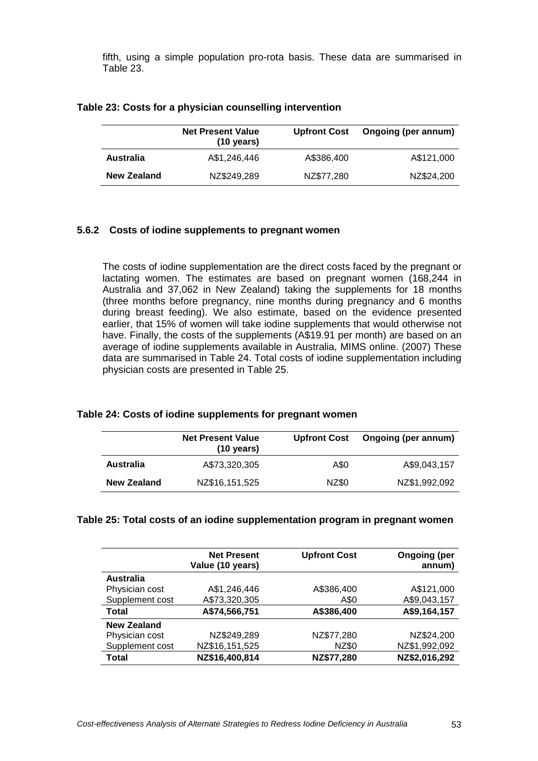fifth, using a simple population pro-rota basis. These data are summarised in Table 23.

**Table 23: Costs for a physician counselling intervention**

| | Net Present Value (10 years) | Upfront Cost | Ongoing (per annum) |
|---|---|---|---|
| **Australia** | A$1,246,446 | A$386,400 | A$121,000 |
| **New Zealand** | NZ$249,289 | NZ$77,280 | NZ$24,200 |

### 5.6.2 Costs of iodine supplements to pregnant women

The costs of iodine supplementation are the direct costs faced by the pregnant or lactating women. The estimates are based on pregnant women (168,244 in Australia and 37,062 in New Zealand) taking the supplements for 18 months (three months before pregnancy, nine months during pregnancy and 6 months during breast feeding). We also estimate, based on the evidence presented earlier, that 15% of women will take iodine supplements that would otherwise not have. Finally, the costs of the supplements (A$19.91 per month) are based on an average of iodine supplements available in Australia, MIMS online. (2007) These data are summarised in Table 24. Total costs of iodine supplementation including physician costs are presented in Table 25.

**Table 24: Costs of iodine supplements for pregnant women**

| | Net Present Value (10 years) | Upfront Cost | Ongoing (per annum) |
|---|---|---|---|
| **Australia** | A$73,320,305 | A$0 | A$9,043,157 |
| **New Zealand** | NZ$16,151,525 | NZ$0 | NZ$1,992,092 |

**Table 25: Total costs of an iodine supplementation program in pregnant women**

| | Net Present Value (10 years) | Upfront Cost | Ongoing (per annum) |
|---|---|---|---|
| **Australia** | | | |
| Physician cost | A$1,246,446 | A$386,400 | A$121,000 |
| Supplement cost | A$73,320,305 | A$0 | A$9,043,157 |
| **Total** | **A$74,566,751** | **A$386,400** | **A$9,164,157** |
| **New Zealand** | | | |
| Physician cost | NZ$249,289 | NZ$77,280 | NZ$24,200 |
| Supplement cost | NZ$16,151,525 | NZ$0 | NZ$1,992,092 |
| **Total** | **NZ$16,400,814** | **NZ$77,280** | **NZ$2,016,292** |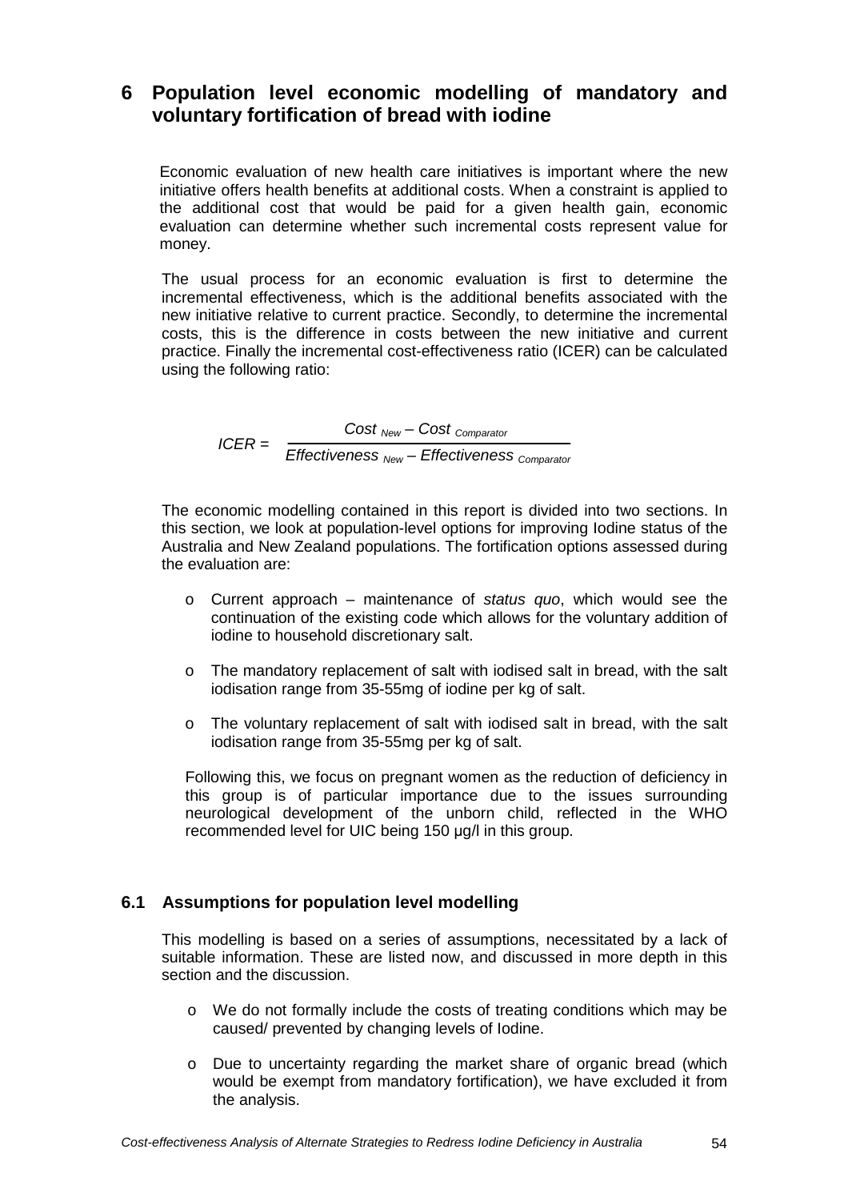# 6 Population level economic modelling of mandatory and voluntary fortification of bread with iodine

Economic evaluation of new health care initiatives is important where the new initiative offers health benefits at additional costs. When a constraint is applied to the additional cost that would be paid for a given health gain, economic evaluation can determine whether such incremental costs represent value for money.

The usual process for an economic evaluation is first to determine the incremental effectiveness, which is the additional benefits associated with the new initiative relative to current practice. Secondly, to determine the incremental costs, this is the difference in costs between the new initiative and current practice. Finally the incremental cost-effectiveness ratio (ICER) can be calculated using the following ratio:

$$ICER = \frac{Cost_{New} - Cost_{Comparator}}{Effectiveness_{New} - Effectiveness_{Comparator}}$$

The economic modelling contained in this report is divided into two sections. In this section, we look at population-level options for improving Iodine status of the Australia and New Zealand populations. The fortification options assessed during the evaluation are:

- Current approach – maintenance of *status quo*, which would see the continuation of the existing code which allows for the voluntary addition of iodine to household discretionary salt.
- The mandatory replacement of salt with iodised salt in bread, with the salt iodisation range from 35-55mg of iodine per kg of salt.
- The voluntary replacement of salt with iodised salt in bread, with the salt iodisation range from 35-55mg per kg of salt.

Following this, we focus on pregnant women as the reduction of deficiency in this group is of particular importance due to the issues surrounding neurological development of the unborn child, reflected in the WHO recommended level for UIC being 150 µg/l in this group.

## 6.1 Assumptions for population level modelling

This modelling is based on a series of assumptions, necessitated by a lack of suitable information. These are listed now, and discussed in more depth in this section and the discussion.

- We do not formally include the costs of treating conditions which may be caused/ prevented by changing levels of Iodine.
- Due to uncertainty regarding the market share of organic bread (which would be exempt from mandatory fortification), we have excluded it from the analysis.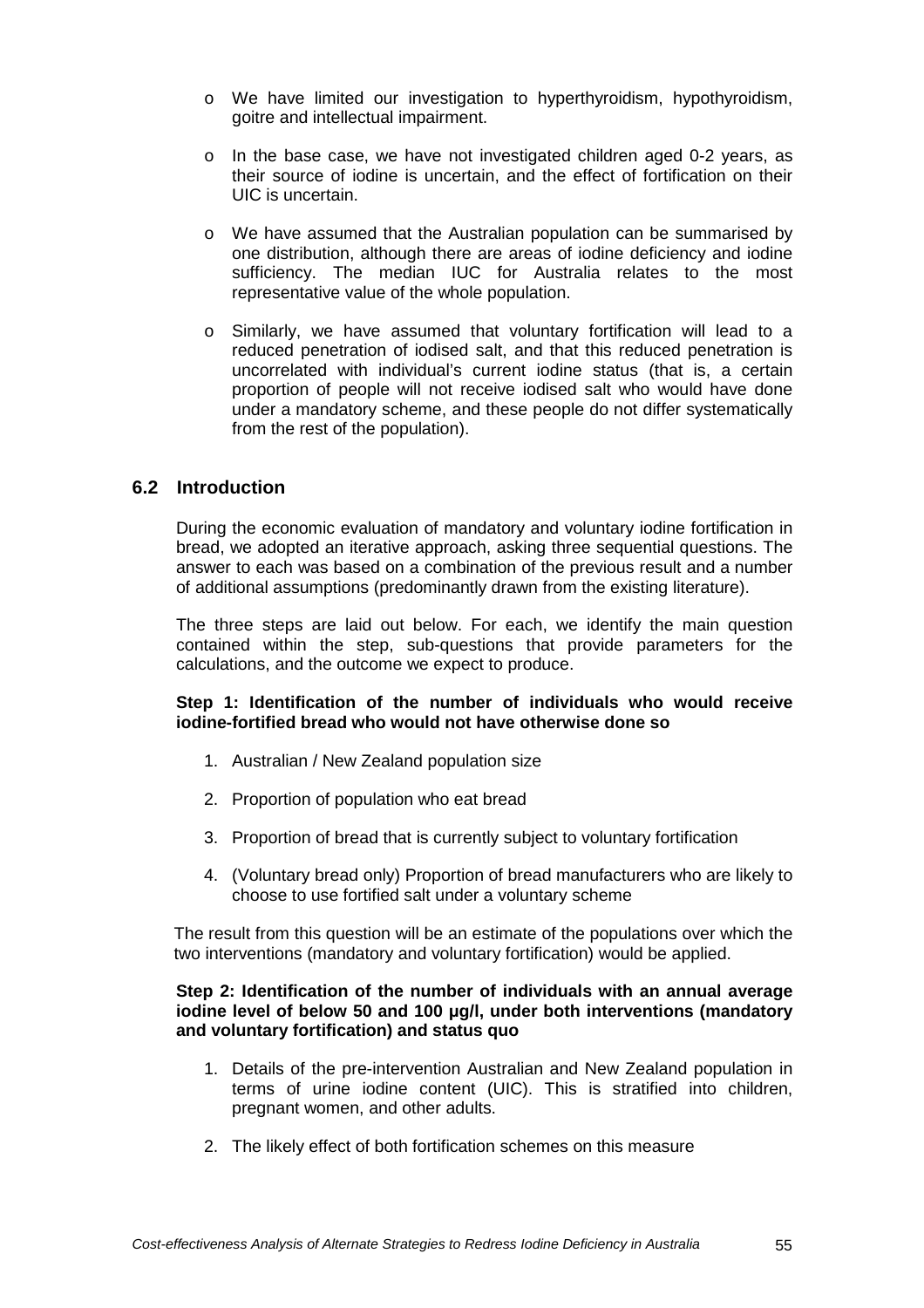- We have limited our investigation to hyperthyroidism, hypothyroidism, goitre and intellectual impairment.
- In the base case, we have not investigated children aged 0-2 years, as their source of iodine is uncertain, and the effect of fortification on their UIC is uncertain.
- We have assumed that the Australian population can be summarised by one distribution, although there are areas of iodine deficiency and iodine sufficiency. The median IUC for Australia relates to the most representative value of the whole population.
- Similarly, we have assumed that voluntary fortification will lead to a reduced penetration of iodised salt, and that this reduced penetration is uncorrelated with individual's current iodine status (that is, a certain proportion of people will not receive iodised salt who would have done under a mandatory scheme, and these people do not differ systematically from the rest of the population).

## 6.2 Introduction

During the economic evaluation of mandatory and voluntary iodine fortification in bread, we adopted an iterative approach, asking three sequential questions. The answer to each was based on a combination of the previous result and a number of additional assumptions (predominantly drawn from the existing literature).

The three steps are laid out below. For each, we identify the main question contained within the step, sub-questions that provide parameters for the calculations, and the outcome we expect to produce.

**Step 1: Identification of the number of individuals who would receive iodine-fortified bread who would not have otherwise done so**

1. Australian / New Zealand population size
2. Proportion of population who eat bread
3. Proportion of bread that is currently subject to voluntary fortification
4. (Voluntary bread only) Proportion of bread manufacturers who are likely to choose to use fortified salt under a voluntary scheme

The result from this question will be an estimate of the populations over which the two interventions (mandatory and voluntary fortification) would be applied.

**Step 2: Identification of the number of individuals with an annual average iodine level of below 50 and 100 µg/l, under both interventions (mandatory and voluntary fortification) and status quo**

1. Details of the pre-intervention Australian and New Zealand population in terms of urine iodine content (UIC). This is stratified into children, pregnant women, and other adults.
2. The likely effect of both fortification schemes on this measure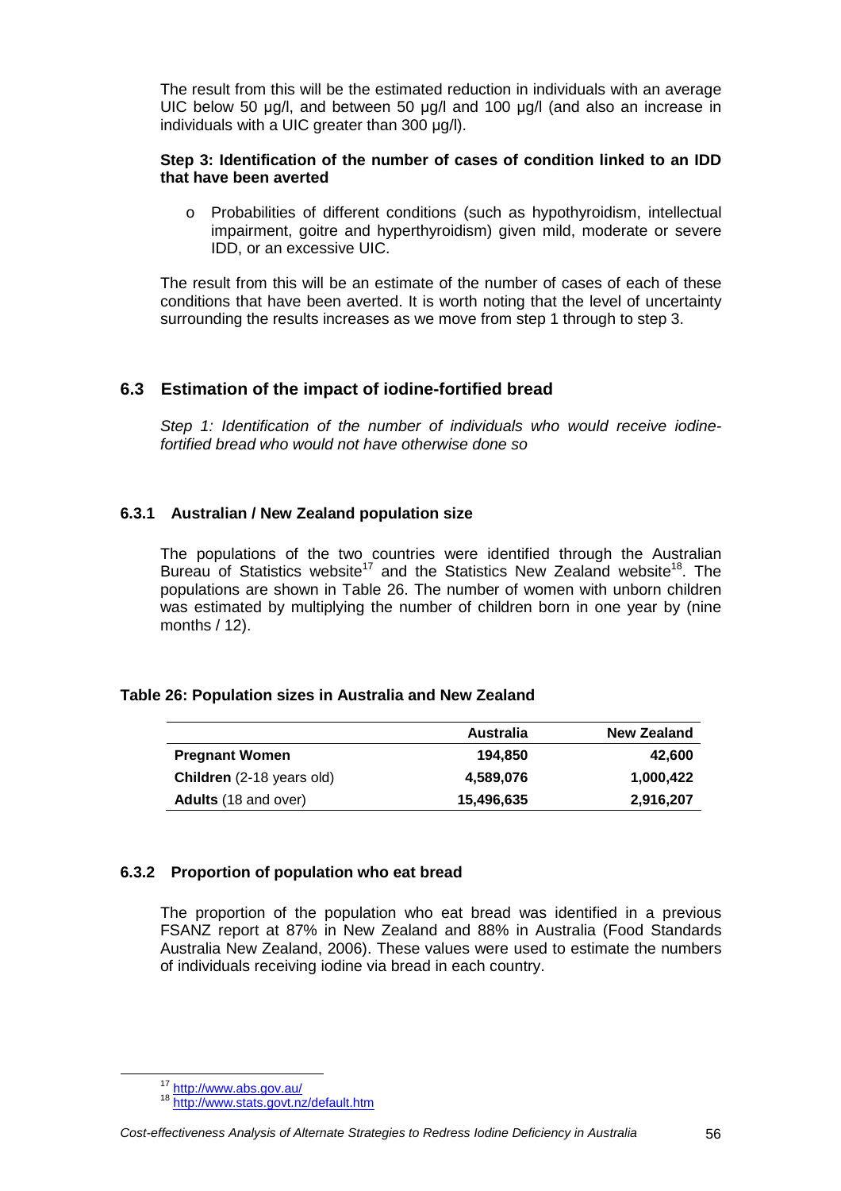The result from this will be the estimated reduction in individuals with an average UIC below 50 µg/l, and between 50 µg/l and 100 µg/l (and also an increase in individuals with a UIC greater than 300 µg/l).

**Step 3: Identification of the number of cases of condition linked to an IDD that have been averted**

- Probabilities of different conditions (such as hypothyroidism, intellectual impairment, goitre and hyperthyroidism) given mild, moderate or severe IDD, or an excessive UIC.

The result from this will be an estimate of the number of cases of each of these conditions that have been averted. It is worth noting that the level of uncertainty surrounding the results increases as we move from step 1 through to step 3.

## 6.3 Estimation of the impact of iodine-fortified bread

*Step 1: Identification of the number of individuals who would receive iodine-fortified bread who would not have otherwise done so*

### 6.3.1 Australian / New Zealand population size

The populations of the two countries were identified through the Australian Bureau of Statistics website[17] and the Statistics New Zealand website[18]. The populations are shown in Table 26. The number of women with unborn children was estimated by multiplying the number of children born in one year by (nine months / 12).

**Table 26: Population sizes in Australia and New Zealand**

| | Australia | New Zealand |
|---|---|---|
| **Pregnant Women** | 194,850 | 42,600 |
| **Children** (2-18 years old) | 4,589,076 | 1,000,422 |
| **Adults** (18 and over) | 15,496,635 | 2,916,207 |

### 6.3.2 Proportion of population who eat bread

The proportion of the population who eat bread was identified in a previous FSANZ report at 87% in New Zealand and 88% in Australia (Food Standards Australia New Zealand, 2006). These values were used to estimate the numbers of individuals receiving iodine via bread in each country.

[17] http://www.abs.gov.au/
[18] http://www.stats.govt.nz/default.htm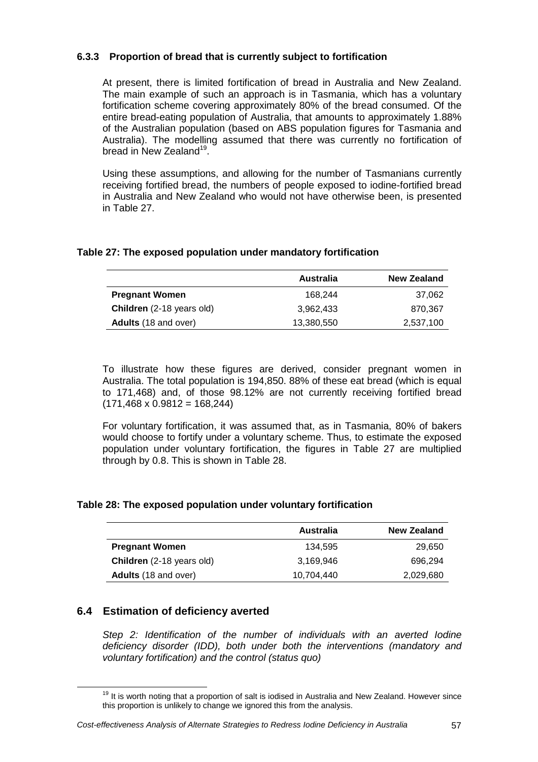### 6.3.3 Proportion of bread that is currently subject to fortification

At present, there is limited fortification of bread in Australia and New Zealand. The main example of such an approach is in Tasmania, which has a voluntary fortification scheme covering approximately 80% of the bread consumed. Of the entire bread-eating population of Australia, that amounts to approximately 1.88% of the Australian population (based on ABS population figures for Tasmania and Australia). The modelling assumed that there was currently no fortification of bread in New Zealand[19].

Using these assumptions, and allowing for the number of Tasmanians currently receiving fortified bread, the numbers of people exposed to iodine-fortified bread in Australia and New Zealand who would not have otherwise been, is presented in Table 27.

**Table 27: The exposed population under mandatory fortification**

| | Australia | New Zealand |
|---|---|---|
| **Pregnant Women** | 168,244 | 37,062 |
| **Children** (2-18 years old) | 3,962,433 | 870,367 |
| **Adults** (18 and over) | 13,380,550 | 2,537,100 |

To illustrate how these figures are derived, consider pregnant women in Australia. The total population is 194,850. 88% of these eat bread (which is equal to 171,468) and, of those 98.12% are not currently receiving fortified bread (171,468 x 0.9812 = 168,244)

For voluntary fortification, it was assumed that, as in Tasmania, 80% of bakers would choose to fortify under a voluntary scheme. Thus, to estimate the exposed population under voluntary fortification, the figures in Table 27 are multiplied through by 0.8. This is shown in Table 28.

**Table 28: The exposed population under voluntary fortification**

| | Australia | New Zealand |
|---|---|---|
| **Pregnant Women** | 134,595 | 29,650 |
| **Children** (2-18 years old) | 3,169,946 | 696,294 |
| **Adults** (18 and over) | 10,704,440 | 2,029,680 |

## 6.4 Estimation of deficiency averted

*Step 2: Identification of the number of individuals with an averted Iodine deficiency disorder (IDD), both under both the interventions (mandatory and voluntary fortification) and the control (status quo)*

[19] It is worth noting that a proportion of salt is iodised in Australia and New Zealand. However since this proportion is unlikely to change we ignored this from the analysis.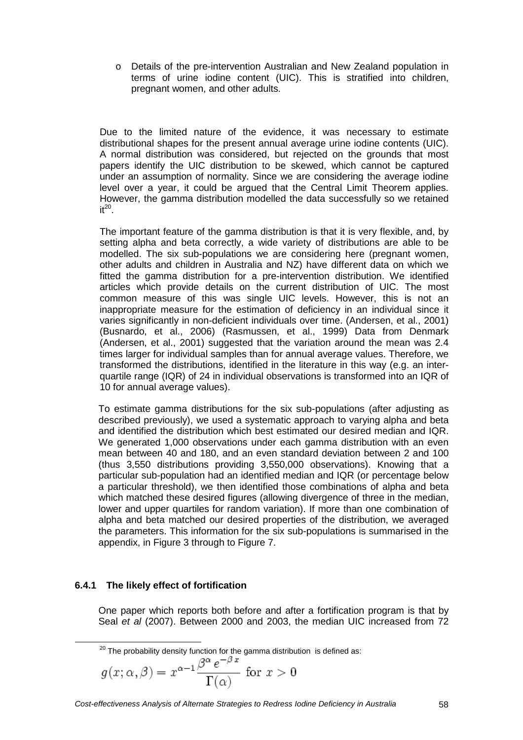- Details of the pre-intervention Australian and New Zealand population in terms of urine iodine content (UIC). This is stratified into children, pregnant women, and other adults.

Due to the limited nature of the evidence, it was necessary to estimate distributional shapes for the present annual average urine iodine contents (UIC). A normal distribution was considered, but rejected on the grounds that most papers identify the UIC distribution to be skewed, which cannot be captured under an assumption of normality. Since we are considering the average iodine level over a year, it could be argued that the Central Limit Theorem applies. However, the gamma distribution modelled the data successfully so we retained it[20].

The important feature of the gamma distribution is that it is very flexible, and, by setting alpha and beta correctly, a wide variety of distributions are able to be modelled. The six sub-populations we are considering here (pregnant women, other adults and children in Australia and NZ) have different data on which we fitted the gamma distribution for a pre-intervention distribution. We identified articles which provide details on the current distribution of UIC. The most common measure of this was single UIC levels. However, this is not an inappropriate measure for the estimation of deficiency in an individual since it varies significantly in non-deficient individuals over time. (Andersen, et al., 2001) (Busnardo, et al., 2006) (Rasmussen, et al., 1999) Data from Denmark (Andersen, et al., 2001) suggested that the variation around the mean was 2.4 times larger for individual samples than for annual average values. Therefore, we transformed the distributions, identified in the literature in this way (e.g. an inter-quartile range (IQR) of 24 in individual observations is transformed into an IQR of 10 for annual average values).

To estimate gamma distributions for the six sub-populations (after adjusting as described previously), we used a systematic approach to varying alpha and beta and identified the distribution which best estimated our desired median and IQR. We generated 1,000 observations under each gamma distribution with an even mean between 40 and 180, and an even standard deviation between 2 and 100 (thus 3,550 distributions providing 3,550,000 observations). Knowing that a particular sub-population had an identified median and IQR (or percentage below a particular threshold), we then identified those combinations of alpha and beta which matched these desired figures (allowing divergence of three in the median, lower and upper quartiles for random variation). If more than one combination of alpha and beta matched our desired properties of the distribution, we averaged the parameters. This information for the six sub-populations is summarised in the appendix, in Figure 3 through to Figure 7.

### 6.4.1 The likely effect of fortification

One paper which reports both before and after a fortification program is that by Seal *et al* (2007). Between 2000 and 2003, the median UIC increased from 72

---

[20] The probability density function for the gamma distribution is defined as:

$$g(x;\alpha,\beta) = x^{\alpha-1}\frac{\beta^{\alpha}\,e^{-\beta\,x}}{\Gamma(\alpha)} \text{ for } x > 0$$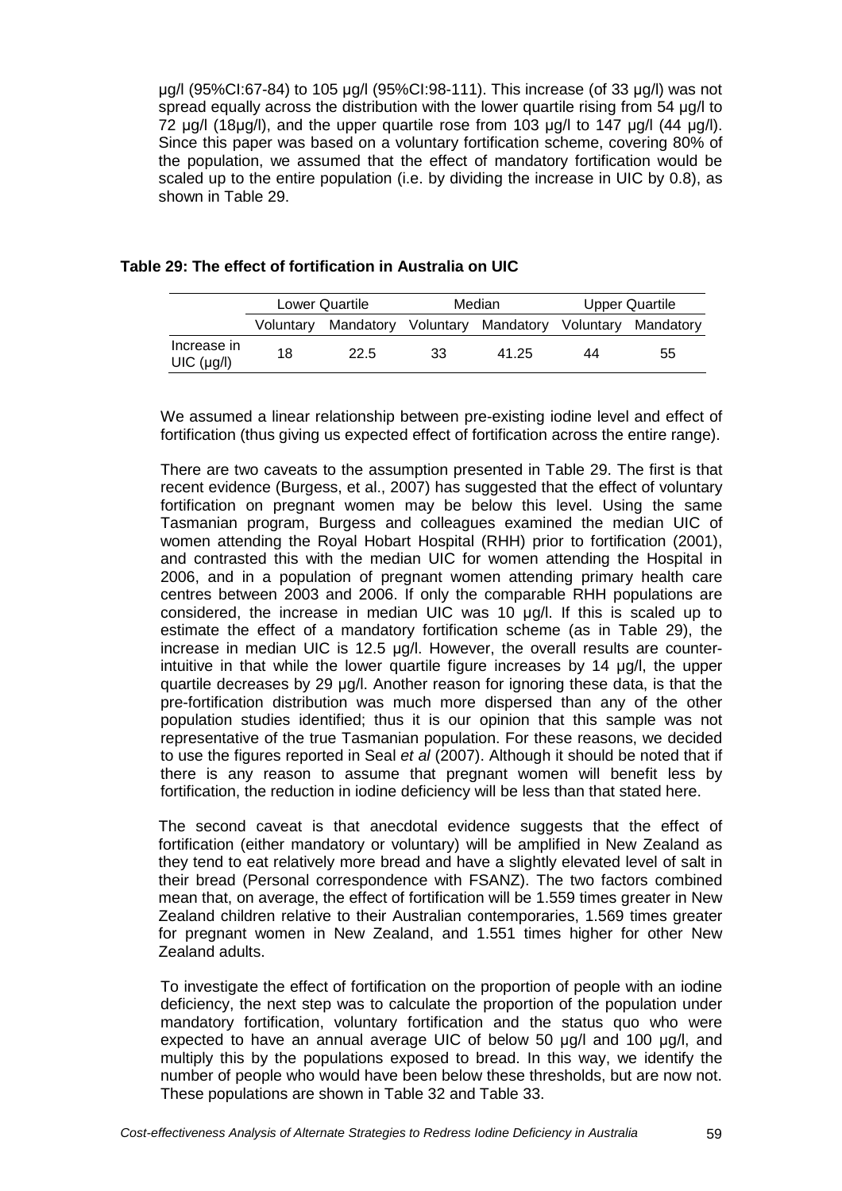μg/l (95%CI:67-84) to 105 μg/l (95%CI:98-111). This increase (of 33 μg/l) was not spread equally across the distribution with the lower quartile rising from 54 μg/l to 72 μg/l (18μg/l), and the upper quartile rose from 103 μg/l to 147 μg/l (44 μg/l). Since this paper was based on a voluntary fortification scheme, covering 80% of the population, we assumed that the effect of mandatory fortification would be scaled up to the entire population (i.e. by dividing the increase in UIC by 0.8), as shown in Table 29.

**Table 29: The effect of fortification in Australia on UIC**

| | Lower Quartile | | Median | | Upper Quartile | |
|---|---|---|---|---|---|---|
| | Voluntary | Mandatory | Voluntary | Mandatory | Voluntary | Mandatory |
| Increase in UIC (μg/l) | 18 | 22.5 | 33 | 41.25 | 44 | 55 |

We assumed a linear relationship between pre-existing iodine level and effect of fortification (thus giving us expected effect of fortification across the entire range).

There are two caveats to the assumption presented in Table 29. The first is that recent evidence (Burgess, et al., 2007) has suggested that the effect of voluntary fortification on pregnant women may be below this level. Using the same Tasmanian program, Burgess and colleagues examined the median UIC of women attending the Royal Hobart Hospital (RHH) prior to fortification (2001), and contrasted this with the median UIC for women attending the Hospital in 2006, and in a population of pregnant women attending primary health care centres between 2003 and 2006. If only the comparable RHH populations are considered, the increase in median UIC was 10 μg/l. If this is scaled up to estimate the effect of a mandatory fortification scheme (as in Table 29), the increase in median UIC is 12.5 μg/l. However, the overall results are counter-intuitive in that while the lower quartile figure increases by 14 μg/l, the upper quartile decreases by 29 μg/l. Another reason for ignoring these data, is that the pre-fortification distribution was much more dispersed than any of the other population studies identified; thus it is our opinion that this sample was not representative of the true Tasmanian population. For these reasons, we decided to use the figures reported in Seal *et al* (2007). Although it should be noted that if there is any reason to assume that pregnant women will benefit less by fortification, the reduction in iodine deficiency will be less than that stated here.

The second caveat is that anecdotal evidence suggests that the effect of fortification (either mandatory or voluntary) will be amplified in New Zealand as they tend to eat relatively more bread and have a slightly elevated level of salt in their bread (Personal correspondence with FSANZ). The two factors combined mean that, on average, the effect of fortification will be 1.559 times greater in New Zealand children relative to their Australian contemporaries, 1.569 times greater for pregnant women in New Zealand, and 1.551 times higher for other New Zealand adults.

To investigate the effect of fortification on the proportion of people with an iodine deficiency, the next step was to calculate the proportion of the population under mandatory fortification, voluntary fortification and the status quo who were expected to have an annual average UIC of below 50 μg/l and 100 μg/l, and multiply this by the populations exposed to bread. In this way, we identify the number of people who would have been below these thresholds, but are now not. These populations are shown in Table 32 and Table 33.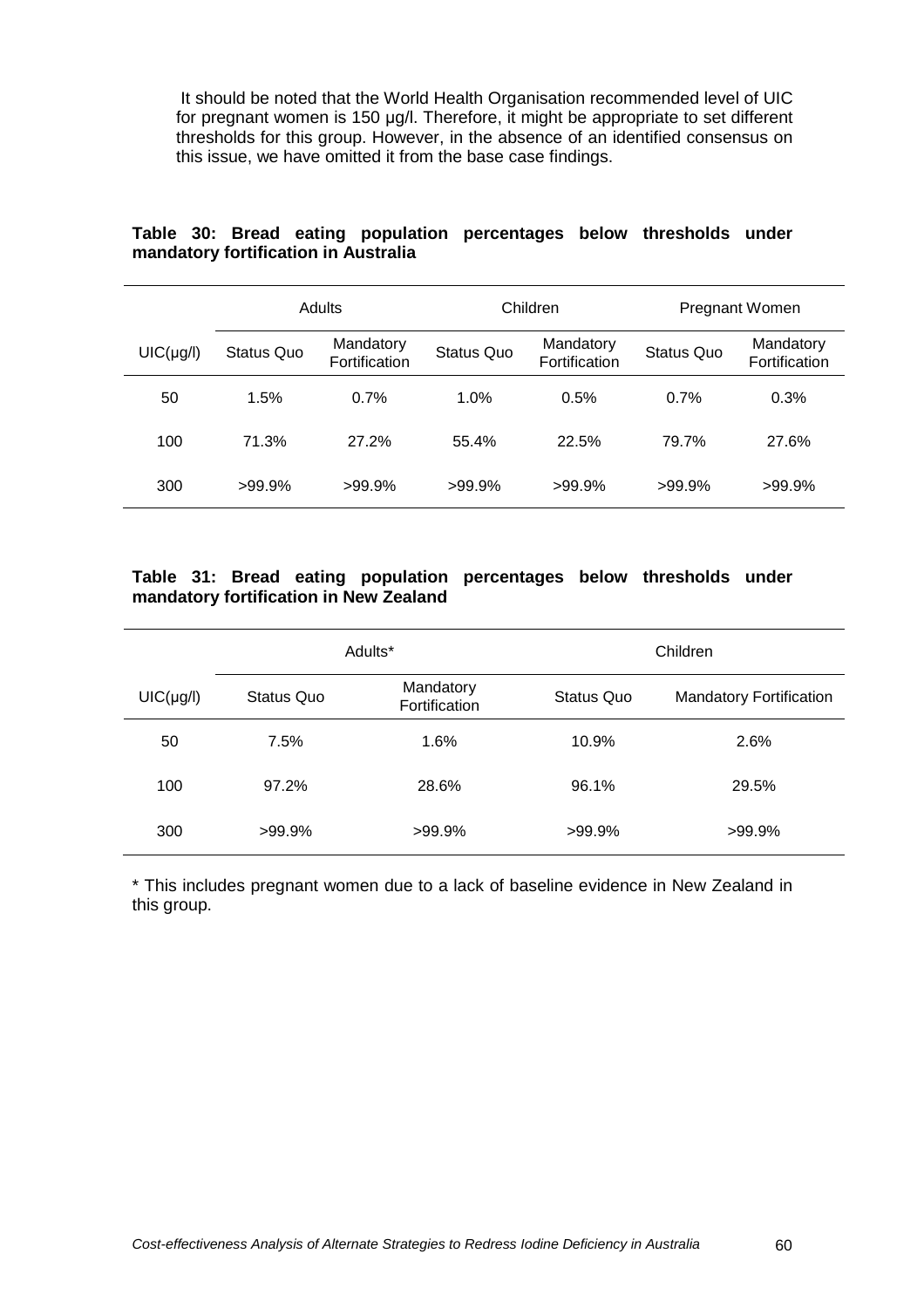It should be noted that the World Health Organisation recommended level of UIC for pregnant women is 150 μg/l. Therefore, it might be appropriate to set different thresholds for this group. However, in the absence of an identified consensus on this issue, we have omitted it from the base case findings.

**Table 30: Bread eating population percentages below thresholds under mandatory fortification in Australia**

| | Adults | | Children | | Pregnant Women | |
|---|---|---|---|---|---|---|
| UIC(μg/l) | Status Quo | Mandatory Fortification | Status Quo | Mandatory Fortification | Status Quo | Mandatory Fortification |
| 50 | 1.5% | 0.7% | 1.0% | 0.5% | 0.7% | 0.3% |
| 100 | 71.3% | 27.2% | 55.4% | 22.5% | 79.7% | 27.6% |
| 300 | >99.9% | >99.9% | >99.9% | >99.9% | >99.9% | >99.9% |

**Table 31: Bread eating population percentages below thresholds under mandatory fortification in New Zealand**

| | Adults* | | Children | |
|---|---|---|---|---|
| UIC(μg/l) | Status Quo | Mandatory Fortification | Status Quo | Mandatory Fortification |
| 50 | 7.5% | 1.6% | 10.9% | 2.6% |
| 100 | 97.2% | 28.6% | 96.1% | 29.5% |
| 300 | >99.9% | >99.9% | >99.9% | >99.9% |

\* This includes pregnant women due to a lack of baseline evidence in New Zealand in this group.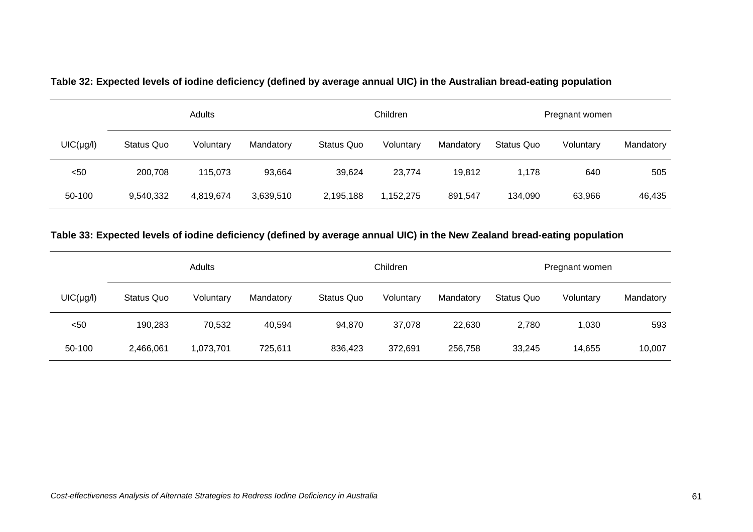**Table 32: Expected levels of iodine deficiency (defined by average annual UIC) in the Australian bread-eating population**

| | Adults | | | Children | | | Pregnant women | | |
|---|---|---|---|---|---|---|---|---|---|
| UIC(μg/l) | Status Quo | Voluntary | Mandatory | Status Quo | Voluntary | Mandatory | Status Quo | Voluntary | Mandatory |
| <50 | 200,708 | 115,073 | 93,664 | 39,624 | 23,774 | 19,812 | 1,178 | 640 | 505 |
| 50-100 | 9,540,332 | 4,819,674 | 3,639,510 | 2,195,188 | 1,152,275 | 891,547 | 134,090 | 63,966 | 46,435 |

**Table 33: Expected levels of iodine deficiency (defined by average annual UIC) in the New Zealand bread-eating population**

| | Adults | | | Children | | | Pregnant women | | |
|---|---|---|---|---|---|---|---|---|---|
| UIC(μg/l) | Status Quo | Voluntary | Mandatory | Status Quo | Voluntary | Mandatory | Status Quo | Voluntary | Mandatory |
| <50 | 190,283 | 70,532 | 40,594 | 94,870 | 37,078 | 22,630 | 2,780 | 1,030 | 593 |
| 50-100 | 2,466,061 | 1,073,701 | 725,611 | 836,423 | 372,691 | 256,758 | 33,245 | 14,655 | 10,007 |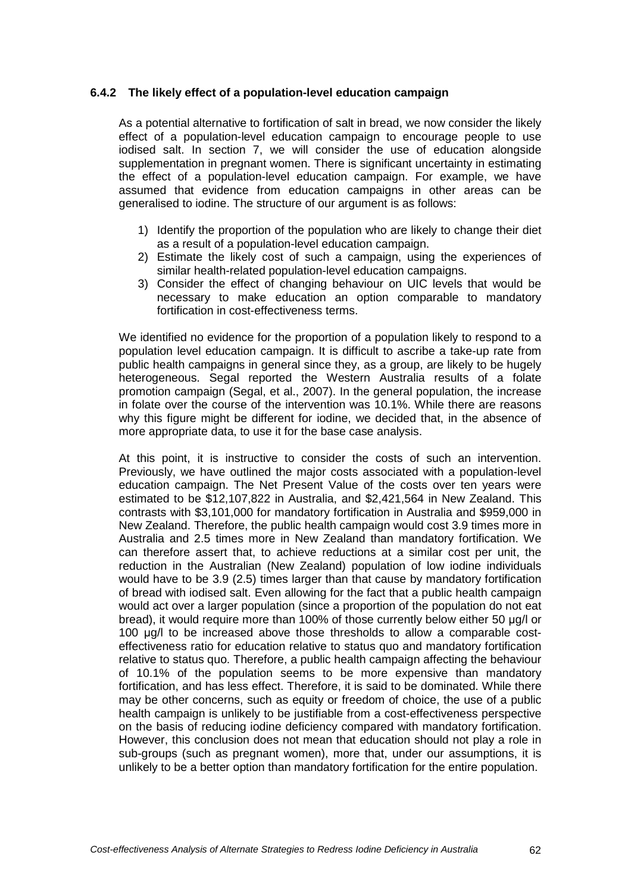### 6.4.2 The likely effect of a population-level education campaign

As a potential alternative to fortification of salt in bread, we now consider the likely effect of a population-level education campaign to encourage people to use iodised salt. In section 7, we will consider the use of education alongside supplementation in pregnant women. There is significant uncertainty in estimating the effect of a population-level education campaign. For example, we have assumed that evidence from education campaigns in other areas can be generalised to iodine. The structure of our argument is as follows:

1) Identify the proportion of the population who are likely to change their diet as a result of a population-level education campaign.
2) Estimate the likely cost of such a campaign, using the experiences of similar health-related population-level education campaigns.
3) Consider the effect of changing behaviour on UIC levels that would be necessary to make education an option comparable to mandatory fortification in cost-effectiveness terms.

We identified no evidence for the proportion of a population likely to respond to a population level education campaign. It is difficult to ascribe a take-up rate from public health campaigns in general since they, as a group, are likely to be hugely heterogeneous. Segal reported the Western Australia results of a folate promotion campaign (Segal, et al., 2007). In the general population, the increase in folate over the course of the intervention was 10.1%. While there are reasons why this figure might be different for iodine, we decided that, in the absence of more appropriate data, to use it for the base case analysis.

At this point, it is instructive to consider the costs of such an intervention. Previously, we have outlined the major costs associated with a population-level education campaign. The Net Present Value of the costs over ten years were estimated to be $12,107,822 in Australia, and $2,421,564 in New Zealand. This contrasts with $3,101,000 for mandatory fortification in Australia and $959,000 in New Zealand. Therefore, the public health campaign would cost 3.9 times more in Australia and 2.5 times more in New Zealand than mandatory fortification. We can therefore assert that, to achieve reductions at a similar cost per unit, the reduction in the Australian (New Zealand) population of low iodine individuals would have to be 3.9 (2.5) times larger than that cause by mandatory fortification of bread with iodised salt. Even allowing for the fact that a public health campaign would act over a larger population (since a proportion of the population do not eat bread), it would require more than 100% of those currently below either 50 µg/l or 100 µg/l to be increased above those thresholds to allow a comparable cost-effectiveness ratio for education relative to status quo and mandatory fortification relative to status quo. Therefore, a public health campaign affecting the behaviour of 10.1% of the population seems to be more expensive than mandatory fortification, and has less effect. Therefore, it is said to be dominated. While there may be other concerns, such as equity or freedom of choice, the use of a public health campaign is unlikely to be justifiable from a cost-effectiveness perspective on the basis of reducing iodine deficiency compared with mandatory fortification. However, this conclusion does not mean that education should not play a role in sub-groups (such as pregnant women), more that, under our assumptions, it is unlikely to be a better option than mandatory fortification for the entire population.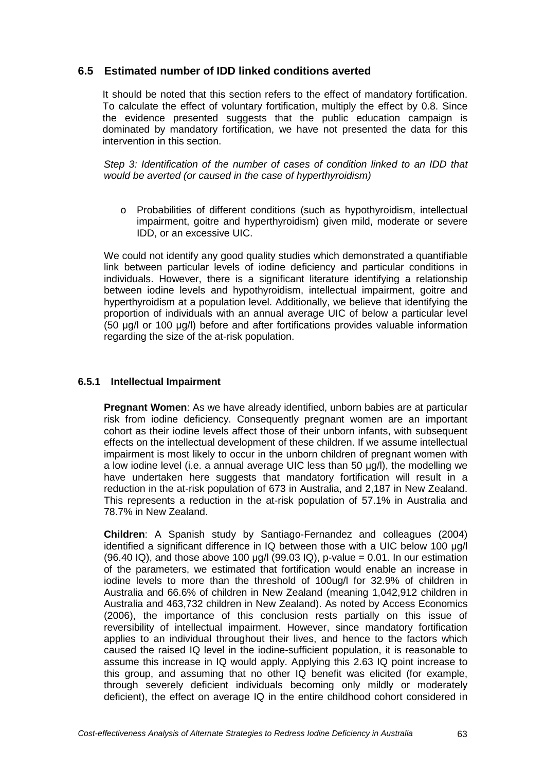## 6.5 Estimated number of IDD linked conditions averted

It should be noted that this section refers to the effect of mandatory fortification. To calculate the effect of voluntary fortification, multiply the effect by 0.8. Since the evidence presented suggests that the public education campaign is dominated by mandatory fortification, we have not presented the data for this intervention in this section.

*Step 3: Identification of the number of cases of condition linked to an IDD that would be averted (or caused in the case of hyperthyroidism)*

- Probabilities of different conditions (such as hypothyroidism, intellectual impairment, goitre and hyperthyroidism) given mild, moderate or severe IDD, or an excessive UIC.

We could not identify any good quality studies which demonstrated a quantifiable link between particular levels of iodine deficiency and particular conditions in individuals. However, there is a significant literature identifying a relationship between iodine levels and hypothyroidism, intellectual impairment, goitre and hyperthyroidism at a population level. Additionally, we believe that identifying the proportion of individuals with an annual average UIC of below a particular level (50 µg/l or 100 µg/l) before and after fortifications provides valuable information regarding the size of the at-risk population.

### 6.5.1 Intellectual Impairment

**Pregnant Women**: As we have already identified, unborn babies are at particular risk from iodine deficiency. Consequently pregnant women are an important cohort as their iodine levels affect those of their unborn infants, with subsequent effects on the intellectual development of these children. If we assume intellectual impairment is most likely to occur in the unborn children of pregnant women with a low iodine level (i.e. a annual average UIC less than 50 µg/l), the modelling we have undertaken here suggests that mandatory fortification will result in a reduction in the at-risk population of 673 in Australia, and 2,187 in New Zealand. This represents a reduction in the at-risk population of 57.1% in Australia and 78.7% in New Zealand.

**Children**: A Spanish study by Santiago-Fernandez and colleagues (2004) identified a significant difference in IQ between those with a UIC below 100 µg/l (96.40 IQ), and those above 100 µg/l (99.03 IQ), p-value = 0.01. In our estimation of the parameters, we estimated that fortification would enable an increase in iodine levels to more than the threshold of 100ug/l for 32.9% of children in Australia and 66.6% of children in New Zealand (meaning 1,042,912 children in Australia and 463,732 children in New Zealand). As noted by Access Economics (2006), the importance of this conclusion rests partially on this issue of reversibility of intellectual impairment. However, since mandatory fortification applies to an individual throughout their lives, and hence to the factors which caused the raised IQ level in the iodine-sufficient population, it is reasonable to assume this increase in IQ would apply. Applying this 2.63 IQ point increase to this group, and assuming that no other IQ benefit was elicited (for example, through severely deficient individuals becoming only mildly or moderately deficient), the effect on average IQ in the entire childhood cohort considered in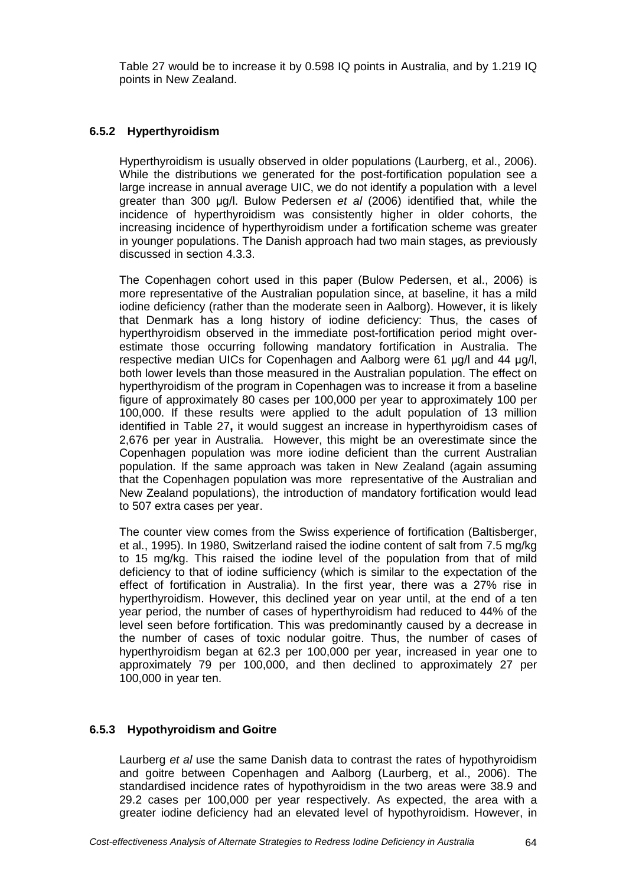Table 27 would be to increase it by 0.598 IQ points in Australia, and by 1.219 IQ points in New Zealand.

### 6.5.2 Hyperthyroidism

Hyperthyroidism is usually observed in older populations (Laurberg, et al., 2006). While the distributions we generated for the post-fortification population see a large increase in annual average UIC, we do not identify a population with a level greater than 300 µg/l. Bulow Pedersen *et al* (2006) identified that, while the incidence of hyperthyroidism was consistently higher in older cohorts, the increasing incidence of hyperthyroidism under a fortification scheme was greater in younger populations. The Danish approach had two main stages, as previously discussed in section 4.3.3.

The Copenhagen cohort used in this paper (Bulow Pedersen, et al., 2006) is more representative of the Australian population since, at baseline, it has a mild iodine deficiency (rather than the moderate seen in Aalborg). However, it is likely that Denmark has a long history of iodine deficiency: Thus, the cases of hyperthyroidism observed in the immediate post-fortification period might over-estimate those occurring following mandatory fortification in Australia. The respective median UICs for Copenhagen and Aalborg were 61 µg/l and 44 µg/l, both lower levels than those measured in the Australian population. The effect on hyperthyroidism of the program in Copenhagen was to increase it from a baseline figure of approximately 80 cases per 100,000 per year to approximately 100 per 100,000. If these results were applied to the adult population of 13 million identified in Table 27**,** it would suggest an increase in hyperthyroidism cases of 2,676 per year in Australia. However, this might be an overestimate since the Copenhagen population was more iodine deficient than the current Australian population. If the same approach was taken in New Zealand (again assuming that the Copenhagen population was more representative of the Australian and New Zealand populations), the introduction of mandatory fortification would lead to 507 extra cases per year.

The counter view comes from the Swiss experience of fortification (Baltisberger, et al., 1995). In 1980, Switzerland raised the iodine content of salt from 7.5 mg/kg to 15 mg/kg. This raised the iodine level of the population from that of mild deficiency to that of iodine sufficiency (which is similar to the expectation of the effect of fortification in Australia). In the first year, there was a 27% rise in hyperthyroidism. However, this declined year on year until, at the end of a ten year period, the number of cases of hyperthyroidism had reduced to 44% of the level seen before fortification. This was predominantly caused by a decrease in the number of cases of toxic nodular goitre. Thus, the number of cases of hyperthyroidism began at 62.3 per 100,000 per year, increased in year one to approximately 79 per 100,000, and then declined to approximately 27 per 100,000 in year ten.

### 6.5.3 Hypothyroidism and Goitre

Laurberg *et al* use the same Danish data to contrast the rates of hypothyroidism and goitre between Copenhagen and Aalborg (Laurberg, et al., 2006). The standardised incidence rates of hypothyroidism in the two areas were 38.9 and 29.2 cases per 100,000 per year respectively. As expected, the area with a greater iodine deficiency had an elevated level of hypothyroidism. However, in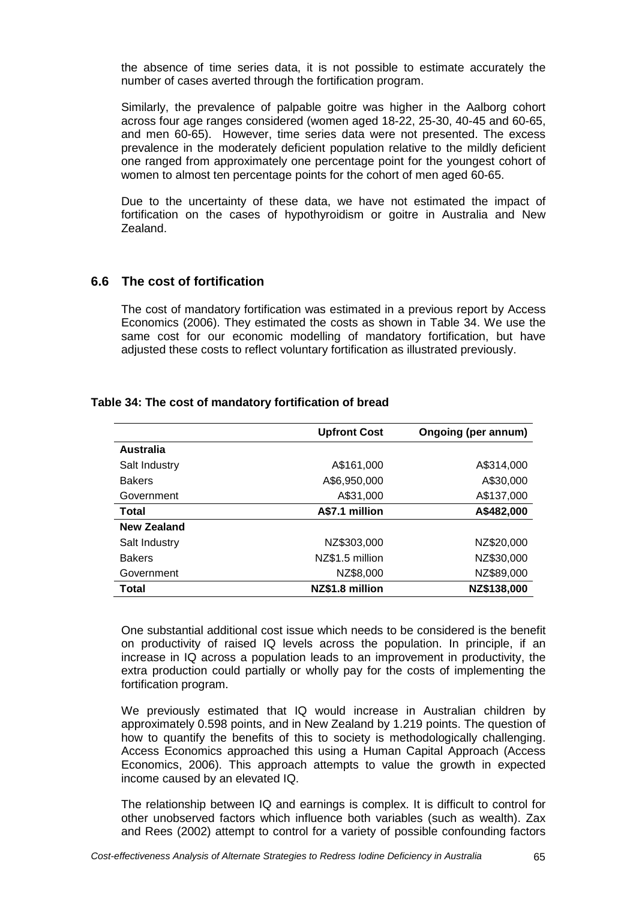the absence of time series data, it is not possible to estimate accurately the number of cases averted through the fortification program.

Similarly, the prevalence of palpable goitre was higher in the Aalborg cohort across four age ranges considered (women aged 18-22, 25-30, 40-45 and 60-65, and men 60-65). However, time series data were not presented. The excess prevalence in the moderately deficient population relative to the mildly deficient one ranged from approximately one percentage point for the youngest cohort of women to almost ten percentage points for the cohort of men aged 60-65.

Due to the uncertainty of these data, we have not estimated the impact of fortification on the cases of hypothyroidism or goitre in Australia and New Zealand.

## 6.6 The cost of fortification

The cost of mandatory fortification was estimated in a previous report by Access Economics (2006). They estimated the costs as shown in Table 34. We use the same cost for our economic modelling of mandatory fortification, but have adjusted these costs to reflect voluntary fortification as illustrated previously.

**Table 34: The cost of mandatory fortification of bread**

| | Upfront Cost | Ongoing (per annum) |
|---|---|---|
| **Australia** | | |
| Salt Industry | A$161,000 | A$314,000 |
| Bakers | A$6,950,000 | A$30,000 |
| Government | A$31,000 | A$137,000 |
| **Total** | **A$7.1 million** | **A$482,000** |
| **New Zealand** | | |
| Salt Industry | NZ$303,000 | NZ$20,000 |
| Bakers | NZ$1.5 million | NZ$30,000 |
| Government | NZ$8,000 | NZ$89,000 |
| **Total** | **NZ$1.8 million** | **NZ$138,000** |

One substantial additional cost issue which needs to be considered is the benefit on productivity of raised IQ levels across the population. In principle, if an increase in IQ across a population leads to an improvement in productivity, the extra production could partially or wholly pay for the costs of implementing the fortification program.

We previously estimated that IQ would increase in Australian children by approximately 0.598 points, and in New Zealand by 1.219 points. The question of how to quantify the benefits of this to society is methodologically challenging. Access Economics approached this using a Human Capital Approach (Access Economics, 2006). This approach attempts to value the growth in expected income caused by an elevated IQ.

The relationship between IQ and earnings is complex. It is difficult to control for other unobserved factors which influence both variables (such as wealth). Zax and Rees (2002) attempt to control for a variety of possible confounding factors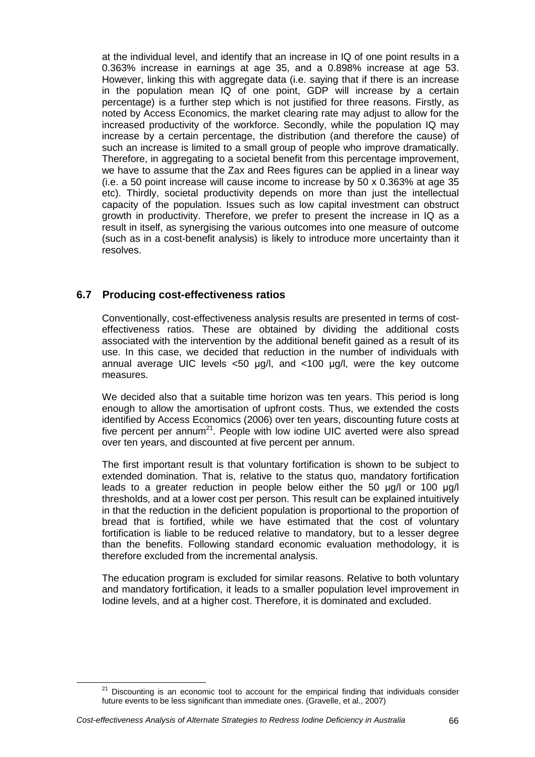at the individual level, and identify that an increase in IQ of one point results in a 0.363% increase in earnings at age 35, and a 0.898% increase at age 53. However, linking this with aggregate data (i.e. saying that if there is an increase in the population mean IQ of one point, GDP will increase by a certain percentage) is a further step which is not justified for three reasons. Firstly, as noted by Access Economics, the market clearing rate may adjust to allow for the increased productivity of the workforce. Secondly, while the population IQ may increase by a certain percentage, the distribution (and therefore the cause) of such an increase is limited to a small group of people who improve dramatically. Therefore, in aggregating to a societal benefit from this percentage improvement, we have to assume that the Zax and Rees figures can be applied in a linear way (i.e. a 50 point increase will cause income to increase by 50 x 0.363% at age 35 etc). Thirdly, societal productivity depends on more than just the intellectual capacity of the population. Issues such as low capital investment can obstruct growth in productivity. Therefore, we prefer to present the increase in IQ as a result in itself, as synergising the various outcomes into one measure of outcome (such as in a cost-benefit analysis) is likely to introduce more uncertainty than it resolves.

## 6.7 Producing cost-effectiveness ratios

Conventionally, cost-effectiveness analysis results are presented in terms of cost-effectiveness ratios. These are obtained by dividing the additional costs associated with the intervention by the additional benefit gained as a result of its use. In this case, we decided that reduction in the number of individuals with annual average UIC levels <50 µg/l, and <100 µg/l, were the key outcome measures.

We decided also that a suitable time horizon was ten years. This period is long enough to allow the amortisation of upfront costs. Thus, we extended the costs identified by Access Economics (2006) over ten years, discounting future costs at five percent per annum[21]. People with low iodine UIC averted were also spread over ten years, and discounted at five percent per annum.

The first important result is that voluntary fortification is shown to be subject to extended domination. That is, relative to the status quo, mandatory fortification leads to a greater reduction in people below either the 50 µg/l or 100 µg/l thresholds, and at a lower cost per person. This result can be explained intuitively in that the reduction in the deficient population is proportional to the proportion of bread that is fortified, while we have estimated that the cost of voluntary fortification is liable to be reduced relative to mandatory, but to a lesser degree than the benefits. Following standard economic evaluation methodology, it is therefore excluded from the incremental analysis.

The education program is excluded for similar reasons. Relative to both voluntary and mandatory fortification, it leads to a smaller population level improvement in Iodine levels, and at a higher cost. Therefore, it is dominated and excluded.

[21] Discounting is an economic tool to account for the empirical finding that individuals consider future events to be less significant than immediate ones. (Gravelle, et al., 2007)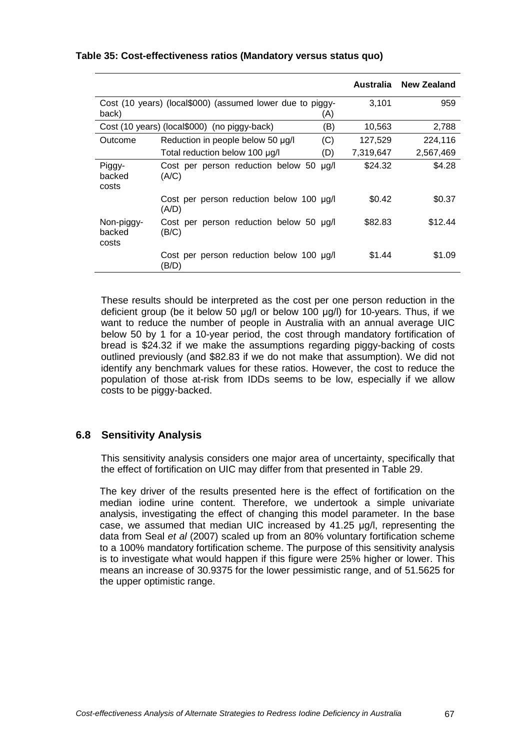**Table 35: Cost-effectiveness ratios (Mandatory versus status quo)**

| | | | Australia | New Zealand |
|---|---|---|---|---|
| Cost (10 years) (local$000) (assumed lower due to piggy-back) | | (A) | 3,101 | 959 |
| Cost (10 years) (local$000) (no piggy-back) | | (B) | 10,563 | 2,788 |
| Outcome | Reduction in people below 50 µg/l | (C) | 127,529 | 224,116 |
| | Total reduction below 100 µg/l | (D) | 7,319,647 | 2,567,469 |
| Piggy-backed costs | Cost per person reduction below 50 µg/l (A/C) | | $24.32 | $4.28 |
| | Cost per person reduction below 100 µg/l (A/D) | | $0.42 | $0.37 |
| Non-piggy-backed costs | Cost per person reduction below 50 µg/l (B/C) | | $82.83 | $12.44 |
| | Cost per person reduction below 100 µg/l (B/D) | | $1.44 | $1.09 |

These results should be interpreted as the cost per one person reduction in the deficient group (be it below 50 µg/l or below 100 µg/l) for 10-years. Thus, if we want to reduce the number of people in Australia with an annual average UIC below 50 by 1 for a 10-year period, the cost through mandatory fortification of bread is $24.32 if we make the assumptions regarding piggy-backing of costs outlined previously (and $82.83 if we do not make that assumption). We did not identify any benchmark values for these ratios. However, the cost to reduce the population of those at-risk from IDDs seems to be low, especially if we allow costs to be piggy-backed.

## 6.8 Sensitivity Analysis

This sensitivity analysis considers one major area of uncertainty, specifically that the effect of fortification on UIC may differ from that presented in Table 29.

The key driver of the results presented here is the effect of fortification on the median iodine urine content. Therefore, we undertook a simple univariate analysis, investigating the effect of changing this model parameter. In the base case, we assumed that median UIC increased by 41.25 µg/l, representing the data from Seal *et al* (2007) scaled up from an 80% voluntary fortification scheme to a 100% mandatory fortification scheme. The purpose of this sensitivity analysis is to investigate what would happen if this figure were 25% higher or lower. This means an increase of 30.9375 for the lower pessimistic range, and of 51.5625 for the upper optimistic range.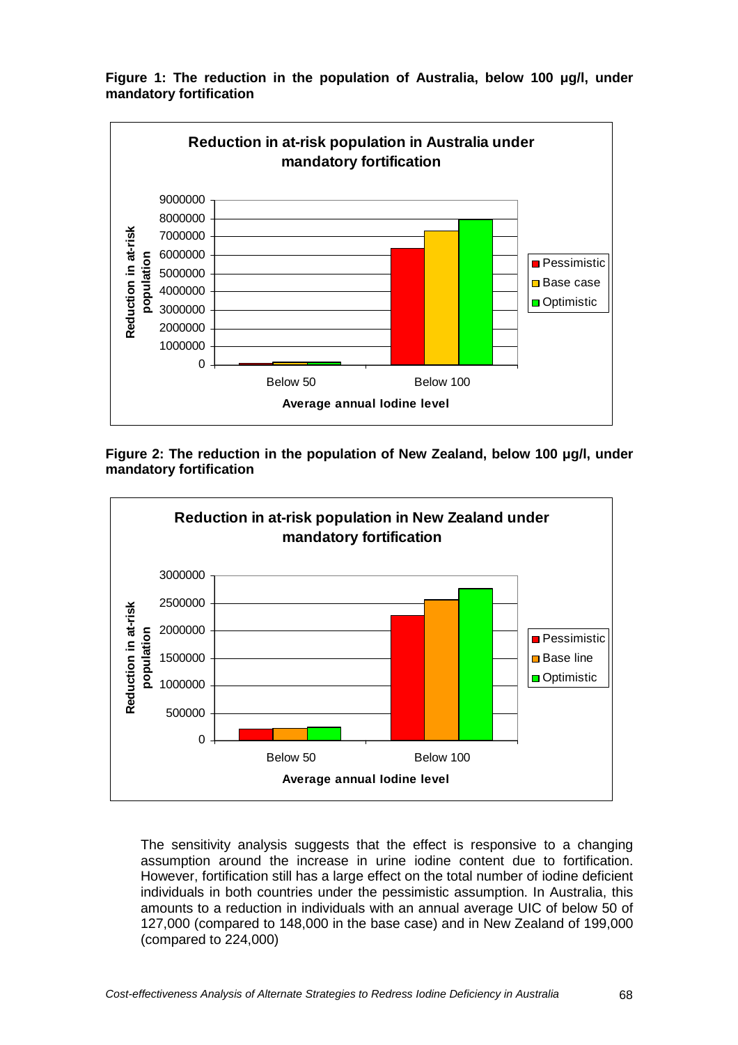**Figure 1: The reduction in the population of Australia, below 100 µg/l, under mandatory fortification**

**Figure 2: The reduction in the population of New Zealand, below 100 µg/l, under mandatory fortification**

The sensitivity analysis suggests that the effect is responsive to a changing assumption around the increase in urine iodine content due to fortification. However, fortification still has a large effect on the total number of iodine deficient individuals in both countries under the pessimistic assumption. In Australia, this amounts to a reduction in individuals with an annual average UIC of below 50 of 127,000 (compared to 148,000 in the base case) and in New Zealand of 199,000 (compared to 224,000)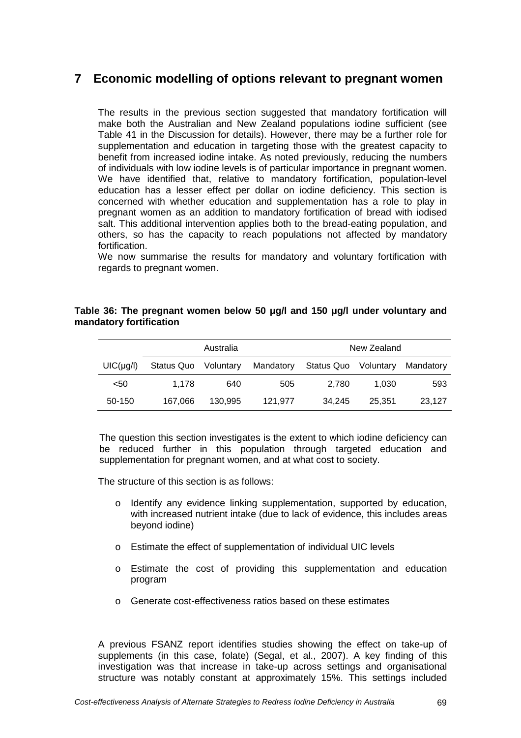# 7 Economic modelling of options relevant to pregnant women

The results in the previous section suggested that mandatory fortification will make both the Australian and New Zealand populations iodine sufficient (see Table 41 in the Discussion for details). However, there may be a further role for supplementation and education in targeting those with the greatest capacity to benefit from increased iodine intake. As noted previously, reducing the numbers of individuals with low iodine levels is of particular importance in pregnant women. We have identified that, relative to mandatory fortification, population-level education has a lesser effect per dollar on iodine deficiency. This section is concerned with whether education and supplementation has a role to play in pregnant women as an addition to mandatory fortification of bread with iodised salt. This additional intervention applies both to the bread-eating population, and others, so has the capacity to reach populations not affected by mandatory fortification.

We now summarise the results for mandatory and voluntary fortification with regards to pregnant women.

**Table 36: The pregnant women below 50 µg/l and 150 µg/l under voluntary and mandatory fortification**

| | Australia | | | New Zealand | | |
|---|---|---|---|---|---|---|
| UIC(µg/l) | Status Quo | Voluntary | Mandatory | Status Quo | Voluntary | Mandatory |
| <50 | 1,178 | 640 | 505 | 2,780 | 1,030 | 593 |
| 50-150 | 167,066 | 130,995 | 121,977 | 34,245 | 25,351 | 23,127 |

The question this section investigates is the extent to which iodine deficiency can be reduced further in this population through targeted education and supplementation for pregnant women, and at what cost to society.

The structure of this section is as follows:

- Identify any evidence linking supplementation, supported by education, with increased nutrient intake (due to lack of evidence, this includes areas beyond iodine)
- Estimate the effect of supplementation of individual UIC levels
- Estimate the cost of providing this supplementation and education program
- Generate cost-effectiveness ratios based on these estimates

A previous FSANZ report identifies studies showing the effect on take-up of supplements (in this case, folate) (Segal, et al., 2007). A key finding of this investigation was that increase in take-up across settings and organisational structure was notably constant at approximately 15%. This settings included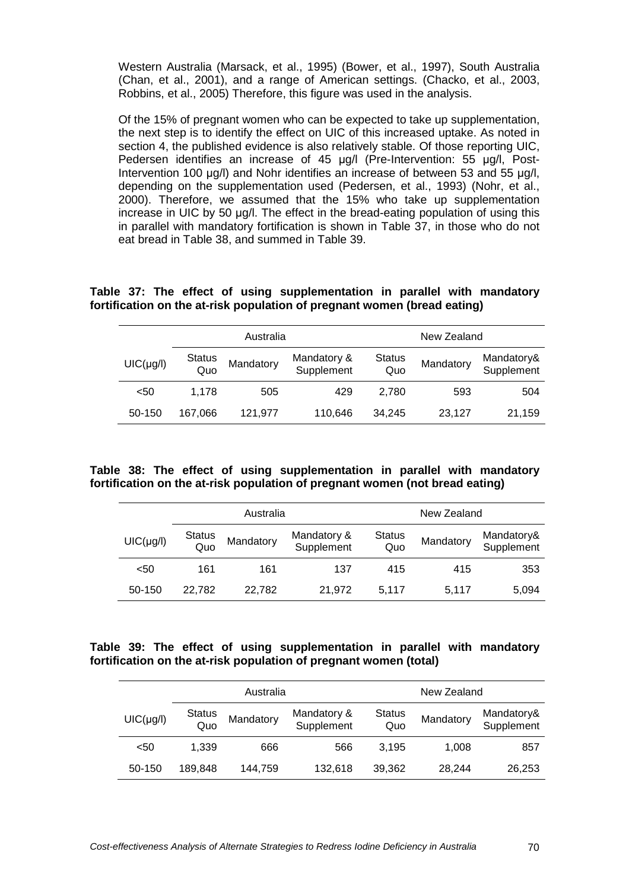Western Australia (Marsack, et al., 1995) (Bower, et al., 1997), South Australia (Chan, et al., 2001), and a range of American settings. (Chacko, et al., 2003, Robbins, et al., 2005) Therefore, this figure was used in the analysis.

Of the 15% of pregnant women who can be expected to take up supplementation, the next step is to identify the effect on UIC of this increased uptake. As noted in section 4, the published evidence is also relatively stable. Of those reporting UIC, Pedersen identifies an increase of 45 µg/l (Pre-Intervention: 55 µg/l, Post-Intervention 100 µg/l) and Nohr identifies an increase of between 53 and 55 µg/l, depending on the supplementation used (Pedersen, et al., 1993) (Nohr, et al., 2000). Therefore, we assumed that the 15% who take up supplementation increase in UIC by 50 µg/l. The effect in the bread-eating population of using this in parallel with mandatory fortification is shown in Table 37, in those who do not eat bread in Table 38, and summed in Table 39.

**Table 37: The effect of using supplementation in parallel with mandatory fortification on the at-risk population of pregnant women (bread eating)**

| | Australia | | | New Zealand | | |
|---|---|---|---|---|---|---|
| UIC(µg/l) | Status Quo | Mandatory | Mandatory & Supplement | Status Quo | Mandatory | Mandatory& Supplement |
| <50 | 1,178 | 505 | 429 | 2,780 | 593 | 504 |
| 50-150 | 167,066 | 121,977 | 110,646 | 34,245 | 23,127 | 21,159 |

**Table 38: The effect of using supplementation in parallel with mandatory fortification on the at-risk population of pregnant women (not bread eating)**

| | Australia | | | New Zealand | | |
|---|---|---|---|---|---|---|
| UIC(µg/l) | Status Quo | Mandatory | Mandatory & Supplement | Status Quo | Mandatory | Mandatory& Supplement |
| <50 | 161 | 161 | 137 | 415 | 415 | 353 |
| 50-150 | 22,782 | 22,782 | 21,972 | 5,117 | 5,117 | 5,094 |

**Table 39: The effect of using supplementation in parallel with mandatory fortification on the at-risk population of pregnant women (total)**

| | Australia | | | New Zealand | | |
|---|---|---|---|---|---|---|
| UIC(µg/l) | Status Quo | Mandatory | Mandatory & Supplement | Status Quo | Mandatory | Mandatory& Supplement |
| <50 | 1,339 | 666 | 566 | 3,195 | 1,008 | 857 |
| 50-150 | 189,848 | 144,759 | 132,618 | 39,362 | 28,244 | 26,253 |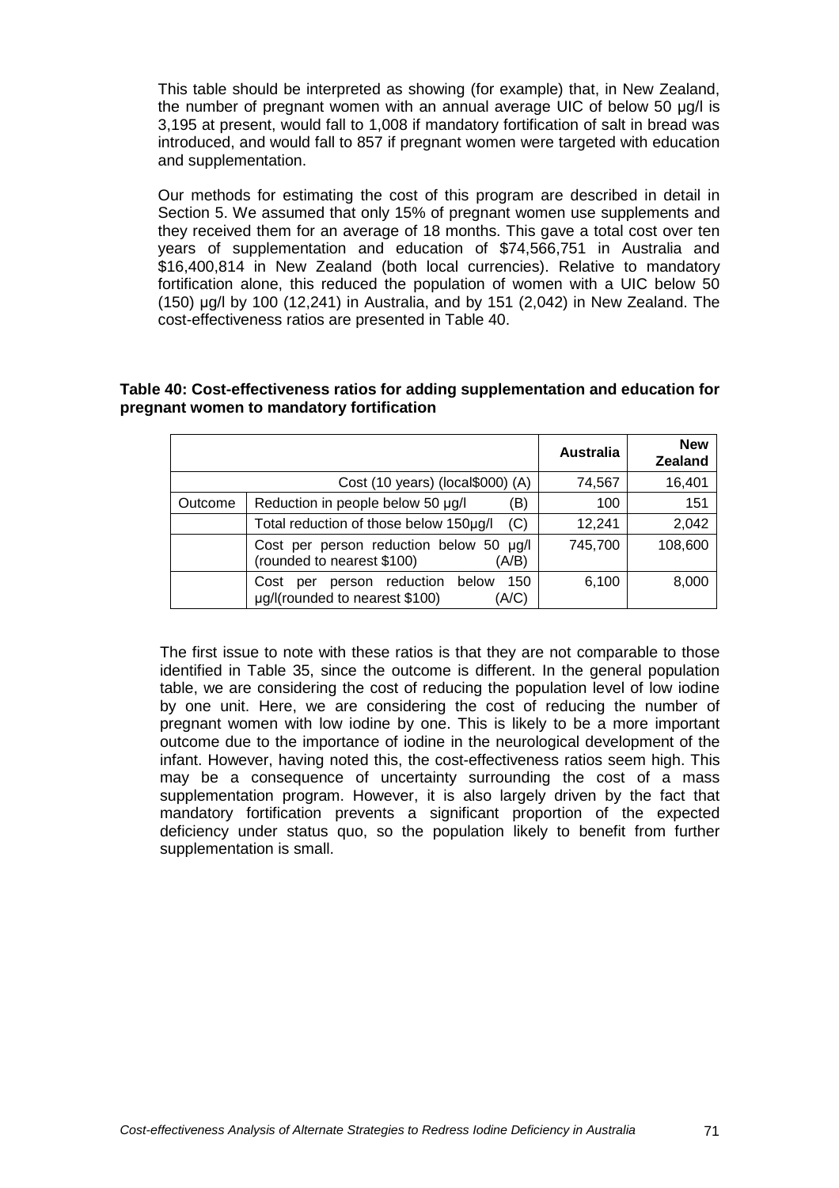This table should be interpreted as showing (for example) that, in New Zealand, the number of pregnant women with an annual average UIC of below 50 µg/l is 3,195 at present, would fall to 1,008 if mandatory fortification of salt in bread was introduced, and would fall to 857 if pregnant women were targeted with education and supplementation.

Our methods for estimating the cost of this program are described in detail in Section 5. We assumed that only 15% of pregnant women use supplements and they received them for an average of 18 months. This gave a total cost over ten years of supplementation and education of $74,566,751 in Australia and $16,400,814 in New Zealand (both local currencies). Relative to mandatory fortification alone, this reduced the population of women with a UIC below 50 (150) µg/l by 100 (12,241) in Australia, and by 151 (2,042) in New Zealand. The cost-effectiveness ratios are presented in Table 40.

**Table 40: Cost-effectiveness ratios for adding supplementation and education for pregnant women to mandatory fortification**

| | | Australia | New Zealand |
|---|---|---|---|
| | Cost (10 years) (local$000) (A) | 74,567 | 16,401 |
| Outcome | Reduction in people below 50 µg/l (B) | 100 | 151 |
| | Total reduction of those below 150µg/l (C) | 12,241 | 2,042 |
| | Cost per person reduction below 50 µg/l (rounded to nearest $100) (A/B) | 745,700 | 108,600 |
| | Cost per person reduction below 150 µg/l(rounded to nearest $100) (A/C) | 6,100 | 8,000 |

The first issue to note with these ratios is that they are not comparable to those identified in Table 35, since the outcome is different. In the general population table, we are considering the cost of reducing the population level of low iodine by one unit. Here, we are considering the cost of reducing the number of pregnant women with low iodine by one. This is likely to be a more important outcome due to the importance of iodine in the neurological development of the infant. However, having noted this, the cost-effectiveness ratios seem high. This may be a consequence of uncertainty surrounding the cost of a mass supplementation program. However, it is also largely driven by the fact that mandatory fortification prevents a significant proportion of the expected deficiency under status quo, so the population likely to benefit from further supplementation is small.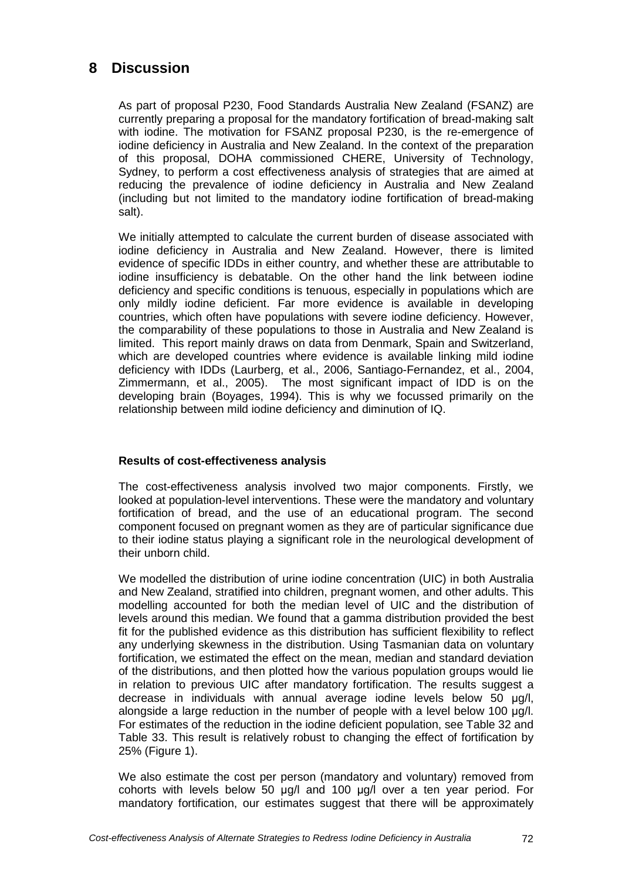# 8 Discussion

As part of proposal P230, Food Standards Australia New Zealand (FSANZ) are currently preparing a proposal for the mandatory fortification of bread-making salt with iodine. The motivation for FSANZ proposal P230, is the re-emergence of iodine deficiency in Australia and New Zealand. In the context of the preparation of this proposal, DOHA commissioned CHERE, University of Technology, Sydney, to perform a cost effectiveness analysis of strategies that are aimed at reducing the prevalence of iodine deficiency in Australia and New Zealand (including but not limited to the mandatory iodine fortification of bread-making salt).

We initially attempted to calculate the current burden of disease associated with iodine deficiency in Australia and New Zealand. However, there is limited evidence of specific IDDs in either country, and whether these are attributable to iodine insufficiency is debatable. On the other hand the link between iodine deficiency and specific conditions is tenuous, especially in populations which are only mildly iodine deficient. Far more evidence is available in developing countries, which often have populations with severe iodine deficiency. However, the comparability of these populations to those in Australia and New Zealand is limited. This report mainly draws on data from Denmark, Spain and Switzerland, which are developed countries where evidence is available linking mild iodine deficiency with IDDs (Laurberg, et al., 2006, Santiago-Fernandez, et al., 2004, Zimmermann, et al., 2005). The most significant impact of IDD is on the developing brain (Boyages, 1994). This is why we focussed primarily on the relationship between mild iodine deficiency and diminution of IQ.

**Results of cost-effectiveness analysis**

The cost-effectiveness analysis involved two major components. Firstly, we looked at population-level interventions. These were the mandatory and voluntary fortification of bread, and the use of an educational program. The second component focused on pregnant women as they are of particular significance due to their iodine status playing a significant role in the neurological development of their unborn child.

We modelled the distribution of urine iodine concentration (UIC) in both Australia and New Zealand, stratified into children, pregnant women, and other adults. This modelling accounted for both the median level of UIC and the distribution of levels around this median. We found that a gamma distribution provided the best fit for the published evidence as this distribution has sufficient flexibility to reflect any underlying skewness in the distribution. Using Tasmanian data on voluntary fortification, we estimated the effect on the mean, median and standard deviation of the distributions, and then plotted how the various population groups would lie in relation to previous UIC after mandatory fortification. The results suggest a decrease in individuals with annual average iodine levels below 50 µg/l, alongside a large reduction in the number of people with a level below 100 µg/l. For estimates of the reduction in the iodine deficient population, see Table 32 and Table 33. This result is relatively robust to changing the effect of fortification by 25% (Figure 1).

We also estimate the cost per person (mandatory and voluntary) removed from cohorts with levels below 50 µg/l and 100 µg/l over a ten year period. For mandatory fortification, our estimates suggest that there will be approximately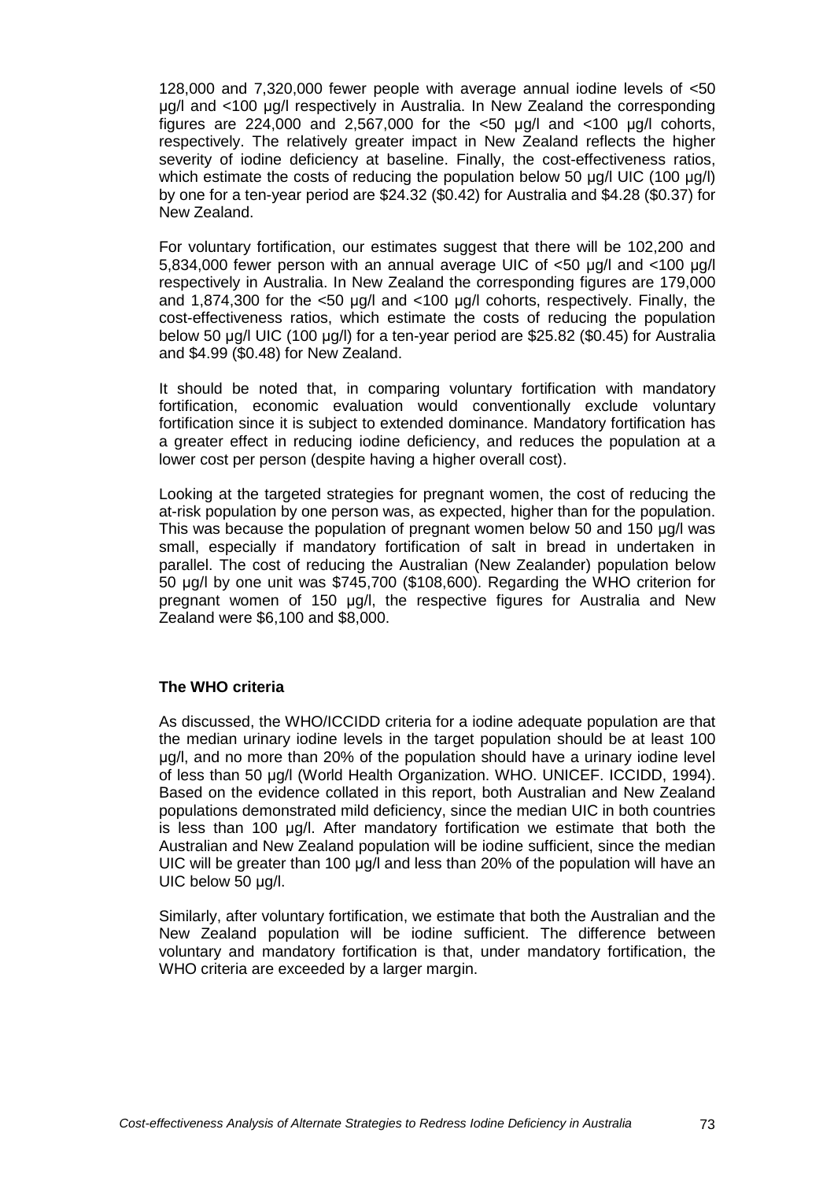128,000 and 7,320,000 fewer people with average annual iodine levels of <50 µg/l and <100 µg/l respectively in Australia. In New Zealand the corresponding figures are 224,000 and 2,567,000 for the <50 µg/l and <100 µg/l cohorts, respectively. The relatively greater impact in New Zealand reflects the higher severity of iodine deficiency at baseline. Finally, the cost-effectiveness ratios, which estimate the costs of reducing the population below 50 µg/l UIC (100 µg/l) by one for a ten-year period are $24.32 ($0.42) for Australia and $4.28 ($0.37) for New Zealand.

For voluntary fortification, our estimates suggest that there will be 102,200 and 5,834,000 fewer person with an annual average UIC of <50 µg/l and <100 µg/l respectively in Australia. In New Zealand the corresponding figures are 179,000 and 1,874,300 for the <50 µg/l and <100 µg/l cohorts, respectively. Finally, the cost-effectiveness ratios, which estimate the costs of reducing the population below 50 µg/l UIC (100 µg/l) for a ten-year period are $25.82 ($0.45) for Australia and $4.99 ($0.48) for New Zealand.

It should be noted that, in comparing voluntary fortification with mandatory fortification, economic evaluation would conventionally exclude voluntary fortification since it is subject to extended dominance. Mandatory fortification has a greater effect in reducing iodine deficiency, and reduces the population at a lower cost per person (despite having a higher overall cost).

Looking at the targeted strategies for pregnant women, the cost of reducing the at-risk population by one person was, as expected, higher than for the population. This was because the population of pregnant women below 50 and 150 µg/l was small, especially if mandatory fortification of salt in bread in undertaken in parallel. The cost of reducing the Australian (New Zealander) population below 50 µg/l by one unit was $745,700 ($108,600). Regarding the WHO criterion for pregnant women of 150 µg/l, the respective figures for Australia and New Zealand were $6,100 and $8,000.

**The WHO criteria**

As discussed, the WHO/ICCIDD criteria for a iodine adequate population are that the median urinary iodine levels in the target population should be at least 100 µg/l, and no more than 20% of the population should have a urinary iodine level of less than 50 µg/l (World Health Organization. WHO. UNICEF. ICCIDD, 1994). Based on the evidence collated in this report, both Australian and New Zealand populations demonstrated mild deficiency, since the median UIC in both countries is less than 100 µg/l. After mandatory fortification we estimate that both the Australian and New Zealand population will be iodine sufficient, since the median UIC will be greater than 100 µg/l and less than 20% of the population will have an UIC below 50 µg/l.

Similarly, after voluntary fortification, we estimate that both the Australian and the New Zealand population will be iodine sufficient. The difference between voluntary and mandatory fortification is that, under mandatory fortification, the WHO criteria are exceeded by a larger margin.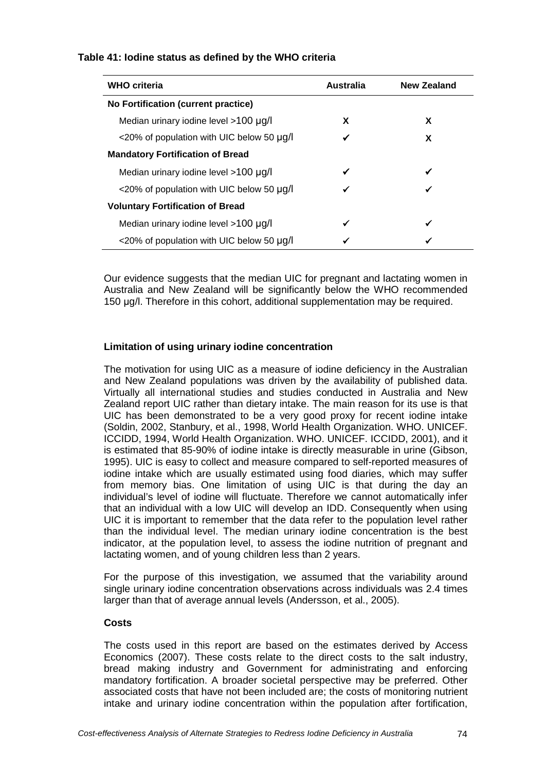**Table 41: Iodine status as defined by the WHO criteria**

| WHO criteria | Australia | New Zealand |
|---|---|---|
| **No Fortification (current practice)** | | |
| Median urinary iodine level >100 µg/l | X | X |
| <20% of population with UIC below 50 µg/l | ✓ | X |
| **Mandatory Fortification of Bread** | | |
| Median urinary iodine level >100 µg/l | ✓ | ✓ |
| <20% of population with UIC below 50 µg/l | ✓ | ✓ |
| **Voluntary Fortification of Bread** | | |
| Median urinary iodine level >100 µg/l | ✓ | ✓ |
| <20% of population with UIC below 50 µg/l | ✓ | ✓ |

Our evidence suggests that the median UIC for pregnant and lactating women in Australia and New Zealand will be significantly below the WHO recommended 150 µg/l. Therefore in this cohort, additional supplementation may be required.

**Limitation of using urinary iodine concentration**

The motivation for using UIC as a measure of iodine deficiency in the Australian and New Zealand populations was driven by the availability of published data. Virtually all international studies and studies conducted in Australia and New Zealand report UIC rather than dietary intake. The main reason for its use is that UIC has been demonstrated to be a very good proxy for recent iodine intake (Soldin, 2002, Stanbury, et al., 1998, World Health Organization. WHO. UNICEF. ICCIDD, 1994, World Health Organization. WHO. UNICEF. ICCIDD, 2001), and it is estimated that 85-90% of iodine intake is directly measurable in urine (Gibson, 1995). UIC is easy to collect and measure compared to self-reported measures of iodine intake which are usually estimated using food diaries, which may suffer from memory bias. One limitation of using UIC is that during the day an individual's level of iodine will fluctuate. Therefore we cannot automatically infer that an individual with a low UIC will develop an IDD. Consequently when using UIC it is important to remember that the data refer to the population level rather than the individual level. The median urinary iodine concentration is the best indicator, at the population level, to assess the iodine nutrition of pregnant and lactating women, and of young children less than 2 years.

For the purpose of this investigation, we assumed that the variability around single urinary iodine concentration observations across individuals was 2.4 times larger than that of average annual levels (Andersson, et al., 2005).

**Costs**

The costs used in this report are based on the estimates derived by Access Economics (2007). These costs relate to the direct costs to the salt industry, bread making industry and Government for administrating and enforcing mandatory fortification. A broader societal perspective may be preferred. Other associated costs that have not been included are; the costs of monitoring nutrient intake and urinary iodine concentration within the population after fortification,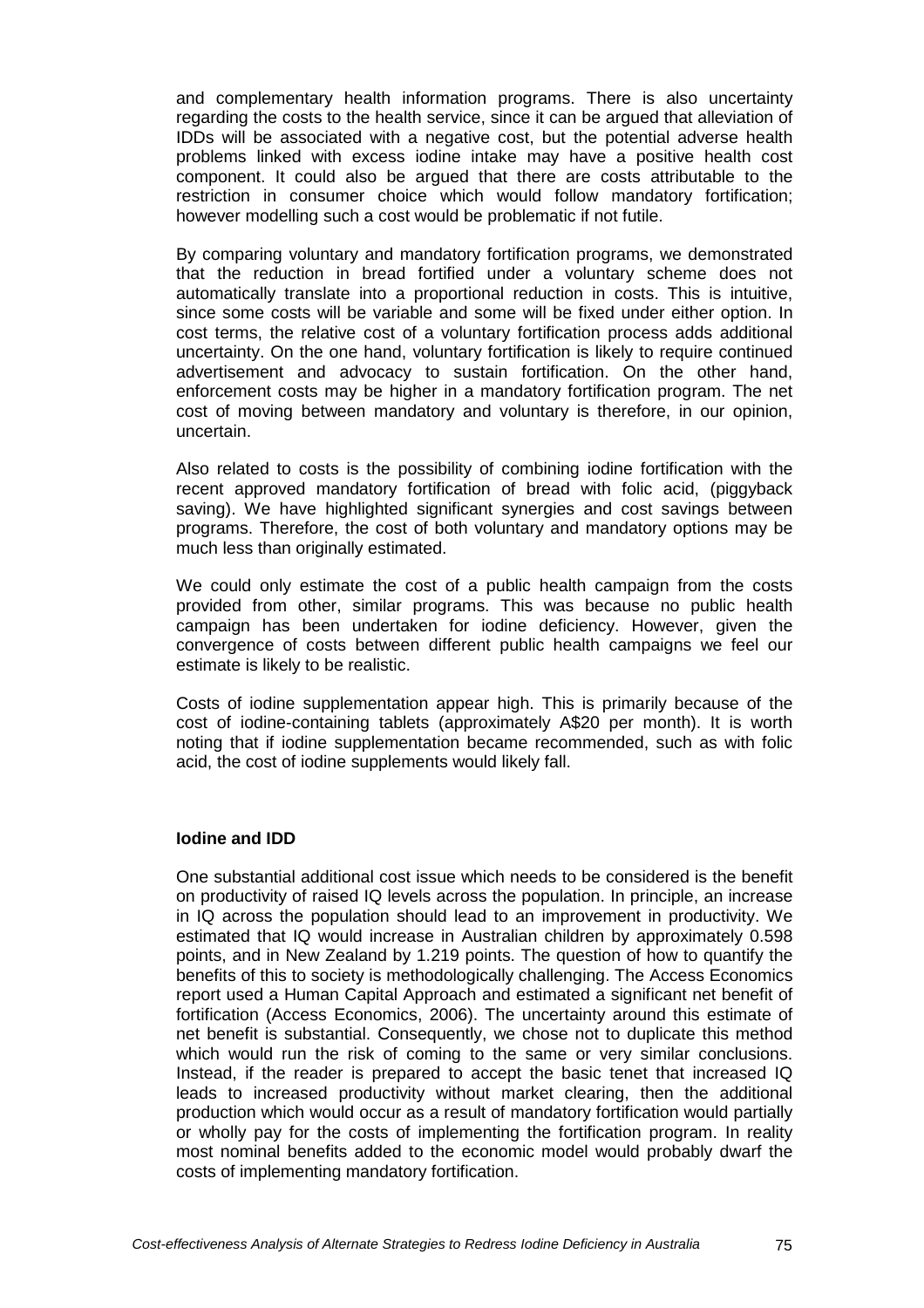and complementary health information programs. There is also uncertainty regarding the costs to the health service, since it can be argued that alleviation of IDDs will be associated with a negative cost, but the potential adverse health problems linked with excess iodine intake may have a positive health cost component. It could also be argued that there are costs attributable to the restriction in consumer choice which would follow mandatory fortification; however modelling such a cost would be problematic if not futile.

By comparing voluntary and mandatory fortification programs, we demonstrated that the reduction in bread fortified under a voluntary scheme does not automatically translate into a proportional reduction in costs. This is intuitive, since some costs will be variable and some will be fixed under either option. In cost terms, the relative cost of a voluntary fortification process adds additional uncertainty. On the one hand, voluntary fortification is likely to require continued advertisement and advocacy to sustain fortification. On the other hand, enforcement costs may be higher in a mandatory fortification program. The net cost of moving between mandatory and voluntary is therefore, in our opinion, uncertain.

Also related to costs is the possibility of combining iodine fortification with the recent approved mandatory fortification of bread with folic acid, (piggyback saving). We have highlighted significant synergies and cost savings between programs. Therefore, the cost of both voluntary and mandatory options may be much less than originally estimated.

We could only estimate the cost of a public health campaign from the costs provided from other, similar programs. This was because no public health campaign has been undertaken for iodine deficiency. However, given the convergence of costs between different public health campaigns we feel our estimate is likely to be realistic.

Costs of iodine supplementation appear high. This is primarily because of the cost of iodine-containing tablets (approximately A$20 per month). It is worth noting that if iodine supplementation became recommended, such as with folic acid, the cost of iodine supplements would likely fall.

**Iodine and IDD**

One substantial additional cost issue which needs to be considered is the benefit on productivity of raised IQ levels across the population. In principle, an increase in IQ across the population should lead to an improvement in productivity. We estimated that IQ would increase in Australian children by approximately 0.598 points, and in New Zealand by 1.219 points. The question of how to quantify the benefits of this to society is methodologically challenging. The Access Economics report used a Human Capital Approach and estimated a significant net benefit of fortification (Access Economics, 2006). The uncertainty around this estimate of net benefit is substantial. Consequently, we chose not to duplicate this method which would run the risk of coming to the same or very similar conclusions. Instead, if the reader is prepared to accept the basic tenet that increased IQ leads to increased productivity without market clearing, then the additional production which would occur as a result of mandatory fortification would partially or wholly pay for the costs of implementing the fortification program. In reality most nominal benefits added to the economic model would probably dwarf the costs of implementing mandatory fortification.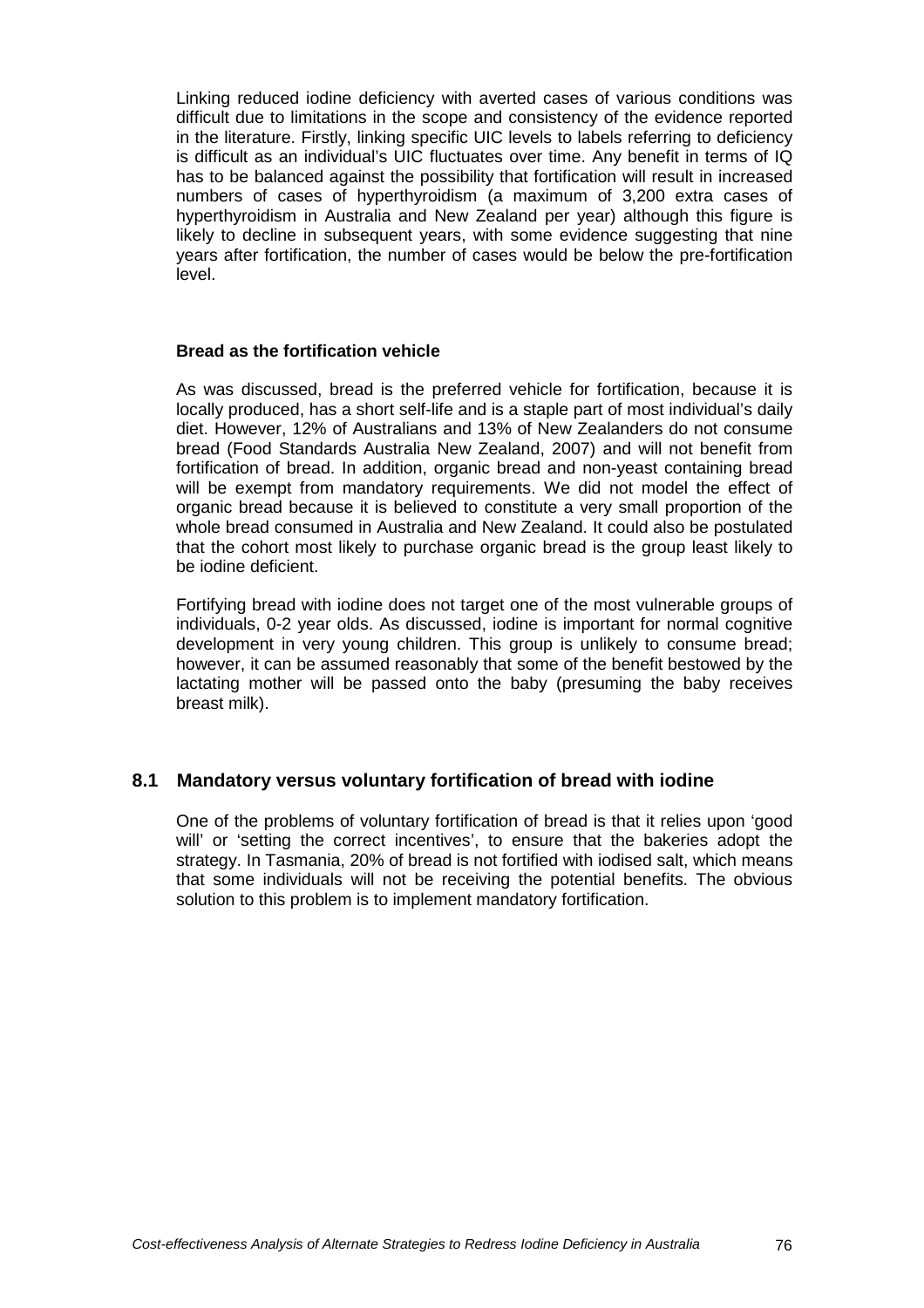Linking reduced iodine deficiency with averted cases of various conditions was difficult due to limitations in the scope and consistency of the evidence reported in the literature. Firstly, linking specific UIC levels to labels referring to deficiency is difficult as an individual's UIC fluctuates over time. Any benefit in terms of IQ has to be balanced against the possibility that fortification will result in increased numbers of cases of hyperthyroidism (a maximum of 3,200 extra cases of hyperthyroidism in Australia and New Zealand per year) although this figure is likely to decline in subsequent years, with some evidence suggesting that nine years after fortification, the number of cases would be below the pre-fortification level.

**Bread as the fortification vehicle**

As was discussed, bread is the preferred vehicle for fortification, because it is locally produced, has a short self-life and is a staple part of most individual's daily diet. However, 12% of Australians and 13% of New Zealanders do not consume bread (Food Standards Australia New Zealand, 2007) and will not benefit from fortification of bread. In addition, organic bread and non-yeast containing bread will be exempt from mandatory requirements. We did not model the effect of organic bread because it is believed to constitute a very small proportion of the whole bread consumed in Australia and New Zealand. It could also be postulated that the cohort most likely to purchase organic bread is the group least likely to be iodine deficient.

Fortifying bread with iodine does not target one of the most vulnerable groups of individuals, 0-2 year olds. As discussed, iodine is important for normal cognitive development in very young children. This group is unlikely to consume bread; however, it can be assumed reasonably that some of the benefit bestowed by the lactating mother will be passed onto the baby (presuming the baby receives breast milk).

## 8.1 Mandatory versus voluntary fortification of bread with iodine

One of the problems of voluntary fortification of bread is that it relies upon 'good will' or 'setting the correct incentives', to ensure that the bakeries adopt the strategy. In Tasmania, 20% of bread is not fortified with iodised salt, which means that some individuals will not be receiving the potential benefits. The obvious solution to this problem is to implement mandatory fortification.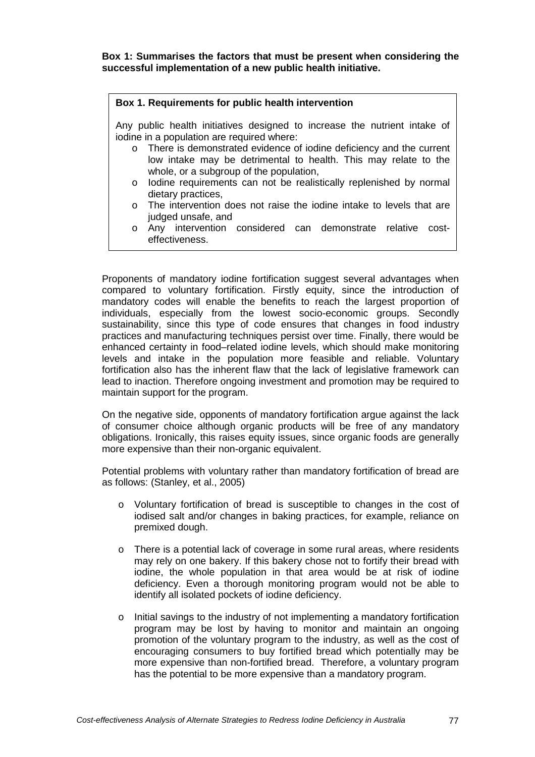**Box 1: Summarises the factors that must be present when considering the successful implementation of a new public health initiative.**

> **Box 1. Requirements for public health intervention**
>
> Any public health initiatives designed to increase the nutrient intake of iodine in a population are required where:
>
> - There is demonstrated evidence of iodine deficiency and the current low intake may be detrimental to health. This may relate to the whole, or a subgroup of the population,
> - Iodine requirements can not be realistically replenished by normal dietary practices,
> - The intervention does not raise the iodine intake to levels that are judged unsafe, and
> - Any intervention considered can demonstrate relative cost-effectiveness.

Proponents of mandatory iodine fortification suggest several advantages when compared to voluntary fortification. Firstly equity, since the introduction of mandatory codes will enable the benefits to reach the largest proportion of individuals, especially from the lowest socio-economic groups. Secondly sustainability, since this type of code ensures that changes in food industry practices and manufacturing techniques persist over time. Finally, there would be enhanced certainty in food–related iodine levels, which should make monitoring levels and intake in the population more feasible and reliable. Voluntary fortification also has the inherent flaw that the lack of legislative framework can lead to inaction. Therefore ongoing investment and promotion may be required to maintain support for the program.

On the negative side, opponents of mandatory fortification argue against the lack of consumer choice although organic products will be free of any mandatory obligations. Ironically, this raises equity issues, since organic foods are generally more expensive than their non-organic equivalent.

Potential problems with voluntary rather than mandatory fortification of bread are as follows: (Stanley, et al., 2005)

- Voluntary fortification of bread is susceptible to changes in the cost of iodised salt and/or changes in baking practices, for example, reliance on premixed dough.
- There is a potential lack of coverage in some rural areas, where residents may rely on one bakery. If this bakery chose not to fortify their bread with iodine, the whole population in that area would be at risk of iodine deficiency. Even a thorough monitoring program would not be able to identify all isolated pockets of iodine deficiency.
- Initial savings to the industry of not implementing a mandatory fortification program may be lost by having to monitor and maintain an ongoing promotion of the voluntary program to the industry, as well as the cost of encouraging consumers to buy fortified bread which potentially may be more expensive than non-fortified bread. Therefore, a voluntary program has the potential to be more expensive than a mandatory program.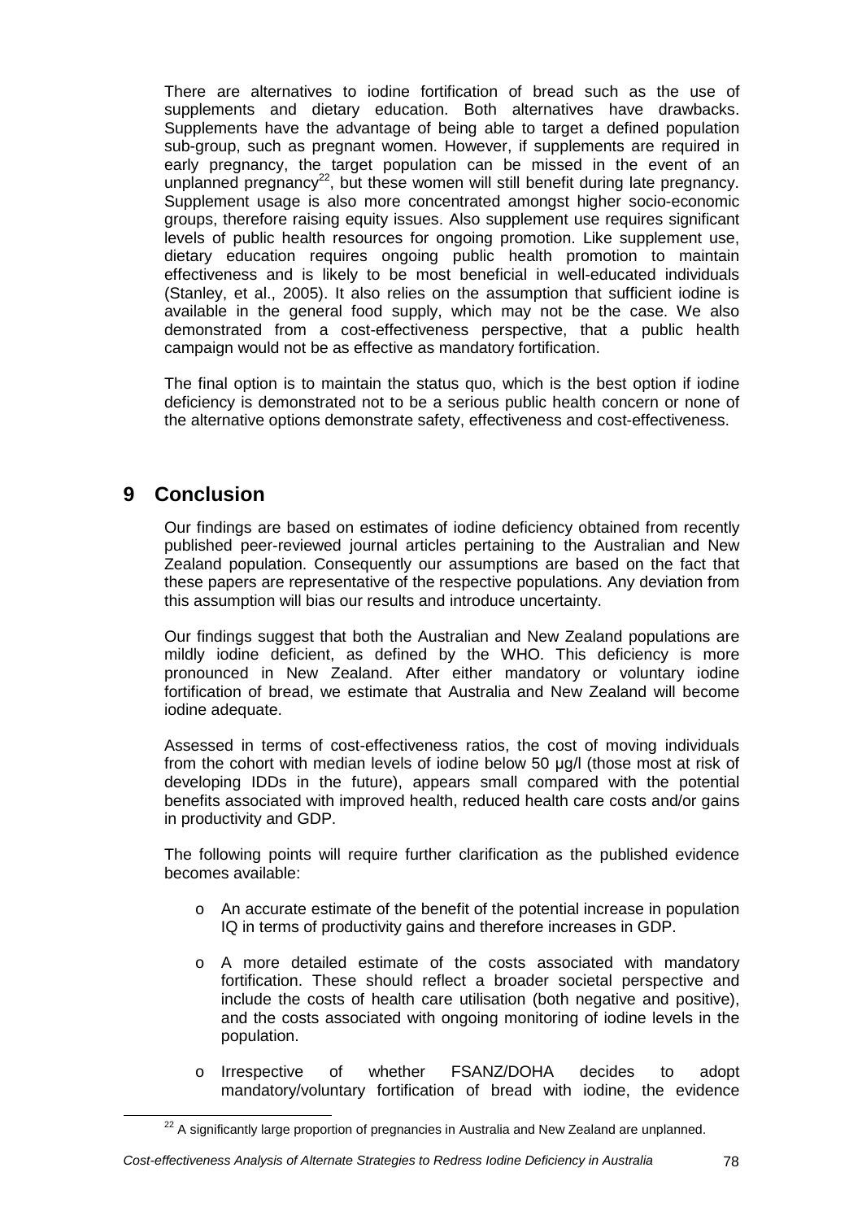There are alternatives to iodine fortification of bread such as the use of supplements and dietary education. Both alternatives have drawbacks. Supplements have the advantage of being able to target a defined population sub-group, such as pregnant women. However, if supplements are required in early pregnancy, the target population can be missed in the event of an unplanned pregnancy[22], but these women will still benefit during late pregnancy. Supplement usage is also more concentrated amongst higher socio-economic groups, therefore raising equity issues. Also supplement use requires significant levels of public health resources for ongoing promotion. Like supplement use, dietary education requires ongoing public health promotion to maintain effectiveness and is likely to be most beneficial in well-educated individuals (Stanley, et al., 2005). It also relies on the assumption that sufficient iodine is available in the general food supply, which may not be the case. We also demonstrated from a cost-effectiveness perspective, that a public health campaign would not be as effective as mandatory fortification.

The final option is to maintain the status quo, which is the best option if iodine deficiency is demonstrated not to be a serious public health concern or none of the alternative options demonstrate safety, effectiveness and cost-effectiveness.

# 9 Conclusion

Our findings are based on estimates of iodine deficiency obtained from recently published peer-reviewed journal articles pertaining to the Australian and New Zealand population. Consequently our assumptions are based on the fact that these papers are representative of the respective populations. Any deviation from this assumption will bias our results and introduce uncertainty.

Our findings suggest that both the Australian and New Zealand populations are mildly iodine deficient, as defined by the WHO. This deficiency is more pronounced in New Zealand. After either mandatory or voluntary iodine fortification of bread, we estimate that Australia and New Zealand will become iodine adequate.

Assessed in terms of cost-effectiveness ratios, the cost of moving individuals from the cohort with median levels of iodine below 50 µg/l (those most at risk of developing IDDs in the future), appears small compared with the potential benefits associated with improved health, reduced health care costs and/or gains in productivity and GDP.

The following points will require further clarification as the published evidence becomes available:

- An accurate estimate of the benefit of the potential increase in population IQ in terms of productivity gains and therefore increases in GDP.
- A more detailed estimate of the costs associated with mandatory fortification. These should reflect a broader societal perspective and include the costs of health care utilisation (both negative and positive), and the costs associated with ongoing monitoring of iodine levels in the population.
- Irrespective of whether FSANZ/DOHA decides to adopt mandatory/voluntary fortification of bread with iodine, the evidence

[22] A significantly large proportion of pregnancies in Australia and New Zealand are unplanned.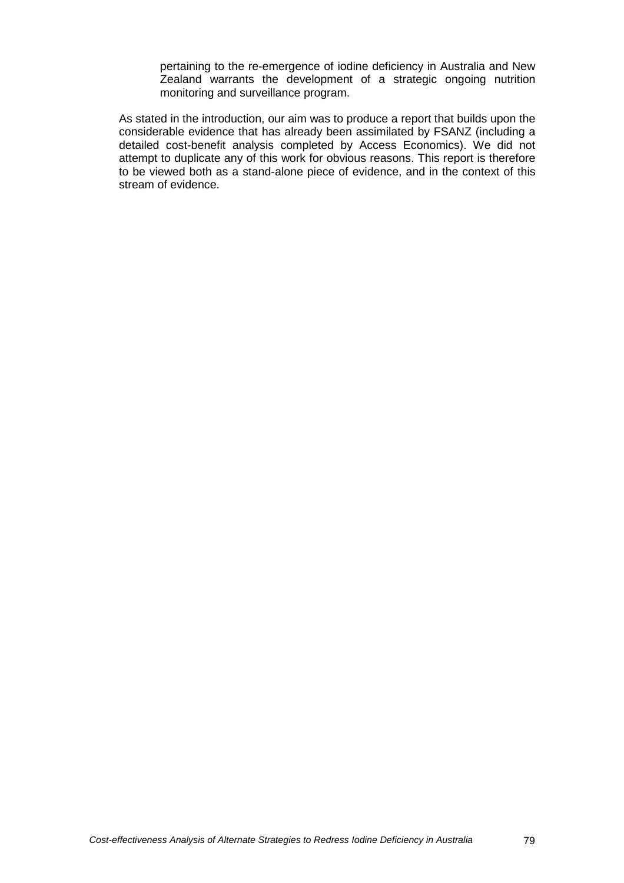pertaining to the re-emergence of iodine deficiency in Australia and New Zealand warrants the development of a strategic ongoing nutrition monitoring and surveillance program.

As stated in the introduction, our aim was to produce a report that builds upon the considerable evidence that has already been assimilated by FSANZ (including a detailed cost-benefit analysis completed by Access Economics). We did not attempt to duplicate any of this work for obvious reasons. This report is therefore to be viewed both as a stand-alone piece of evidence, and in the context of this stream of evidence.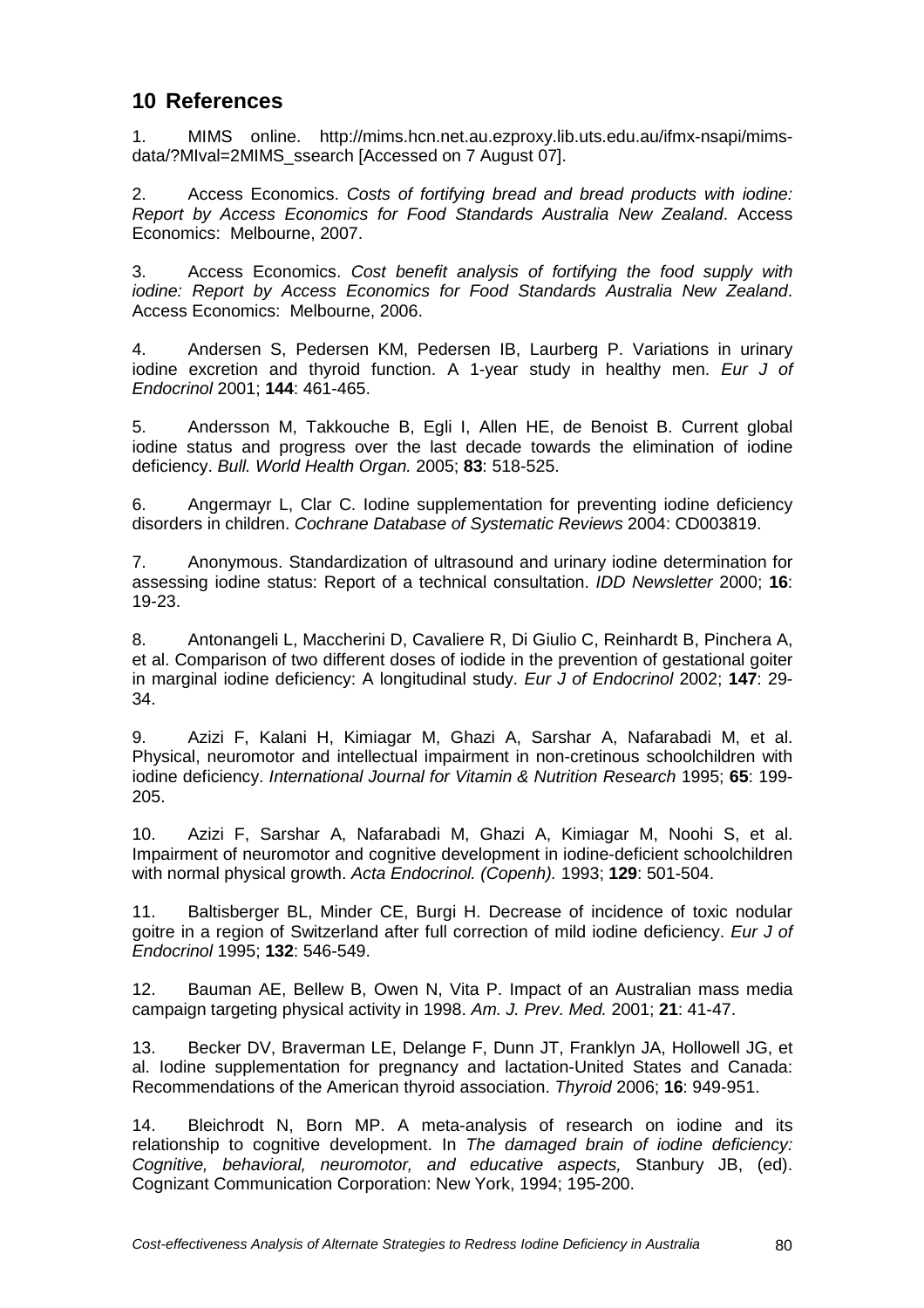# 10 References

1. MIMS online. http://mims.hcn.net.au.ezproxy.lib.uts.edu.au/ifmx-nsapi/mims-data/?MIval=2MIMS_ssearch [Accessed on 7 August 07].

2. Access Economics. *Costs of fortifying bread and bread products with iodine: Report by Access Economics for Food Standards Australia New Zealand*. Access Economics: Melbourne, 2007.

3. Access Economics. *Cost benefit analysis of fortifying the food supply with iodine: Report by Access Economics for Food Standards Australia New Zealand*. Access Economics: Melbourne, 2006.

4. Andersen S, Pedersen KM, Pedersen IB, Laurberg P. Variations in urinary iodine excretion and thyroid function. A 1-year study in healthy men. *Eur J of Endocrinol* 2001; **144**: 461-465.

5. Andersson M, Takkouche B, Egli I, Allen HE, de Benoist B. Current global iodine status and progress over the last decade towards the elimination of iodine deficiency. *Bull. World Health Organ.* 2005; **83**: 518-525.

6. Angermayr L, Clar C. Iodine supplementation for preventing iodine deficiency disorders in children. *Cochrane Database of Systematic Reviews* 2004: CD003819.

7. Anonymous. Standardization of ultrasound and urinary iodine determination for assessing iodine status: Report of a technical consultation. *IDD Newsletter* 2000; **16**: 19-23.

8. Antonangeli L, Maccherini D, Cavaliere R, Di Giulio C, Reinhardt B, Pinchera A, et al. Comparison of two different doses of iodide in the prevention of gestational goiter in marginal iodine deficiency: A longitudinal study. *Eur J of Endocrinol* 2002; **147**: 29-34.

9. Azizi F, Kalani H, Kimiagar M, Ghazi A, Sarshar A, Nafarabadi M, et al. Physical, neuromotor and intellectual impairment in non-cretinous schoolchildren with iodine deficiency. *International Journal for Vitamin & Nutrition Research* 1995; **65**: 199-205.

10. Azizi F, Sarshar A, Nafarabadi M, Ghazi A, Kimiagar M, Noohi S, et al. Impairment of neuromotor and cognitive development in iodine-deficient schoolchildren with normal physical growth. *Acta Endocrinol. (Copenh).* 1993; **129**: 501-504.

11. Baltisberger BL, Minder CE, Burgi H. Decrease of incidence of toxic nodular goitre in a region of Switzerland after full correction of mild iodine deficiency. *Eur J of Endocrinol* 1995; **132**: 546-549.

12. Bauman AE, Bellew B, Owen N, Vita P. Impact of an Australian mass media campaign targeting physical activity in 1998. *Am. J. Prev. Med.* 2001; **21**: 41-47.

13. Becker DV, Braverman LE, Delange F, Dunn JT, Franklyn JA, Hollowell JG, et al. Iodine supplementation for pregnancy and lactation-United States and Canada: Recommendations of the American thyroid association. *Thyroid* 2006; **16**: 949-951.

14. Bleichrodt N, Born MP. A meta-analysis of research on iodine and its relationship to cognitive development. In *The damaged brain of iodine deficiency: Cognitive, behavioral, neuromotor, and educative aspects,* Stanbury JB, (ed). Cognizant Communication Corporation: New York, 1994; 195-200.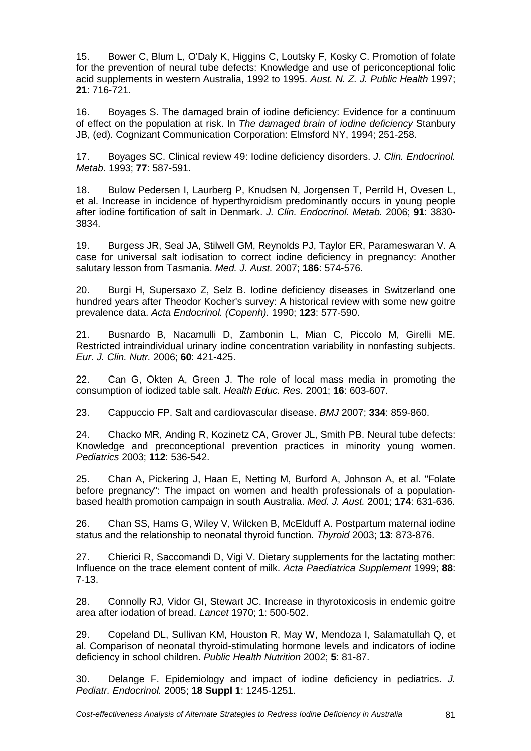15. Bower C, Blum L, O'Daly K, Higgins C, Loutsky F, Kosky C. Promotion of folate for the prevention of neural tube defects: Knowledge and use of periconceptional folic acid supplements in western Australia, 1992 to 1995. *Aust. N. Z. J. Public Health* 1997; **21**: 716-721.

16. Boyages S. The damaged brain of iodine deficiency: Evidence for a continuum of effect on the population at risk. In *The damaged brain of iodine deficiency* Stanbury JB, (ed). Cognizant Communication Corporation: Elmsford NY, 1994; 251-258.

17. Boyages SC. Clinical review 49: Iodine deficiency disorders. *J. Clin. Endocrinol. Metab.* 1993; **77**: 587-591.

18. Bulow Pedersen I, Laurberg P, Knudsen N, Jorgensen T, Perrild H, Ovesen L, et al. Increase in incidence of hyperthyroidism predominantly occurs in young people after iodine fortification of salt in Denmark. *J. Clin. Endocrinol. Metab.* 2006; **91**: 3830-3834.

19. Burgess JR, Seal JA, Stilwell GM, Reynolds PJ, Taylor ER, Parameswaran V. A case for universal salt iodisation to correct iodine deficiency in pregnancy: Another salutary lesson from Tasmania. *Med. J. Aust.* 2007; **186**: 574-576.

20. Burgi H, Supersaxo Z, Selz B. Iodine deficiency diseases in Switzerland one hundred years after Theodor Kocher's survey: A historical review with some new goitre prevalence data. *Acta Endocrinol. (Copenh).* 1990; **123**: 577-590.

21. Busnardo B, Nacamulli D, Zambonin L, Mian C, Piccolo M, Girelli ME. Restricted intraindividual urinary iodine concentration variability in nonfasting subjects. *Eur. J. Clin. Nutr.* 2006; **60**: 421-425.

22. Can G, Okten A, Green J. The role of local mass media in promoting the consumption of iodized table salt. *Health Educ. Res.* 2001; **16**: 603-607.

23. Cappuccio FP. Salt and cardiovascular disease. *BMJ* 2007; **334**: 859-860.

24. Chacko MR, Anding R, Kozinetz CA, Grover JL, Smith PB. Neural tube defects: Knowledge and preconceptional prevention practices in minority young women. *Pediatrics* 2003; **112**: 536-542.

25. Chan A, Pickering J, Haan E, Netting M, Burford A, Johnson A, et al. "Folate before pregnancy": The impact on women and health professionals of a population-based health promotion campaign in south Australia. *Med. J. Aust.* 2001; **174**: 631-636.

26. Chan SS, Hams G, Wiley V, Wilcken B, McElduff A. Postpartum maternal iodine status and the relationship to neonatal thyroid function. *Thyroid* 2003; **13**: 873-876.

27. Chierici R, Saccomandi D, Vigi V. Dietary supplements for the lactating mother: Influence on the trace element content of milk. *Acta Paediatrica Supplement* 1999; **88**: 7-13.

28. Connolly RJ, Vidor GI, Stewart JC. Increase in thyrotoxicosis in endemic goitre area after iodation of bread. *Lancet* 1970; **1**: 500-502.

29. Copeland DL, Sullivan KM, Houston R, May W, Mendoza I, Salamatullah Q, et al. Comparison of neonatal thyroid-stimulating hormone levels and indicators of iodine deficiency in school children. *Public Health Nutrition* 2002; **5**: 81-87.

30. Delange F. Epidemiology and impact of iodine deficiency in pediatrics. *J. Pediatr. Endocrinol.* 2005; **18 Suppl 1**: 1245-1251.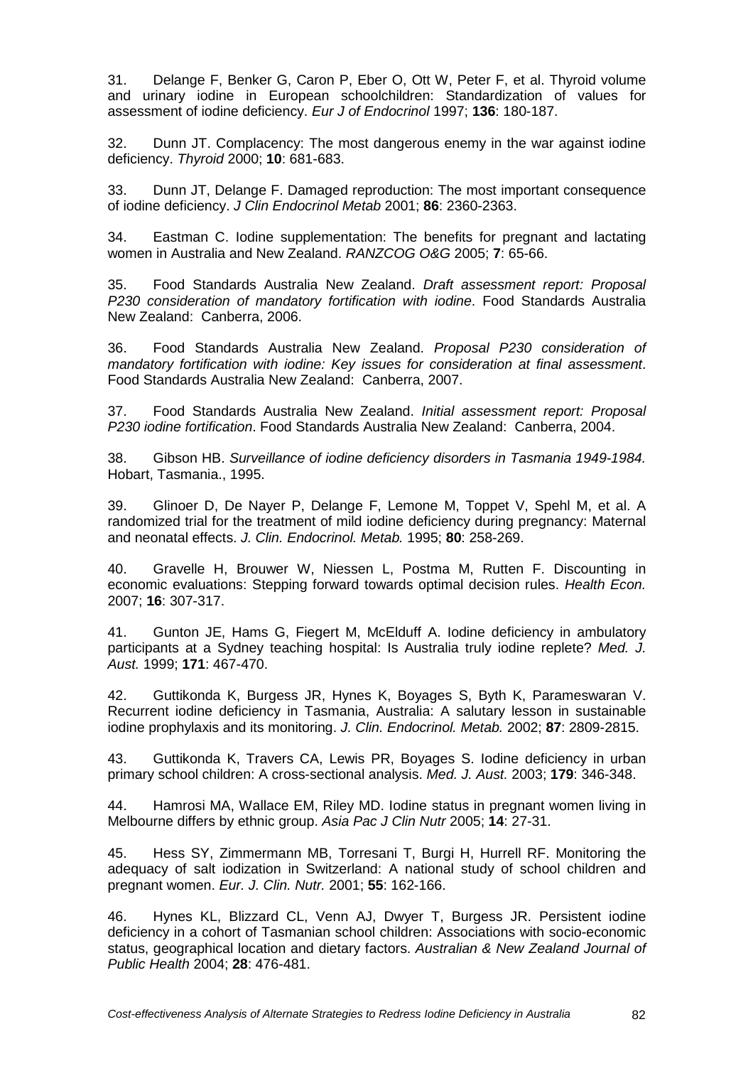31. Delange F, Benker G, Caron P, Eber O, Ott W, Peter F, et al. Thyroid volume and urinary iodine in European schoolchildren: Standardization of values for assessment of iodine deficiency. *Eur J of Endocrinol* 1997; **136**: 180-187.

32. Dunn JT. Complacency: The most dangerous enemy in the war against iodine deficiency. *Thyroid* 2000; **10**: 681-683.

33. Dunn JT, Delange F. Damaged reproduction: The most important consequence of iodine deficiency. *J Clin Endocrinol Metab* 2001; **86**: 2360-2363.

34. Eastman C. Iodine supplementation: The benefits for pregnant and lactating women in Australia and New Zealand. *RANZCOG O&G* 2005; **7**: 65-66.

35. Food Standards Australia New Zealand. *Draft assessment report: Proposal P230 consideration of mandatory fortification with iodine*. Food Standards Australia New Zealand: Canberra, 2006.

36. Food Standards Australia New Zealand. *Proposal P230 consideration of mandatory fortification with iodine: Key issues for consideration at final assessment*. Food Standards Australia New Zealand: Canberra, 2007.

37. Food Standards Australia New Zealand. *Initial assessment report: Proposal P230 iodine fortification*. Food Standards Australia New Zealand: Canberra, 2004.

38. Gibson HB. *Surveillance of iodine deficiency disorders in Tasmania 1949-1984.* Hobart, Tasmania., 1995.

39. Glinoer D, De Nayer P, Delange F, Lemone M, Toppet V, Spehl M, et al. A randomized trial for the treatment of mild iodine deficiency during pregnancy: Maternal and neonatal effects. *J. Clin. Endocrinol. Metab.* 1995; **80**: 258-269.

40. Gravelle H, Brouwer W, Niessen L, Postma M, Rutten F. Discounting in economic evaluations: Stepping forward towards optimal decision rules. *Health Econ.* 2007; **16**: 307-317.

41. Gunton JE, Hams G, Fiegert M, McElduff A. Iodine deficiency in ambulatory participants at a Sydney teaching hospital: Is Australia truly iodine replete? *Med. J. Aust.* 1999; **171**: 467-470.

42. Guttikonda K, Burgess JR, Hynes K, Boyages S, Byth K, Parameswaran V. Recurrent iodine deficiency in Tasmania, Australia: A salutary lesson in sustainable iodine prophylaxis and its monitoring. *J. Clin. Endocrinol. Metab.* 2002; **87**: 2809-2815.

43. Guttikonda K, Travers CA, Lewis PR, Boyages S. Iodine deficiency in urban primary school children: A cross-sectional analysis. *Med. J. Aust.* 2003; **179**: 346-348.

44. Hamrosi MA, Wallace EM, Riley MD. Iodine status in pregnant women living in Melbourne differs by ethnic group. *Asia Pac J Clin Nutr* 2005; **14**: 27-31.

45. Hess SY, Zimmermann MB, Torresani T, Burgi H, Hurrell RF. Monitoring the adequacy of salt iodization in Switzerland: A national study of school children and pregnant women. *Eur. J. Clin. Nutr.* 2001; **55**: 162-166.

46. Hynes KL, Blizzard CL, Venn AJ, Dwyer T, Burgess JR. Persistent iodine deficiency in a cohort of Tasmanian school children: Associations with socio-economic status, geographical location and dietary factors. *Australian & New Zealand Journal of Public Health* 2004; **28**: 476-481.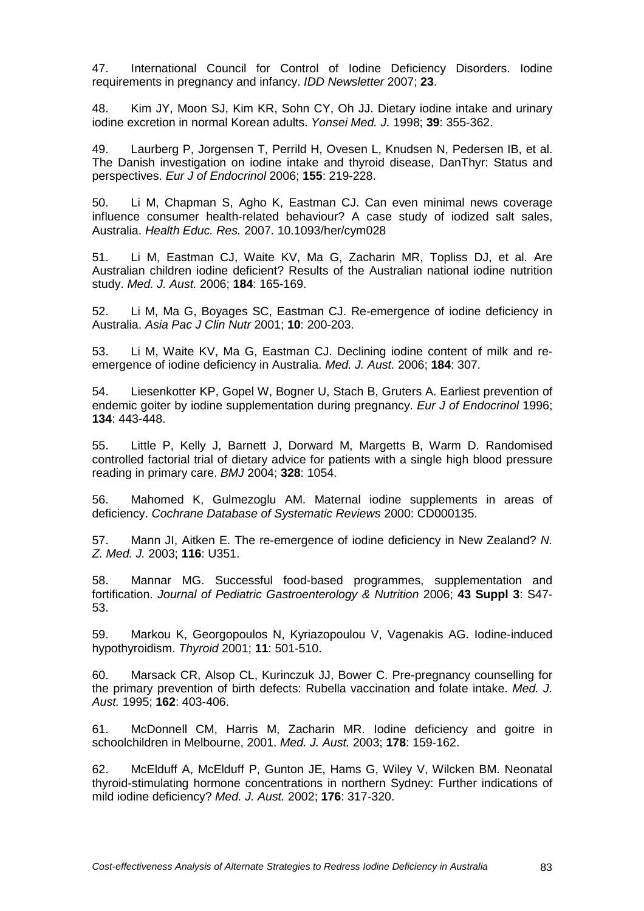47. International Council for Control of Iodine Deficiency Disorders. Iodine requirements in pregnancy and infancy. *IDD Newsletter* 2007; **23**.

48. Kim JY, Moon SJ, Kim KR, Sohn CY, Oh JJ. Dietary iodine intake and urinary iodine excretion in normal Korean adults. *Yonsei Med. J.* 1998; **39**: 355-362.

49. Laurberg P, Jorgensen T, Perrild H, Ovesen L, Knudsen N, Pedersen IB, et al. The Danish investigation on iodine intake and thyroid disease, DanThyr: Status and perspectives. *Eur J of Endocrinol* 2006; **155**: 219-228.

50. Li M, Chapman S, Agho K, Eastman CJ. Can even minimal news coverage influence consumer health-related behaviour? A case study of iodized salt sales, Australia. *Health Educ. Res.* 2007. 10.1093/her/cym028

51. Li M, Eastman CJ, Waite KV, Ma G, Zacharin MR, Topliss DJ, et al. Are Australian children iodine deficient? Results of the Australian national iodine nutrition study. *Med. J. Aust.* 2006; **184**: 165-169.

52. Li M, Ma G, Boyages SC, Eastman CJ. Re-emergence of iodine deficiency in Australia. *Asia Pac J Clin Nutr* 2001; **10**: 200-203.

53. Li M, Waite KV, Ma G, Eastman CJ. Declining iodine content of milk and re-emergence of iodine deficiency in Australia. *Med. J. Aust.* 2006; **184**: 307.

54. Liesenkotter KP, Gopel W, Bogner U, Stach B, Gruters A. Earliest prevention of endemic goiter by iodine supplementation during pregnancy. *Eur J of Endocrinol* 1996; **134**: 443-448.

55. Little P, Kelly J, Barnett J, Dorward M, Margetts B, Warm D. Randomised controlled factorial trial of dietary advice for patients with a single high blood pressure reading in primary care. *BMJ* 2004; **328**: 1054.

56. Mahomed K, Gulmezoglu AM. Maternal iodine supplements in areas of deficiency. *Cochrane Database of Systematic Reviews* 2000: CD000135.

57. Mann JI, Aitken E. The re-emergence of iodine deficiency in New Zealand? *N. Z. Med. J.* 2003; **116**: U351.

58. Mannar MG. Successful food-based programmes, supplementation and fortification. *Journal of Pediatric Gastroenterology & Nutrition* 2006; **43 Suppl 3**: S47-53.

59. Markou K, Georgopoulos N, Kyriazopoulou V, Vagenakis AG. Iodine-induced hypothyroidism. *Thyroid* 2001; **11**: 501-510.

60. Marsack CR, Alsop CL, Kurinczuk JJ, Bower C. Pre-pregnancy counselling for the primary prevention of birth defects: Rubella vaccination and folate intake. *Med. J. Aust.* 1995; **162**: 403-406.

61. McDonnell CM, Harris M, Zacharin MR. Iodine deficiency and goitre in schoolchildren in Melbourne, 2001. *Med. J. Aust.* 2003; **178**: 159-162.

62. McElduff A, McElduff P, Gunton JE, Hams G, Wiley V, Wilcken BM. Neonatal thyroid-stimulating hormone concentrations in northern Sydney: Further indications of mild iodine deficiency? *Med. J. Aust.* 2002; **176**: 317-320.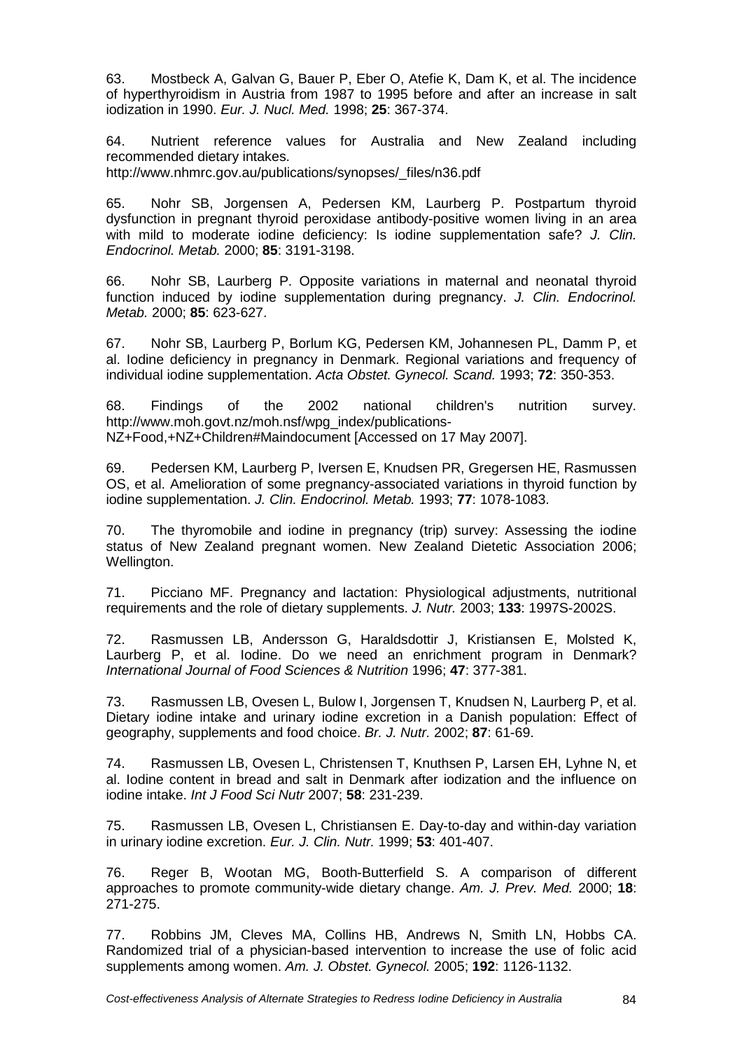63. Mostbeck A, Galvan G, Bauer P, Eber O, Atefie K, Dam K, et al. The incidence of hyperthyroidism in Austria from 1987 to 1995 before and after an increase in salt iodization in 1990. *Eur. J. Nucl. Med.* 1998; **25**: 367-374.

64. Nutrient reference values for Australia and New Zealand including recommended dietary intakes. http://www.nhmrc.gov.au/publications/synopses/_files/n36.pdf

65. Nohr SB, Jorgensen A, Pedersen KM, Laurberg P. Postpartum thyroid dysfunction in pregnant thyroid peroxidase antibody-positive women living in an area with mild to moderate iodine deficiency: Is iodine supplementation safe? *J. Clin. Endocrinol. Metab.* 2000; **85**: 3191-3198.

66. Nohr SB, Laurberg P. Opposite variations in maternal and neonatal thyroid function induced by iodine supplementation during pregnancy. *J. Clin. Endocrinol. Metab.* 2000; **85**: 623-627.

67. Nohr SB, Laurberg P, Borlum KG, Pedersen KM, Johannesen PL, Damm P, et al. Iodine deficiency in pregnancy in Denmark. Regional variations and frequency of individual iodine supplementation. *Acta Obstet. Gynecol. Scand.* 1993; **72**: 350-353.

68. Findings of the 2002 national children's nutrition survey. http://www.moh.govt.nz/moh.nsf/wpg_index/publications-NZ+Food,+NZ+Children#Maindocument [Accessed on 17 May 2007].

69. Pedersen KM, Laurberg P, Iversen E, Knudsen PR, Gregersen HE, Rasmussen OS, et al. Amelioration of some pregnancy-associated variations in thyroid function by iodine supplementation. *J. Clin. Endocrinol. Metab.* 1993; **77**: 1078-1083.

70. The thyromobile and iodine in pregnancy (trip) survey: Assessing the iodine status of New Zealand pregnant women. New Zealand Dietetic Association 2006; Wellington.

71. Picciano MF. Pregnancy and lactation: Physiological adjustments, nutritional requirements and the role of dietary supplements. *J. Nutr.* 2003; **133**: 1997S-2002S.

72. Rasmussen LB, Andersson G, Haraldsdottir J, Kristiansen E, Molsted K, Laurberg P, et al. Iodine. Do we need an enrichment program in Denmark? *International Journal of Food Sciences & Nutrition* 1996; **47**: 377-381.

73. Rasmussen LB, Ovesen L, Bulow I, Jorgensen T, Knudsen N, Laurberg P, et al. Dietary iodine intake and urinary iodine excretion in a Danish population: Effect of geography, supplements and food choice. *Br. J. Nutr.* 2002; **87**: 61-69.

74. Rasmussen LB, Ovesen L, Christensen T, Knuthsen P, Larsen EH, Lyhne N, et al. Iodine content in bread and salt in Denmark after iodization and the influence on iodine intake. *Int J Food Sci Nutr* 2007; **58**: 231-239.

75. Rasmussen LB, Ovesen L, Christiansen E. Day-to-day and within-day variation in urinary iodine excretion. *Eur. J. Clin. Nutr.* 1999; **53**: 401-407.

76. Reger B, Wootan MG, Booth-Butterfield S. A comparison of different approaches to promote community-wide dietary change. *Am. J. Prev. Med.* 2000; **18**: 271-275.

77. Robbins JM, Cleves MA, Collins HB, Andrews N, Smith LN, Hobbs CA. Randomized trial of a physician-based intervention to increase the use of folic acid supplements among women. *Am. J. Obstet. Gynecol.* 2005; **192**: 1126-1132.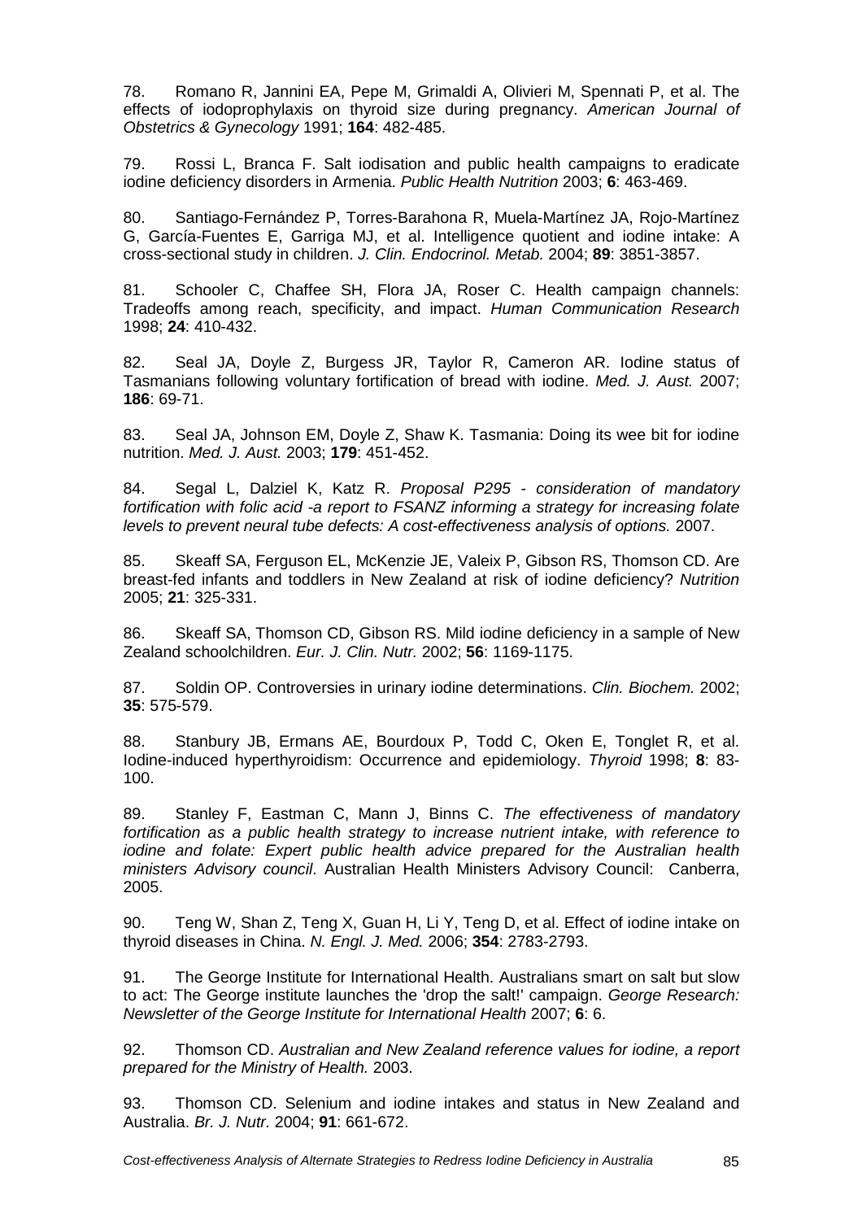78. Romano R, Jannini EA, Pepe M, Grimaldi A, Olivieri M, Spennati P, et al. The effects of iodoprophylaxis on thyroid size during pregnancy. *American Journal of Obstetrics & Gynecology* 1991; **164**: 482-485.

79. Rossi L, Branca F. Salt iodisation and public health campaigns to eradicate iodine deficiency disorders in Armenia. *Public Health Nutrition* 2003; **6**: 463-469.

80. Santiago-Fernández P, Torres-Barahona R, Muela-Martínez JA, Rojo-Martínez G, García-Fuentes E, Garriga MJ, et al. Intelligence quotient and iodine intake: A cross-sectional study in children. *J. Clin. Endocrinol. Metab.* 2004; **89**: 3851-3857.

81. Schooler C, Chaffee SH, Flora JA, Roser C. Health campaign channels: Tradeoffs among reach, specificity, and impact. *Human Communication Research* 1998; **24**: 410-432.

82. Seal JA, Doyle Z, Burgess JR, Taylor R, Cameron AR. Iodine status of Tasmanians following voluntary fortification of bread with iodine. *Med. J. Aust.* 2007; **186**: 69-71.

83. Seal JA, Johnson EM, Doyle Z, Shaw K. Tasmania: Doing its wee bit for iodine nutrition. *Med. J. Aust.* 2003; **179**: 451-452.

84. Segal L, Dalziel K, Katz R. *Proposal P295 - consideration of mandatory fortification with folic acid -a report to FSANZ informing a strategy for increasing folate levels to prevent neural tube defects: A cost-effectiveness analysis of options.* 2007.

85. Skeaff SA, Ferguson EL, McKenzie JE, Valeix P, Gibson RS, Thomson CD. Are breast-fed infants and toddlers in New Zealand at risk of iodine deficiency? *Nutrition* 2005; **21**: 325-331.

86. Skeaff SA, Thomson CD, Gibson RS. Mild iodine deficiency in a sample of New Zealand schoolchildren. *Eur. J. Clin. Nutr.* 2002; **56**: 1169-1175.

87. Soldin OP. Controversies in urinary iodine determinations. *Clin. Biochem.* 2002; **35**: 575-579.

88. Stanbury JB, Ermans AE, Bourdoux P, Todd C, Oken E, Tonglet R, et al. Iodine-induced hyperthyroidism: Occurrence and epidemiology. *Thyroid* 1998; **8**: 83-100.

89. Stanley F, Eastman C, Mann J, Binns C. *The effectiveness of mandatory fortification as a public health strategy to increase nutrient intake, with reference to iodine and folate: Expert public health advice prepared for the Australian health ministers Advisory council*. Australian Health Ministers Advisory Council: Canberra, 2005.

90. Teng W, Shan Z, Teng X, Guan H, Li Y, Teng D, et al. Effect of iodine intake on thyroid diseases in China. *N. Engl. J. Med.* 2006; **354**: 2783-2793.

91. The George Institute for International Health. Australians smart on salt but slow to act: The George institute launches the 'drop the salt!' campaign. *George Research: Newsletter of the George Institute for International Health* 2007; **6**: 6.

92. Thomson CD. *Australian and New Zealand reference values for iodine, a report prepared for the Ministry of Health.* 2003.

93. Thomson CD. Selenium and iodine intakes and status in New Zealand and Australia. *Br. J. Nutr.* 2004; **91**: 661-672.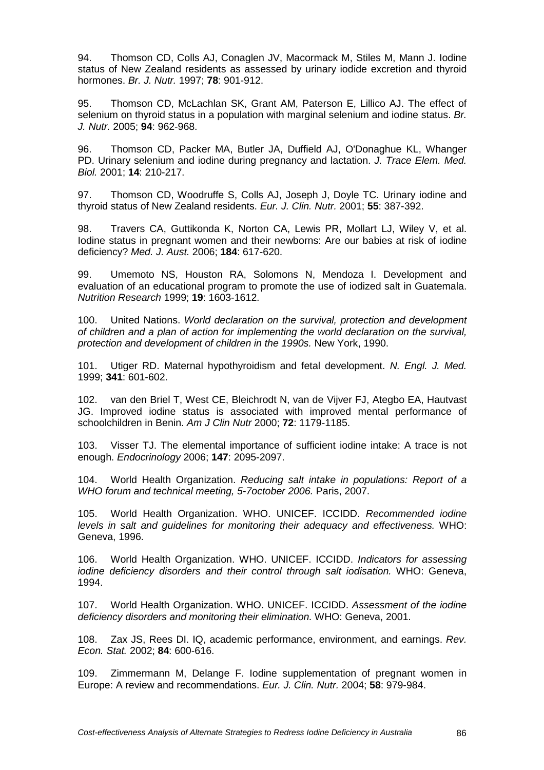94. Thomson CD, Colls AJ, Conaglen JV, Macormack M, Stiles M, Mann J. Iodine status of New Zealand residents as assessed by urinary iodide excretion and thyroid hormones. *Br. J. Nutr.* 1997; **78**: 901-912.

95. Thomson CD, McLachlan SK, Grant AM, Paterson E, Lillico AJ. The effect of selenium on thyroid status in a population with marginal selenium and iodine status. *Br. J. Nutr.* 2005; **94**: 962-968.

96. Thomson CD, Packer MA, Butler JA, Duffield AJ, O'Donaghue KL, Whanger PD. Urinary selenium and iodine during pregnancy and lactation. *J. Trace Elem. Med. Biol.* 2001; **14**: 210-217.

97. Thomson CD, Woodruffe S, Colls AJ, Joseph J, Doyle TC. Urinary iodine and thyroid status of New Zealand residents. *Eur. J. Clin. Nutr.* 2001; **55**: 387-392.

98. Travers CA, Guttikonda K, Norton CA, Lewis PR, Mollart LJ, Wiley V, et al. Iodine status in pregnant women and their newborns: Are our babies at risk of iodine deficiency? *Med. J. Aust.* 2006; **184**: 617-620.

99. Umemoto NS, Houston RA, Solomons N, Mendoza I. Development and evaluation of an educational program to promote the use of iodized salt in Guatemala. *Nutrition Research* 1999; **19**: 1603-1612.

100. United Nations. *World declaration on the survival, protection and development of children and a plan of action for implementing the world declaration on the survival, protection and development of children in the 1990s.* New York, 1990.

101. Utiger RD. Maternal hypothyroidism and fetal development. *N. Engl. J. Med.* 1999; **341**: 601-602.

102. van den Briel T, West CE, Bleichrodt N, van de Vijver FJ, Ategbo EA, Hautvast JG. Improved iodine status is associated with improved mental performance of schoolchildren in Benin. *Am J Clin Nutr* 2000; **72**: 1179-1185.

103. Visser TJ. The elemental importance of sufficient iodine intake: A trace is not enough. *Endocrinology* 2006; **147**: 2095-2097.

104. World Health Organization. *Reducing salt intake in populations: Report of a WHO forum and technical meeting, 5-7october 2006.* Paris, 2007.

105. World Health Organization. WHO. UNICEF. ICCIDD. *Recommended iodine levels in salt and guidelines for monitoring their adequacy and effectiveness.* WHO: Geneva, 1996.

106. World Health Organization. WHO. UNICEF. ICCIDD. *Indicators for assessing iodine deficiency disorders and their control through salt iodisation.* WHO: Geneva, 1994.

107. World Health Organization. WHO. UNICEF. ICCIDD. *Assessment of the iodine deficiency disorders and monitoring their elimination.* WHO: Geneva, 2001.

108. Zax JS, Rees DI. IQ, academic performance, environment, and earnings. *Rev. Econ. Stat.* 2002; **84**: 600-616.

109. Zimmermann M, Delange F. Iodine supplementation of pregnant women in Europe: A review and recommendations. *Eur. J. Clin. Nutr.* 2004; **58**: 979-984.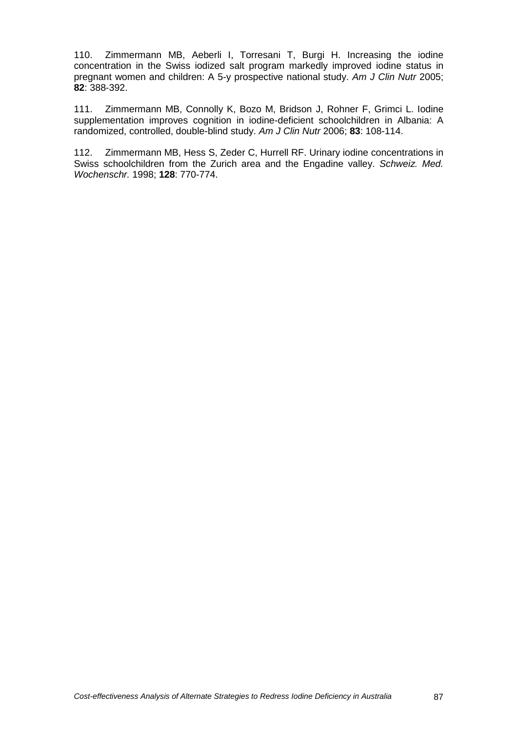110. Zimmermann MB, Aeberli I, Torresani T, Burgi H. Increasing the iodine concentration in the Swiss iodized salt program markedly improved iodine status in pregnant women and children: A 5-y prospective national study. *Am J Clin Nutr* 2005; **82**: 388-392.

111. Zimmermann MB, Connolly K, Bozo M, Bridson J, Rohner F, Grimci L. Iodine supplementation improves cognition in iodine-deficient schoolchildren in Albania: A randomized, controlled, double-blind study. *Am J Clin Nutr* 2006; **83**: 108-114.

112. Zimmermann MB, Hess S, Zeder C, Hurrell RF. Urinary iodine concentrations in Swiss schoolchildren from the Zurich area and the Engadine valley. *Schweiz. Med. Wochenschr.* 1998; **128**: 770-774.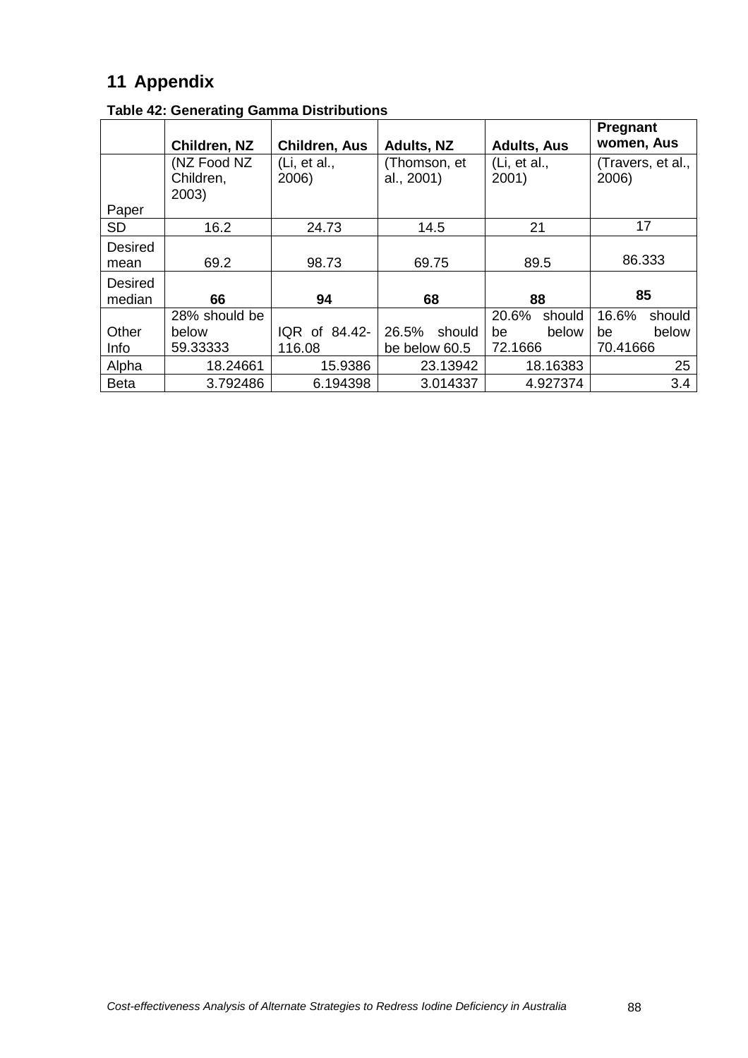# 11 Appendix

**Table 42: Generating Gamma Distributions**

| | Children, NZ | Children, Aus | Adults, NZ | Adults, Aus | Pregnant women, Aus |
|---|---|---|---|---|---|
| Paper | (NZ Food NZ Children, 2003) | (Li, et al., 2006) | (Thomson, et al., 2001) | (Li, et al., 2001) | (Travers, et al., 2006) |
| SD | 16.2 | 24.73 | 14.5 | 21 | 17 |
| Desired mean | 69.2 | 98.73 | 69.75 | 89.5 | 86.333 |
| Desired median | **66** | **94** | **68** | **88** | **85** |
| Other Info | 28% should be below 59.33333 | IQR of 84.42-116.08 | 26.5% should be below 60.5 | 20.6% should be below 72.1666 | 16.6% should be below 70.41666 |
| Alpha | 18.24661 | 15.9386 | 23.13942 | 18.16383 | 25 |
| Beta | 3.792486 | 6.194398 | 3.014337 | 4.927374 | 3.4 |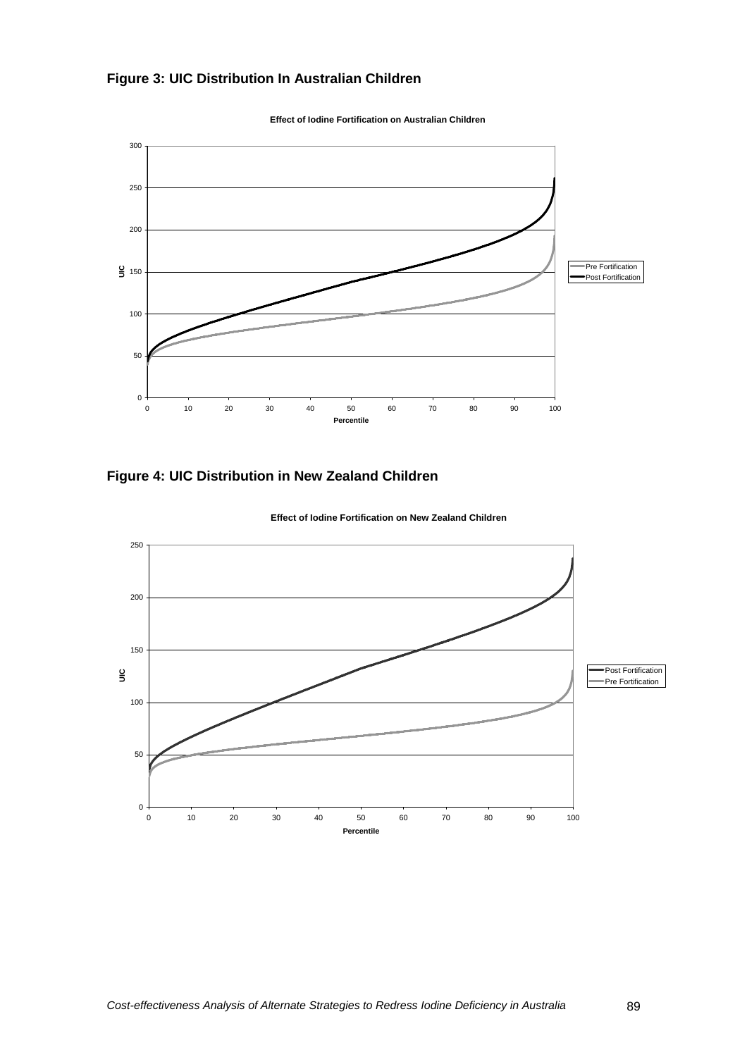### Figure 3: UIC Distribution In Australian Children

**Effect of Iodine Fortification on Australian Children**

### Figure 4: UIC Distribution in New Zealand Children

**Effect of Iodine Fortification on New Zealand Children**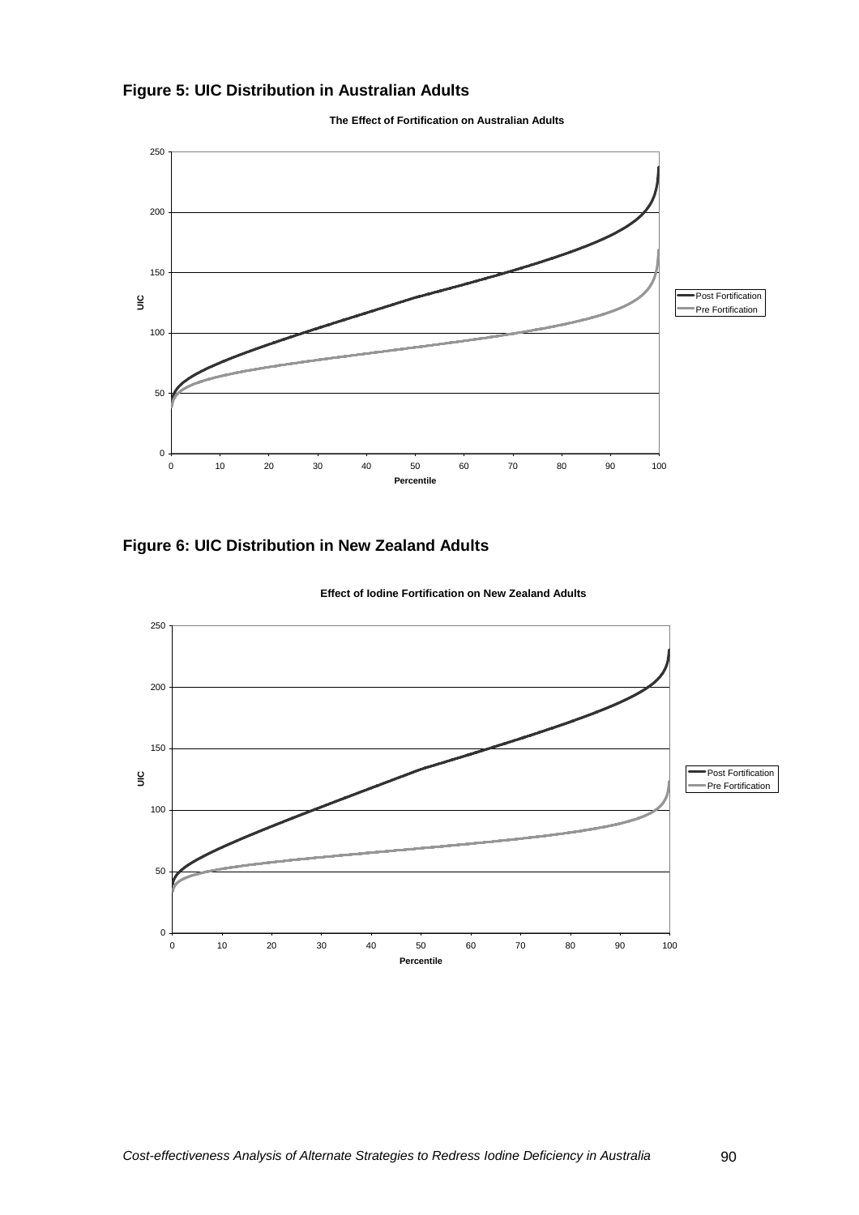**Figure 5: UIC Distribution in Australian Adults**

**Figure 6: UIC Distribution in New Zealand Adults**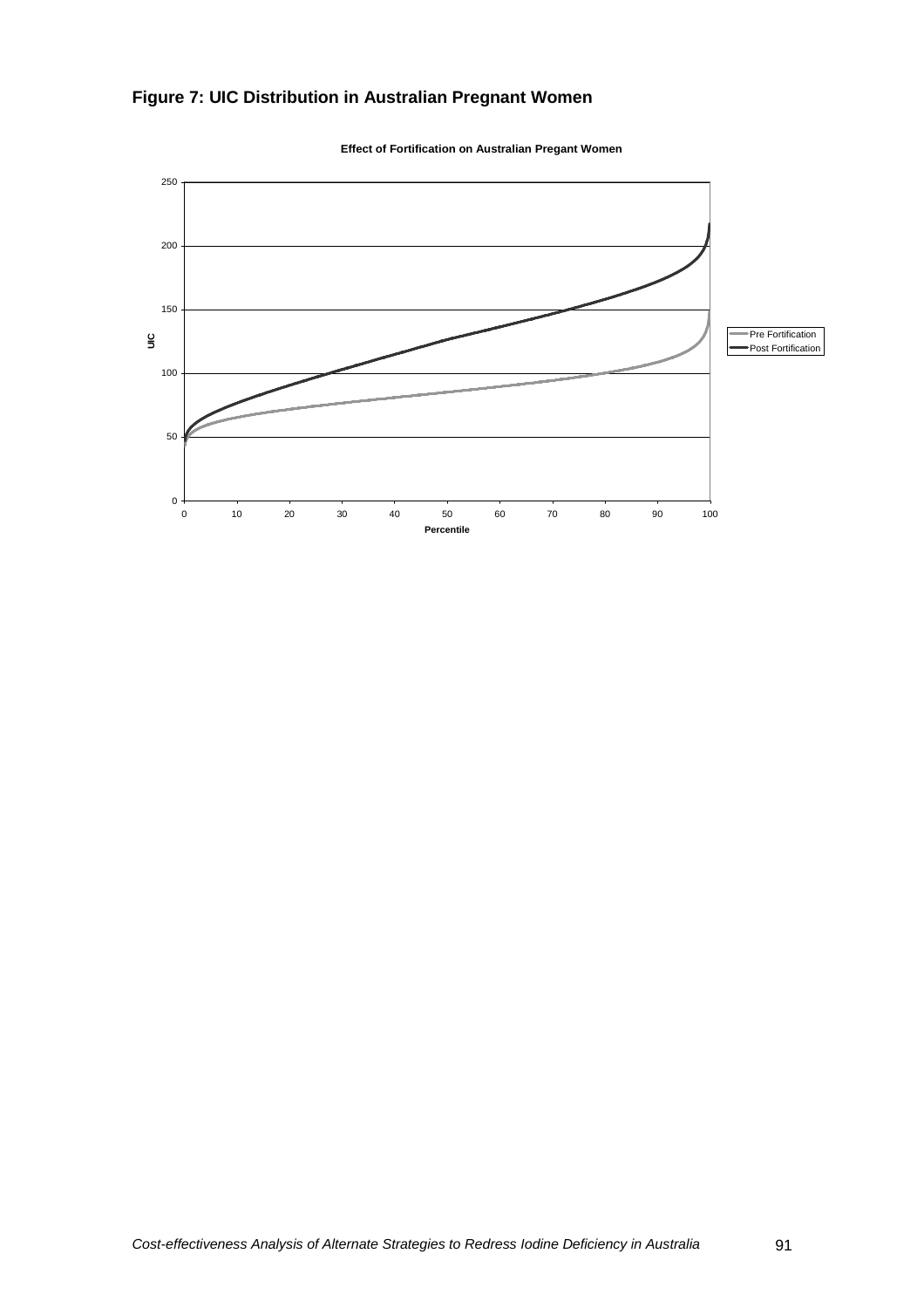## Figure 7: UIC Distribution in Australian Pregnant Women

Effect of Fortification on Australian Pregant Women

UIC

250

200

150

100

50

0

0 10 20 30 40 50 60 70 80 90 100

Percentile

Pre Fortification

Post Fortification